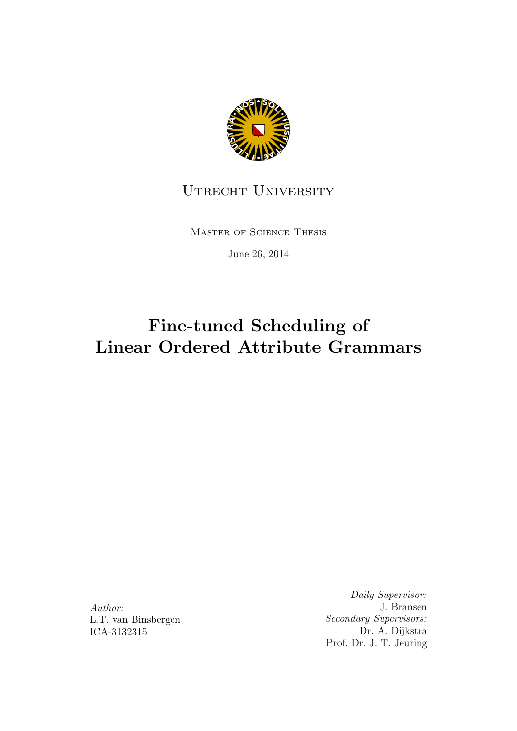Utrecht University

Master of Science Thesis

June 26, 2014

---

# Fine-tuned Scheduling of Linear Ordered Attribute Grammars

---

*Author:*
L.T. van Binsbergen
ICA-3132315

*Daily Supervisor:*
J. Bransen
*Secondary Supervisors:*
Dr. A. Dijkstra
Prof. Dr. J. T. Jeuring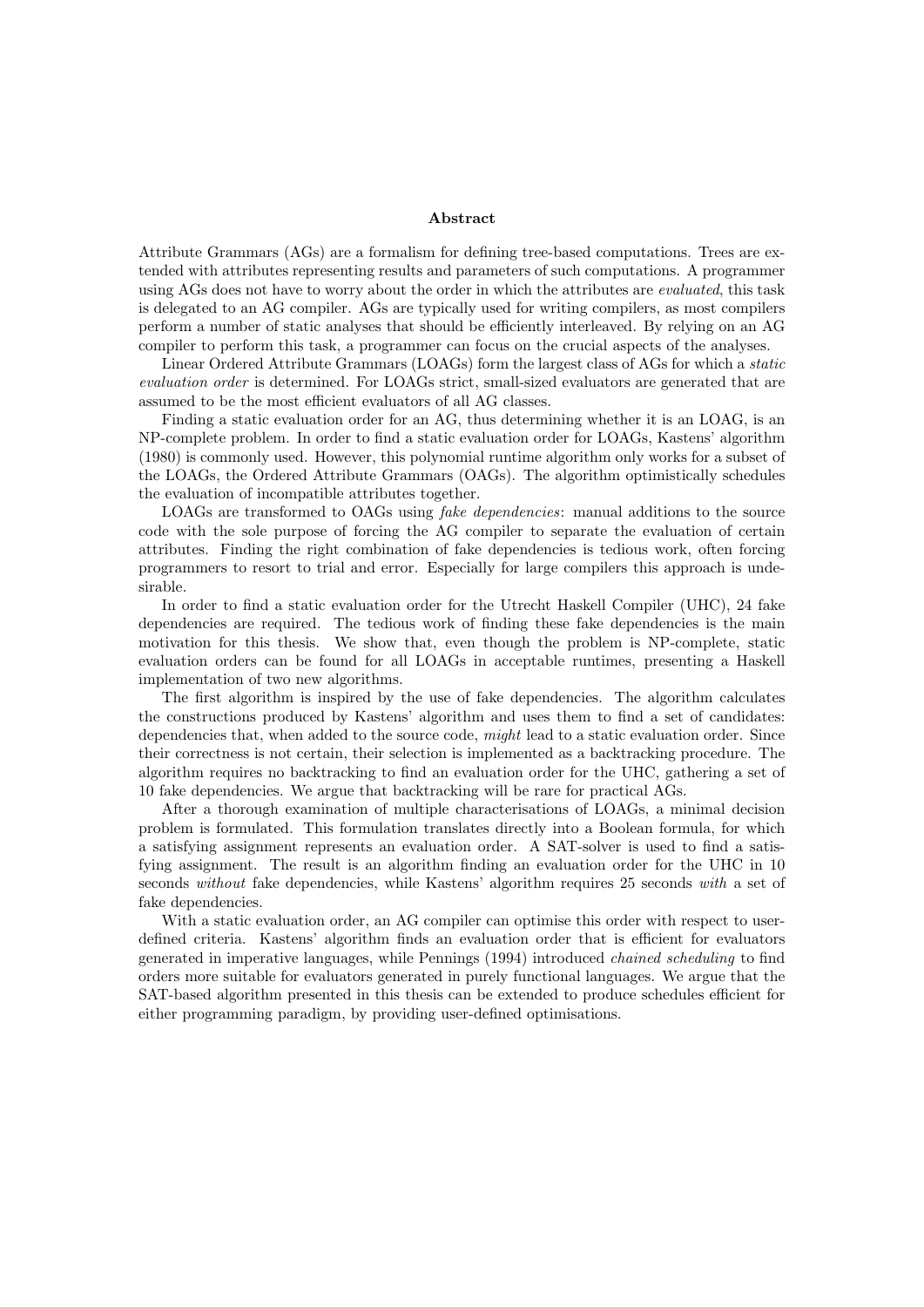# Abstract

Attribute Grammars (AGs) are a formalism for defining tree-based computations. Trees are extended with attributes representing results and parameters of such computations. A programmer using AGs does not have to worry about the order in which the attributes are *evaluated*, this task is delegated to an AG compiler. AGs are typically used for writing compilers, as most compilers perform a number of static analyses that should be efficiently interleaved. By relying on an AG compiler to perform this task, a programmer can focus on the crucial aspects of the analyses.

Linear Ordered Attribute Grammars (LOAGs) form the largest class of AGs for which a *static evaluation order* is determined. For LOAGs strict, small-sized evaluators are generated that are assumed to be the most efficient evaluators of all AG classes.

Finding a static evaluation order for an AG, thus determining whether it is an LOAG, is an NP-complete problem. In order to find a static evaluation order for LOAGs, Kastens' algorithm (1980) is commonly used. However, this polynomial runtime algorithm only works for a subset of the LOAGs, the Ordered Attribute Grammars (OAGs). The algorithm optimistically schedules the evaluation of incompatible attributes together.

LOAGs are transformed to OAGs using *fake dependencies*: manual additions to the source code with the sole purpose of forcing the AG compiler to separate the evaluation of certain attributes. Finding the right combination of fake dependencies is tedious work, often forcing programmers to resort to trial and error. Especially for large compilers this approach is undesirable.

In order to find a static evaluation order for the Utrecht Haskell Compiler (UHC), 24 fake dependencies are required. The tedious work of finding these fake dependencies is the main motivation for this thesis. We show that, even though the problem is NP-complete, static evaluation orders can be found for all LOAGs in acceptable runtimes, presenting a Haskell implementation of two new algorithms.

The first algorithm is inspired by the use of fake dependencies. The algorithm calculates the constructions produced by Kastens' algorithm and uses them to find a set of candidates: dependencies that, when added to the source code, *might* lead to a static evaluation order. Since their correctness is not certain, their selection is implemented as a backtracking procedure. The algorithm requires no backtracking to find an evaluation order for the UHC, gathering a set of 10 fake dependencies. We argue that backtracking will be rare for practical AGs.

After a thorough examination of multiple characterisations of LOAGs, a minimal decision problem is formulated. This formulation translates directly into a Boolean formula, for which a satisfying assignment represents an evaluation order. A SAT-solver is used to find a satisfying assignment. The result is an algorithm finding an evaluation order for the UHC in 10 seconds *without* fake dependencies, while Kastens' algorithm requires 25 seconds *with* a set of fake dependencies.

With a static evaluation order, an AG compiler can optimise this order with respect to user-defined criteria. Kastens' algorithm finds an evaluation order that is efficient for evaluators generated in imperative languages, while Pennings (1994) introduced *chained scheduling* to find orders more suitable for evaluators generated in purely functional languages. We argue that the SAT-based algorithm presented in this thesis can be extended to produce schedules efficient for either programming paradigm, by providing user-defined optimisations.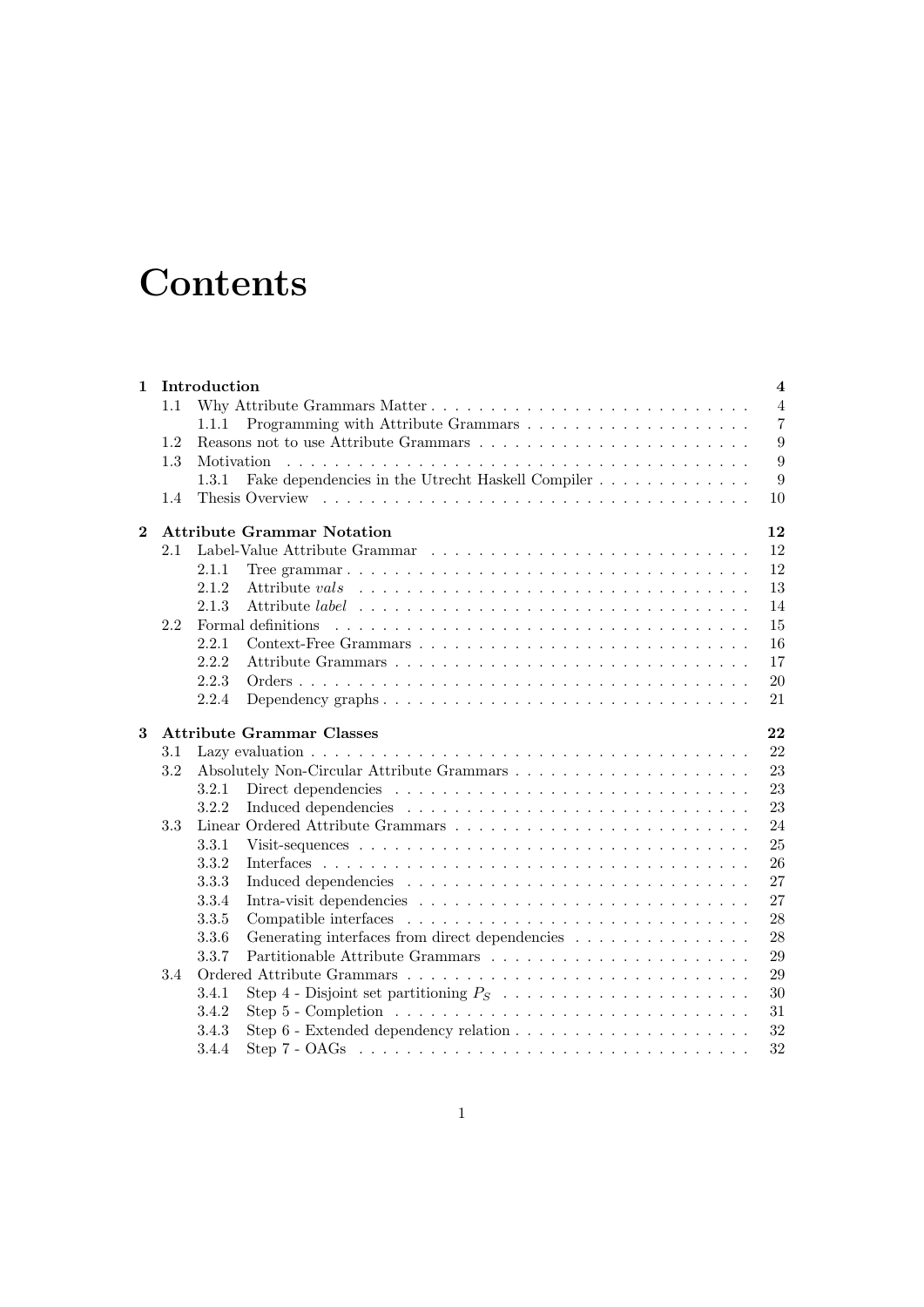# Contents

| | | |
|---|---|---|
| **1** | **Introduction** | **4** |
| 1.1 | Why Attribute Grammars Matter | 4 |
| 1.1.1 | Programming with Attribute Grammars | 7 |
| 1.2 | Reasons not to use Attribute Grammars | 9 |
| 1.3 | Motivation | 9 |
| 1.3.1 | Fake dependencies in the Utrecht Haskell Compiler | 9 |
| 1.4 | Thesis Overview | 10 |
| **2** | **Attribute Grammar Notation** | **12** |
| 2.1 | Label-Value Attribute Grammar | 12 |
| 2.1.1 | Tree grammar | 12 |
| 2.1.2 | Attribute *vals* | 13 |
| 2.1.3 | Attribute *label* | 14 |
| 2.2 | Formal definitions | 15 |
| 2.2.1 | Context-Free Grammars | 16 |
| 2.2.2 | Attribute Grammars | 17 |
| 2.2.3 | Orders | 20 |
| 2.2.4 | Dependency graphs | 21 |
| **3** | **Attribute Grammar Classes** | **22** |
| 3.1 | Lazy evaluation | 22 |
| 3.2 | Absolutely Non-Circular Attribute Grammars | 23 |
| 3.2.1 | Direct dependencies | 23 |
| 3.2.2 | Induced dependencies | 23 |
| 3.3 | Linear Ordered Attribute Grammars | 24 |
| 3.3.1 | Visit-sequences | 25 |
| 3.3.2 | Interfaces | 26 |
| 3.3.3 | Induced dependencies | 27 |
| 3.3.4 | Intra-visit dependencies | 27 |
| 3.3.5 | Compatible interfaces | 28 |
| 3.3.6 | Generating interfaces from direct dependencies | 28 |
| 3.3.7 | Partitionable Attribute Grammars | 29 |
| 3.4 | Ordered Attribute Grammars | 29 |
| 3.4.1 | Step 4 - Disjoint set partitioning $P_S$ | 30 |
| 3.4.2 | Step 5 - Completion | 31 |
| 3.4.3 | Step 6 - Extended dependency relation | 32 |
| 3.4.4 | Step 7 - OAGs | 32 |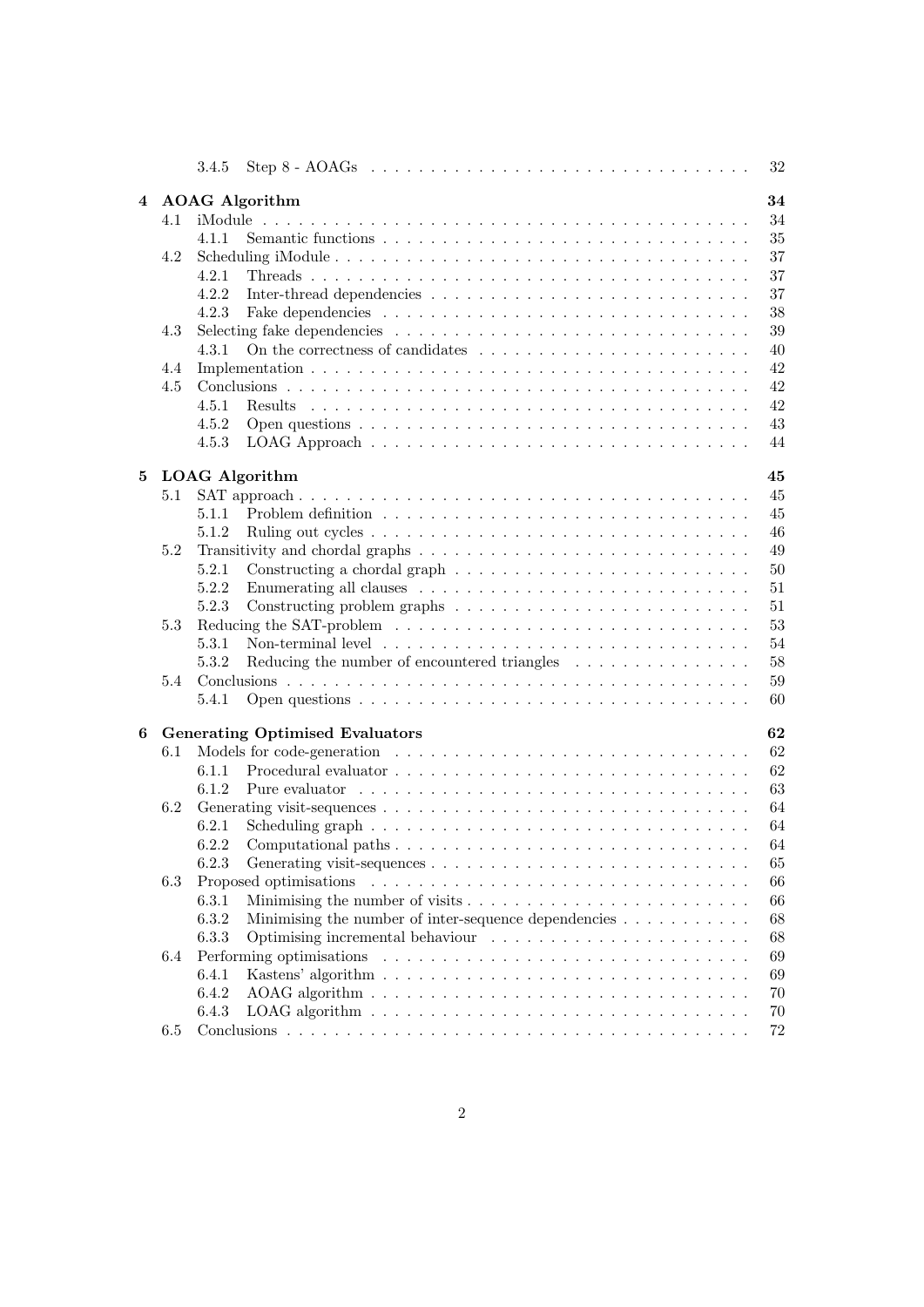3.4.5 Step 8 - AOAGs . . . . . . . . . . . . . . . . . . . . . . . . . . . . . . 32

**4 AOAG Algorithm** **34**

4.1 iModule . . . . . . . . . . . . . . . . . . . . . . . . . . . . . . . . . . . . . 34

4.1.1 Semantic functions . . . . . . . . . . . . . . . . . . . . . . . . . . . 35

4.2 Scheduling iModule . . . . . . . . . . . . . . . . . . . . . . . . . . . . . . . 37

4.2.1 Threads . . . . . . . . . . . . . . . . . . . . . . . . . . . . . . . . . 37

4.2.2 Inter-thread dependencies . . . . . . . . . . . . . . . . . . . . . . . 37

4.2.3 Fake dependencies . . . . . . . . . . . . . . . . . . . . . . . . . . . 38

4.3 Selecting fake dependencies . . . . . . . . . . . . . . . . . . . . . . . . . . 39

4.3.1 On the correctness of candidates . . . . . . . . . . . . . . . . . . . 40

4.4 Implementation . . . . . . . . . . . . . . . . . . . . . . . . . . . . . . . . . 42

4.5 Conclusions . . . . . . . . . . . . . . . . . . . . . . . . . . . . . . . . . . . 42

4.5.1 Results . . . . . . . . . . . . . . . . . . . . . . . . . . . . . . . . . 42

4.5.2 Open questions . . . . . . . . . . . . . . . . . . . . . . . . . . . . . 43

4.5.3 LOAG Approach . . . . . . . . . . . . . . . . . . . . . . . . . . . . 44

**5 LOAG Algorithm** **45**

5.1 SAT approach . . . . . . . . . . . . . . . . . . . . . . . . . . . . . . . . . . 45

5.1.1 Problem definition . . . . . . . . . . . . . . . . . . . . . . . . . . . 45

5.1.2 Ruling out cycles . . . . . . . . . . . . . . . . . . . . . . . . . . . . 46

5.2 Transitivity and chordal graphs . . . . . . . . . . . . . . . . . . . . . . . . 49

5.2.1 Constructing a chordal graph . . . . . . . . . . . . . . . . . . . . . 50

5.2.2 Enumerating all clauses . . . . . . . . . . . . . . . . . . . . . . . . 51

5.2.3 Constructing problem graphs . . . . . . . . . . . . . . . . . . . . . 51

5.3 Reducing the SAT-problem . . . . . . . . . . . . . . . . . . . . . . . . . . . 53

5.3.1 Non-terminal level . . . . . . . . . . . . . . . . . . . . . . . . . . . 54

5.3.2 Reducing the number of encountered triangles . . . . . . . . . . . . 58

5.4 Conclusions . . . . . . . . . . . . . . . . . . . . . . . . . . . . . . . . . . . 59

5.4.1 Open questions . . . . . . . . . . . . . . . . . . . . . . . . . . . . . 60

**6 Generating Optimised Evaluators** **62**

6.1 Models for code-generation . . . . . . . . . . . . . . . . . . . . . . . . . . 62

6.1.1 Procedural evaluator . . . . . . . . . . . . . . . . . . . . . . . . . . 62

6.1.2 Pure evaluator . . . . . . . . . . . . . . . . . . . . . . . . . . . . . 63

6.2 Generating visit-sequences . . . . . . . . . . . . . . . . . . . . . . . . . . . 64

6.2.1 Scheduling graph . . . . . . . . . . . . . . . . . . . . . . . . . . . . 64

6.2.2 Computational paths . . . . . . . . . . . . . . . . . . . . . . . . . . 64

6.2.3 Generating visit-sequences . . . . . . . . . . . . . . . . . . . . . . . 65

6.3 Proposed optimisations . . . . . . . . . . . . . . . . . . . . . . . . . . . . . 66

6.3.1 Minimising the number of visits . . . . . . . . . . . . . . . . . . . . 66

6.3.2 Minimising the number of inter-sequence dependencies . . . . . . . . 68

6.3.3 Optimising incremental behaviour . . . . . . . . . . . . . . . . . . . 68

6.4 Performing optimisations . . . . . . . . . . . . . . . . . . . . . . . . . . . . 69

6.4.1 Kastens' algorithm . . . . . . . . . . . . . . . . . . . . . . . . . . . 69

6.4.2 AOAG algorithm . . . . . . . . . . . . . . . . . . . . . . . . . . . . 70

6.4.3 LOAG algorithm . . . . . . . . . . . . . . . . . . . . . . . . . . . . 70

6.5 Conclusions . . . . . . . . . . . . . . . . . . . . . . . . . . . . . . . . . . . 72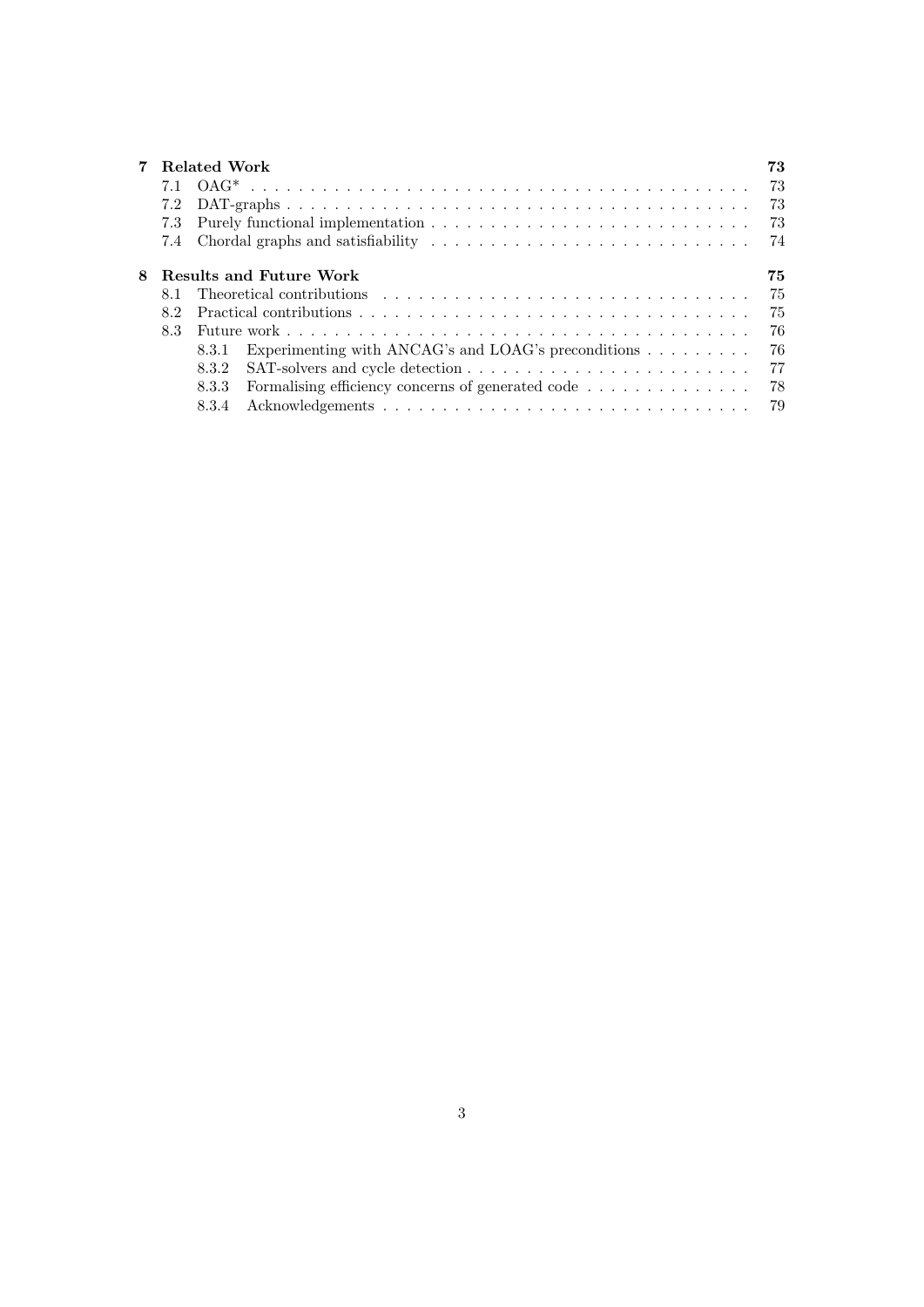**7 Related Work** — 73

- 7.1 OAG* — 73
- 7.2 DAT-graphs — 73
- 7.3 Purely functional implementation — 73
- 7.4 Chordal graphs and satisfiability — 74

**8 Results and Future Work** — 75

- 8.1 Theoretical contributions — 75
- 8.2 Practical contributions — 75
- 8.3 Future work — 76
  - 8.3.1 Experimenting with ANCAG's and LOAG's preconditions — 76
  - 8.3.2 SAT-solvers and cycle detection — 77
  - 8.3.3 Formalising efficiency concerns of generated code — 78
  - 8.3.4 Acknowledgements — 79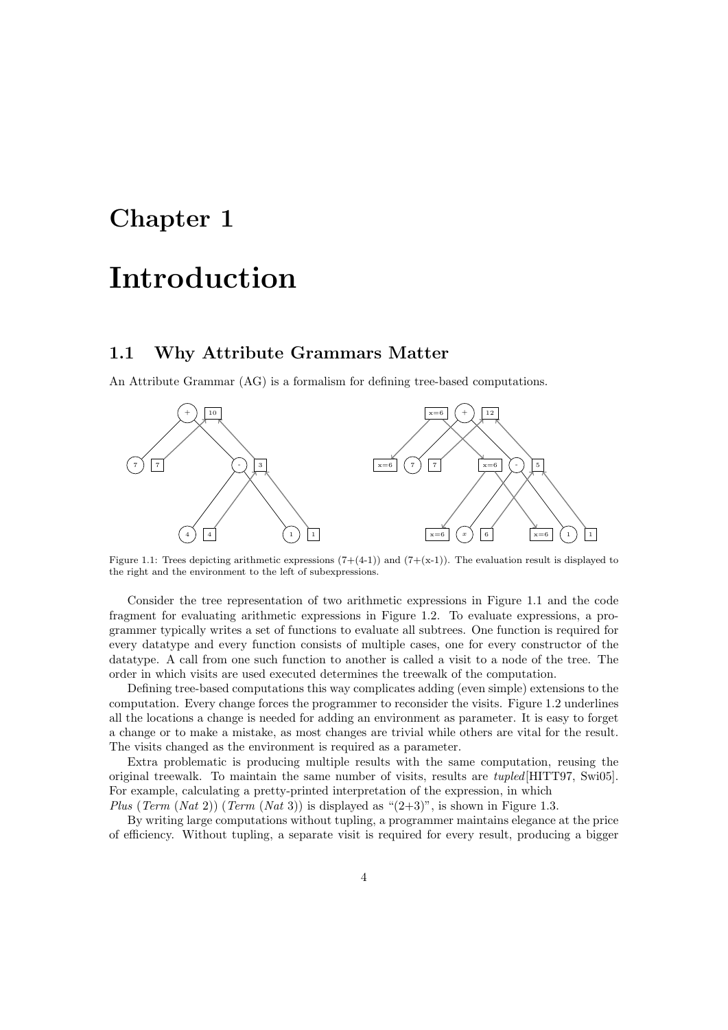# Chapter 1

# Introduction

## 1.1 Why Attribute Grammars Matter

An Attribute Grammar (AG) is a formalism for defining tree-based computations.

Figure 1.1: Trees depicting arithmetic expressions (7+(4-1)) and (7+(x-1)). The evaluation result is displayed to the right and the environment to the left of subexpressions.

Consider the tree representation of two arithmetic expressions in Figure 1.1 and the code fragment for evaluating arithmetic expressions in Figure 1.2. To evaluate expressions, a programmer typically writes a set of functions to evaluate all subtrees. One function is required for every datatype and every function consists of multiple cases, one for every constructor of the datatype. A call from one such function to another is called a visit to a node of the tree. The order in which visits are used executed determines the treewalk of the computation.

Defining tree-based computations this way complicates adding (even simple) extensions to the computation. Every change forces the programmer to reconsider the visits. Figure 1.2 underlines all the locations a change is needed for adding an environment as parameter. It is easy to forget a change or to make a mistake, as most changes are trivial while others are vital for the result. The visits changed as the environment is required as a parameter.

Extra problematic is producing multiple results with the same computation, reusing the original treewalk. To maintain the same number of visits, results are *tupled*[HITT97, Swi05]. For example, calculating a pretty-printed interpretation of the expression, in which *Plus* (*Term* (*Nat* 2)) (*Term* (*Nat* 3)) is displayed as "(2+3)", is shown in Figure 1.3.

By writing large computations without tupling, a programmer maintains elegance at the price of efficiency. Without tupling, a separate visit is required for every result, producing a bigger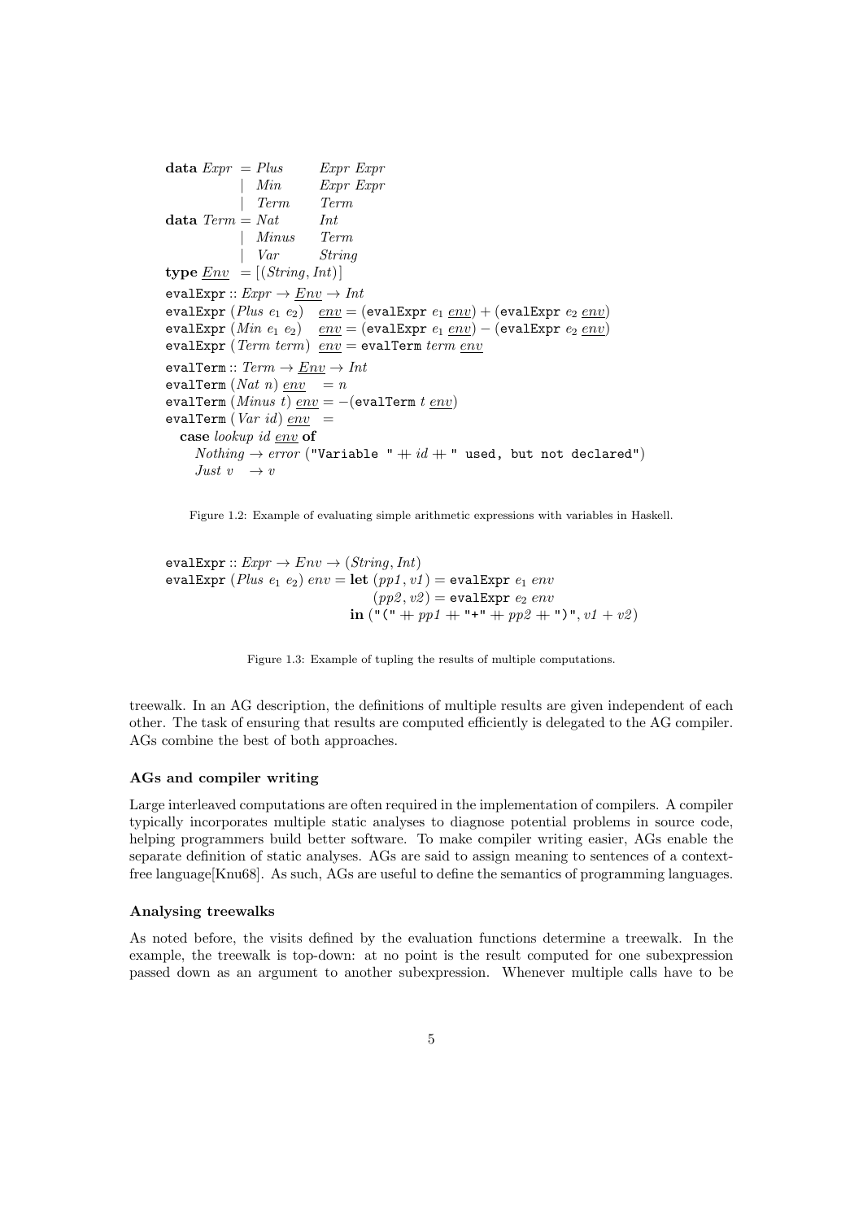```haskell
data Expr  = Plus   Expr Expr
           | Min    Expr Expr
           | Term   Term
data Term  = Nat    Int
           | Minus  Term
           | Var    String
type Env   = [(String, Int)]
evalExpr :: Expr -> Env -> Int
evalExpr (Plus e1 e2)   env = (evalExpr e1 env) + (evalExpr e2 env)
evalExpr (Min e1 e2)    env = (evalExpr e1 env) - (evalExpr e2 env)
evalExpr (Term term)    env = evalTerm term env
evalTerm :: Term -> Env -> Int
evalTerm (Nat n) env   = n
evalTerm (Minus t) env = -(evalTerm t env)
evalTerm (Var id) env  =
  case lookup id env of
    Nothing -> error ("Variable " ++ id ++ " used, but not declared")
    Just v  -> v
```

Figure 1.2: Example of evaluating simple arithmetic expressions with variables in Haskell.

```haskell
evalExpr :: Expr -> Env -> (String, Int)
evalExpr (Plus e1 e2) env = let (pp1, v1) = evalExpr e1 env
                                (pp2, v2) = evalExpr e2 env
                            in ("(" ++ pp1 ++ "+" ++ pp2 ++ ")", v1 + v2)
```

Figure 1.3: Example of tupling the results of multiple computations.

treewalk. In an AG description, the definitions of multiple results are given independent of each other. The task of ensuring that results are computed efficiently is delegated to the AG compiler. AGs combine the best of both approaches.

#### AGs and compiler writing

Large interleaved computations are often required in the implementation of compilers. A compiler typically incorporates multiple static analyses to diagnose potential problems in source code, helping programmers build better software. To make compiler writing easier, AGs enable the separate definition of static analyses. AGs are said to assign meaning to sentences of a context-free language[Knu68]. As such, AGs are useful to define the semantics of programming languages.

#### Analysing treewalks

As noted before, the visits defined by the evaluation functions determine a treewalk. In the example, the treewalk is top-down: at no point is the result computed for one subexpression passed down as an argument to another subexpression. Whenever multiple calls have to be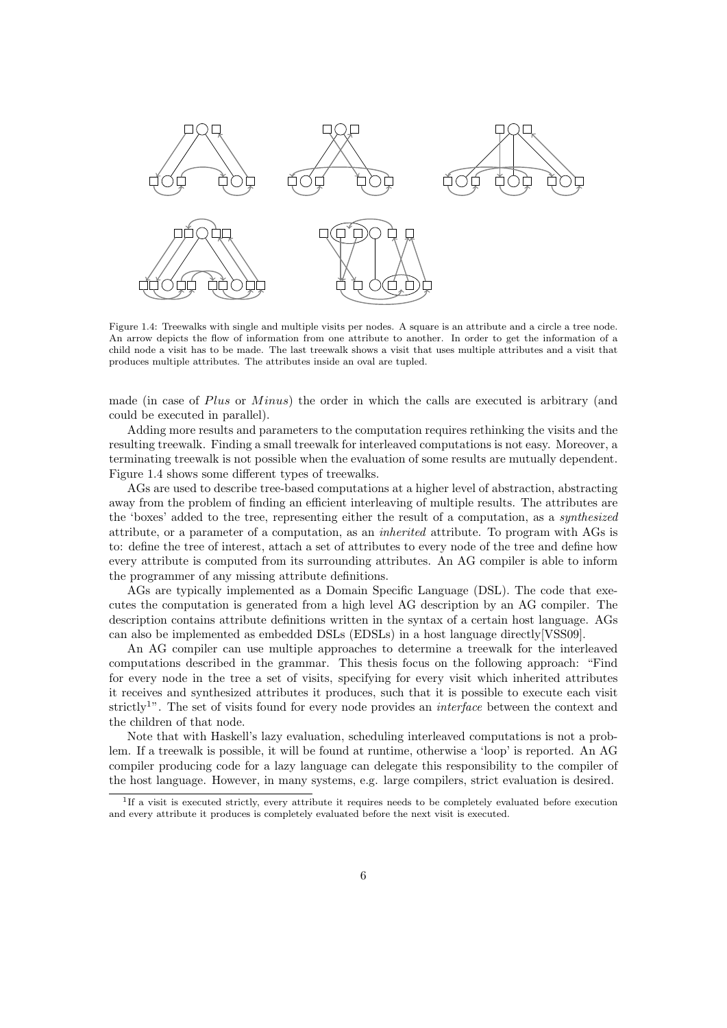Figure 1.4: Treewalks with single and multiple visits per nodes. A square is an attribute and a circle a tree node. An arrow depicts the flow of information from one attribute to another. In order to get the information of a child node a visit has to be made. The last treewalk shows a visit that uses multiple attributes and a visit that produces multiple attributes. The attributes inside an oval are tupled.

made (in case of *Plus* or *Minus*) the order in which the calls are executed is arbitrary (and could be executed in parallel).

Adding more results and parameters to the computation requires rethinking the visits and the resulting treewalk. Finding a small treewalk for interleaved computations is not easy. Moreover, a terminating treewalk is not possible when the evaluation of some results are mutually dependent. Figure 1.4 shows some different types of treewalks.

AGs are used to describe tree-based computations at a higher level of abstraction, abstracting away from the problem of finding an efficient interleaving of multiple results. The attributes are the 'boxes' added to the tree, representing either the result of a computation, as a *synthesized* attribute, or a parameter of a computation, as an *inherited* attribute. To program with AGs is to: define the tree of interest, attach a set of attributes to every node of the tree and define how every attribute is computed from its surrounding attributes. An AG compiler is able to inform the programmer of any missing attribute definitions.

AGs are typically implemented as a Domain Specific Language (DSL). The code that executes the computation is generated from a high level AG description by an AG compiler. The description contains attribute definitions written in the syntax of a certain host language. AGs can also be implemented as embedded DSLs (EDSLs) in a host language directly[VSS09].

An AG compiler can use multiple approaches to determine a treewalk for the interleaved computations described in the grammar. This thesis focus on the following approach: "Find for every node in the tree a set of visits, specifying for every visit which inherited attributes it receives and synthesized attributes it produces, such that it is possible to execute each visit strictly[1]". The set of visits found for every node provides an *interface* between the context and the children of that node.

Note that with Haskell's lazy evaluation, scheduling interleaved computations is not a problem. If a treewalk is possible, it will be found at runtime, otherwise a 'loop' is reported. An AG compiler producing code for a lazy language can delegate this responsibility to the compiler of the host language. However, in many systems, e.g. large compilers, strict evaluation is desired.

[1] If a visit is executed strictly, every attribute it requires needs to be completely evaluated before execution and every attribute it produces is completely evaluated before the next visit is executed.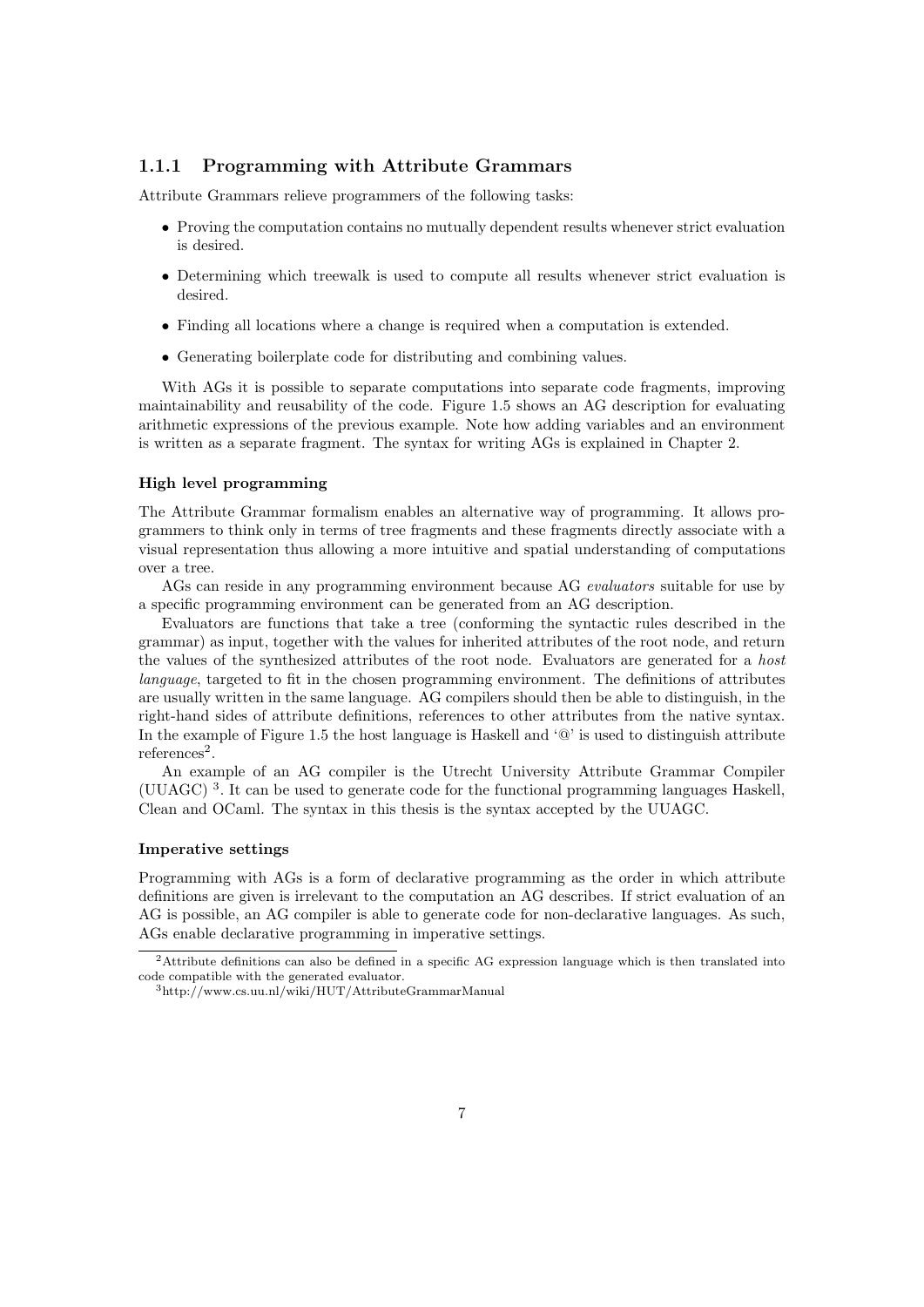### 1.1.1 Programming with Attribute Grammars

Attribute Grammars relieve programmers of the following tasks:

- Proving the computation contains no mutually dependent results whenever strict evaluation is desired.
- Determining which treewalk is used to compute all results whenever strict evaluation is desired.
- Finding all locations where a change is required when a computation is extended.
- Generating boilerplate code for distributing and combining values.

With AGs it is possible to separate computations into separate code fragments, improving maintainability and reusability of the code. Figure 1.5 shows an AG description for evaluating arithmetic expressions of the previous example. Note how adding variables and an environment is written as a separate fragment. The syntax for writing AGs is explained in Chapter 2.

#### High level programming

The Attribute Grammar formalism enables an alternative way of programming. It allows programmers to think only in terms of tree fragments and these fragments directly associate with a visual representation thus allowing a more intuitive and spatial understanding of computations over a tree.

AGs can reside in any programming environment because AG *evaluators* suitable for use by a specific programming environment can be generated from an AG description.

Evaluators are functions that take a tree (conforming the syntactic rules described in the grammar) as input, together with the values for inherited attributes of the root node, and return the values of the synthesized attributes of the root node. Evaluators are generated for a *host language*, targeted to fit in the chosen programming environment. The definitions of attributes are usually written in the same language. AG compilers should then be able to distinguish, in the right-hand sides of attribute definitions, references to other attributes from the native syntax. In the example of Figure 1.5 the host language is Haskell and '@' is used to distinguish attribute references[2].

An example of an AG compiler is the Utrecht University Attribute Grammar Compiler (UUAGC) [3]. It can be used to generate code for the functional programming languages Haskell, Clean and OCaml. The syntax in this thesis is the syntax accepted by the UUAGC.

#### Imperative settings

Programming with AGs is a form of declarative programming as the order in which attribute definitions are given is irrelevant to the computation an AG describes. If strict evaluation of an AG is possible, an AG compiler is able to generate code for non-declarative languages. As such, AGs enable declarative programming in imperative settings.

[2]Attribute definitions can also be defined in a specific AG expression language which is then translated into code compatible with the generated evaluator.

[3]http://www.cs.uu.nl/wiki/HUT/AttributeGrammarManual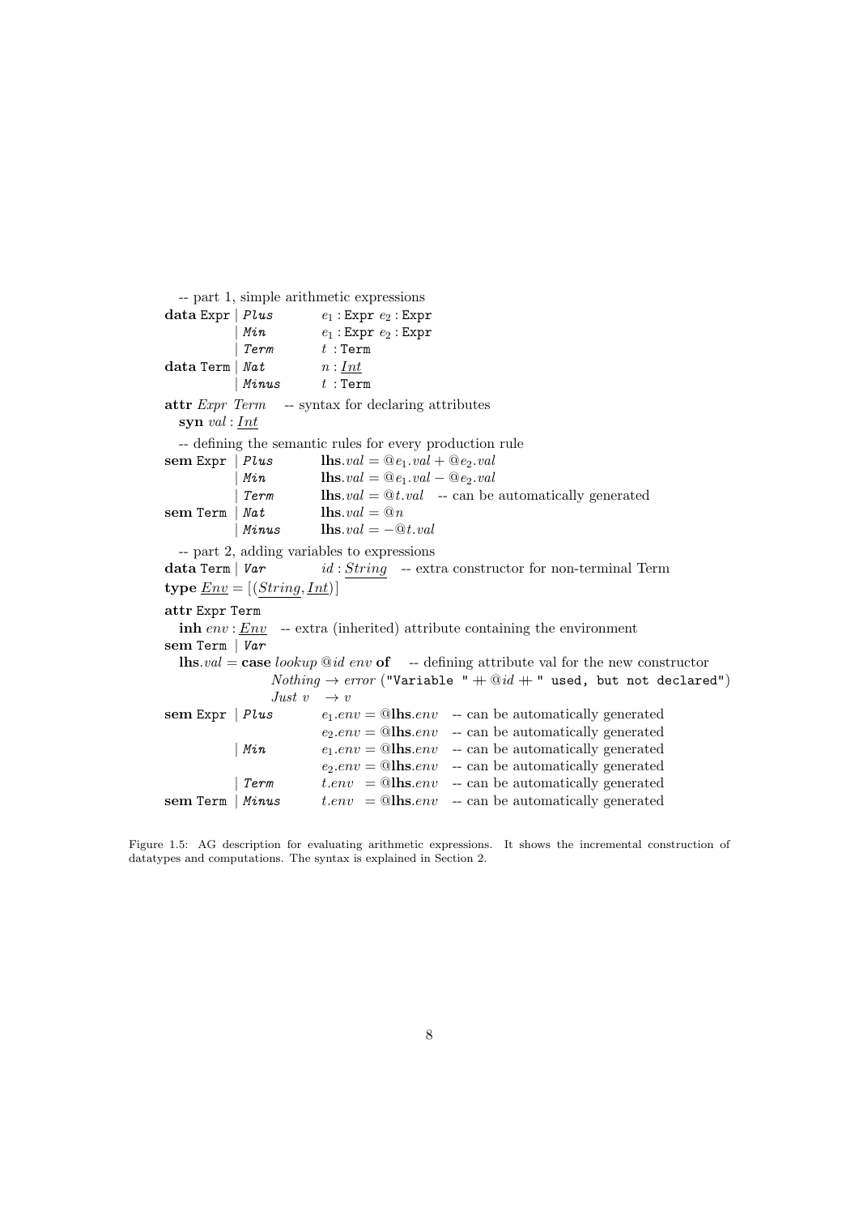```
-- part 1, simple arithmetic expressions
data Expr | Plus     e1 : Expr e2 : Expr
          | Min      e1 : Expr e2 : Expr
          | Term     t  : Term
data Term | Nat      n  : Int
          | Minus    t  : Term
attr Expr Term  -- syntax for declaring attributes
  syn val : Int
  -- defining the semantic rules for every production rule
sem Expr  | Plus     lhs.val = @e1.val + @e2.val
          | Min      lhs.val = @e1.val − @e2.val
          | Term     lhs.val = @t.val  -- can be automatically generated
sem Term  | Nat      lhs.val = @n
          | Minus    lhs.val = −@t.val
  -- part 2, adding variables to expressions
data Term | Var      id : String  -- extra constructor for non-terminal Term
type Env = [(String, Int)]
attr Expr Term
  inh env : Env  -- extra (inherited) attribute containing the environment
sem Term  | Var
  lhs.val = case lookup @id env of  -- defining attribute val for the new constructor
              Nothing → error ("Variable " ++ @id ++ " used, but not declared")
              Just v  → v
sem Expr  | Plus     e1.env = @lhs.env  -- can be automatically generated
                     e2.env = @lhs.env  -- can be automatically generated
          | Min      e1.env = @lhs.env  -- can be automatically generated
                     e2.env = @lhs.env  -- can be automatically generated
          | Term     t.env  = @lhs.env  -- can be automatically generated
sem Term  | Minus    t.env  = @lhs.env  -- can be automatically generated
```

Figure 1.5: AG description for evaluating arithmetic expressions. It shows the incremental construction of datatypes and computations. The syntax is explained in Section 2.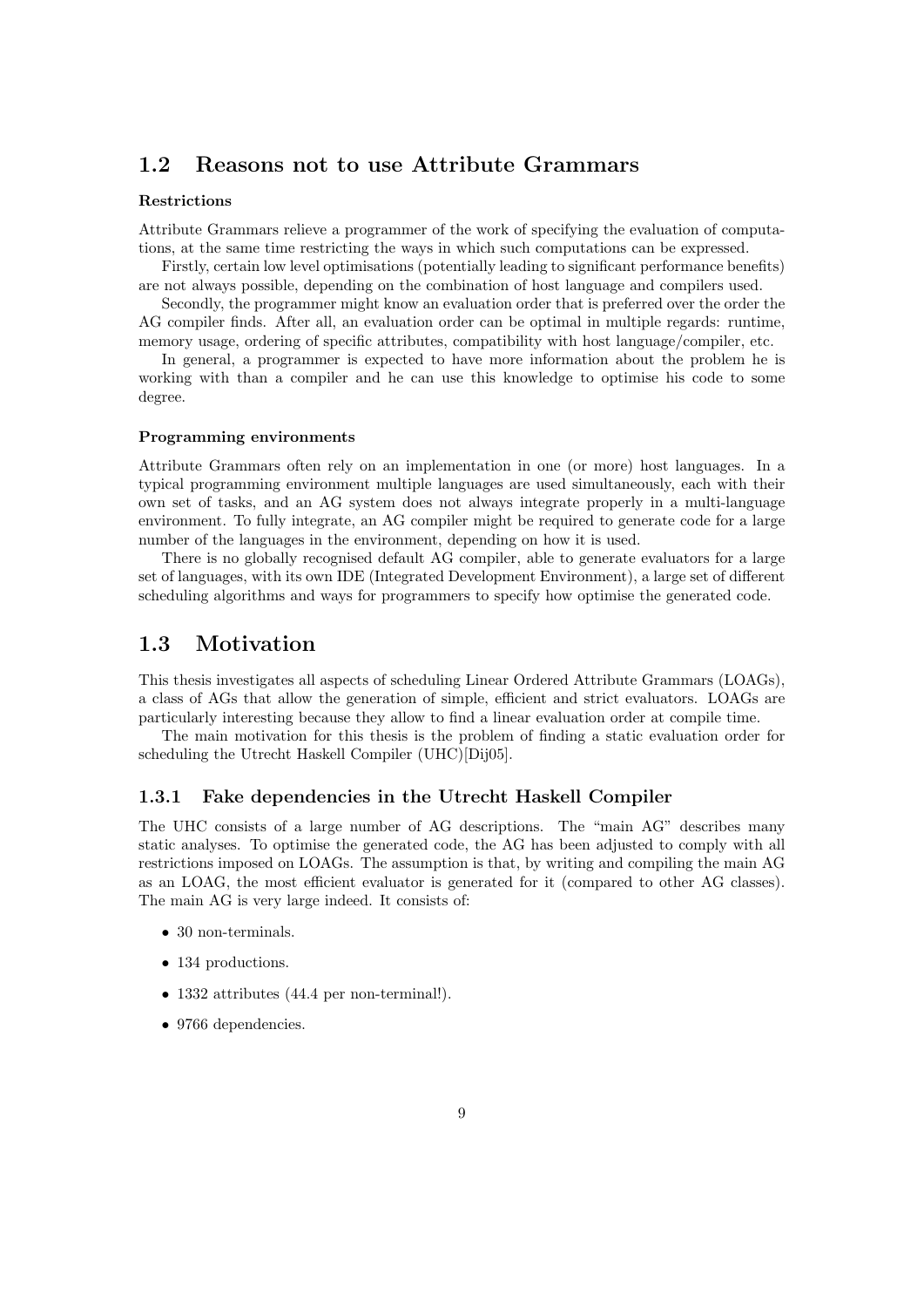## 1.2 Reasons not to use Attribute Grammars

**Restrictions**

Attribute Grammars relieve a programmer of the work of specifying the evaluation of computations, at the same time restricting the ways in which such computations can be expressed.

Firstly, certain low level optimisations (potentially leading to significant performance benefits) are not always possible, depending on the combination of host language and compilers used.

Secondly, the programmer might know an evaluation order that is preferred over the order the AG compiler finds. After all, an evaluation order can be optimal in multiple regards: runtime, memory usage, ordering of specific attributes, compatibility with host language/compiler, etc.

In general, a programmer is expected to have more information about the problem he is working with than a compiler and he can use this knowledge to optimise his code to some degree.

**Programming environments**

Attribute Grammars often rely on an implementation in one (or more) host languages. In a typical programming environment multiple languages are used simultaneously, each with their own set of tasks, and an AG system does not always integrate properly in a multi-language environment. To fully integrate, an AG compiler might be required to generate code for a large number of the languages in the environment, depending on how it is used.

There is no globally recognised default AG compiler, able to generate evaluators for a large set of languages, with its own IDE (Integrated Development Environment), a large set of different scheduling algorithms and ways for programmers to specify how optimise the generated code.

## 1.3 Motivation

This thesis investigates all aspects of scheduling Linear Ordered Attribute Grammars (LOAGs), a class of AGs that allow the generation of simple, efficient and strict evaluators. LOAGs are particularly interesting because they allow to find a linear evaluation order at compile time.

The main motivation for this thesis is the problem of finding a static evaluation order for scheduling the Utrecht Haskell Compiler (UHC)[Dij05].

### 1.3.1 Fake dependencies in the Utrecht Haskell Compiler

The UHC consists of a large number of AG descriptions. The "main AG" describes many static analyses. To optimise the generated code, the AG has been adjusted to comply with all restrictions imposed on LOAGs. The assumption is that, by writing and compiling the main AG as an LOAG, the most efficient evaluator is generated for it (compared to other AG classes). The main AG is very large indeed. It consists of:

- 30 non-terminals.
- 134 productions.
- 1332 attributes (44.4 per non-terminal!).
- 9766 dependencies.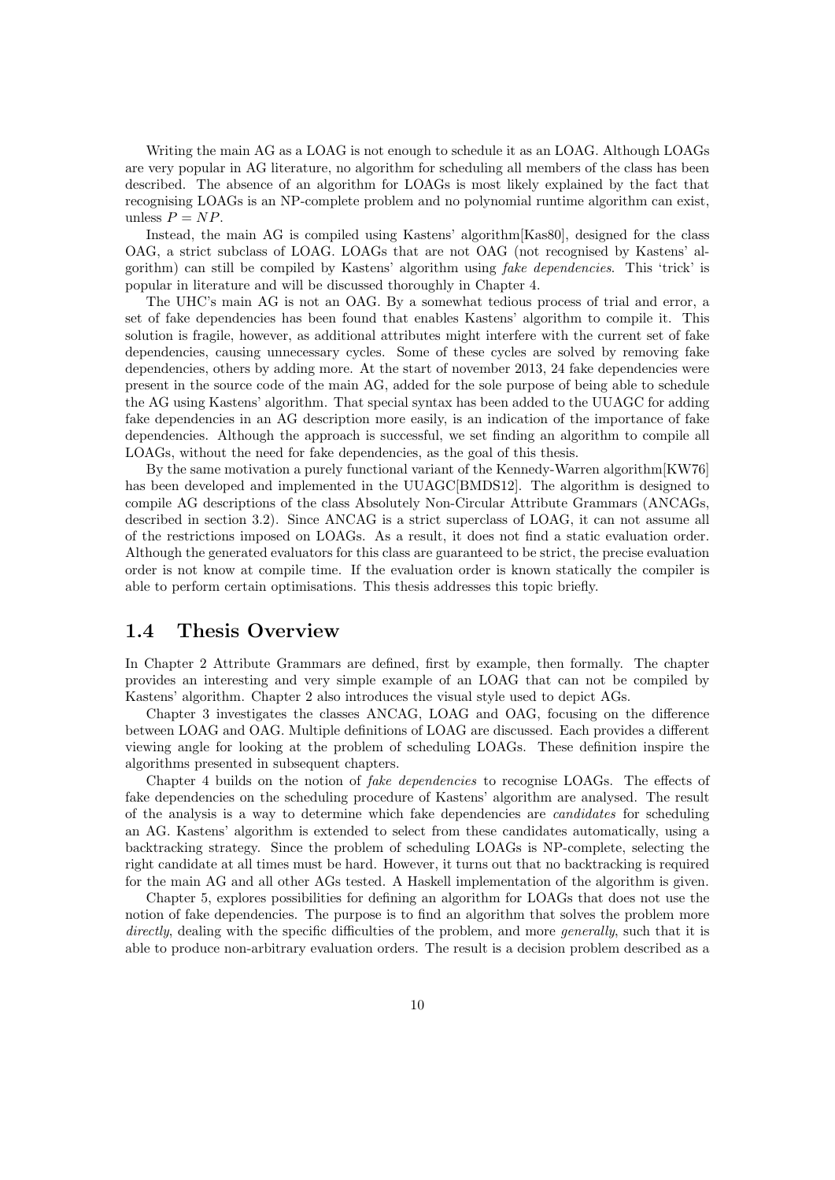Writing the main AG as a LOAG is not enough to schedule it as an LOAG. Although LOAGs are very popular in AG literature, no algorithm for scheduling all members of the class has been described. The absence of an algorithm for LOAGs is most likely explained by the fact that recognising LOAGs is an NP-complete problem and no polynomial runtime algorithm can exist, unless $P = NP$.

Instead, the main AG is compiled using Kastens' algorithm[Kas80], designed for the class OAG, a strict subclass of LOAG. LOAGs that are not OAG (not recognised by Kastens' algorithm) can still be compiled by Kastens' algorithm using *fake dependencies*. This 'trick' is popular in literature and will be discussed thoroughly in Chapter 4.

The UHC's main AG is not an OAG. By a somewhat tedious process of trial and error, a set of fake dependencies has been found that enables Kastens' algorithm to compile it. This solution is fragile, however, as additional attributes might interfere with the current set of fake dependencies, causing unnecessary cycles. Some of these cycles are solved by removing fake dependencies, others by adding more. At the start of november 2013, 24 fake dependencies were present in the source code of the main AG, added for the sole purpose of being able to schedule the AG using Kastens' algorithm. That special syntax has been added to the UUAGC for adding fake dependencies in an AG description more easily, is an indication of the importance of fake dependencies. Although the approach is successful, we set finding an algorithm to compile all LOAGs, without the need for fake dependencies, as the goal of this thesis.

By the same motivation a purely functional variant of the Kennedy-Warren algorithm[KW76] has been developed and implemented in the UUAGC[BMDS12]. The algorithm is designed to compile AG descriptions of the class Absolutely Non-Circular Attribute Grammars (ANCAGs, described in section 3.2). Since ANCAG is a strict superclass of LOAG, it can not assume all of the restrictions imposed on LOAGs. As a result, it does not find a static evaluation order. Although the generated evaluators for this class are guaranteed to be strict, the precise evaluation order is not know at compile time. If the evaluation order is known statically the compiler is able to perform certain optimisations. This thesis addresses this topic briefly.

## 1.4 Thesis Overview

In Chapter 2 Attribute Grammars are defined, first by example, then formally. The chapter provides an interesting and very simple example of an LOAG that can not be compiled by Kastens' algorithm. Chapter 2 also introduces the visual style used to depict AGs.

Chapter 3 investigates the classes ANCAG, LOAG and OAG, focusing on the difference between LOAG and OAG. Multiple definitions of LOAG are discussed. Each provides a different viewing angle for looking at the problem of scheduling LOAGs. These definition inspire the algorithms presented in subsequent chapters.

Chapter 4 builds on the notion of *fake dependencies* to recognise LOAGs. The effects of fake dependencies on the scheduling procedure of Kastens' algorithm are analysed. The result of the analysis is a way to determine which fake dependencies are *candidates* for scheduling an AG. Kastens' algorithm is extended to select from these candidates automatically, using a backtracking strategy. Since the problem of scheduling LOAGs is NP-complete, selecting the right candidate at all times must be hard. However, it turns out that no backtracking is required for the main AG and all other AGs tested. A Haskell implementation of the algorithm is given.

Chapter 5, explores possibilities for defining an algorithm for LOAGs that does not use the notion of fake dependencies. The purpose is to find an algorithm that solves the problem more *directly*, dealing with the specific difficulties of the problem, and more *generally*, such that it is able to produce non-arbitrary evaluation orders. The result is a decision problem described as a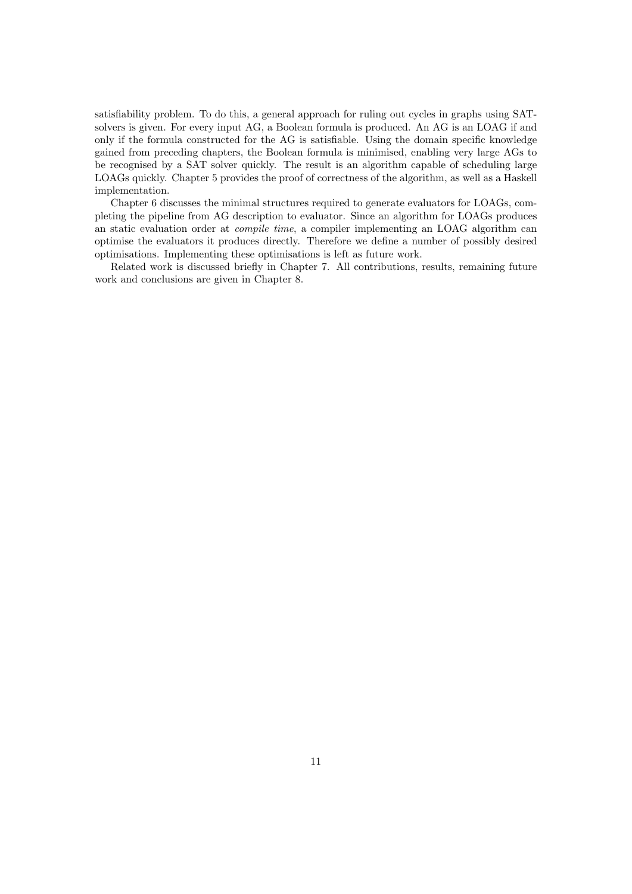satisfiability problem. To do this, a general approach for ruling out cycles in graphs using SAT-solvers is given. For every input AG, a Boolean formula is produced. An AG is an LOAG if and only if the formula constructed for the AG is satisfiable. Using the domain specific knowledge gained from preceding chapters, the Boolean formula is minimised, enabling very large AGs to be recognised by a SAT solver quickly. The result is an algorithm capable of scheduling large LOAGs quickly. Chapter 5 provides the proof of correctness of the algorithm, as well as a Haskell implementation.

Chapter 6 discusses the minimal structures required to generate evaluators for LOAGs, completing the pipeline from AG description to evaluator. Since an algorithm for LOAGs produces an static evaluation order at *compile time*, a compiler implementing an LOAG algorithm can optimise the evaluators it produces directly. Therefore we define a number of possibly desired optimisations. Implementing these optimisations is left as future work.

Related work is discussed briefly in Chapter 7. All contributions, results, remaining future work and conclusions are given in Chapter 8.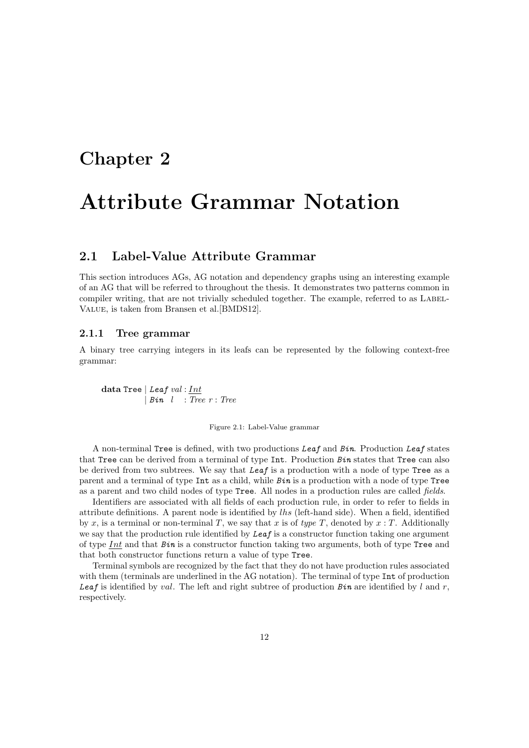# Chapter 2

# Attribute Grammar Notation

## 2.1 Label-Value Attribute Grammar

This section introduces AGs, AG notation and dependency graphs using an interesting example of an AG that will be referred to throughout the thesis. It demonstrates two patterns common in compiler writing, that are not trivially scheduled together. The example, referred to as LABEL-VALUE, is taken from Bransen et al.[BMDS12].

### 2.1.1 Tree grammar

A binary tree carrying integers in its leafs can be represented by the following context-free grammar:

```
data Tree | Leaf val : Int
          | Bin  l   : Tree r : Tree
```

Figure 2.1: Label-Value grammar

A non-terminal `Tree` is defined, with two productions ***Leaf*** and ***Bin***. Production ***Leaf*** states that `Tree` can be derived from a terminal of type `Int`. Production ***Bin*** states that `Tree` can also be derived from two subtrees. We say that ***Leaf*** is a production with a node of type `Tree` as a parent and a terminal of type `Int` as a child, while ***Bin*** is a production with a node of type `Tree` as a parent and two child nodes of type `Tree`. All nodes in a production rules are called *fields*.

Identifiers are associated with all fields of each production rule, in order to refer to fields in attribute definitions. A parent node is identified by *lhs* (left-hand side). When a field, identified by $x$, is a terminal or non-terminal $T$, we say that $x$ is of *type* $T$, denoted by $x : T$. Additionally we say that the production rule identified by ***Leaf*** is a constructor function taking one argument of type *Int* and that ***Bin*** is a constructor function taking two arguments, both of type `Tree` and that both constructor functions return a value of type `Tree`.

Terminal symbols are recognized by the fact that they do not have production rules associated with them (terminals are underlined in the AG notation). The terminal of type `Int` of production ***Leaf*** is identified by *val*. The left and right subtree of production ***Bin*** are identified by $l$ and $r$, respectively.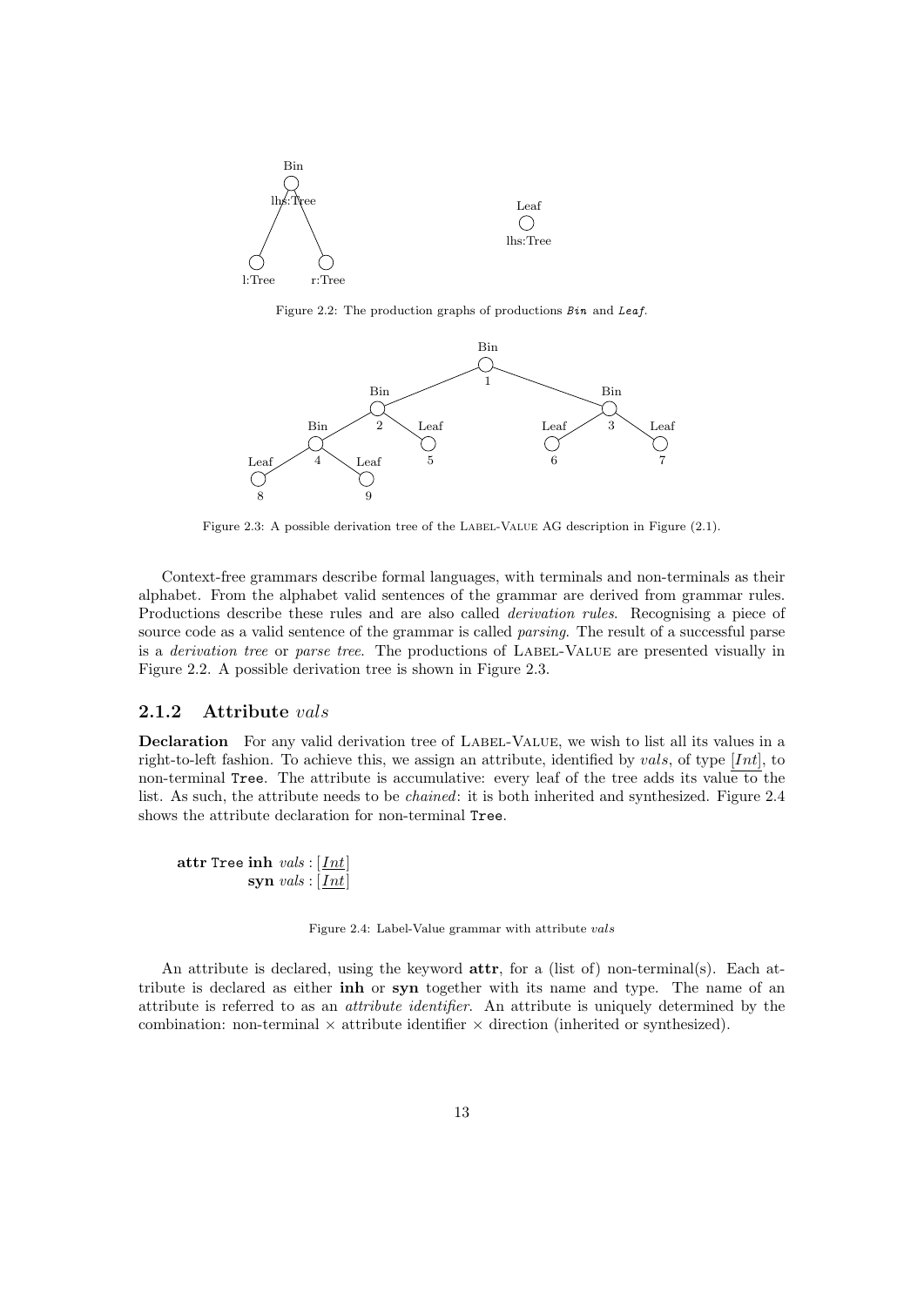Figure 2.2: The production graphs of productions *Bin* and *Leaf*.

Figure 2.3: A possible derivation tree of the Label-Value AG description in Figure (2.1).

Context-free grammars describe formal languages, with terminals and non-terminals as their alphabet. From the alphabet valid sentences of the grammar are derived from grammar rules. Productions describe these rules and are also called *derivation rules*. Recognising a piece of source code as a valid sentence of the grammar is called *parsing*. The result of a successful parse is a *derivation tree* or *parse tree*. The productions of Label-Value are presented visually in Figure 2.2. A possible derivation tree is shown in Figure 2.3.

### 2.1.2 Attribute *vals*

**Declaration** For any valid derivation tree of Label-Value, we wish to list all its values in a right-to-left fashion. To achieve this, we assign an attribute, identified by *vals*, of type $[\underline{Int}]$, to non-terminal `Tree`. The attribute is accumulative: every leaf of the tree adds its value to the list. As such, the attribute needs to be *chained*: it is both inherited and synthesized. Figure 2.4 shows the attribute declaration for non-terminal `Tree`.

```
attr Tree inh vals : [Int]
          syn vals : [Int]
```

Figure 2.4: Label-Value grammar with attribute *vals*

An attribute is declared, using the keyword **attr**, for a (list of) non-terminal(s). Each attribute is declared as either **inh** or **syn** together with its name and type. The name of an attribute is referred to as an *attribute identifier*. An attribute is uniquely determined by the combination: non-terminal × attribute identifier × direction (inherited or synthesized).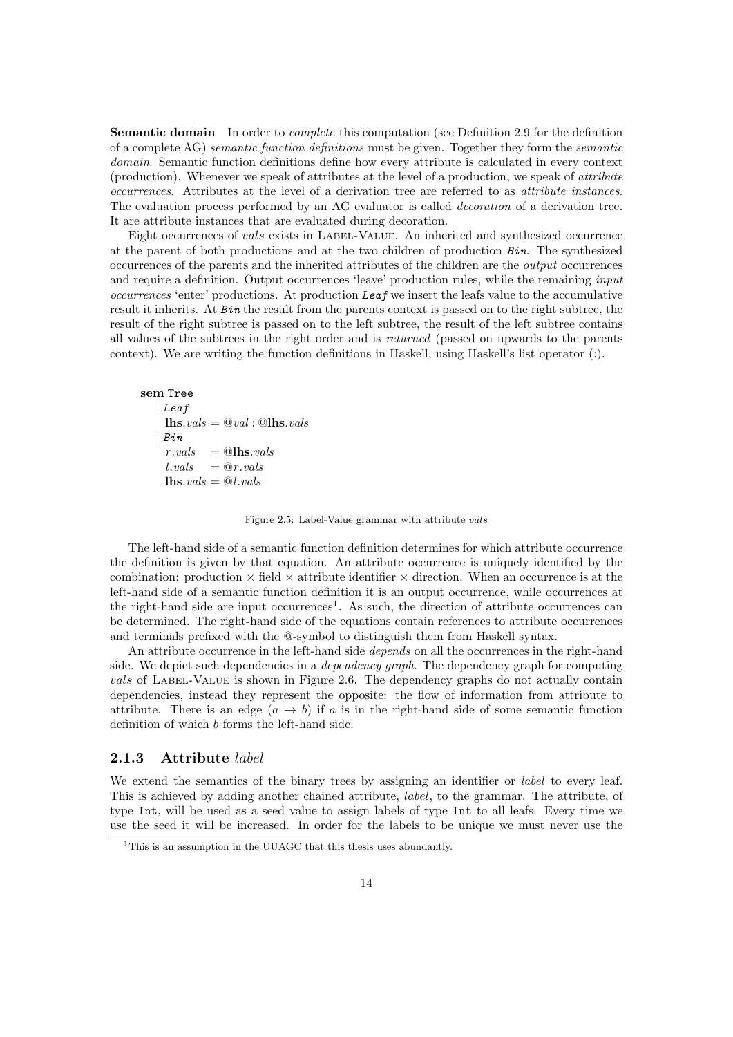**Semantic domain** In order to *complete* this computation (see Definition 2.9 for the definition of a complete AG) *semantic function definitions* must be given. Together they form the *semantic domain*. Semantic function definitions define how every attribute is calculated in every context (production). Whenever we speak of attributes at the level of a production, we speak of *attribute occurrences*. Attributes at the level of a derivation tree are referred to as *attribute instances*. The evaluation process performed by an AG evaluator is called *decoration* of a derivation tree. It are attribute instances that are evaluated during decoration.

Eight occurrences of *vals* exists in LABEL-VALUE. An inherited and synthesized occurrence at the parent of both productions and at the two children of production *Bin*. The synthesized occurrences of the parents and the inherited attributes of the children are the *output* occurrences and require a definition. Output occurrences 'leave' production rules, while the remaining *input occurrences* 'enter' productions. At production *Leaf* we insert the leafs value to the accumulative result it inherits. At *Bin* the result from the parents context is passed on to the right subtree, the result of the right subtree is passed on to the left subtree, the result of the left subtree contains all values of the subtrees in the right order and is *returned* (passed on upwards to the parents context). We are writing the function definitions in Haskell, using Haskell's list operator (:).

```
sem Tree
  | Leaf
    lhs.vals = @val : @lhs.vals
  | Bin
    r.vals   = @lhs.vals
    l.vals   = @r.vals
    lhs.vals = @l.vals
```

Figure 2.5: Label-Value grammar with attribute *vals*

The left-hand side of a semantic function definition determines for which attribute occurrence the definition is given by that equation. An attribute occurrence is uniquely identified by the combination: production × field × attribute identifier × direction. When an occurrence is at the left-hand side of a semantic function definition it is an output occurrence, while occurrences at the right-hand side are input occurrences[1]. As such, the direction of attribute occurrences can be determined. The right-hand side of the equations contain references to attribute occurrences and terminals prefixed with the @-symbol to distinguish them from Haskell syntax.

An attribute occurrence in the left-hand side *depends* on all the occurrences in the right-hand side. We depict such dependencies in a *dependency graph*. The dependency graph for computing *vals* of LABEL-VALUE is shown in Figure 2.6. The dependency graphs do not actually contain dependencies, instead they represent the opposite: the flow of information from attribute to attribute. There is an edge $(a \rightarrow b)$ if $a$ is in the right-hand side of some semantic function definition of which $b$ forms the left-hand side.

### 2.1.3 Attribute *label*

We extend the semantics of the binary trees by assigning an identifier or *label* to every leaf. This is achieved by adding another chained attribute, *label*, to the grammar. The attribute, of type `Int`, will be used as a seed value to assign labels of type `Int` to all leafs. Every time we use the seed it will be increased. In order for the labels to be unique we must never use the

[1] This is an assumption in the UUAGC that this thesis uses abundantly.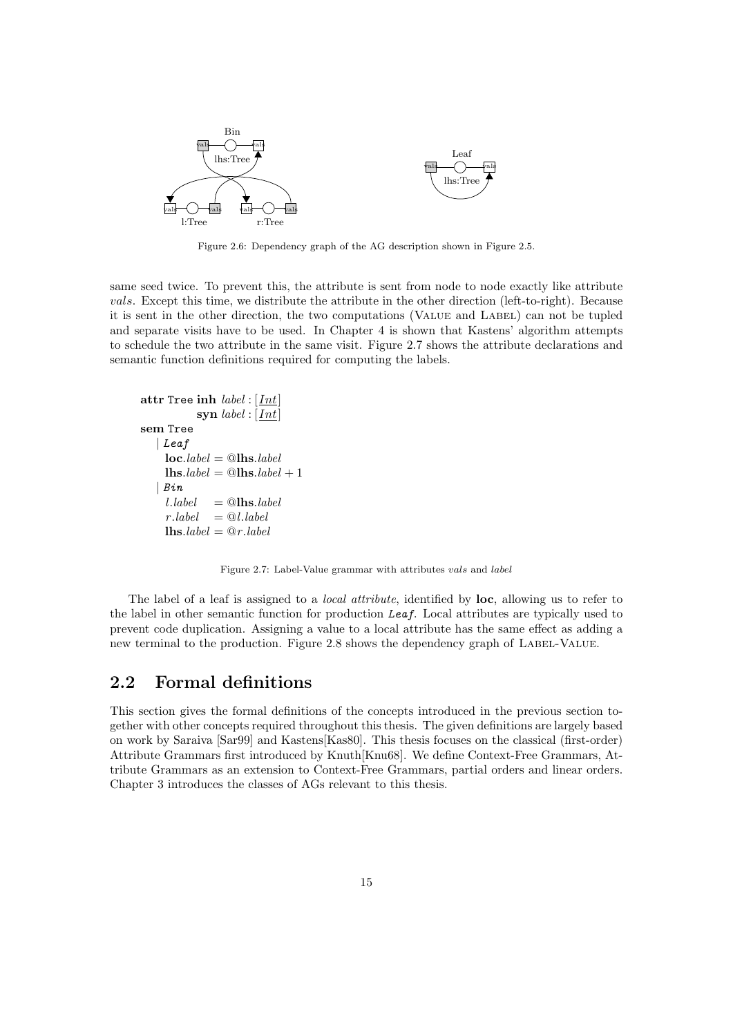Figure 2.6: Dependency graph of the AG description shown in Figure 2.5.

same seed twice. To prevent this, the attribute is sent from node to node exactly like attribute *vals*. Except this time, we distribute the attribute in the other direction (left-to-right). Because it is sent in the other direction, the two computations (VALUE and LABEL) can not be tupled and separate visits have to be used. In Chapter 4 is shown that Kastens' algorithm attempts to schedule the two attribute in the same visit. Figure 2.7 shows the attribute declarations and semantic function definitions required for computing the labels.

**attr** Tree **inh** $label : [\underline{Int}]$
　　　　**syn** $label : [\underline{Int}]$
**sem** Tree
　| *Leaf*
　　**loc**.$label$ = @**lhs**.$label$
　　**lhs**.$label$ = @**lhs**.$label + 1$
　| *Bin*
　　$l.label$ 　= @**lhs**.$label$
　　$r.label$ 　= @$l.label$
　　**lhs**.$label$ = @$r.label$

Figure 2.7: Label-Value grammar with attributes *vals* and *label*

The label of a leaf is assigned to a *local attribute*, identified by **loc**, allowing us to refer to the label in other semantic function for production *Leaf*. Local attributes are typically used to prevent code duplication. Assigning a value to a local attribute has the same effect as adding a new terminal to the production. Figure 2.8 shows the dependency graph of LABEL-VALUE.

## 2.2 Formal definitions

This section gives the formal definitions of the concepts introduced in the previous section together with other concepts required throughout this thesis. The given definitions are largely based on work by Saraiva [Sar99] and Kastens[Kas80]. This thesis focuses on the classical (first-order) Attribute Grammars first introduced by Knuth[Knu68]. We define Context-Free Grammars, Attribute Grammars as an extension to Context-Free Grammars, partial orders and linear orders. Chapter 3 introduces the classes of AGs relevant to this thesis.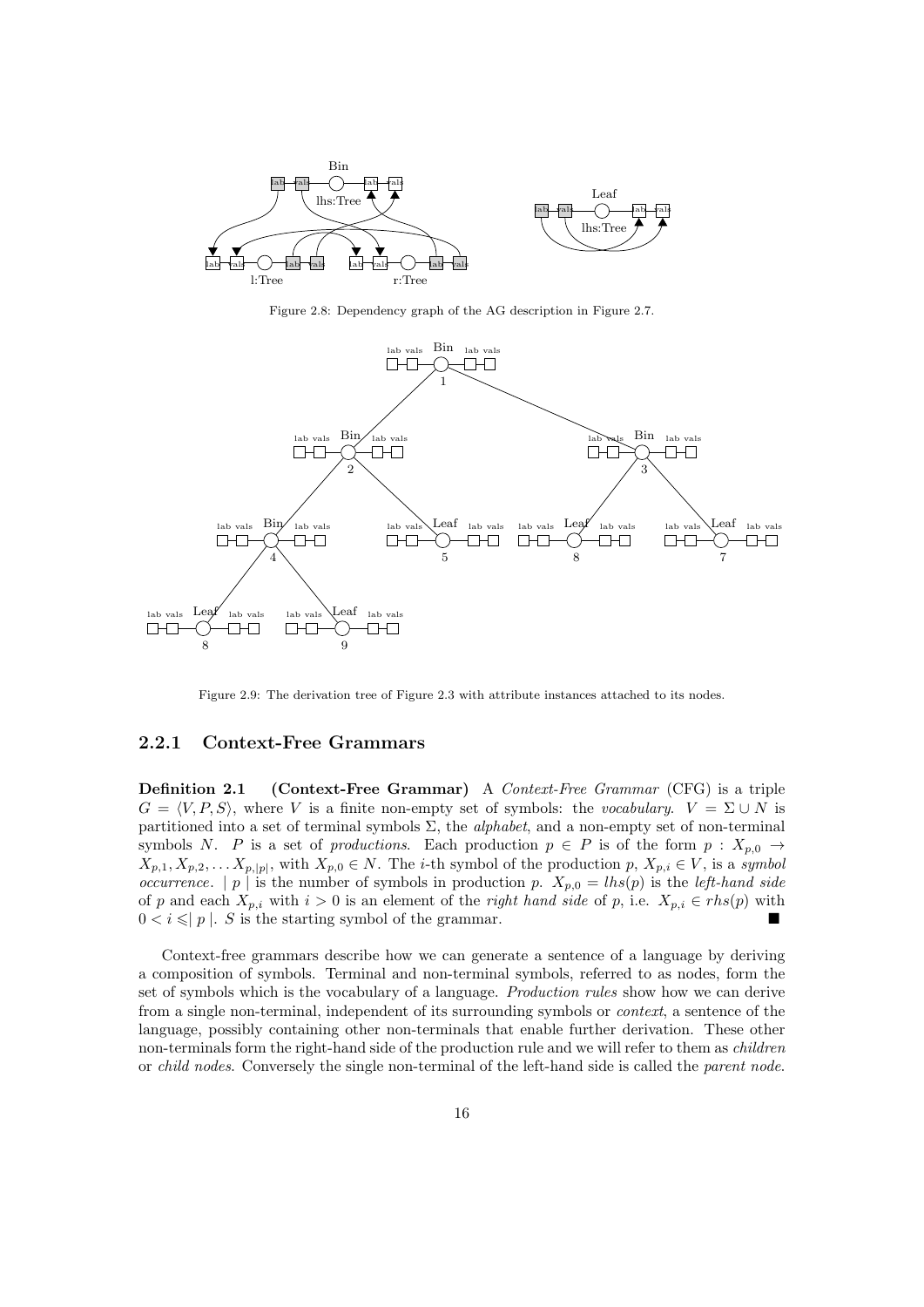Figure 2.8: Dependency graph of the AG description in Figure 2.7.

Figure 2.9: The derivation tree of Figure 2.3 with attribute instances attached to its nodes.

### 2.2.1 Context-Free Grammars

**Definition 2.1 (Context-Free Grammar)** A *Context-Free Grammar* (CFG) is a triple $G = \langle V, P, S \rangle$, where $V$ is a finite non-empty set of symbols: the *vocabulary*. $V = \Sigma \cup N$ is partitioned into a set of terminal symbols $\Sigma$, the *alphabet*, and a non-empty set of non-terminal symbols $N$. $P$ is a set of *productions*. Each production $p \in P$ is of the form $p : X_{p,0} \rightarrow X_{p,1}, X_{p,2}, \ldots X_{p,|p|}$, with $X_{p,0} \in N$. The $i$-th symbol of the production $p$, $X_{p,i} \in V$, is a *symbol occurrence*. $| p |$ is the number of symbols in production $p$. $X_{p,0} = lhs(p)$ is the *left-hand side* of $p$ and each $X_{p,i}$ with $i > 0$ is an element of the *right hand side* of $p$, i.e. $X_{p,i} \in rhs(p)$ with $0 < i \leqslant | p |$. $S$ is the starting symbol of the grammar. ■

Context-free grammars describe how we can generate a sentence of a language by deriving a composition of symbols. Terminal and non-terminal symbols, referred to as nodes, form the set of symbols which is the vocabulary of a language. *Production rules* show how we can derive from a single non-terminal, independent of its surrounding symbols or *context*, a sentence of the language, possibly containing other non-terminals that enable further derivation. These other non-terminals form the right-hand side of the production rule and we will refer to them as *children* or *child nodes*. Conversely the single non-terminal of the left-hand side is called the *parent node*.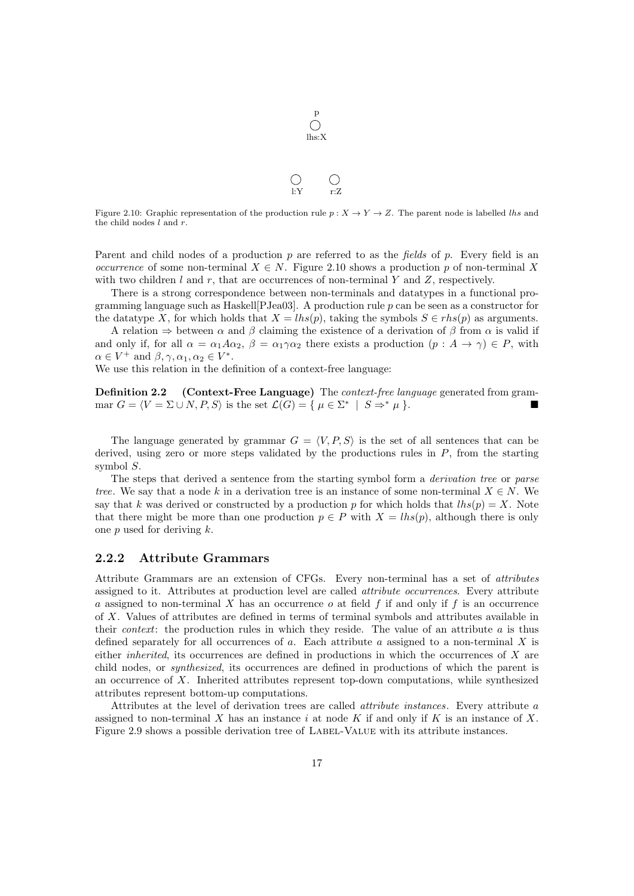p

lhs:X

l:Y r:Z

Figure 2.10: Graphic representation of the production rule $p : X \rightarrow Y \rightarrow Z$. The parent node is labelled *lhs* and the child nodes $l$ and $r$.

Parent and child nodes of a production $p$ are referred to as the *fields* of $p$. Every field is an *occurrence* of some non-terminal $X \in N$. Figure 2.10 shows a production $p$ of non-terminal $X$ with two children $l$ and $r$, that are occurrences of non-terminal $Y$ and $Z$, respectively.

There is a strong correspondence between non-terminals and datatypes in a functional programming language such as Haskell[PJea03]. A production rule $p$ can be seen as a constructor for the datatype $X$, for which holds that $X = lhs(p)$, taking the symbols $S \in rhs(p)$ as arguments.

A relation $\Rightarrow$ between $\alpha$ and $\beta$ claiming the existence of a derivation of $\beta$ from $\alpha$ is valid if and only if, for all $\alpha = \alpha_1 A \alpha_2$, $\beta = \alpha_1 \gamma \alpha_2$ there exists a production $(p : A \rightarrow \gamma) \in P$, with $\alpha \in V^+$ and $\beta, \gamma, \alpha_1, \alpha_2 \in V^*$.

We use this relation in the definition of a context-free language:

**Definition 2.2 (Context-Free Language)** The *context-free language* generated from grammar $G = \langle V = \Sigma \cup N, P, S\rangle$ is the set $\mathcal{L}(G) = \{ \mu \in \Sigma^* \mid S \Rightarrow^* \mu \}$. ■

The language generated by grammar $G = \langle V, P, S\rangle$ is the set of all sentences that can be derived, using zero or more steps validated by the productions rules in $P$, from the starting symbol $S$.

The steps that derived a sentence from the starting symbol form a *derivation tree* or *parse tree*. We say that a node $k$ in a derivation tree is an instance of some non-terminal $X \in N$. We say that $k$ was derived or constructed by a production $p$ for which holds that $lhs(p) = X$. Note that there might be more than one production $p \in P$ with $X = lhs(p)$, although there is only one $p$ used for deriving $k$.

### 2.2.2 Attribute Grammars

Attribute Grammars are an extension of CFGs. Every non-terminal has a set of *attributes* assigned to it. Attributes at production level are called *attribute occurrences*. Every attribute $a$ assigned to non-terminal $X$ has an occurrence $o$ at field $f$ if and only if $f$ is an occurrence of $X$. Values of attributes are defined in terms of terminal symbols and attributes available in their *context*: the production rules in which they reside. The value of an attribute $a$ is thus defined separately for all occurrences of $a$. Each attribute $a$ assigned to a non-terminal $X$ is either *inherited*, its occurrences are defined in productions in which the occurrences of $X$ are child nodes, or *synthesized*, its occurrences are defined in productions of which the parent is an occurrence of $X$. Inherited attributes represent top-down computations, while synthesized attributes represent bottom-up computations.

Attributes at the level of derivation trees are called *attribute instances*. Every attribute $a$ assigned to non-terminal $X$ has an instance $i$ at node $K$ if and only if $K$ is an instance of $X$. Figure 2.9 shows a possible derivation tree of Label-Value with its attribute instances.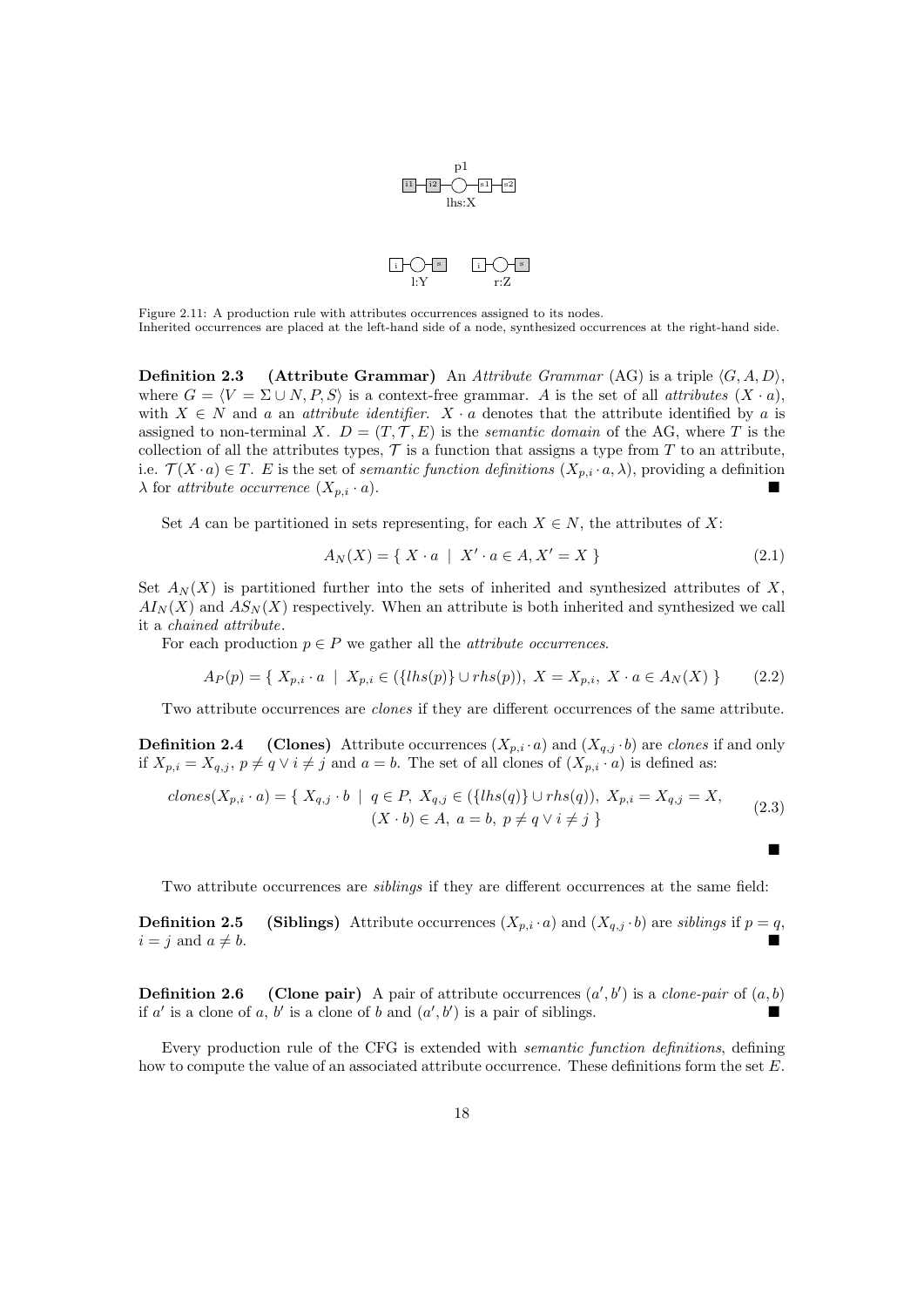p1

i1 i2 s1 s2

lhs:X

i s i s

l:Y r:Z

Figure 2.11: A production rule with attributes occurrences assigned to its nodes.
Inherited occurrences are placed at the left-hand side of a node, synthesized occurrences at the right-hand side.

**Definition 2.3 (Attribute Grammar)** An *Attribute Grammar* (AG) is a triple $\langle G, A, D \rangle$, where $G = \langle V = \Sigma \cup N, P, S \rangle$ is a context-free grammar. $A$ is the set of all *attributes* $(X \cdot a)$, with $X \in N$ and $a$ an *attribute identifier*. $X \cdot a$ denotes that the attribute identified by $a$ is assigned to non-terminal $X$. $D = (T, \mathcal{T}, E)$ is the *semantic domain* of the AG, where $T$ is the collection of all the attributes types, $\mathcal{T}$ is a function that assigns a type from $T$ to an attribute, i.e. $\mathcal{T}(X \cdot a) \in T$. $E$ is the set of *semantic function definitions* $(X_{p,i} \cdot a, \lambda)$, providing a definition $\lambda$ for *attribute occurrence* $(X_{p,i} \cdot a)$. ■

Set $A$ can be partitioned in sets representing, for each $X \in N$, the attributes of $X$:

$$A_N(X) = \{ \ X \cdot a \ \mid \ X' \cdot a \in A, X' = X \ \} \tag{2.1}$$

Set $A_N(X)$ is partitioned further into the sets of inherited and synthesized attributes of $X$, $AI_N(X)$ and $AS_N(X)$ respectively. When an attribute is both inherited and synthesized we call it a *chained attribute*.

For each production $p \in P$ we gather all the *attribute occurrences*.

$$A_P(p) = \{ \ X_{p,i} \cdot a \ \mid \ X_{p,i} \in (\{lhs(p)\} \cup rhs(p)), \ X = X_{p,i}, \ X \cdot a \in A_N(X) \ \} \tag{2.2}$$

Two attribute occurrences are *clones* if they are different occurrences of the same attribute.

**Definition 2.4 (Clones)** Attribute occurrences $(X_{p,i} \cdot a)$ and $(X_{q,j} \cdot b)$ are *clones* if and only if $X_{p,i} = X_{q,j}$, $p \neq q \vee i \neq j$ and $a = b$. The set of all clones of $(X_{p,i} \cdot a)$ is defined as:

$$\begin{aligned} clones(X_{p,i} \cdot a) = \{ \ X_{q,j} \cdot b \ \mid \ & q \in P, \ X_{q,j} \in (\{lhs(q)\} \cup rhs(q)), \ X_{p,i} = X_{q,j} = X, \\ & (X \cdot b) \in A, \ a = b, \ p \neq q \vee i \neq j \ \} \end{aligned} \tag{2.3}$$

■

Two attribute occurrences are *siblings* if they are different occurrences at the same field:

**Definition 2.5 (Siblings)** Attribute occurrences $(X_{p,i} \cdot a)$ and $(X_{q,j} \cdot b)$ are *siblings* if $p = q$, $i = j$ and $a \neq b$. ■

**Definition 2.6 (Clone pair)** A pair of attribute occurrences $(a', b')$ is a *clone-pair* of $(a, b)$ if $a'$ is a clone of $a$, $b'$ is a clone of $b$ and $(a', b')$ is a pair of siblings. ■

Every production rule of the CFG is extended with *semantic function definitions*, defining how to compute the value of an associated attribute occurrence. These definitions form the set $E$.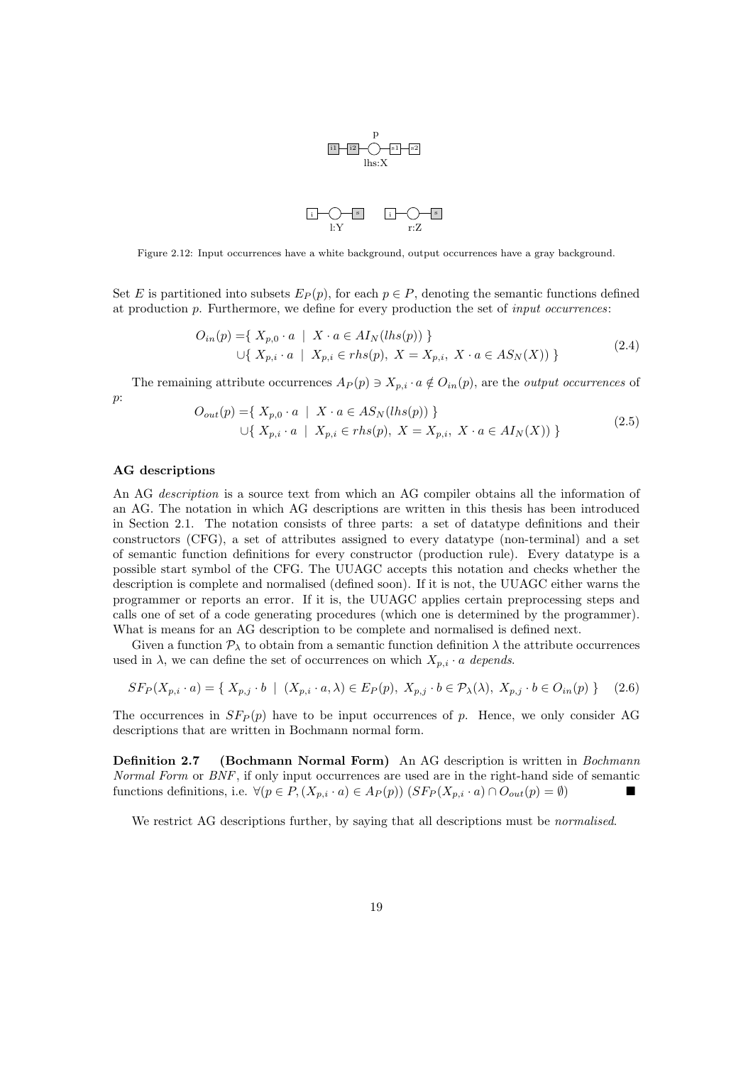Figure 2.12: Input occurrences have a white background, output occurrences have a gray background.

Set $E$ is partitioned into subsets $E_P(p)$, for each $p \in P$, denoting the semantic functions defined at production $p$. Furthermore, we define for every production the set of *input occurrences*:

$$
\begin{aligned}
O_{in}(p) = &\{ \ X_{p,0} \cdot a \ \mid \ X \cdot a \in AI_N(lhs(p)) \ \} \\
\cup &\{ \ X_{p,i} \cdot a \ \mid \ X_{p,i} \in rhs(p), \ X = X_{p,i}, \ X \cdot a \in AS_N(X)) \ \}
\end{aligned}
\tag{2.4}
$$

The remaining attribute occurrences $A_P(p) \ni X_{p,i} \cdot a \notin O_{in}(p)$, are the *output occurrences* of $p$:

$$
\begin{aligned}
O_{out}(p) = &\{ \ X_{p,0} \cdot a \ \mid \ X \cdot a \in AS_N(lhs(p)) \ \} \\
\cup &\{ \ X_{p,i} \cdot a \ \mid \ X_{p,i} \in rhs(p), \ X = X_{p,i}, \ X \cdot a \in AI_N(X)) \ \}
\end{aligned}
\tag{2.5}
$$

#### AG descriptions

An AG *description* is a source text from which an AG compiler obtains all the information of an AG. The notation in which AG descriptions are written in this thesis has been introduced in Section 2.1. The notation consists of three parts: a set of datatype definitions and their constructors (CFG), a set of attributes assigned to every datatype (non-terminal) and a set of semantic function definitions for every constructor (production rule). Every datatype is a possible start symbol of the CFG. The UUAGC accepts this notation and checks whether the description is complete and normalised (defined soon). If it is not, the UUAGC either warns the programmer or reports an error. If it is, the UUAGC applies certain preprocessing steps and calls one of set of a code generating procedures (which one is determined by the programmer). What is means for an AG description to be complete and normalised is defined next.

Given a function $\mathcal{P}_\lambda$ to obtain from a semantic function definition $\lambda$ the attribute occurrences used in $\lambda$, we can define the set of occurrences on which $X_{p,i} \cdot a$ *depends*.

$$
SF_P(X_{p,i} \cdot a) = \{ \ X_{p,j} \cdot b \ \mid \ (X_{p,i} \cdot a, \lambda) \in E_P(p), \ X_{p,j} \cdot b \in \mathcal{P}_\lambda(\lambda), \ X_{p,j} \cdot b \in O_{in}(p) \ \} \tag{2.6}
$$

The occurrences in $SF_P(p)$ have to be input occurrences of $p$. Hence, we only consider AG descriptions that are written in Bochmann normal form.

**Definition 2.7 (Bochmann Normal Form)** An AG description is written in *Bochmann Normal Form* or *BNF*, if only input occurrences are used are in the right-hand side of semantic functions definitions, i.e. $\forall (p \in P, (X_{p,i} \cdot a) \in A_P(p)) \ (SF_P(X_{p,i} \cdot a) \cap O_{out}(p) = \emptyset)$ ■

We restrict AG descriptions further, by saying that all descriptions must be *normalised*.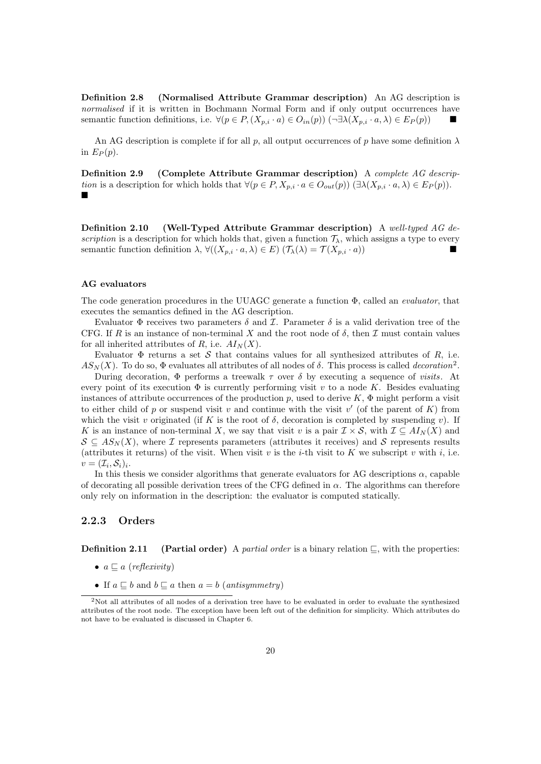**Definition 2.8 (Normalised Attribute Grammar description)** An AG description is *normalised* if it is written in Bochmann Normal Form and if only output occurrences have semantic function definitions, i.e. $\forall(p \in P, (X_{p,i} \cdot a) \in O_{in}(p))\ (\neg\exists\lambda(X_{p,i} \cdot a, \lambda) \in E_P(p))$ ■

An AG description is complete if for all $p$, all output occurrences of $p$ have some definition $\lambda$ in $E_P(p)$.

**Definition 2.9 (Complete Attribute Grammar description)** A *complete AG description* is a description for which holds that $\forall(p \in P, X_{p,i} \cdot a \in O_{out}(p))\ (\exists\lambda(X_{p,i} \cdot a, \lambda) \in E_P(p))$. ■

**Definition 2.10 (Well-Typed Attribute Grammar description)** A *well-typed AG description* is a description for which holds that, given a function $\mathcal{T}_\lambda$, which assigns a type to every semantic function definition $\lambda$, $\forall((X_{p,i} \cdot a, \lambda) \in E)\ (\mathcal{T}_\lambda(\lambda) = \mathcal{T}(X_{p,i} \cdot a))$ ■

**AG evaluators**

The code generation procedures in the UUAGC generate a function $\Phi$, called an *evaluator*, that executes the semantics defined in the AG description.

Evaluator $\Phi$ receives two parameters $\delta$ and $\mathcal{I}$. Parameter $\delta$ is a valid derivation tree of the CFG. If $R$ is an instance of non-terminal $X$ and the root node of $\delta$, then $\mathcal{I}$ must contain values for all inherited attributes of $R$, i.e. $AI_N(X)$.

Evaluator $\Phi$ returns a set $\mathcal{S}$ that contains values for all synthesized attributes of $R$, i.e. $AS_N(X)$. To do so, $\Phi$ evaluates all attributes of all nodes of $\delta$. This process is called *decoration*[2].

During decoration, $\Phi$ performs a treewalk $\tau$ over $\delta$ by executing a sequence of *visits*. At every point of its execution $\Phi$ is currently performing visit $v$ to a node $K$. Besides evaluating instances of attribute occurrences of the production $p$, used to derive $K$, $\Phi$ might perform a visit to either child of $p$ or suspend visit $v$ and continue with the visit $v'$ (of the parent of $K$) from which the visit $v$ originated (if $K$ is the root of $\delta$, decoration is completed by suspending $v$). If $K$ is an instance of non-terminal $X$, we say that visit $v$ is a pair $\mathcal{I} \times \mathcal{S}$, with $\mathcal{I} \subseteq AI_N(X)$ and $\mathcal{S} \subseteq AS_N(X)$, where $\mathcal{I}$ represents parameters (attributes it receives) and $\mathcal{S}$ represents results (attributes it returns) of the visit. When visit $v$ is the $i$-th visit to $K$ we subscript $v$ with $i$, i.e. $v = (\mathcal{I}_i, \mathcal{S}_i)_i$.

In this thesis we consider algorithms that generate evaluators for AG descriptions $\alpha$, capable of decorating all possible derivation trees of the CFG defined in $\alpha$. The algorithms can therefore only rely on information in the description: the evaluator is computed statically.

### 2.2.3 Orders

**Definition 2.11 (Partial order)** A *partial order* is a binary relation $\sqsubseteq$, with the properties:

- $a \sqsubseteq a$ (*reflexivity*)
- If $a \sqsubseteq b$ and $b \sqsubseteq a$ then $a = b$ (*antisymmetry*)

[2]Not all attributes of all nodes of a derivation tree have to be evaluated in order to evaluate the synthesized attributes of the root node. The exception have been left out of the definition for simplicity. Which attributes do not have to be evaluated is discussed in Chapter 6.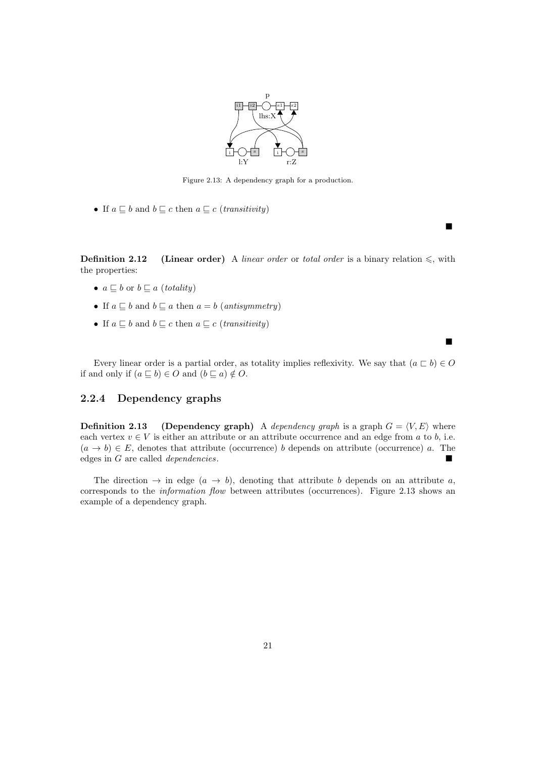Figure 2.13: A dependency graph for a production.

- If $a \sqsubseteq b$ and $b \sqsubseteq c$ then $a \sqsubseteq c$ (*transitivity*)

■

**Definition 2.12 (Linear order)** A *linear order* or *total order* is a binary relation $\leqslant$, with the properties:

- $a \sqsubseteq b$ or $b \sqsubseteq a$ (*totality*)
- If $a \sqsubseteq b$ and $b \sqsubseteq a$ then $a = b$ (*antisymmetry*)
- If $a \sqsubseteq b$ and $b \sqsubseteq c$ then $a \sqsubseteq c$ (*transitivity*)

■

Every linear order is a partial order, as totality implies reflexivity. We say that $(a \sqsubset b) \in O$ if and only if $(a \sqsubseteq b) \in O$ and $(b \sqsubseteq a) \notin O$.

### 2.2.4 Dependency graphs

**Definition 2.13 (Dependency graph)** A *dependency graph* is a graph $G = \langle V, E \rangle$ where each vertex $v \in V$ is either an attribute or an attribute occurrence and an edge from $a$ to $b$, i.e. $(a \rightarrow b) \in E$, denotes that attribute (occurrence) $b$ depends on attribute (occurrence) $a$. The edges in $G$ are called *dependencies*. ■

The direction $\rightarrow$ in edge $(a \rightarrow b)$, denoting that attribute $b$ depends on an attribute $a$, corresponds to the *information flow* between attributes (occurrences). Figure 2.13 shows an example of a dependency graph.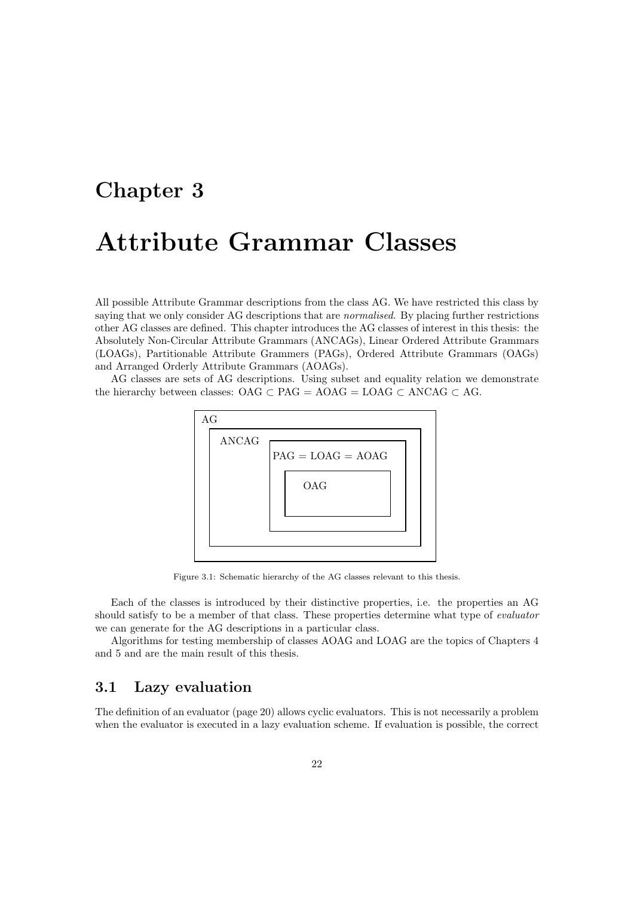# Chapter 3

# Attribute Grammar Classes

All possible Attribute Grammar descriptions from the class AG. We have restricted this class by saying that we only consider AG descriptions that are *normalised*. By placing further restrictions other AG classes are defined. This chapter introduces the AG classes of interest in this thesis: the Absolutely Non-Circular Attribute Grammars (ANCAGs), Linear Ordered Attribute Grammars (LOAGs), Partitionable Attribute Grammers (PAGs), Ordered Attribute Grammars (OAGs) and Arranged Orderly Attribute Grammars (AOAGs).

AG classes are sets of AG descriptions. Using subset and equality relation we demonstrate the hierarchy between classes: OAG ⊂ PAG = AOAG = LOAG ⊂ ANCAG ⊂ AG.

AG

ANCAG

PAG = LOAG = AOAG

OAG

Figure 3.1: Schematic hierarchy of the AG classes relevant to this thesis.

Each of the classes is introduced by their distinctive properties, i.e. the properties an AG should satisfy to be a member of that class. These properties determine what type of *evaluator* we can generate for the AG descriptions in a particular class.

Algorithms for testing membership of classes AOAG and LOAG are the topics of Chapters 4 and 5 and are the main result of this thesis.

## 3.1 Lazy evaluation

The definition of an evaluator (page 20) allows cyclic evaluators. This is not necessarily a problem when the evaluator is executed in a lazy evaluation scheme. If evaluation is possible, the correct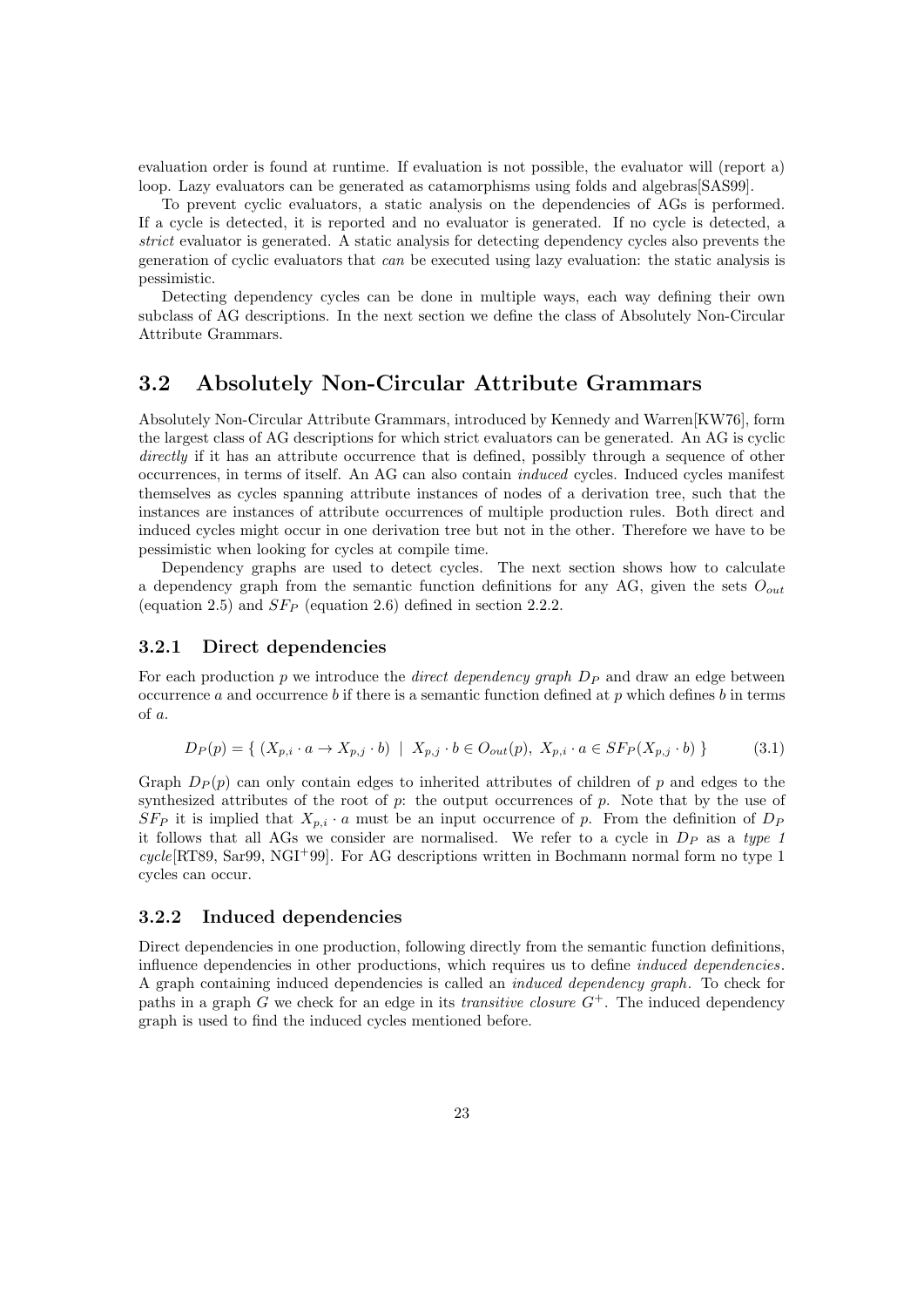evaluation order is found at runtime. If evaluation is not possible, the evaluator will (report a) loop. Lazy evaluators can be generated as catamorphisms using folds and algebras[SAS99].

To prevent cyclic evaluators, a static analysis on the dependencies of AGs is performed. If a cycle is detected, it is reported and no evaluator is generated. If no cycle is detected, a *strict* evaluator is generated. A static analysis for detecting dependency cycles also prevents the generation of cyclic evaluators that *can* be executed using lazy evaluation: the static analysis is pessimistic.

Detecting dependency cycles can be done in multiple ways, each way defining their own subclass of AG descriptions. In the next section we define the class of Absolutely Non-Circular Attribute Grammars.

## 3.2 Absolutely Non-Circular Attribute Grammars

Absolutely Non-Circular Attribute Grammars, introduced by Kennedy and Warren[KW76], form the largest class of AG descriptions for which strict evaluators can be generated. An AG is cyclic *directly* if it has an attribute occurrence that is defined, possibly through a sequence of other occurrences, in terms of itself. An AG can also contain *induced* cycles. Induced cycles manifest themselves as cycles spanning attribute instances of nodes of a derivation tree, such that the instances are instances of attribute occurrences of multiple production rules. Both direct and induced cycles might occur in one derivation tree but not in the other. Therefore we have to be pessimistic when looking for cycles at compile time.

Dependency graphs are used to detect cycles. The next section shows how to calculate a dependency graph from the semantic function definitions for any AG, given the sets $O_{out}$ (equation 2.5) and $SF_P$ (equation 2.6) defined in section 2.2.2.

### 3.2.1 Direct dependencies

For each production $p$ we introduce the *direct dependency graph* $D_P$ and draw an edge between occurrence $a$ and occurrence $b$ if there is a semantic function defined at $p$ which defines $b$ in terms of $a$.

$$D_P(p) = \{ \ (X_{p,i} \cdot a \rightarrow X_{p,j} \cdot b) \ \mid \ X_{p,j} \cdot b \in O_{out}(p), \ X_{p,i} \cdot a \in SF_P(X_{p,j} \cdot b) \ \} \tag{3.1}$$

Graph $D_P(p)$ can only contain edges to inherited attributes of children of $p$ and edges to the synthesized attributes of the root of $p$: the output occurrences of $p$. Note that by the use of $SF_P$ it is implied that $X_{p,i} \cdot a$ must be an input occurrence of $p$. From the definition of $D_P$ it follows that all AGs we consider are normalised. We refer to a cycle in $D_P$ as a *type 1 cycle*[RT89, Sar99, NGI+99]. For AG descriptions written in Bochmann normal form no type 1 cycles can occur.

### 3.2.2 Induced dependencies

Direct dependencies in one production, following directly from the semantic function definitions, influence dependencies in other productions, which requires us to define *induced dependencies*. A graph containing induced dependencies is called an *induced dependency graph*. To check for paths in a graph $G$ we check for an edge in its *transitive closure* $G^+$. The induced dependency graph is used to find the induced cycles mentioned before.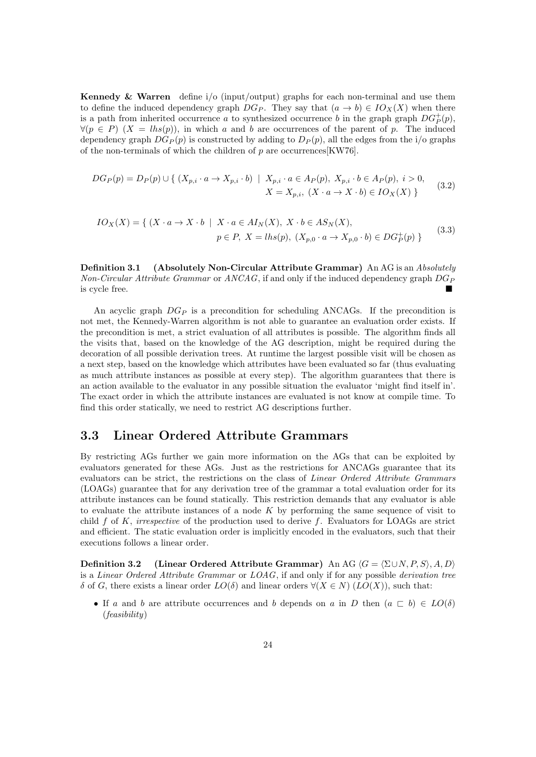**Kennedy & Warren** define i/o (input/output) graphs for each non-terminal and use them to define the induced dependency graph $DG_P$. They say that $(a \to b) \in IO_X(X)$ when there is a path from inherited occurrence $a$ to synthesized occurrence $b$ in the graph graph $DG_P^+(p)$, $\forall (p \in P)\ (X = lhs(p))$, in which $a$ and $b$ are occurrences of the parent of $p$. The induced dependency graph $DG_P(p)$ is constructed by adding to $D_P(p)$, all the edges from the i/o graphs of the non-terminals of which the children of $p$ are occurrences[KW76].

$$DG_P(p) = D_P(p) \cup \{\ (X_{p,i} \cdot a \to X_{p,i} \cdot b)\ \mid\ X_{p,i} \cdot a \in A_P(p),\ X_{p,i} \cdot b \in A_P(p),\ i > 0, \\ X = X_{p,i},\ (X \cdot a \to X \cdot b) \in IO_X(X)\ \} \tag{3.2}$$

$$IO_X(X) = \{\ (X \cdot a \to X \cdot b\ \mid\ X \cdot a \in AI_N(X),\ X \cdot b \in AS_N(X), \\ p \in P,\ X = lhs(p),\ (X_{p,0} \cdot a \to X_{p,0} \cdot b) \in DG_P^+(p)\ \} \tag{3.3}$$

**Definition 3.1 (Absolutely Non-Circular Attribute Grammar)** An AG is an *Absolutely Non-Circular Attribute Grammar* or *ANCAG*, if and only if the induced dependency graph $DG_P$ is cycle free. ■

An acyclic graph $DG_P$ is a precondition for scheduling ANCAGs. If the precondition is not met, the Kennedy-Warren algorithm is not able to guarantee an evaluation order exists. If the precondition is met, a strict evaluation of all attributes is possible. The algorithm finds all the visits that, based on the knowledge of the AG description, might be required during the decoration of all possible derivation trees. At runtime the largest possible visit will be chosen as a next step, based on the knowledge which attributes have been evaluated so far (thus evaluating as much attribute instances as possible at every step). The algorithm guarantees that there is an action available to the evaluator in any possible situation the evaluator 'might find itself in'. The exact order in which the attribute instances are evaluated is not know at compile time. To find this order statically, we need to restrict AG descriptions further.

## 3.3 Linear Ordered Attribute Grammars

By restricting AGs further we gain more information on the AGs that can be exploited by evaluators generated for these AGs. Just as the restrictions for ANCAGs guarantee that its evaluators can be strict, the restrictions on the class of *Linear Ordered Attribute Grammars* (LOAGs) guarantee that for any derivation tree of the grammar a total evaluation order for its attribute instances can be found statically. This restriction demands that any evaluator is able to evaluate the attribute instances of a node $K$ by performing the same sequence of visit to child $f$ of $K$, *irrespective* of the production used to derive $f$. Evaluators for LOAGs are strict and efficient. The static evaluation order is implicitly encoded in the evaluators, such that their executions follows a linear order.

**Definition 3.2 (Linear Ordered Attribute Grammar)** An AG $\langle G = \langle \Sigma \cup N, P, S \rangle, A, D \rangle$ is a *Linear Ordered Attribute Grammar* or *LOAG*, if and only if for any possible *derivation tree* $\delta$ of $G$, there exists a linear order $LO(\delta)$ and linear orders $\forall (X \in N)\ (LO(X))$, such that:

- If $a$ and $b$ are attribute occurrences and $b$ depends on $a$ in $D$ then $(a \sqsubset b) \in LO(\delta)$ (*feasibility*)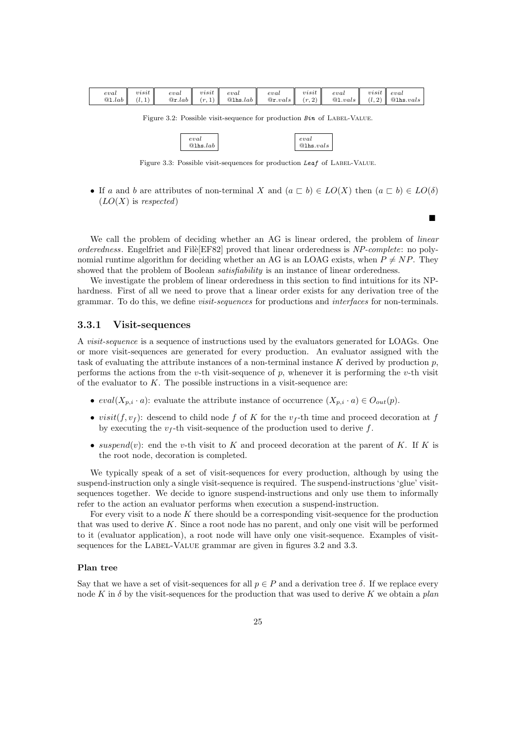| *eval* @1.*lab* | *visit* $(l,1)$ | *eval* @r.*lab* | *visit* $(r,1)$ | *eval* @lhs.*lab* | *eval* @r.*vals* | *visit* $(r,2)$ | *eval* @1.*vals* | *visit* $(l,2)$ | *eval* @lhs.*vals* |
|---|---|---|---|---|---|---|---|---|---|

Figure 3.2: Possible visit-sequence for production *Bin* of LABEL-VALUE.

| *eval* @lhs.*lab* |
|---|

| *eval* @lhs.*vals* |
|---|

Figure 3.3: Possible visit-sequences for production *Leaf* of LABEL-VALUE.

- If $a$ and $b$ are attributes of non-terminal $X$ and $(a \sqsubset b) \in LO(X)$ then $(a \sqsubset b) \in LO(\delta)$ ($LO(X)$ is *respected*)

■

We call the problem of deciding whether an AG is linear ordered, the problem of *linear orderedness*. Engelfriet and Filè[EF82] proved that linear orderedness is *NP-complete*: no polynomial runtime algorithm for deciding whether an AG is an LOAG exists, when $P \neq NP$. They showed that the problem of Boolean *satisfiability* is an instance of linear orderedness.

We investigate the problem of linear orderedness in this section to find intuitions for its NP-hardness. First of all we need to prove that a linear order exists for any derivation tree of the grammar. To do this, we define *visit-sequences* for productions and *interfaces* for non-terminals.

### 3.3.1 Visit-sequences

A *visit-sequence* is a sequence of instructions used by the evaluators generated for LOAGs. One or more visit-sequences are generated for every production. An evaluator assigned with the task of evaluating the attribute instances of a non-terminal instance $K$ derived by production $p$, performs the actions from the $v$-th visit-sequence of $p$, whenever it is performing the $v$-th visit of the evaluator to $K$. The possible instructions in a visit-sequence are:

- $eval(X_{p,i} \cdot a)$: evaluate the attribute instance of occurrence $(X_{p,i} \cdot a) \in O_{out}(p)$.
- $visit(f, v_f)$: descend to child node $f$ of $K$ for the $v_f$-th time and proceed decoration at $f$ by executing the $v_f$-th visit-sequence of the production used to derive $f$.
- $suspend(v)$: end the $v$-th visit to $K$ and proceed decoration at the parent of $K$. If $K$ is the root node, decoration is completed.

We typically speak of a set of visit-sequences for every production, although by using the suspend-instruction only a single visit-sequence is required. The suspend-instructions 'glue' visit-sequences together. We decide to ignore suspend-instructions and only use them to informally refer to the action an evaluator performs when execution a suspend-instruction.

For every visit to a node $K$ there should be a corresponding visit-sequence for the production that was used to derive $K$. Since a root node has no parent, and only one visit will be performed to it (evaluator application), a root node will have only one visit-sequence. Examples of visit-sequences for the LABEL-VALUE grammar are given in figures 3.2 and 3.3.

#### Plan tree

Say that we have a set of visit-sequences for all $p \in P$ and a derivation tree $\delta$. If we replace every node $K$ in $\delta$ by the visit-sequences for the production that was used to derive $K$ we obtain a *plan*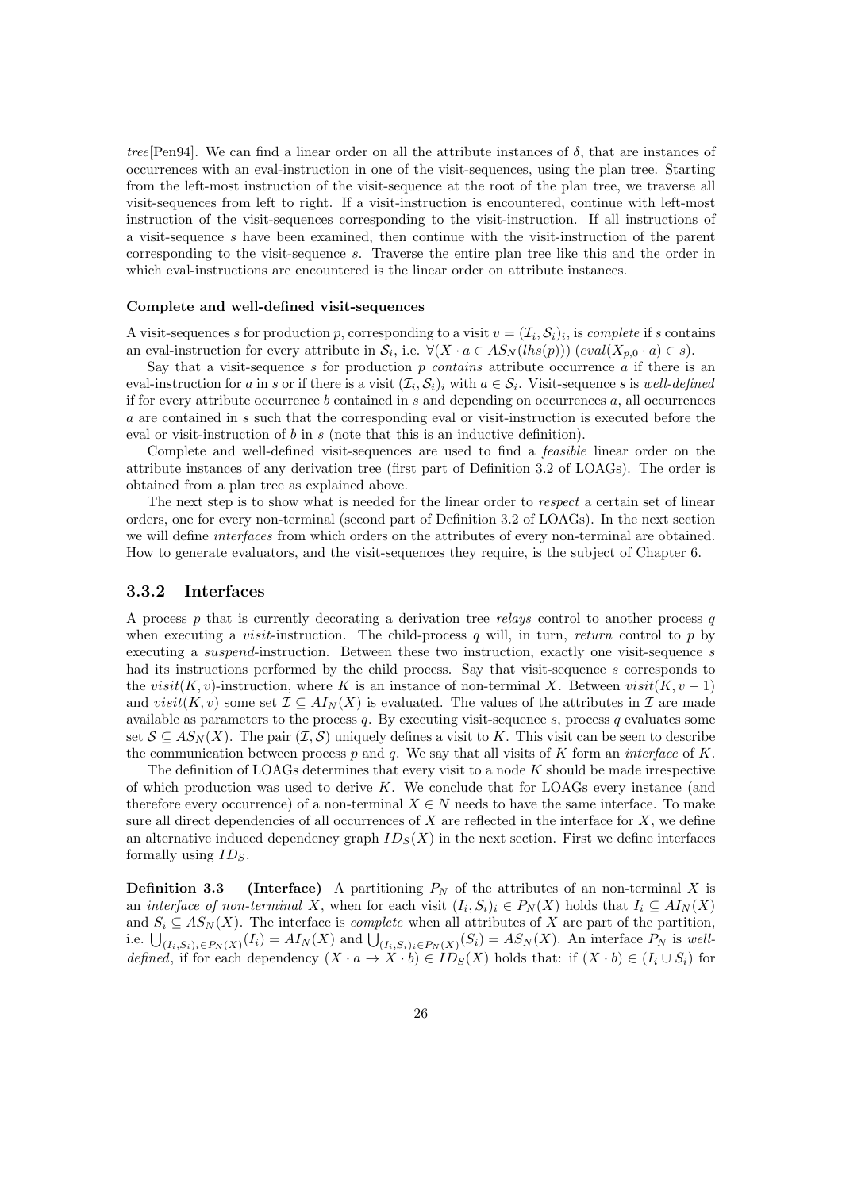*tree*[Pen94]. We can find a linear order on all the attribute instances of $\delta$, that are instances of occurrences with an eval-instruction in one of the visit-sequences, using the plan tree. Starting from the left-most instruction of the visit-sequence at the root of the plan tree, we traverse all visit-sequences from left to right. If a visit-instruction is encountered, continue with left-most instruction of the visit-sequences corresponding to the visit-instruction. If all instructions of a visit-sequence $s$ have been examined, then continue with the visit-instruction of the parent corresponding to the visit-sequence $s$. Traverse the entire plan tree like this and the order in which eval-instructions are encountered is the linear order on attribute instances.

#### Complete and well-defined visit-sequences

A visit-sequences $s$ for production $p$, corresponding to a visit $v = (\mathcal{I}_i, \mathcal{S}_i)_i$, is *complete* if $s$ contains an eval-instruction for every attribute in $\mathcal{S}_i$, i.e. $\forall (X \cdot a \in AS_N(lhs(p)))\ (eval(X_{p,0} \cdot a) \in s)$.

Say that a visit-sequence $s$ for production $p$ *contains* attribute occurrence $a$ if there is an eval-instruction for $a$ in $s$ or if there is a visit $(\mathcal{I}_i, \mathcal{S}_i)_i$ with $a \in \mathcal{S}_i$. Visit-sequence $s$ is *well-defined* if for every attribute occurrence $b$ contained in $s$ and depending on occurrences $a$, all occurrences $a$ are contained in $s$ such that the corresponding eval or visit-instruction is executed before the eval or visit-instruction of $b$ in $s$ (note that this is an inductive definition).

Complete and well-defined visit-sequences are used to find a *feasible* linear order on the attribute instances of any derivation tree (first part of Definition 3.2 of LOAGs). The order is obtained from a plan tree as explained above.

The next step is to show what is needed for the linear order to *respect* a certain set of linear orders, one for every non-terminal (second part of Definition 3.2 of LOAGs). In the next section we will define *interfaces* from which orders on the attributes of every non-terminal are obtained. How to generate evaluators, and the visit-sequences they require, is the subject of Chapter 6.

### 3.3.2 Interfaces

A process $p$ that is currently decorating a derivation tree *relays* control to another process $q$ when executing a *visit*-instruction. The child-process $q$ will, in turn, *return* control to $p$ by executing a *suspend*-instruction. Between these two instruction, exactly one visit-sequence $s$ had its instructions performed by the child process. Say that visit-sequence $s$ corresponds to the $visit(K, v)$-instruction, where $K$ is an instance of non-terminal $X$. Between $visit(K, v-1)$ and $visit(K, v)$ some set $\mathcal{I} \subseteq AI_N(X)$ is evaluated. The values of the attributes in $\mathcal{I}$ are made available as parameters to the process $q$. By executing visit-sequence $s$, process $q$ evaluates some set $\mathcal{S} \subseteq AS_N(X)$. The pair $(\mathcal{I}, \mathcal{S})$ uniquely defines a visit to $K$. This visit can be seen to describe the communication between process $p$ and $q$. We say that all visits of $K$ form an *interface* of $K$.

The definition of LOAGs determines that every visit to a node $K$ should be made irrespective of which production was used to derive $K$. We conclude that for LOAGs every instance (and therefore every occurrence) of a non-terminal $X \in N$ needs to have the same interface. To make sure all direct dependencies of all occurrences of $X$ are reflected in the interface for $X$, we define an alternative induced dependency graph $ID_S(X)$ in the next section. First we define interfaces formally using $ID_S$.

**Definition 3.3 (Interface)** A partitioning $P_N$ of the attributes of an non-terminal $X$ is an *interface of non-terminal* $X$, when for each visit $(I_i, S_i)_i \in P_N(X)$ holds that $I_i \subseteq AI_N(X)$ and $S_i \subseteq AS_N(X)$. The interface is *complete* when all attributes of $X$ are part of the partition, i.e. $\bigcup_{(I_i,S_i)_i \in P_N(X)}(I_i) = AI_N(X)$ and $\bigcup_{(I_i,S_i)_i \in P_N(X)}(S_i) = AS_N(X)$. An interface $P_N$ is *well-defined*, if for each dependency $(X \cdot a \to X \cdot b) \in ID_S(X)$ holds that: if $(X \cdot b) \in (I_i \cup S_i)$ for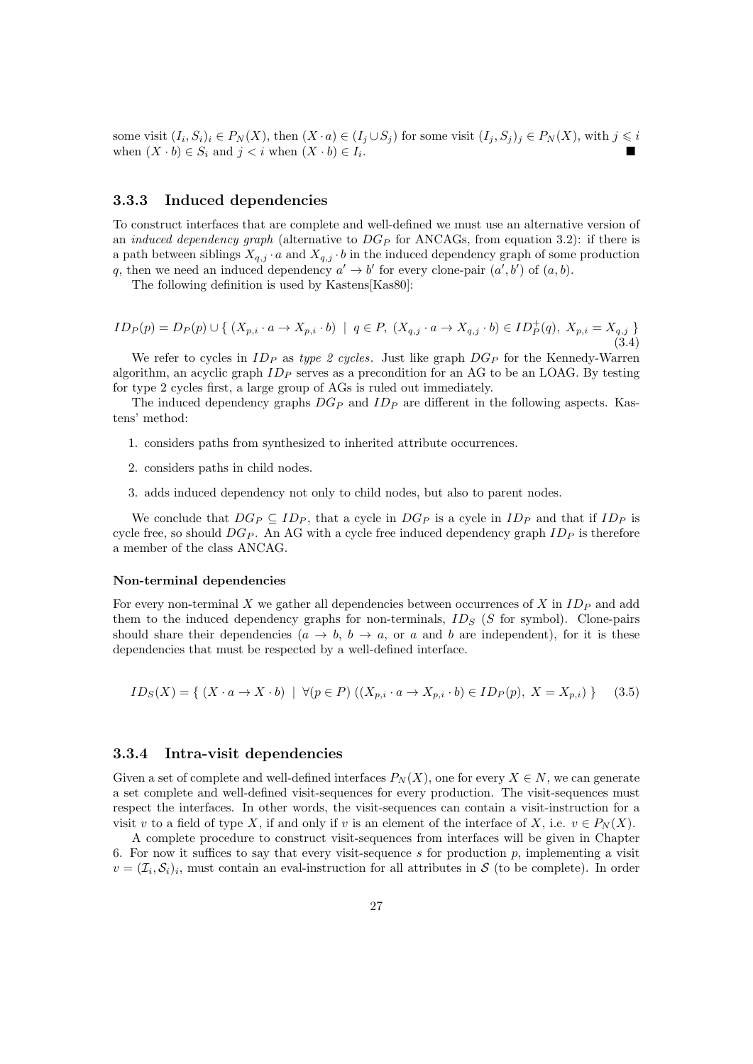some visit $(I_i, S_i)_i \in P_N(X)$, then $(X \cdot a) \in (I_j \cup S_j)$ for some visit $(I_j, S_j)_j \in P_N(X)$, with $j \leqslant i$ when $(X \cdot b) \in S_i$ and $j < i$ when $(X \cdot b) \in I_i$. ■

### 3.3.3 Induced dependencies

To construct interfaces that are complete and well-defined we must use an alternative version of an *induced dependency graph* (alternative to $DG_P$ for ANCAGs, from equation 3.2): if there is a path between siblings $X_{q,j} \cdot a$ and $X_{q,j} \cdot b$ in the induced dependency graph of some production $q$, then we need an induced dependency $a' \to b'$ for every clone-pair $(a', b')$ of $(a, b)$.

The following definition is used by Kastens[Kas80]:

$$ID_P(p) = D_P(p) \cup \{\ (X_{p,i} \cdot a \to X_{p,i} \cdot b)\ \mid\ q \in P,\ (X_{q,j} \cdot a \to X_{q,j} \cdot b) \in ID_P^+(q),\ X_{p,i} = X_{q,j}\ \} \tag{3.4}$$

We refer to cycles in $ID_P$ as *type 2 cycles*. Just like graph $DG_P$ for the Kennedy-Warren algorithm, an acyclic graph $ID_P$ serves as a precondition for an AG to be an LOAG. By testing for type 2 cycles first, a large group of AGs is ruled out immediately.

The induced dependency graphs $DG_P$ and $ID_P$ are different in the following aspects. Kastens' method:

1. considers paths from synthesized to inherited attribute occurrences.
2. considers paths in child nodes.
3. adds induced dependency not only to child nodes, but also to parent nodes.

We conclude that $DG_P \subseteq ID_P$, that a cycle in $DG_P$ is a cycle in $ID_P$ and that if $ID_P$ is cycle free, so should $DG_P$. An AG with a cycle free induced dependency graph $ID_P$ is therefore a member of the class ANCAG.

#### Non-terminal dependencies

For every non-terminal $X$ we gather all dependencies between occurrences of $X$ in $ID_P$ and add them to the induced dependency graphs for non-terminals, $ID_S$ ($S$ for symbol). Clone-pairs should share their dependencies ($a \to b$, $b \to a$, or $a$ and $b$ are independent), for it is these dependencies that must be respected by a well-defined interface.

$$ID_S(X) = \{\ (X \cdot a \to X \cdot b)\ \mid\ \forall (p \in P)\ ((X_{p,i} \cdot a \to X_{p,i} \cdot b) \in ID_P(p),\ X = X_{p,i})\ \} \tag{3.5}$$

### 3.3.4 Intra-visit dependencies

Given a set of complete and well-defined interfaces $P_N(X)$, one for every $X \in N$, we can generate a set complete and well-defined visit-sequences for every production. The visit-sequences must respect the interfaces. In other words, the visit-sequences can contain a visit-instruction for a visit $v$ to a field of type $X$, if and only if $v$ is an element of the interface of $X$, i.e. $v \in P_N(X)$.

A complete procedure to construct visit-sequences from interfaces will be given in Chapter 6. For now it suffices to say that every visit-sequence $s$ for production $p$, implementing a visit $v = (\mathcal{I}_i, \mathcal{S}_i)_i$, must contain an eval-instruction for all attributes in $\mathcal{S}$ (to be complete). In order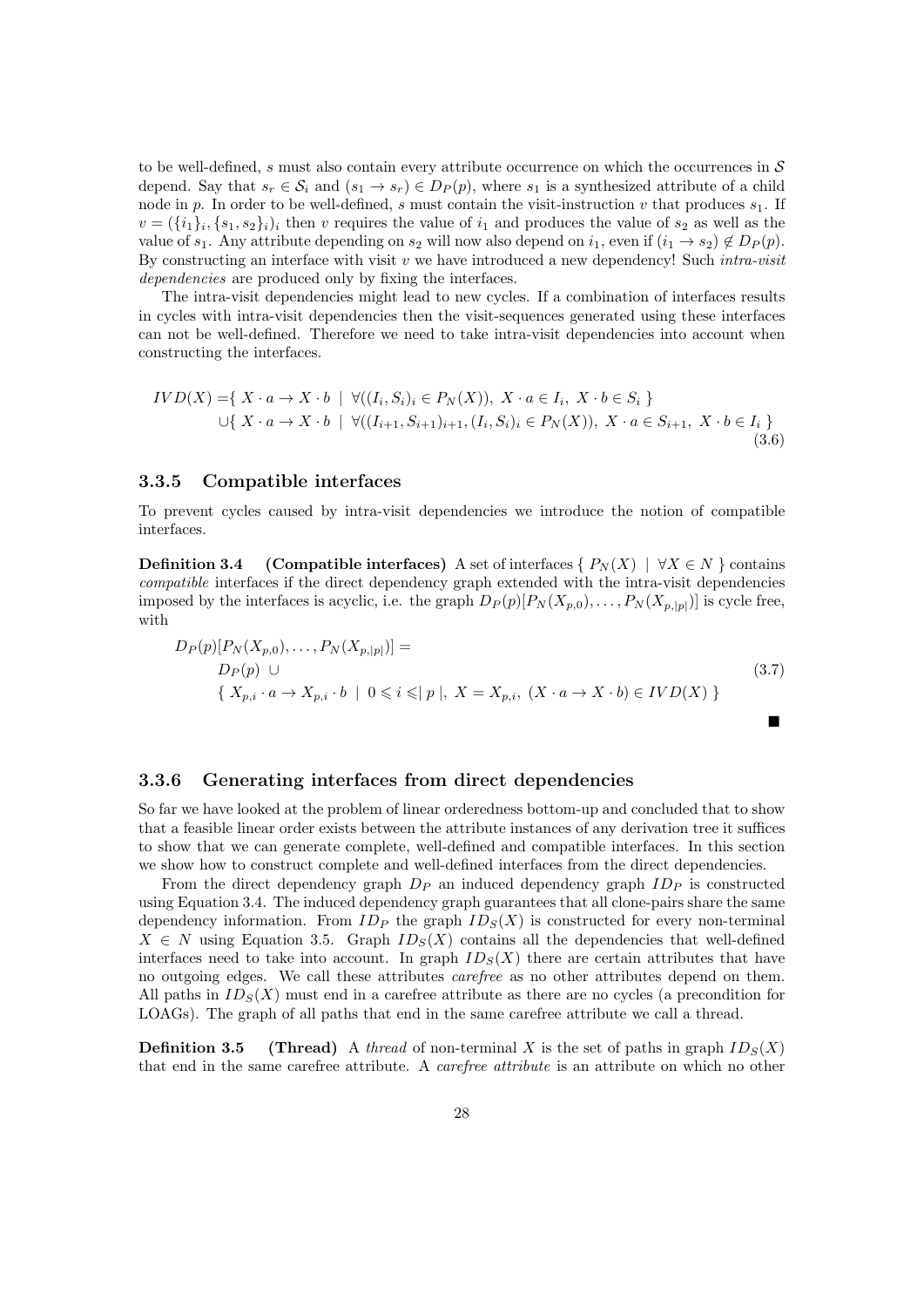to be well-defined, $s$ must also contain every attribute occurrence on which the occurrences in $\mathcal{S}$ depend. Say that $s_r \in \mathcal{S}_i$ and $(s_1 \to s_r) \in D_P(p)$, where $s_1$ is a synthesized attribute of a child node in $p$. In order to be well-defined, $s$ must contain the visit-instruction $v$ that produces $s_1$. If $v = (\{i_1\}_i, \{s_1, s_2\}_i)_i$ then $v$ requires the value of $i_1$ and produces the value of $s_2$ as well as the value of $s_1$. Any attribute depending on $s_2$ will now also depend on $i_1$, even if $(i_1 \to s_2) \notin D_P(p)$. By constructing an interface with visit $v$ we have introduced a new dependency! Such *intra-visit dependencies* are produced only by fixing the interfaces.

The intra-visit dependencies might lead to new cycles. If a combination of interfaces results in cycles with intra-visit dependencies then the visit-sequences generated using these interfaces can not be well-defined. Therefore we need to take intra-visit dependencies into account when constructing the interfaces.

$$
\begin{aligned}
IVD(X) = &\{\ X \cdot a \to X \cdot b \ \mid\ \forall ((I_i, S_i)_i \in P_N(X)),\ X \cdot a \in I_i,\ X \cdot b \in S_i\ \} \\
&\cup \{\ X \cdot a \to X \cdot b \ \mid\ \forall ((I_{i+1}, S_{i+1})_{i+1}, (I_i, S_i)_i \in P_N(X)),\ X \cdot a \in S_{i+1},\ X \cdot b \in I_i\ \}
\end{aligned}
\tag{3.6}
$$

### 3.3.5 Compatible interfaces

To prevent cycles caused by intra-visit dependencies we introduce the notion of compatible interfaces.

**Definition 3.4 (Compatible interfaces)** A set of interfaces $\{\ P_N(X) \ \mid\ \forall X \in N\ \}$ contains *compatible* interfaces if the direct dependency graph extended with the intra-visit dependencies imposed by the interfaces is acyclic, i.e. the graph $D_P(p)[P_N(X_{p,0}), \ldots, P_N(X_{p,|p|})]$ is cycle free, with

$$
\begin{aligned}
&D_P(p)[P_N(X_{p,0}), \ldots, P_N(X_{p,|p|})] = \\
&\qquad D_P(p)\ \cup \\
&\qquad \{\ X_{p,i} \cdot a \to X_{p,i} \cdot b \ \mid\ 0 \leqslant i \leqslant \mid p \mid,\ X = X_{p,i},\ (X \cdot a \to X \cdot b) \in IVD(X)\ \}
\end{aligned}
\tag{3.7}
$$

■

### 3.3.6 Generating interfaces from direct dependencies

So far we have looked at the problem of linear orderedness bottom-up and concluded that to show that a feasible linear order exists between the attribute instances of any derivation tree it suffices to show that we can generate complete, well-defined and compatible interfaces. In this section we show how to construct complete and well-defined interfaces from the direct dependencies.

From the direct dependency graph $D_P$ an induced dependency graph $ID_P$ is constructed using Equation 3.4. The induced dependency graph guarantees that all clone-pairs share the same dependency information. From $ID_P$ the graph $ID_S(X)$ is constructed for every non-terminal $X \in N$ using Equation 3.5. Graph $ID_S(X)$ contains all the dependencies that well-defined interfaces need to take into account. In graph $ID_S(X)$ there are certain attributes that have no outgoing edges. We call these attributes *carefree* as no other attributes depend on them. All paths in $ID_S(X)$ must end in a carefree attribute as there are no cycles (a precondition for LOAGs). The graph of all paths that end in the same carefree attribute we call a thread.

**Definition 3.5 (Thread)** A *thread* of non-terminal $X$ is the set of paths in graph $ID_S(X)$ that end in the same carefree attribute. A *carefree attribute* is an attribute on which no other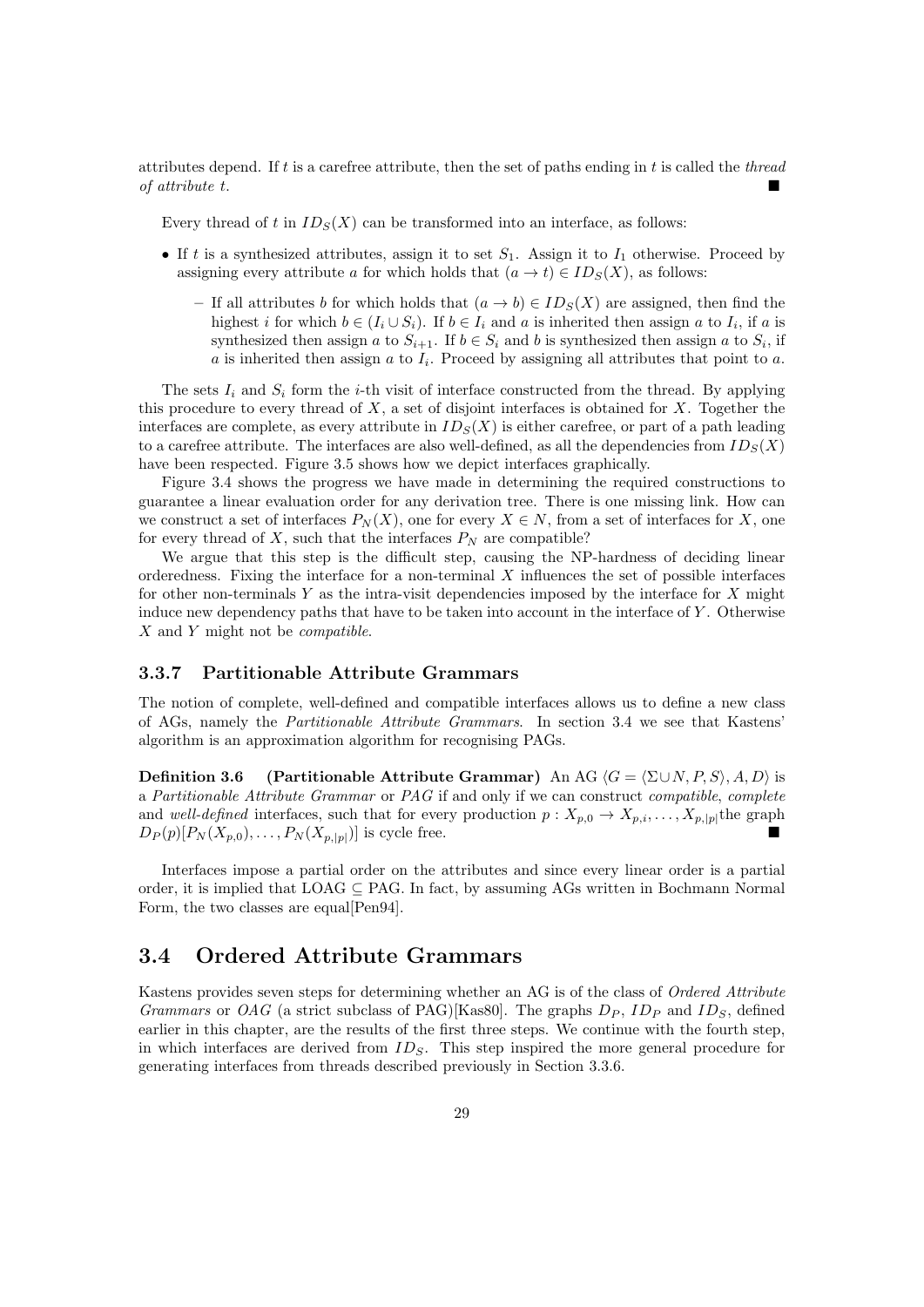attributes depend. If $t$ is a carefree attribute, then the set of paths ending in $t$ is called the *thread of attribute* $t$. ■

Every thread of $t$ in $ID_S(X)$ can be transformed into an interface, as follows:

- If $t$ is a synthesized attributes, assign it to set $S_1$. Assign it to $I_1$ otherwise. Proceed by assigning every attribute $a$ for which holds that $(a \rightarrow t) \in ID_S(X)$, as follows:
  - If all attributes $b$ for which holds that $(a \rightarrow b) \in ID_S(X)$ are assigned, then find the highest $i$ for which $b \in (I_i \cup S_i)$. If $b \in I_i$ and $a$ is inherited then assign $a$ to $I_i$, if $a$ is synthesized then assign $a$ to $S_{i+1}$. If $b \in S_i$ and $b$ is synthesized then assign $a$ to $S_i$, if $a$ is inherited then assign $a$ to $I_i$. Proceed by assigning all attributes that point to $a$.

The sets $I_i$ and $S_i$ form the $i$-th visit of interface constructed from the thread. By applying this procedure to every thread of $X$, a set of disjoint interfaces is obtained for $X$. Together the interfaces are complete, as every attribute in $ID_S(X)$ is either carefree, or part of a path leading to a carefree attribute. The interfaces are also well-defined, as all the dependencies from $ID_S(X)$ have been respected. Figure 3.5 shows how we depict interfaces graphically.

Figure 3.4 shows the progress we have made in determining the required constructions to guarantee a linear evaluation order for any derivation tree. There is one missing link. How can we construct a set of interfaces $P_N(X)$, one for every $X \in N$, from a set of interfaces for $X$, one for every thread of $X$, such that the interfaces $P_N$ are compatible?

We argue that this step is the difficult step, causing the NP-hardness of deciding linear orderedness. Fixing the interface for a non-terminal $X$ influences the set of possible interfaces for other non-terminals $Y$ as the intra-visit dependencies imposed by the interface for $X$ might induce new dependency paths that have to be taken into account in the interface of $Y$. Otherwise $X$ and $Y$ might not be *compatible*.

### 3.3.7 Partitionable Attribute Grammars

The notion of complete, well-defined and compatible interfaces allows us to define a new class of AGs, namely the *Partitionable Attribute Grammars*. In section 3.4 we see that Kastens' algorithm is an approximation algorithm for recognising PAGs.

**Definition 3.6 (Partitionable Attribute Grammar)** An AG $\langle G = \langle \Sigma \cup N, P, S \rangle, A, D \rangle$ is a *Partitionable Attribute Grammar* or *PAG* if and only if we can construct *compatible*, *complete* and *well-defined* interfaces, such that for every production $p : X_{p,0} \rightarrow X_{p,i}, \ldots, X_{p,|p|}$ the graph $D_P(p)[P_N(X_{p,0}), \ldots, P_N(X_{p,|p|})]$ is cycle free. ■

Interfaces impose a partial order on the attributes and since every linear order is a partial order, it is implied that LOAG $\subseteq$ PAG. In fact, by assuming AGs written in Bochmann Normal Form, the two classes are equal[Pen94].

## 3.4 Ordered Attribute Grammars

Kastens provides seven steps for determining whether an AG is of the class of *Ordered Attribute Grammars* or *OAG* (a strict subclass of PAG)[Kas80]. The graphs $D_P$, $ID_P$ and $ID_S$, defined earlier in this chapter, are the results of the first three steps. We continue with the fourth step, in which interfaces are derived from $ID_S$. This step inspired the more general procedure for generating interfaces from threads described previously in Section 3.3.6.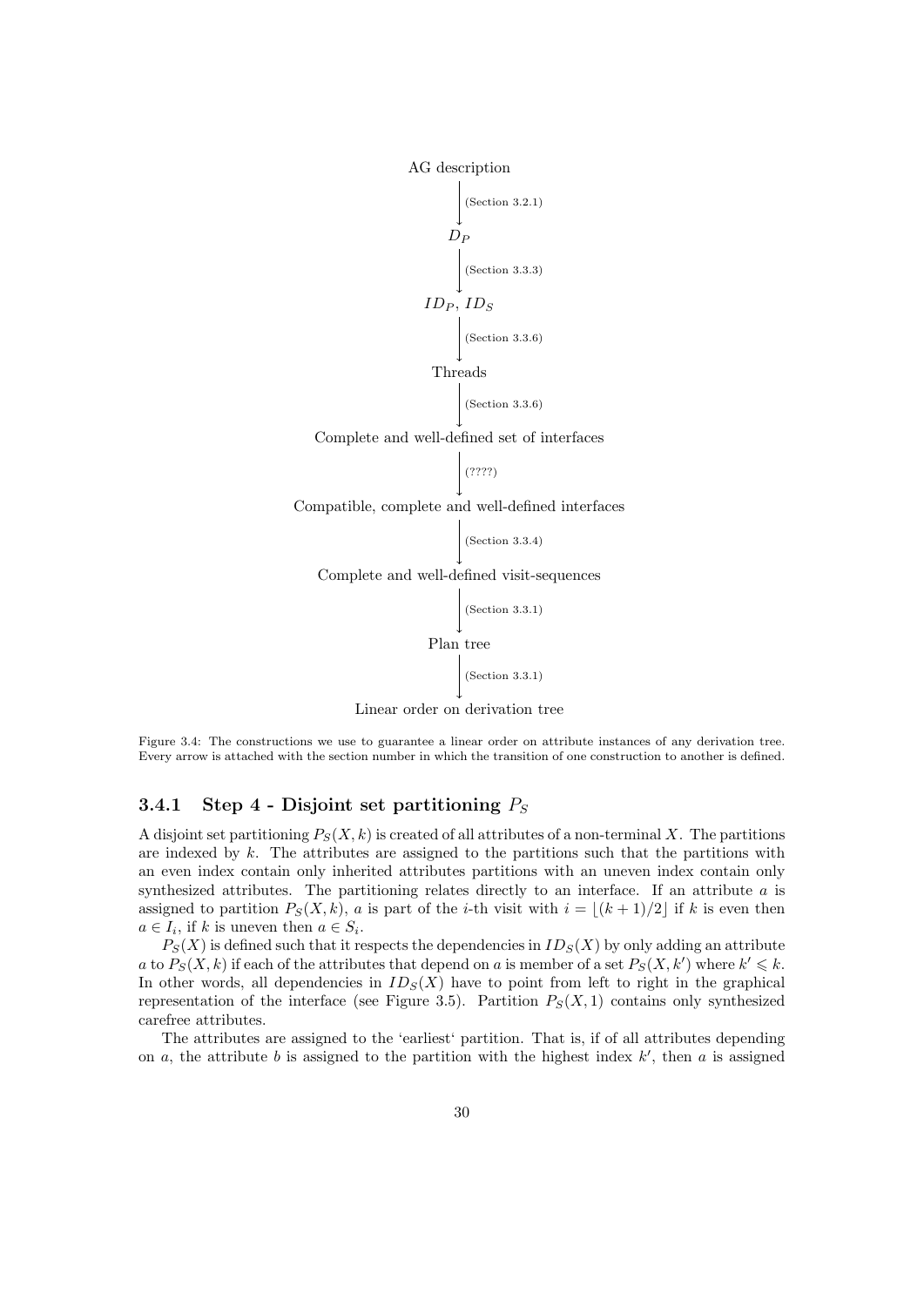AG description

↓ (Section 3.2.1)

$D_P$

↓ (Section 3.3.3)

$ID_P$, $ID_S$

↓ (Section 3.3.6)

Threads

↓ (Section 3.3.6)

Complete and well-defined set of interfaces

↓ (????)

Compatible, complete and well-defined interfaces

↓ (Section 3.3.4)

Complete and well-defined visit-sequences

↓ (Section 3.3.1)

Plan tree

↓ (Section 3.3.1)

Linear order on derivation tree

Figure 3.4: The constructions we use to guarantee a linear order on attribute instances of any derivation tree. Every arrow is attached with the section number in which the transition of one construction to another is defined.

### 3.4.1 Step 4 - Disjoint set partitioning $P_S$

A disjoint set partitioning $P_S(X, k)$ is created of all attributes of a non-terminal $X$. The partitions are indexed by $k$. The attributes are assigned to the partitions such that the partitions with an even index contain only inherited attributes partitions with an uneven index contain only synthesized attributes. The partitioning relates directly to an interface. If an attribute $a$ is assigned to partition $P_S(X, k)$, $a$ is part of the $i$-th visit with $i = \lfloor (k+1)/2 \rfloor$ if $k$ is even then $a \in I_i$, if $k$ is uneven then $a \in S_i$.

$P_S(X)$ is defined such that it respects the dependencies in $ID_S(X)$ by only adding an attribute $a$ to $P_S(X, k)$ if each of the attributes that depend on $a$ is member of a set $P_S(X, k')$ where $k' \leqslant k$. In other words, all dependencies in $ID_S(X)$ have to point from left to right in the graphical representation of the interface (see Figure 3.5). Partition $P_S(X, 1)$ contains only synthesized carefree attributes.

The attributes are assigned to the 'earliest' partition. That is, if of all attributes depending on $a$, the attribute $b$ is assigned to the partition with the highest index $k'$, then $a$ is assigned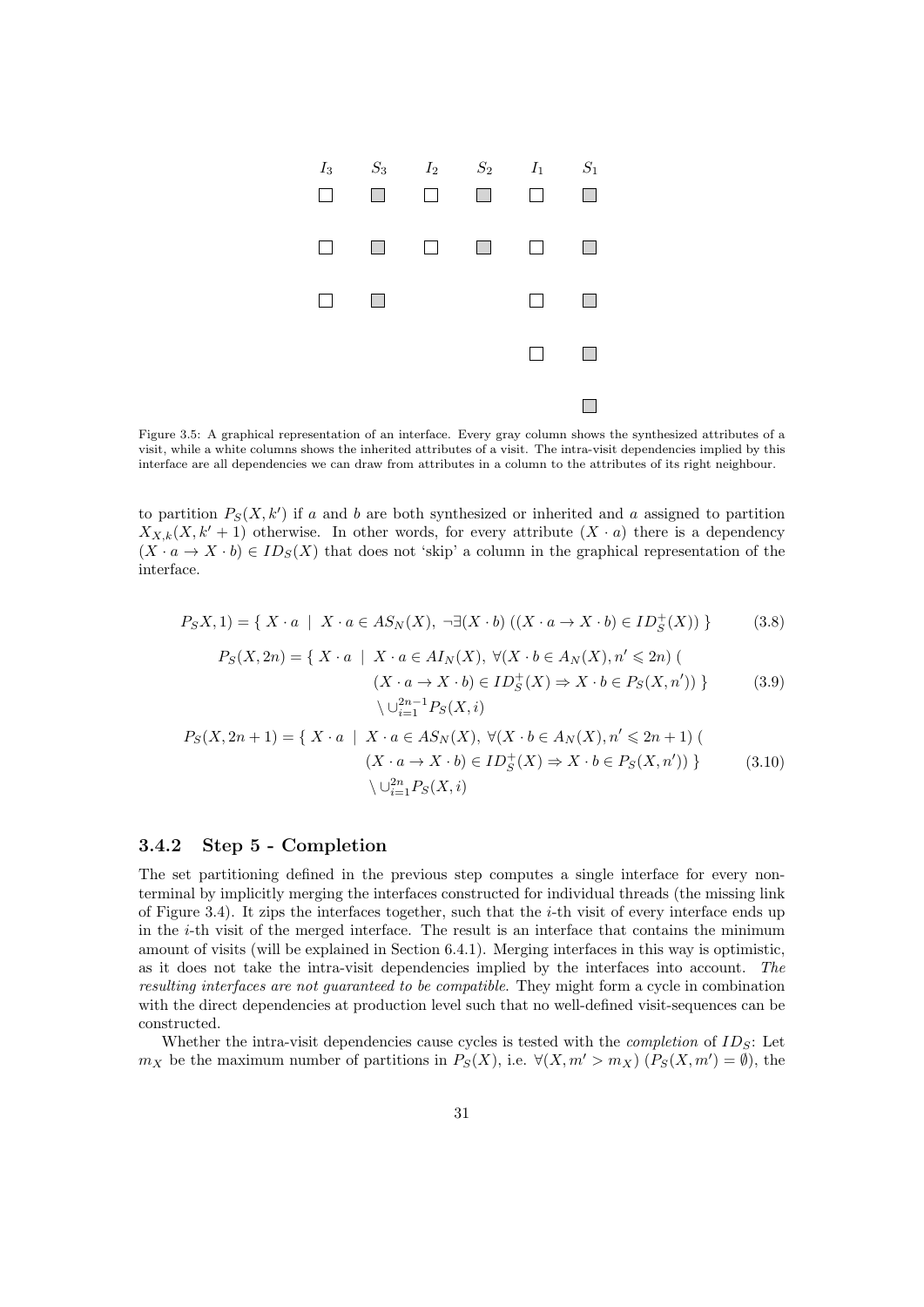| $I_3$ | $S_3$ | $I_2$ | $S_2$ | $I_1$ | $S_1$ |
|---|---|---|---|---|---|
| □ | ■ | □ | ■ | □ | ■ |
| □ | ■ | □ | ■ | □ | ■ |
| □ | ■ | | | □ | ■ |
| | | | | □ | ■ |
| | | | | | ■ |

Figure 3.5: A graphical representation of an interface. Every gray column shows the synthesized attributes of a visit, while a white columns shows the inherited attributes of a visit. The intra-visit dependencies implied by this interface are all dependencies we can draw from attributes in a column to the attributes of its right neighbour.

to partition $P_S(X, k')$ if $a$ and $b$ are both synthesized or inherited and $a$ assigned to partition $X_{X,k}(X, k'+1)$ otherwise. In other words, for every attribute $(X \cdot a)$ there is a dependency $(X \cdot a \to X \cdot b) \in ID_S(X)$ that does not 'skip' a column in the graphical representation of the interface.

$$P_S X, 1) = \{\ X \cdot a \ \mid\ X \cdot a \in AS_N(X),\ \neg\exists(X \cdot b)\ ((X \cdot a \to X \cdot b) \in ID_S^+(X))\ \} \tag{3.8}$$

$$\begin{aligned} P_S(X, 2n) = \{\ X \cdot a \ \mid\ & X \cdot a \in AI_N(X),\ \forall(X \cdot b \in A_N(X), n' \leqslant 2n)\ ( \\ & (X \cdot a \to X \cdot b) \in ID_S^+(X) \Rightarrow X \cdot b \in P_S(X, n'))\ \} \\ & \setminus \cup_{i=1}^{2n-1} P_S(X, i) \end{aligned} \tag{3.9}$$

$$\begin{aligned} P_S(X, 2n+1) = \{\ X \cdot a \ \mid\ & X \cdot a \in AS_N(X),\ \forall(X \cdot b \in A_N(X), n' \leqslant 2n+1)\ ( \\ & (X \cdot a \to X \cdot b) \in ID_S^+(X) \Rightarrow X \cdot b \in P_S(X, n'))\ \} \\ & \setminus \cup_{i=1}^{2n} P_S(X, i) \end{aligned} \tag{3.10}$$

### 3.4.2 Step 5 - Completion

The set partitioning defined in the previous step computes a single interface for every non-terminal by implicitly merging the interfaces constructed for individual threads (the missing link of Figure 3.4). It zips the interfaces together, such that the $i$-th visit of every interface ends up in the $i$-th visit of the merged interface. The result is an interface that contains the minimum amount of visits (will be explained in Section 6.4.1). Merging interfaces in this way is optimistic, as it does not take the intra-visit dependencies implied by the interfaces into account. *The resulting interfaces are not guaranteed to be compatible.* They might form a cycle in combination with the direct dependencies at production level such that no well-defined visit-sequences can be constructed.

Whether the intra-visit dependencies cause cycles is tested with the *completion* of $ID_S$: Let $m_X$ be the maximum number of partitions in $P_S(X)$, i.e. $\forall(X, m' > m_X)\ (P_S(X, m') = \emptyset)$, the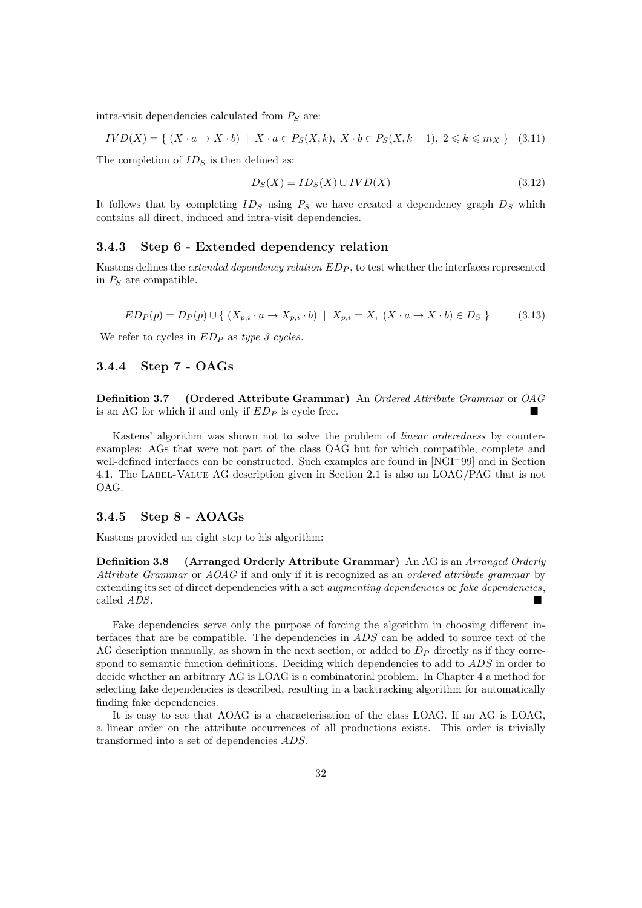intra-visit dependencies calculated from $P_S$ are:

$$IVD(X) = \{ (X \cdot a \to X \cdot b) \mid X \cdot a \in P_S(X, k),\ X \cdot b \in P_S(X, k-1),\ 2 \leqslant k \leqslant m_X \} \quad (3.11)$$

The completion of $ID_S$ is then defined as:

$$D_S(X) = ID_S(X) \cup IVD(X) \quad (3.12)$$

It follows that by completing $ID_S$ using $P_S$ we have created a dependency graph $D_S$ which contains all direct, induced and intra-visit dependencies.

### 3.4.3 Step 6 - Extended dependency relation

Kastens defines the *extended dependency relation* $ED_P$, to test whether the interfaces represented in $P_S$ are compatible.

$$ED_P(p) = D_P(p) \cup \{ (X_{p,i} \cdot a \to X_{p,i} \cdot b) \mid X_{p,i} = X,\ (X \cdot a \to X \cdot b) \in D_S \} \quad (3.13)$$

We refer to cycles in $ED_P$ as *type 3 cycles*.

### 3.4.4 Step 7 - OAGs

**Definition 3.7 (Ordered Attribute Grammar)** An *Ordered Attribute Grammar* or *OAG* is an AG for which if and only if $ED_P$ is cycle free. ■

Kastens' algorithm was shown not to solve the problem of *linear orderedness* by counter-examples: AGs that were not part of the class OAG but for which compatible, complete and well-defined interfaces can be constructed. Such examples are found in [NGI+99] and in Section 4.1. The Label-Value AG description given in Section 2.1 is also an LOAG/PAG that is not OAG.

### 3.4.5 Step 8 - AOAGs

Kastens provided an eight step to his algorithm:

**Definition 3.8 (Arranged Orderly Attribute Grammar)** An AG is an *Arranged Orderly Attribute Grammar* or *AOAG* if and only if it is recognized as an *ordered attribute grammar* by extending its set of direct dependencies with a set *augmenting dependencies* or *fake dependencies*, called *ADS*. ■

Fake dependencies serve only the purpose of forcing the algorithm in choosing different interfaces that are be compatible. The dependencies in *ADS* can be added to source text of the AG description manually, as shown in the next section, or added to $D_P$ directly as if they correspond to semantic function definitions. Deciding which dependencies to add to *ADS* in order to decide whether an arbitrary AG is LOAG is a combinatorial problem. In Chapter 4 a method for selecting fake dependencies is described, resulting in a backtracking algorithm for automatically finding fake dependencies.

It is easy to see that AOAG is a characterisation of the class LOAG. If an AG is LOAG, a linear order on the attribute occurrences of all productions exists. This order is trivially transformed into a set of dependencies *ADS*.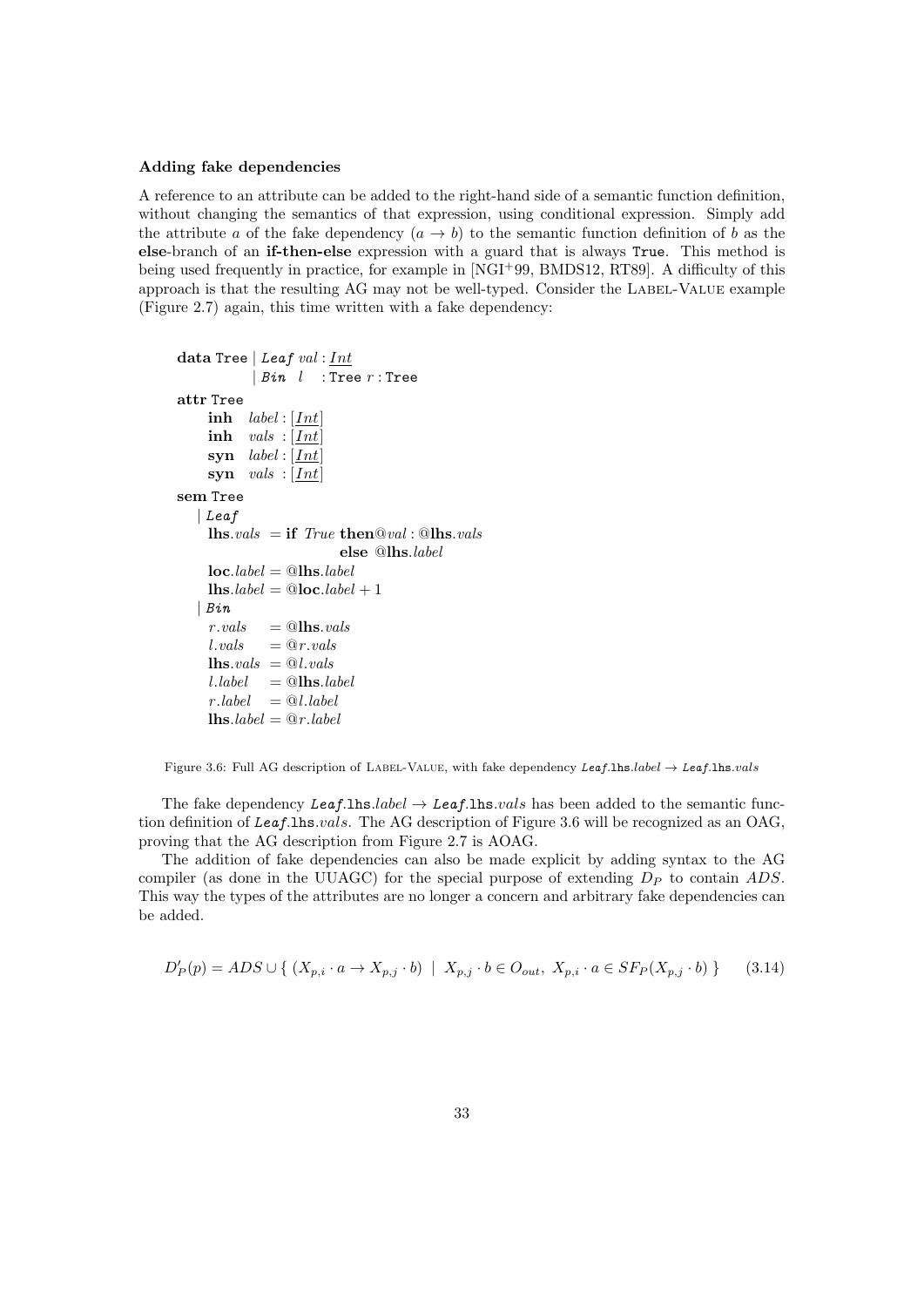#### Adding fake dependencies

A reference to an attribute can be added to the right-hand side of a semantic function definition, without changing the semantics of that expression, using conditional expression. Simply add the attribute $a$ of the fake dependency $(a \rightarrow b)$ to the semantic function definition of $b$ as the **else**-branch of an **if-then-else** expression with a guard that is always `True`. This method is being used frequently in practice, for example in [NGI+99, BMDS12, RT89]. A difficulty of this approach is that the resulting AG may not be well-typed. Consider the Label-Value example (Figure 2.7) again, this time written with a fake dependency:

```
data Tree | Leaf val : Int
          | Bin  l   : Tree r : Tree
attr Tree
    inh  label : [Int]
    inh  vals  : [Int]
    syn  label : [Int]
    syn  vals  : [Int]
sem Tree
  | Leaf
    lhs.vals  = if True then @val : @lhs.vals
                        else @lhs.label
    loc.label = @lhs.label
    lhs.label = @loc.label + 1
  | Bin
    r.vals    = @lhs.vals
    l.vals    = @r.vals
    lhs.vals  = @l.vals
    l.label   = @lhs.label
    r.label   = @l.label
    lhs.label = @r.label
```

Figure 3.6: Full AG description of Label-Value, with fake dependency *Leaf*.lhs.*label* $\rightarrow$ *Leaf*.lhs.*vals*

The fake dependency *Leaf*.lhs.*label* $\rightarrow$ *Leaf*.lhs.*vals* has been added to the semantic function definition of *Leaf*.lhs.*vals*. The AG description of Figure 3.6 will be recognized as an OAG, proving that the AG description from Figure 2.7 is AOAG.

The addition of fake dependencies can also be made explicit by adding syntax to the AG compiler (as done in the UUAGC) for the special purpose of extending $D_P$ to contain $ADS$. This way the types of the attributes are no longer a concern and arbitrary fake dependencies can be added.

$$D'_P(p) = ADS \cup \{ \, (X_{p,i} \cdot a \rightarrow X_{p,j} \cdot b) \;\mid\; X_{p,j} \cdot b \in O_{out},\; X_{p,i} \cdot a \in SF_P(X_{p,j} \cdot b) \, \} \qquad (3.14)$$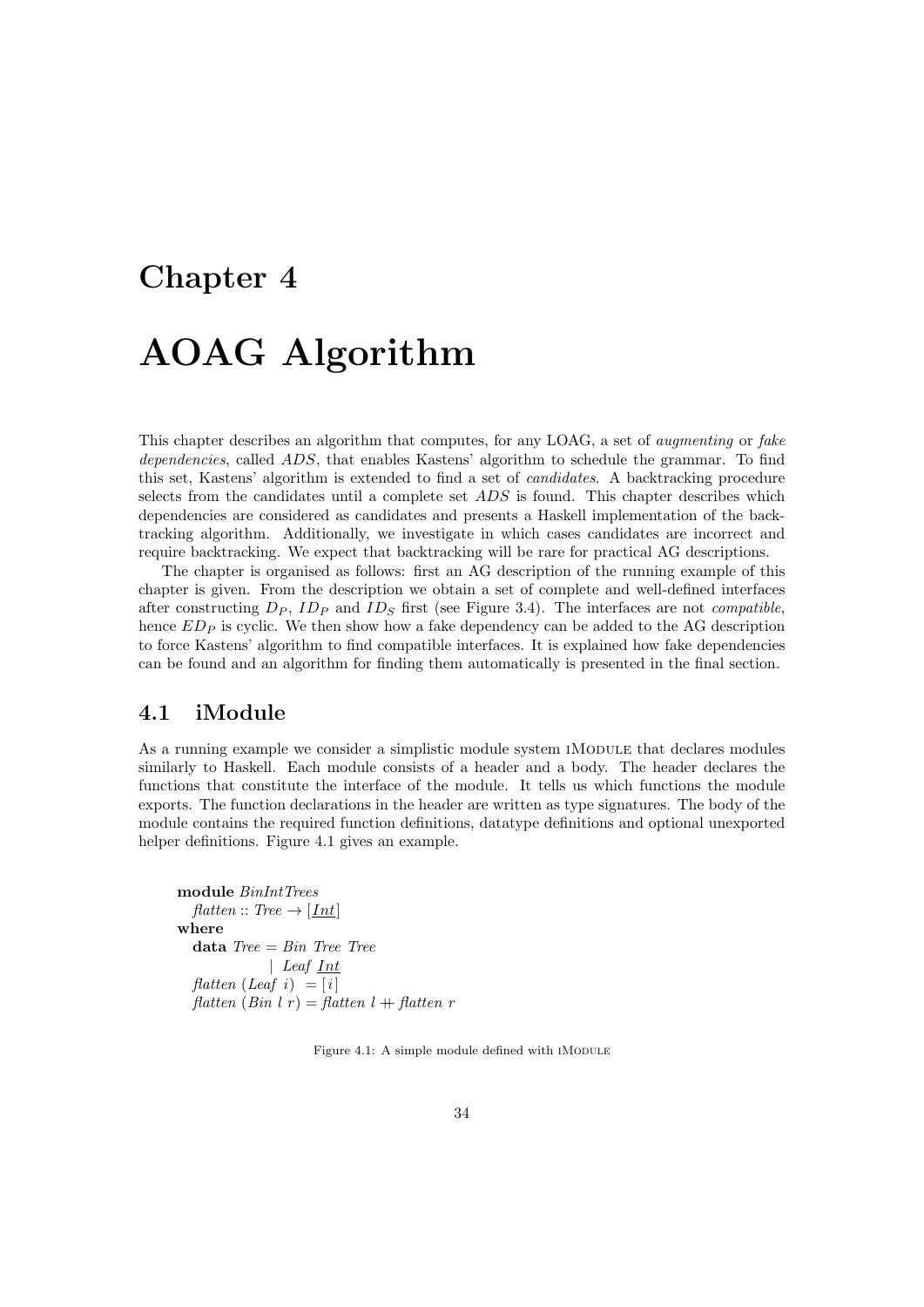# Chapter 4

# AOAG Algorithm

This chapter describes an algorithm that computes, for any LOAG, a set of *augmenting* or *fake dependencies*, called *ADS*, that enables Kastens' algorithm to schedule the grammar. To find this set, Kastens' algorithm is extended to find a set of *candidates*. A backtracking procedure selects from the candidates until a complete set *ADS* is found. This chapter describes which dependencies are considered as candidates and presents a Haskell implementation of the backtracking algorithm. Additionally, we investigate in which cases candidates are incorrect and require backtracking. We expect that backtracking will be rare for practical AG descriptions.

The chapter is organised as follows: first an AG description of the running example of this chapter is given. From the description we obtain a set of complete and well-defined interfaces after constructing $D_P$, $ID_P$ and $ID_S$ first (see Figure 3.4). The interfaces are not *compatible*, hence $ED_P$ is cyclic. We then show how a fake dependency can be added to the AG description to force Kastens' algorithm to find compatible interfaces. It is explained how fake dependencies can be found and an algorithm for finding them automatically is presented in the final section.

## 4.1 iModule

As a running example we consider a simplistic module system iModule that declares modules similarly to Haskell. Each module consists of a header and a body. The header declares the functions that constitute the interface of the module. It tells us which functions the module exports. The function declarations in the header are written as type signatures. The body of the module contains the required function definitions, datatype definitions and optional unexported helper definitions. Figure 4.1 gives an example.

```
module BinIntTrees
  flatten :: Tree → [Int]
where
  data Tree = Bin Tree Tree
            | Leaf Int
  flatten (Leaf i)  = [i]
  flatten (Bin l r) = flatten l ++ flatten r
```

Figure 4.1: A simple module defined with iModule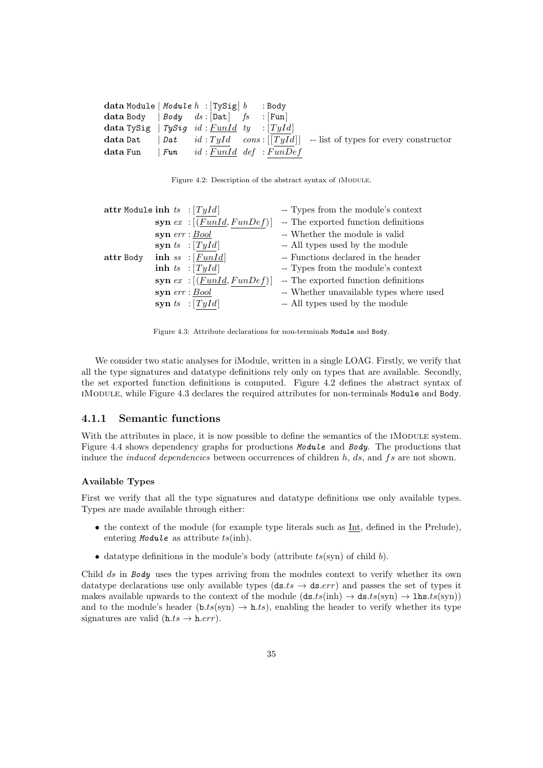```
data Module | Module h  : [TySig] b     : Body
data Body   | Body   ds : [Dat]   fs    : [Fun]
data TySig  | TySig  id : FunId   ty    : [TyId]
data Dat    | Dat    id : TyId    cons  : [[TyId]]   -- list of types for every constructor
data Fun    | Fun    id : FunId   def   : FunDef
```

Figure 4.2: Description of the abstract syntax of iModule.

```
attr Module inh ts  : [TyId]                 -- Types from the module's context
            syn ex  : [(FunId, FunDef)]      -- The exported function definitions
            syn err : Bool                   -- Whether the module is valid
            syn ts  : [TyId]                 -- All types used by the module
attr Body   inh ss  : [FunId]                -- Functions declared in the header
            inh ts  : [TyId]                 -- Types from the module's context
            syn ex  : [(FunId, FunDef)]      -- The exported function definitions
            syn err : Bool                   -- Whether unavailable types where used
            syn ts  : [TyId]                 -- All types used by the module
```

Figure 4.3: Attribute declarations for non-terminals Module and Body.

We consider two static analyses for iModule, written in a single LOAG. Firstly, we verify that all the type signatures and datatype definitions rely only on types that are available. Secondly, the set exported function definitions is computed. Figure 4.2 defines the abstract syntax of iModule, while Figure 4.3 declares the required attributes for non-terminals Module and Body.

### 4.1.1 Semantic functions

With the attributes in place, it is now possible to define the semantics of the iModule system. Figure 4.4 shows dependency graphs for productions *Module* and *Body*. The productions that induce the *induced dependencies* between occurrences of children $h$, $ds$, and $fs$ are not shown.

#### Available Types

First we verify that all the type signatures and datatype definitions use only available types. Types are made available through either:

- the context of the module (for example type literals such as Int, defined in the Prelude), entering *Module* as attribute $ts$(inh).
- datatype definitions in the module's body (attribute $ts$(syn) of child $b$).

Child $ds$ in *Body* uses the types arriving from the modules context to verify whether its own datatype declarations use only available types ($\texttt{ds}.ts \rightarrow \texttt{ds}.err$) and passes the set of types it makes available upwards to the context of the module ($\texttt{ds}.ts(\text{inh}) \rightarrow \texttt{ds}.ts(\text{syn}) \rightarrow \texttt{lhs}.ts(\text{syn})$) and to the module's header ($\texttt{b}.ts(\text{syn}) \rightarrow \texttt{h}.ts$), enabling the header to verify whether its type signatures are valid ($\texttt{h}.ts \rightarrow \texttt{h}.err$).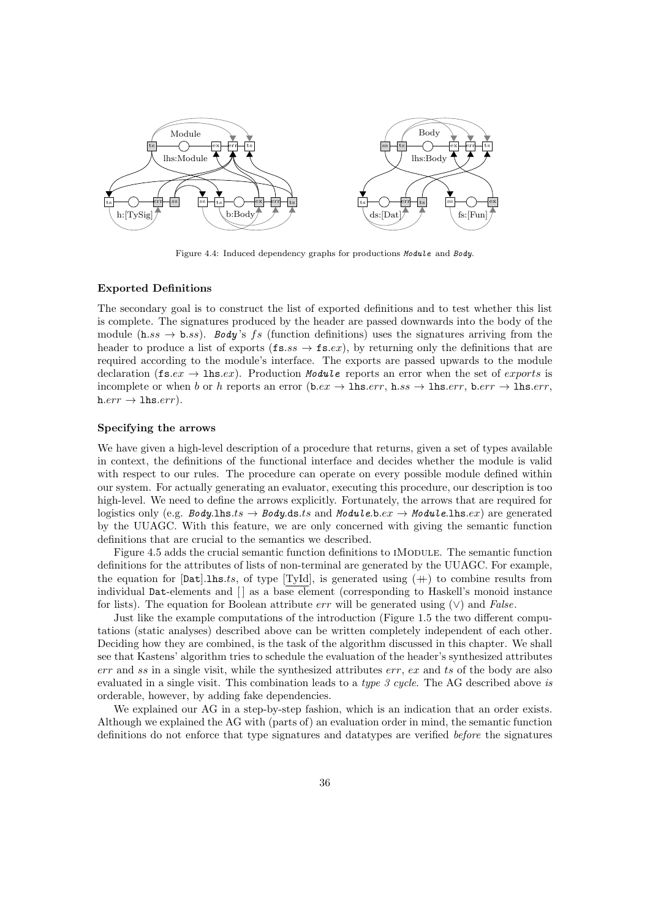Figure 4.4: Induced dependency graphs for productions *Module* and *Body*.

#### Exported Definitions

The secondary goal is to construct the list of exported definitions and to test whether this list is complete. The signatures produced by the header are passed downwards into the body of the module ($\texttt{h}.ss \rightarrow \texttt{b}.ss$). *Body*'s $fs$ (function definitions) uses the signatures arriving from the header to produce a list of exports ($\texttt{fs}.ss \rightarrow \texttt{fs}.ex$), by returning only the definitions that are required according to the module's interface. The exports are passed upwards to the module declaration ($\texttt{fs}.ex \rightarrow \texttt{lhs}.ex$). Production *Module* reports an error when the set of *exports* is incomplete or when $b$ or $h$ reports an error ($\texttt{b}.ex \rightarrow \texttt{lhs}.err$, $\texttt{h}.ss \rightarrow \texttt{lhs}.err$, $\texttt{b}.err \rightarrow \texttt{lhs}.err$, $\texttt{h}.err \rightarrow \texttt{lhs}.err$).

#### Specifying the arrows

We have given a high-level description of a procedure that returns, given a set of types available in context, the definitions of the functional interface and decides whether the module is valid with respect to our rules. The procedure can operate on every possible module defined within our system. For actually generating an evaluator, executing this procedure, our description is too high-level. We need to define the arrows explicitly. Fortunately, the arrows that are required for logistics only (e.g. *Body*.$\texttt{lhs}.ts \rightarrow$ *Body*.$\texttt{ds}.ts$ and *Module*.$\texttt{b}.ex \rightarrow$ *Module*.$\texttt{lhs}.ex$) are generated by the UUAGC. With this feature, we are only concerned with giving the semantic function definitions that are crucial to the semantics we described.

Figure 4.5 adds the crucial semantic function definitions to iModule. The semantic function definitions for the attributes of lists of non-terminal are generated by the UUAGC. For example, the equation for [Dat].lhs.$ts$, of type [TyId], is generated using ($+\!\!+$) to combine results from individual Dat-elements and [] as a base element (corresponding to Haskell's monoid instance for lists). The equation for Boolean attribute $err$ will be generated using ($\vee$) and *False*.

Just like the example computations of the introduction (Figure 1.5 the two different computations (static analyses) described above can be written completely independent of each other. Deciding how they are combined, is the task of the algorithm discussed in this chapter. We shall see that Kastens' algorithm tries to schedule the evaluation of the header's synthesized attributes $err$ and $ss$ in a single visit, while the synthesized attributes $err$, $ex$ and $ts$ of the body are also evaluated in a single visit. This combination leads to a *type 3 cycle*. The AG described above *is* orderable, however, by adding fake dependencies.

We explained our AG in a step-by-step fashion, which is an indication that an order exists. Although we explained the AG with (parts of) an evaluation order in mind, the semantic function definitions do not enforce that type signatures and datatypes are verified *before* the signatures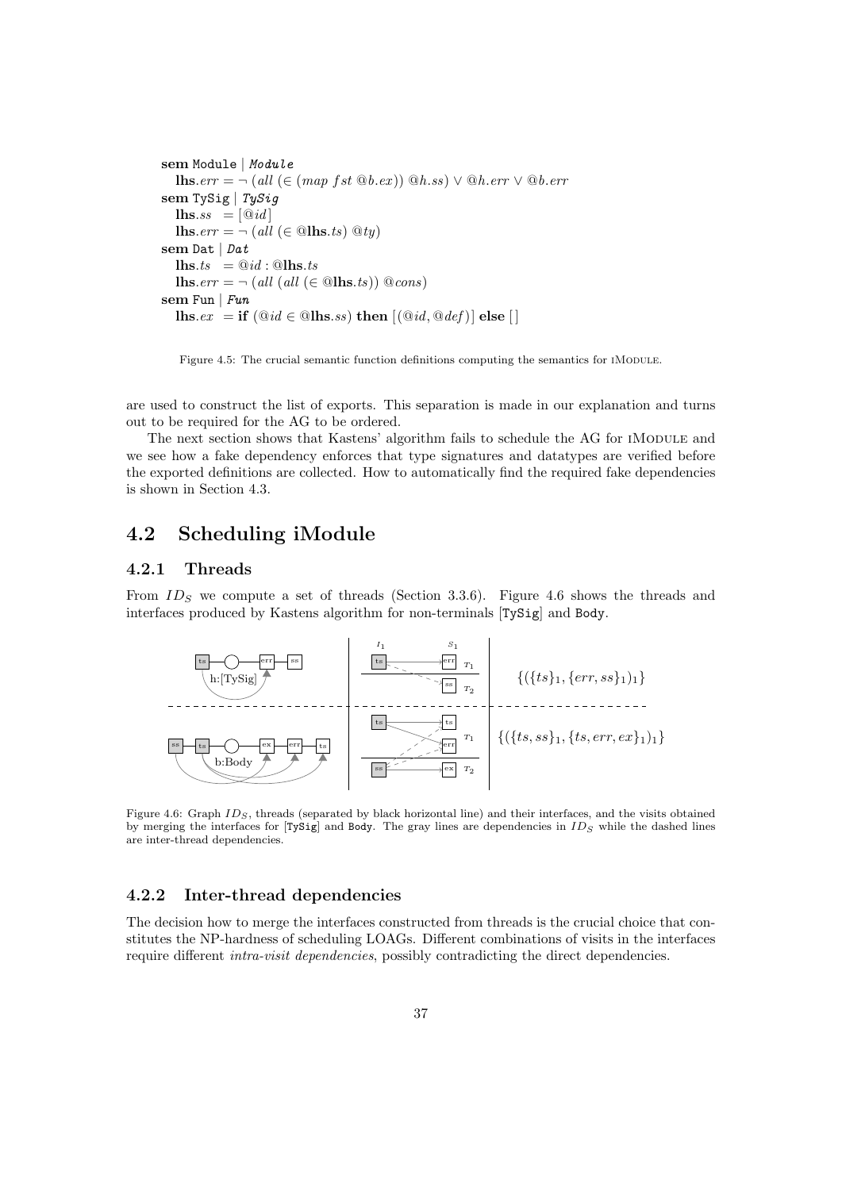**sem** Module | *Module*
  **lhs**.$err = \neg\ (all\ (\in (map\ fst\ @b.ex))\ @h.ss) \vee @h.err \vee @b.err$
**sem** TySig | *TySig*
  **lhs**.$ss\ \ = [@id]$
  **lhs**.$err = \neg\ (all\ (\in @\mathbf{lhs}.ts)\ @ty)$
**sem** Dat | *Dat*
  **lhs**.$ts\ \ = @id : @\mathbf{lhs}.ts$
  **lhs**.$err = \neg\ (all\ (all\ (\in @\mathbf{lhs}.ts))\ @cons)$
**sem** Fun | *Fun*
  **lhs**.$ex\ \ =$ **if** $(@id \in @\mathbf{lhs}.ss)$ **then** $[(@id, @def)]$ **else** $[\,]$

Figure 4.5: The crucial semantic function definitions computing the semantics for iModule.

are used to construct the list of exports. This separation is made in our explanation and turns out to be required for the AG to be ordered.

The next section shows that Kastens' algorithm fails to schedule the AG for iModule and we see how a fake dependency enforces that type signatures and datatypes are verified before the exported definitions are collected. How to automatically find the required fake dependencies is shown in Section 4.3.

## 4.2 Scheduling iModule

### 4.2.1 Threads

From $ID_S$ we compute a set of threads (Section 3.3.6). Figure 4.6 shows the threads and interfaces produced by Kastens algorithm for non-terminals [TySig] and Body.

$\{(\{ts\}_1, \{err, ss\}_1)_1\}$

$\{(\{ts, ss\}_1, \{ts, err, ex\}_1)_1\}$

Figure 4.6: Graph $ID_S$, threads (separated by black horizontal line) and their interfaces, and the visits obtained by merging the interfaces for [TySig] and Body. The gray lines are dependencies in $ID_S$ while the dashed lines are inter-thread dependencies.

### 4.2.2 Inter-thread dependencies

The decision how to merge the interfaces constructed from threads is the crucial choice that constitutes the NP-hardness of scheduling LOAGs. Different combinations of visits in the interfaces require different *intra-visit dependencies*, possibly contradicting the direct dependencies.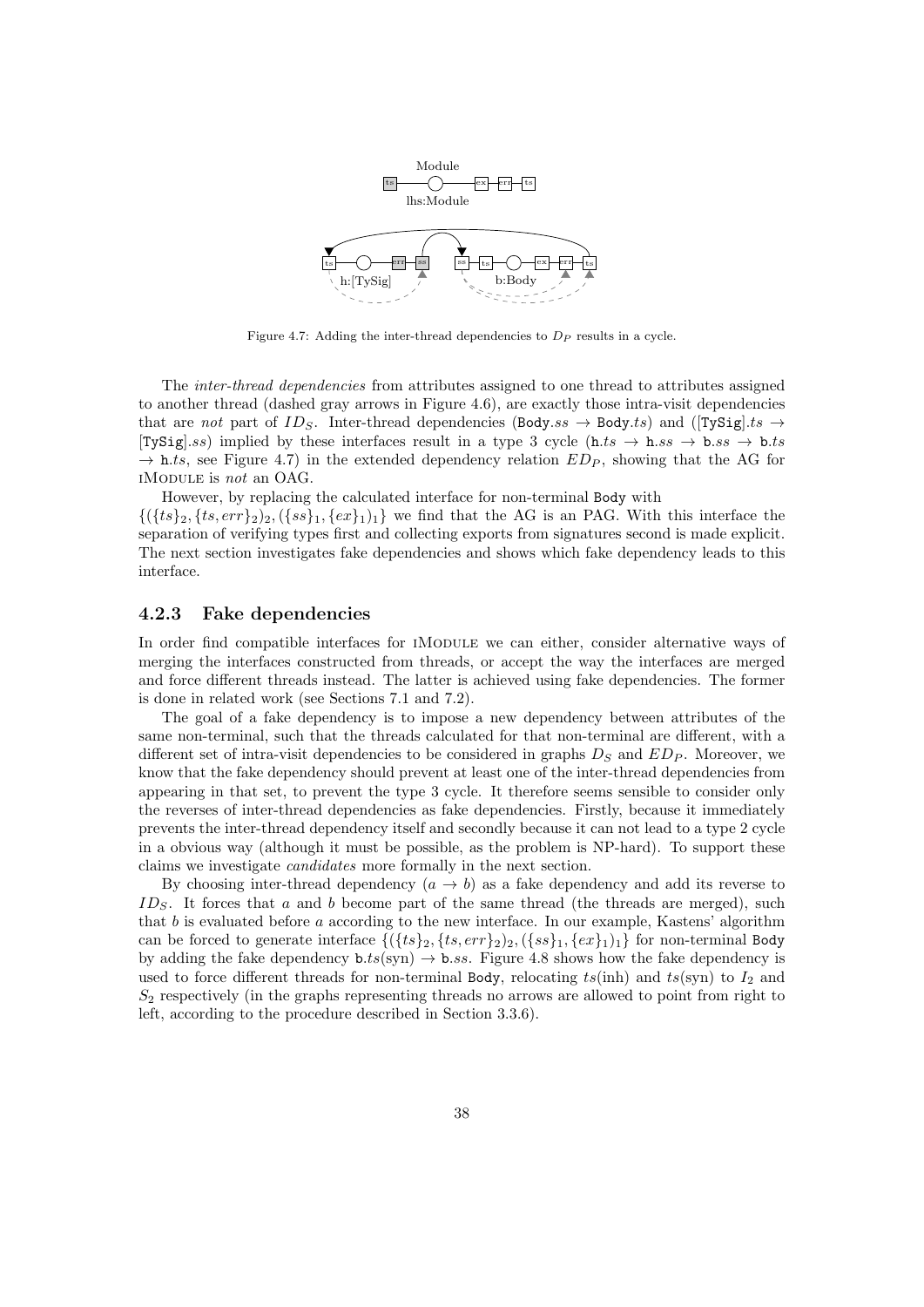Figure 4.7: Adding the inter-thread dependencies to $D_P$ results in a cycle.

The *inter-thread dependencies* from attributes assigned to one thread to attributes assigned to another thread (dashed gray arrows in Figure 4.6), are exactly those intra-visit dependencies that are *not* part of $ID_S$. Inter-thread dependencies (Body.$ss$ → Body.$ts$) and ([TySig].$ts$ → [TySig].$ss$) implied by these interfaces result in a type 3 cycle (h.$ts$ → h.$ss$ → b.$ss$ → b.$ts$ → h.$ts$, see Figure 4.7) in the extended dependency relation $ED_P$, showing that the AG for iModule is *not* an OAG.

However, by replacing the calculated interface for non-terminal Body with $\{(\{ts\}_2, \{ts, err\}_2)_2, (\{ss\}_1, \{ex\}_1)_1\}$ we find that the AG is an PAG. With this interface the separation of verifying types first and collecting exports from signatures second is made explicit. The next section investigates fake dependencies and shows which fake dependency leads to this interface.

### 4.2.3 Fake dependencies

In order find compatible interfaces for iModule we can either, consider alternative ways of merging the interfaces constructed from threads, or accept the way the interfaces are merged and force different threads instead. The latter is achieved using fake dependencies. The former is done in related work (see Sections 7.1 and 7.2).

The goal of a fake dependency is to impose a new dependency between attributes of the same non-terminal, such that the threads calculated for that non-terminal are different, with a different set of intra-visit dependencies to be considered in graphs $D_S$ and $ED_P$. Moreover, we know that the fake dependency should prevent at least one of the inter-thread dependencies from appearing in that set, to prevent the type 3 cycle. It therefore seems sensible to consider only the reverses of inter-thread dependencies as fake dependencies. Firstly, because it immediately prevents the inter-thread dependency itself and secondly because it can not lead to a type 2 cycle in a obvious way (although it must be possible, as the problem is NP-hard). To support these claims we investigate *candidates* more formally in the next section.

By choosing inter-thread dependency $(a \to b)$ as a fake dependency and add its reverse to $ID_S$. It forces that $a$ and $b$ become part of the same thread (the threads are merged), such that $b$ is evaluated before $a$ according to the new interface. In our example, Kastens' algorithm can be forced to generate interface $\{(\{ts\}_2, \{ts, err\}_2)_2, (\{ss\}_1, \{ex\}_1)_1\}$ for non-terminal Body by adding the fake dependency b.$ts$(syn) → b.$ss$. Figure 4.8 shows how the fake dependency is used to force different threads for non-terminal Body, relocating $ts$(inh) and $ts$(syn) to $I_2$ and $S_2$ respectively (in the graphs representing threads no arrows are allowed to point from right to left, according to the procedure described in Section 3.3.6).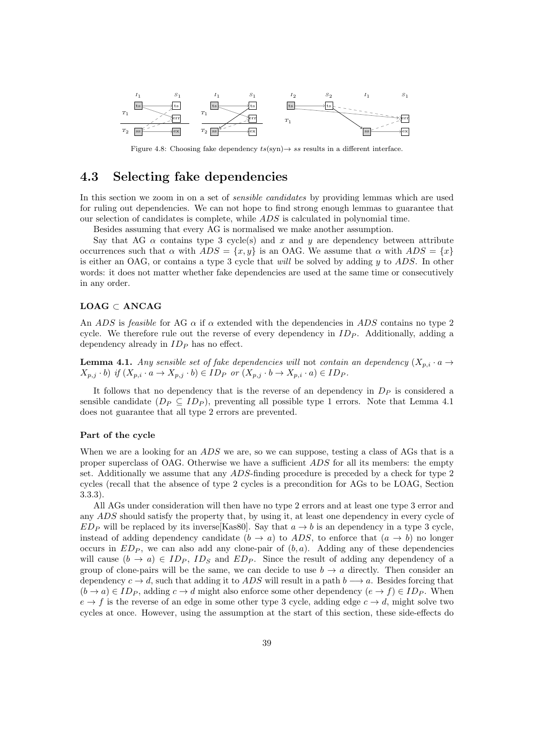Figure 4.8: Choosing fake dependency $ts(\text{syn}) \rightarrow ss$ results in a different interface.

## 4.3 Selecting fake dependencies

In this section we zoom in on a set of *sensible candidates* by providing lemmas which are used for ruling out dependencies. We can not hope to find strong enough lemmas to guarantee that our selection of candidates is complete, while *ADS* is calculated in polynomial time.

Besides assuming that every AG is normalised we make another assumption.

Say that AG $\alpha$ contains type 3 cycle(s) and $x$ and $y$ are dependency between attribute occurrences such that $\alpha$ with $ADS = \{x, y\}$ is an OAG. We assume that $\alpha$ with $ADS = \{x\}$ is either an OAG, or contains a type 3 cycle that *will* be solved by adding $y$ to *ADS*. In other words: it does not matter whether fake dependencies are used at the same time or consecutively in any order.

#### LOAG ⊂ ANCAG

An *ADS* is *feasible* for AG $\alpha$ if $\alpha$ extended with the dependencies in *ADS* contains no type 2 cycle. We therefore rule out the reverse of every dependency in $ID_P$. Additionally, adding a dependency already in $ID_P$ has no effect.

**Lemma 4.1.** *Any sensible set of fake dependencies will* not *contain an dependency* $(X_{p,i} \cdot a \rightarrow X_{p,j} \cdot b)$ *if* $(X_{p,i} \cdot a \rightarrow X_{p,j} \cdot b) \in ID_P$ *or* $(X_{p,j} \cdot b \rightarrow X_{p,i} \cdot a) \in ID_P$.

It follows that no dependency that is the reverse of an dependency in $D_P$ is considered a sensible candidate ($D_P \subseteq ID_P$), preventing all possible type 1 errors. Note that Lemma 4.1 does not guarantee that all type 2 errors are prevented.

#### Part of the cycle

When we are a looking for an *ADS* we are, so we can suppose, testing a class of AGs that is a proper superclass of OAG. Otherwise we have a sufficient *ADS* for all its members: the empty set. Additionally we assume that any *ADS*-finding procedure is preceded by a check for type 2 cycles (recall that the absence of type 2 cycles is a precondition for AGs to be LOAG, Section 3.3.3).

All AGs under consideration will then have no type 2 errors and at least one type 3 error and any *ADS* should satisfy the property that, by using it, at least one dependency in every cycle of $ED_P$ will be replaced by its inverse[Kas80]. Say that $a \rightarrow b$ is an dependency in a type 3 cycle, instead of adding dependency candidate $(b \rightarrow a)$ to *ADS*, to enforce that $(a \rightarrow b)$ no longer occurs in $ED_P$, we can also add any clone-pair of $(b, a)$. Adding any of these dependencies will cause $(b \rightarrow a) \in ID_P$, $ID_S$ and $ED_P$. Since the result of adding any dependency of a group of clone-pairs will be the same, we can decide to use $b \rightarrow a$ directly. Then consider an dependency $c \rightarrow d$, such that adding it to *ADS* will result in a path $b \longrightarrow a$. Besides forcing that $(b \rightarrow a) \in ID_P$, adding $c \rightarrow d$ might also enforce some other dependency $(e \rightarrow f) \in ID_P$. When $e \rightarrow f$ is the reverse of an edge in some other type 3 cycle, adding edge $c \rightarrow d$, might solve two cycles at once. However, using the assumption at the start of this section, these side-effects do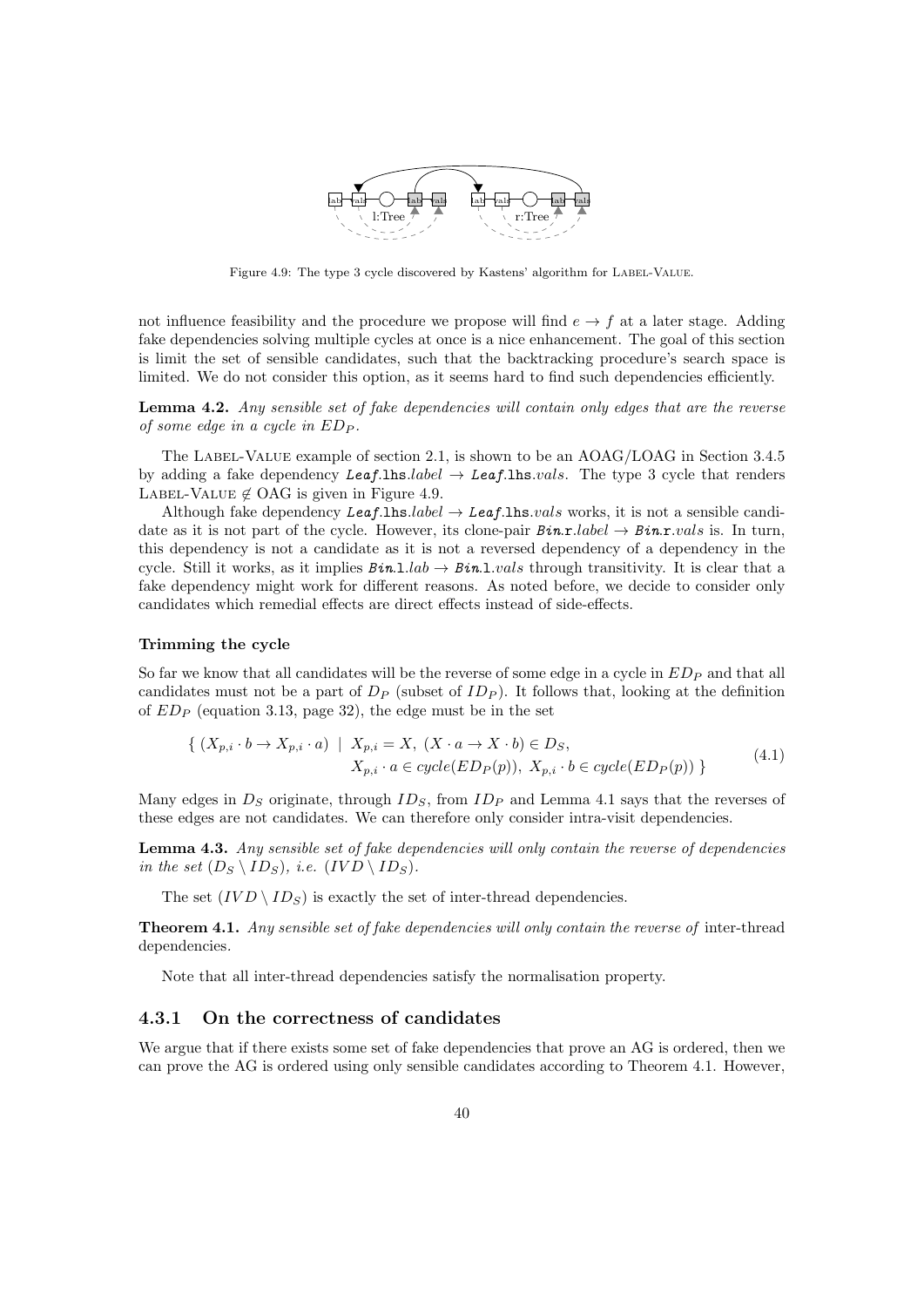Figure 4.9: The type 3 cycle discovered by Kastens' algorithm for LABEL-VALUE.

not influence feasibility and the procedure we propose will find $e \rightarrow f$ at a later stage. Adding fake dependencies solving multiple cycles at once is a nice enhancement. The goal of this section is limit the set of sensible candidates, such that the backtracking procedure's search space is limited. We do not consider this option, as it seems hard to find such dependencies efficiently.

**Lemma 4.2.** *Any sensible set of fake dependencies will contain only edges that are the reverse of some edge in a cycle in $ED_P$.*

The LABEL-VALUE example of section 2.1, is shown to be an AOAG/LOAG in Section 3.4.5 by adding a fake dependency ***Leaf***.lhs.*label* $\rightarrow$ ***Leaf***.lhs.*vals*. The type 3 cycle that renders LABEL-VALUE $\notin$ OAG is given in Figure 4.9.

Although fake dependency ***Leaf***.lhs.*label* $\rightarrow$ ***Leaf***.lhs.*vals* works, it is not a sensible candidate as it is not part of the cycle. However, its clone-pair ***Bin***.r.*label* $\rightarrow$ ***Bin***.r.*vals* is. In turn, this dependency is not a candidate as it is not a reversed dependency of a dependency in the cycle. Still it works, as it implies ***Bin***.l.*lab* $\rightarrow$ ***Bin***.l.*vals* through transitivity. It is clear that a fake dependency might work for different reasons. As noted before, we decide to consider only candidates which remedial effects are direct effects instead of side-effects.

#### Trimming the cycle

So far we know that all candidates will be the reverse of some edge in a cycle in $ED_P$ and that all candidates must not be a part of $D_P$ (subset of $ID_P$). It follows that, looking at the definition of $ED_P$ (equation 3.13, page 32), the edge must be in the set

$$\{ (X_{p,i} \cdot b \rightarrow X_{p,i} \cdot a) \mid X_{p,i} = X,\ (X \cdot a \rightarrow X \cdot b) \in D_S, \quad X_{p,i} \cdot a \in cycle(ED_P(p)),\ X_{p,i} \cdot b \in cycle(ED_P(p)) \} \tag{4.1}$$

Many edges in $D_S$ originate, through $ID_S$, from $ID_P$ and Lemma 4.1 says that the reverses of these edges are not candidates. We can therefore only consider intra-visit dependencies.

**Lemma 4.3.** *Any sensible set of fake dependencies will only contain the reverse of dependencies in the set $(D_S \setminus ID_S)$, i.e. $(IVD \setminus ID_S)$.*

The set $(IVD \setminus ID_S)$ is exactly the set of inter-thread dependencies.

**Theorem 4.1.** *Any sensible set of fake dependencies will only contain the reverse of* inter-thread dependencies.

Note that all inter-thread dependencies satisfy the normalisation property.

### 4.3.1 On the correctness of candidates

We argue that if there exists some set of fake dependencies that prove an AG is ordered, then we can prove the AG is ordered using only sensible candidates according to Theorem 4.1. However,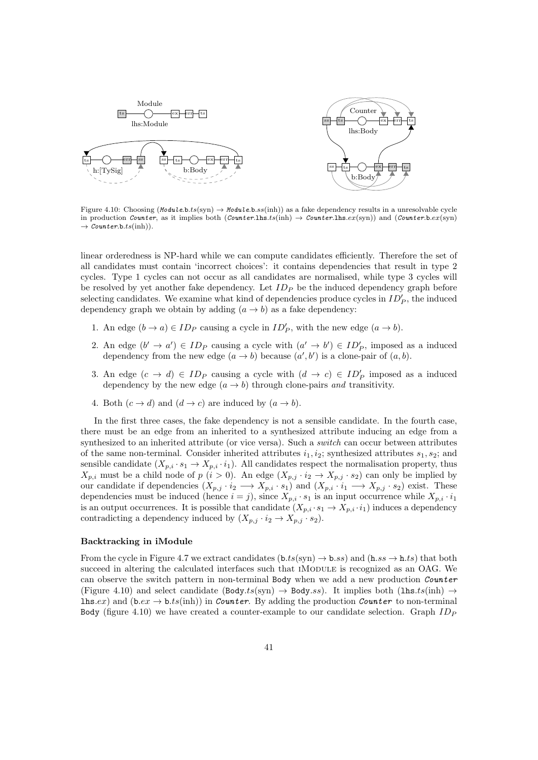Figure 4.10: Choosing ($\mathit{Module}.\mathtt{b}.ts(\text{syn}) \rightarrow \mathit{Module}.\mathtt{b}.ss(\text{inh})$) as a fake dependency results in a unresolvable cycle in production *Counter*, as it implies both ($\mathit{Counter}.\mathtt{lhs}.ts(\text{inh}) \rightarrow \mathit{Counter}.\mathtt{lhs}.ex(\text{syn})$) and ($\mathit{Counter}.\mathtt{b}.ex(\text{syn}) \rightarrow \mathit{Counter}.\mathtt{b}.ts(\text{inh})$).

linear orderedness is NP-hard while we can compute candidates efficiently. Therefore the set of all candidates must contain 'incorrect choices': it contains dependencies that result in type 2 cycles. Type 1 cycles can not occur as all candidates are normalised, while type 3 cycles will be resolved by yet another fake dependency. Let $ID_P$ be the induced dependency graph before selecting candidates. We examine what kind of dependencies produce cycles in $ID'_P$, the induced dependency graph we obtain by adding $(a \rightarrow b)$ as a fake dependency:

1. An edge $(b \rightarrow a) \in ID_P$ causing a cycle in $ID'_P$, with the new edge $(a \rightarrow b)$.
2. An edge $(b' \rightarrow a') \in ID_P$ causing a cycle with $(a' \rightarrow b') \in ID'_P$, imposed as a induced dependency from the new edge $(a \rightarrow b)$ because $(a', b')$ is a clone-pair of $(a, b)$.
3. An edge $(c \rightarrow d) \in ID_P$ causing a cycle with $(d \rightarrow c) \in ID'_P$ imposed as a induced dependency by the new edge $(a \rightarrow b)$ through clone-pairs *and* transitivity.
4. Both $(c \rightarrow d)$ and $(d \rightarrow c)$ are induced by $(a \rightarrow b)$.

In the first three cases, the fake dependency is not a sensible candidate. In the fourth case, there must be an edge from an inherited to a synthesized attribute inducing an edge from a synthesized to an inherited attribute (or vice versa). Such a *switch* can occur between attributes of the same non-terminal. Consider inherited attributes $i_1, i_2$; synthesized attributes $s_1, s_2$; and sensible candidate $(X_{p,i} \cdot s_1 \rightarrow X_{p,i} \cdot i_1)$. All candidates respect the normalisation property, thus $X_{p,i}$ must be a child node of $p$ $(i > 0)$. An edge $(X_{p,j} \cdot i_2 \rightarrow X_{p,j} \cdot s_2)$ can only be implied by our candidate if dependencies $(X_{p,j} \cdot i_2 \longrightarrow X_{p,i} \cdot s_1)$ and $(X_{p,i} \cdot i_1 \longrightarrow X_{p,j} \cdot s_2)$ exist. These dependencies must be induced (hence $i = j$), since $X_{p,i} \cdot s_1$ is an input occurrence while $X_{p,i} \cdot i_1$ is an output occurrences. It is possible that candidate $(X_{p,i} \cdot s_1 \rightarrow X_{p,i} \cdot i_1)$ induces a dependency contradicting a dependency induced by $(X_{p,j} \cdot i_2 \rightarrow X_{p,j} \cdot s_2)$.

### Backtracking in iModule

From the cycle in Figure 4.7 we extract candidates ($\mathtt{b}.ts(\text{syn}) \rightarrow \mathtt{b}.ss$) and ($\mathtt{h}.ss \rightarrow \mathtt{h}.ts$) that both succeed in altering the calculated interfaces such that iModule is recognized as an OAG. We can observe the switch pattern in non-terminal `Body` when we add a new production *Counter* (Figure 4.10) and select candidate ($\mathtt{Body}.ts(\text{syn}) \rightarrow \mathtt{Body}.ss$). It implies both ($\mathtt{lhs}.ts(\text{inh}) \rightarrow \mathtt{lhs}.ex$) and ($\mathtt{b}.ex \rightarrow \mathtt{b}.ts(\text{inh})$) in *Counter*. By adding the production *Counter* to non-terminal `Body` (figure 4.10) we have created a counter-example to our candidate selection. Graph $ID_P$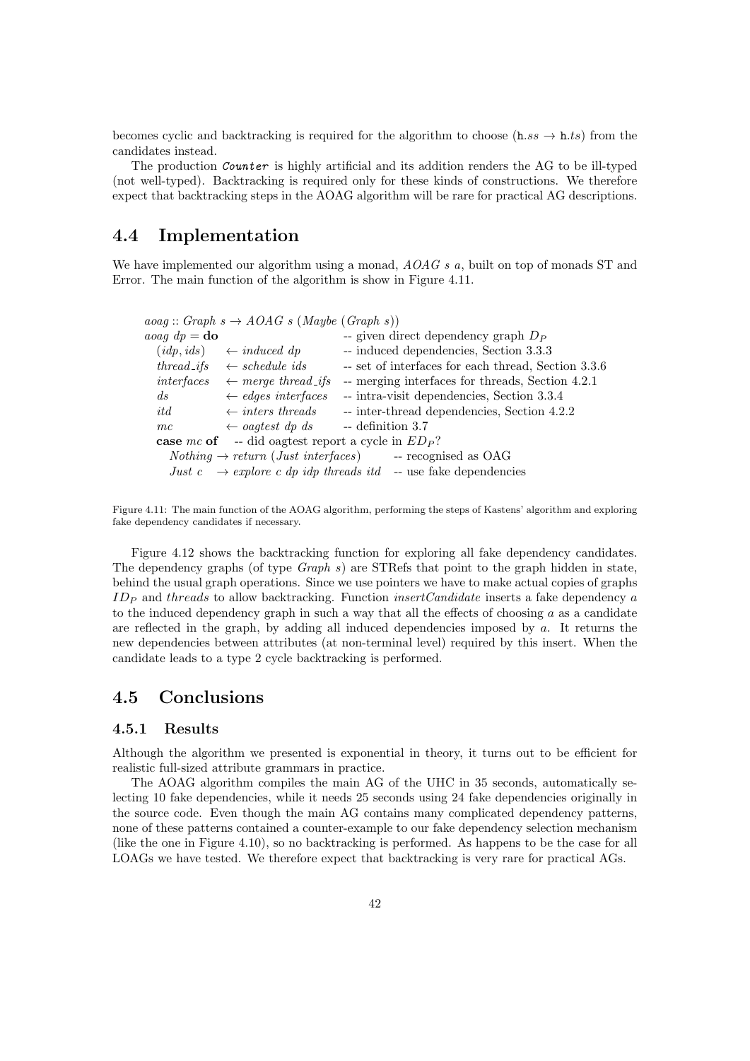becomes cyclic and backtracking is required for the algorithm to choose ($\mathtt{h}.ss \rightarrow \mathtt{h}.ts$) from the candidates instead.

The production ***Counter*** is highly artificial and its addition renders the AG to be ill-typed (not well-typed). Backtracking is required only for these kinds of constructions. We therefore expect that backtracking steps in the AOAG algorithm will be rare for practical AG descriptions.

## 4.4 Implementation

We have implemented our algorithm using a monad, *AOAG s a*, built on top of monads ST and Error. The main function of the algorithm is show in Figure 4.11.

```
aoag :: Graph s → AOAG s (Maybe (Graph s))
aoag dp = do                           -- given direct dependency graph D_P
  (idp, ids)    ← induced dp           -- induced dependencies, Section 3.3.3
  thread_ifs    ← schedule ids         -- set of interfaces for each thread, Section 3.3.6
  interfaces    ← merge thread_ifs     -- merging interfaces for threads, Section 4.2.1
  ds            ← edges interfaces     -- intra-visit dependencies, Section 3.3.4
  itd           ← inters threads       -- inter-thread dependencies, Section 4.2.2
  mc            ← oagtest dp ds        -- definition 3.7
  case mc of    -- did oagtest report a cycle in ED_P?
    Nothing → return (Just interfaces)         -- recognised as OAG
    Just c  → explore c dp idp threads itd     -- use fake dependencies
```

Figure 4.11: The main function of the AOAG algorithm, performing the steps of Kastens' algorithm and exploring fake dependency candidates if necessary.

Figure 4.12 shows the backtracking function for exploring all fake dependency candidates. The dependency graphs (of type *Graph s*) are STRefs that point to the graph hidden in state, behind the usual graph operations. Since we use pointers we have to make actual copies of graphs $ID_P$ and *threads* to allow backtracking. Function *insertCandidate* inserts a fake dependency $a$ to the induced dependency graph in such a way that all the effects of choosing $a$ as a candidate are reflected in the graph, by adding all induced dependencies imposed by $a$. It returns the new dependencies between attributes (at non-terminal level) required by this insert. When the candidate leads to a type 2 cycle backtracking is performed.

## 4.5 Conclusions

### 4.5.1 Results

Although the algorithm we presented is exponential in theory, it turns out to be efficient for realistic full-sized attribute grammars in practice.

The AOAG algorithm compiles the main AG of the UHC in 35 seconds, automatically selecting 10 fake dependencies, while it needs 25 seconds using 24 fake dependencies originally in the source code. Even though the main AG contains many complicated dependency patterns, none of these patterns contained a counter-example to our fake dependency selection mechanism (like the one in Figure 4.10), so no backtracking is performed. As happens to be the case for all LOAGs we have tested. We therefore expect that backtracking is very rare for practical AGs.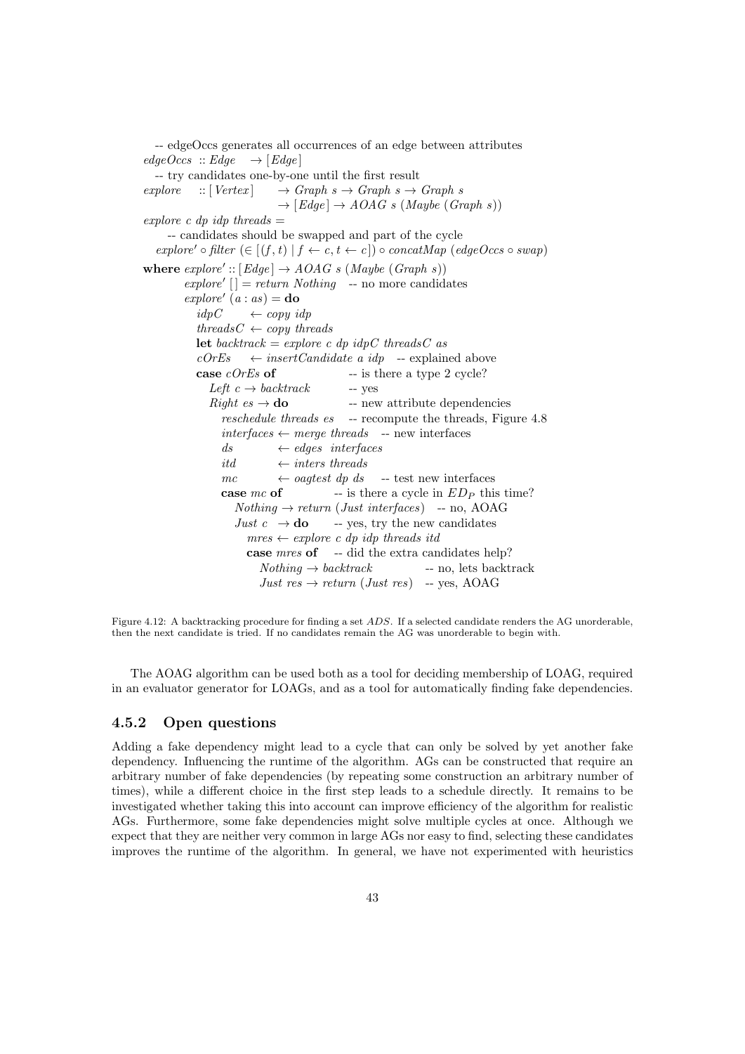```
-- edgeOccs generates all occurrences of an edge between attributes
edgeOccs :: Edge    -> [Edge]
-- try candidates one-by-one until the first result
explore    :: [Vertex]    -> Graph s -> Graph s -> Graph s
                          -> [Edge] -> AOAG s (Maybe (Graph s))
explore c dp idp threads =
    -- candidates should be swapped and part of the cycle
  explore' ∘ filter (∈ [(f, t) | f ← c, t ← c]) ∘ concatMap (edgeOccs ∘ swap)
where explore' :: [Edge] -> AOAG s (Maybe (Graph s))
      explore' [] = return Nothing   -- no more candidates
      explore' (a : as) = do
        idpC     ← copy idp
        threadsC ← copy threads
        let backtrack = explore c dp idpC threadsC as
        cOrEs    ← insertCandidate a idp   -- explained above
        case cOrEs of                -- is there a type 2 cycle?
          Left c -> backtrack        -- yes
          Right es -> do             -- new attribute dependencies
            reschedule threads es  -- recompute the threads, Figure 4.8
            interfaces ← merge threads   -- new interfaces
            ds         ← edges interfaces
            itd        ← inters threads
            mc         ← oagtest dp ds   -- test new interfaces
            case mc of            -- is there a cycle in ED_P this time?
              Nothing -> return (Just interfaces)   -- no, AOAG
              Just c  -> do       -- yes, try the new candidates
                mres ← explore c dp idp threads itd
                case mres of    -- did the extra candidates help?
                  Nothing -> backtrack            -- no, lets backtrack
                  Just res -> return (Just res)   -- yes, AOAG
```

Figure 4.12: A backtracking procedure for finding a set *ADS*. If a selected candidate renders the AG unorderable, then the next candidate is tried. If no candidates remain the AG was unorderable to begin with.

The AOAG algorithm can be used both as a tool for deciding membership of LOAG, required in an evaluator generator for LOAGs, and as a tool for automatically finding fake dependencies.

### 4.5.2 Open questions

Adding a fake dependency might lead to a cycle that can only be solved by yet another fake dependency. Influencing the runtime of the algorithm. AGs can be constructed that require an arbitrary number of fake dependencies (by repeating some construction an arbitrary number of times), while a different choice in the first step leads to a schedule directly. It remains to be investigated whether taking this into account can improve efficiency of the algorithm for realistic AGs. Furthermore, some fake dependencies might solve multiple cycles at once. Although we expect that they are neither very common in large AGs nor easy to find, selecting these candidates improves the runtime of the algorithm. In general, we have not experimented with heuristics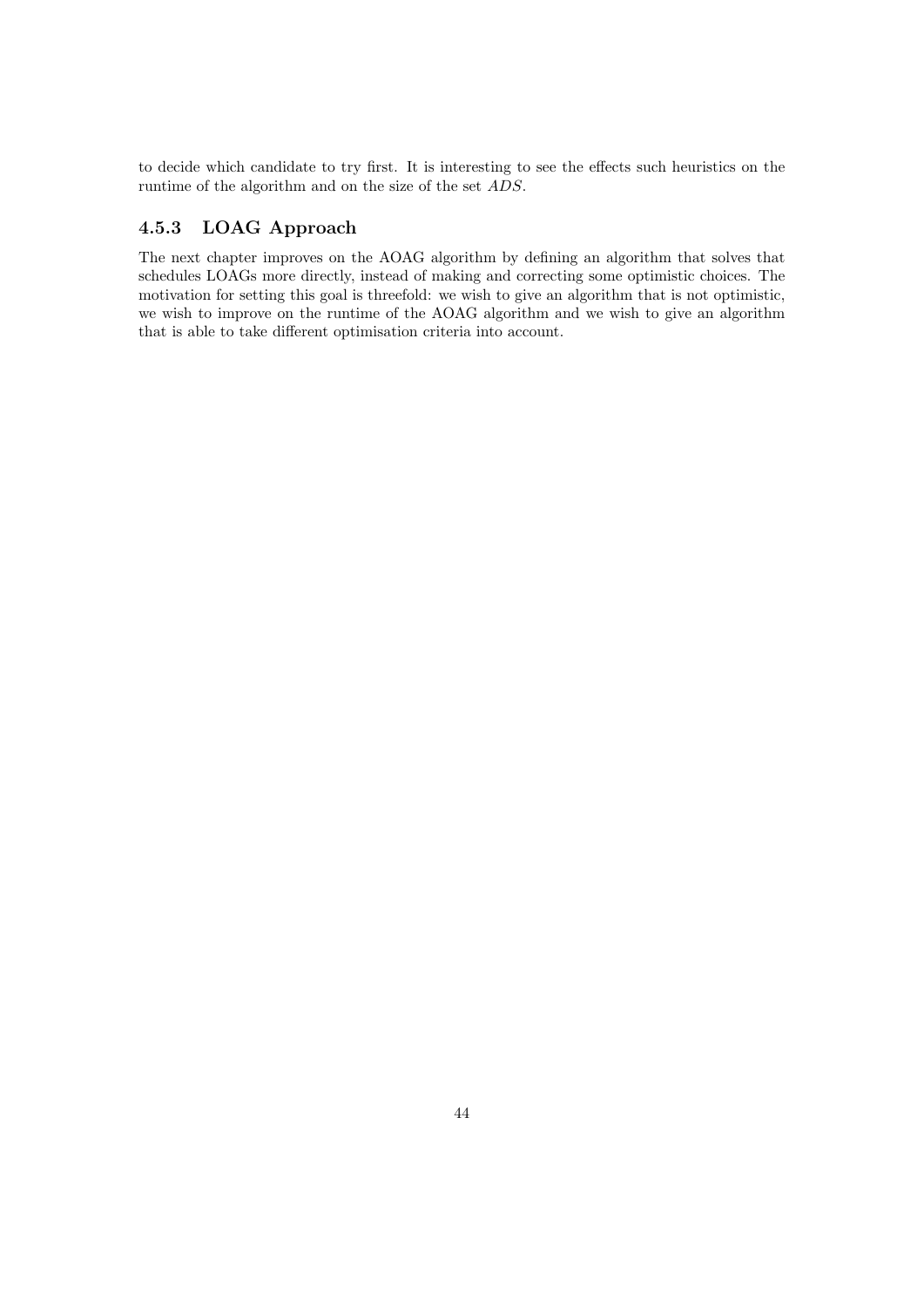to decide which candidate to try first. It is interesting to see the effects such heuristics on the runtime of the algorithm and on the size of the set *ADS*.

### 4.5.3 LOAG Approach

The next chapter improves on the AOAG algorithm by defining an algorithm that solves that schedules LOAGs more directly, instead of making and correcting some optimistic choices. The motivation for setting this goal is threefold: we wish to give an algorithm that is not optimistic, we wish to improve on the runtime of the AOAG algorithm and we wish to give an algorithm that is able to take different optimisation criteria into account.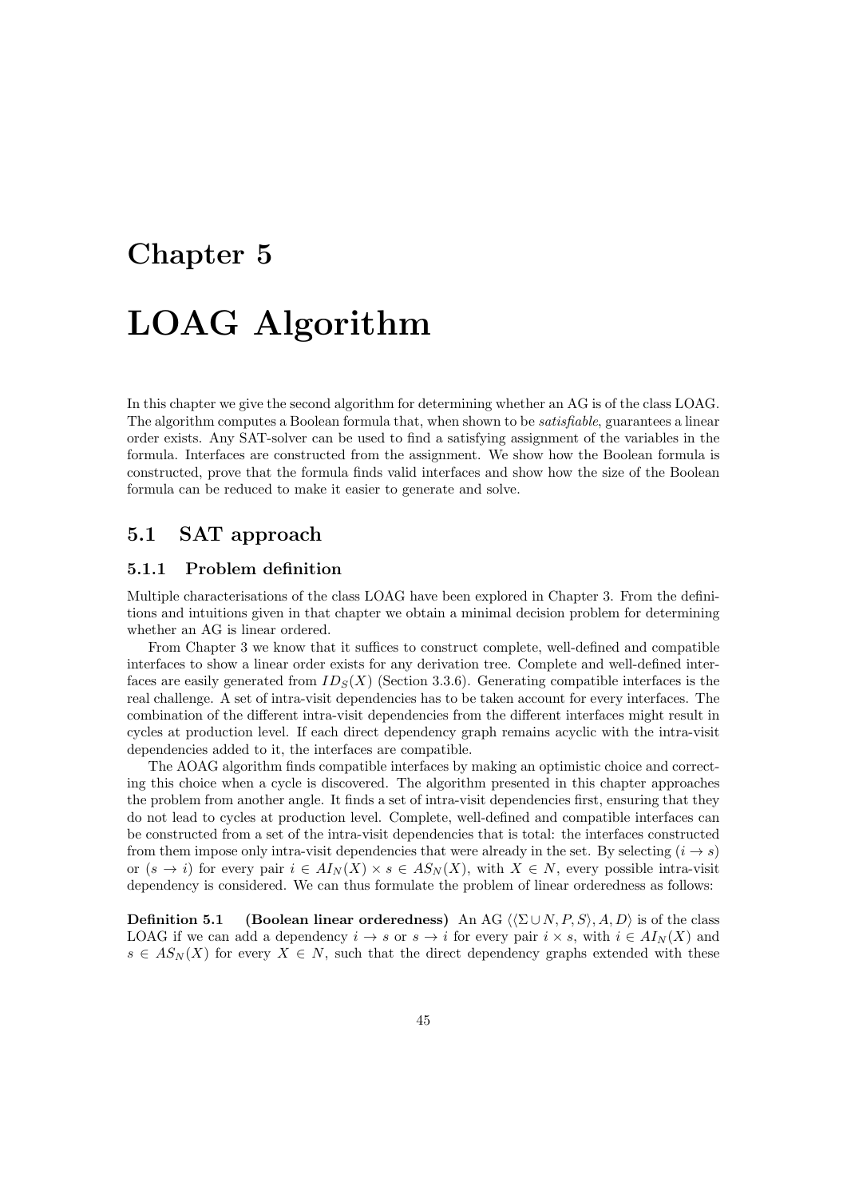# Chapter 5

# LOAG Algorithm

In this chapter we give the second algorithm for determining whether an AG is of the class LOAG. The algorithm computes a Boolean formula that, when shown to be *satisfiable*, guarantees a linear order exists. Any SAT-solver can be used to find a satisfying assignment of the variables in the formula. Interfaces are constructed from the assignment. We show how the Boolean formula is constructed, prove that the formula finds valid interfaces and show how the size of the Boolean formula can be reduced to make it easier to generate and solve.

## 5.1 SAT approach

### 5.1.1 Problem definition

Multiple characterisations of the class LOAG have been explored in Chapter 3. From the definitions and intuitions given in that chapter we obtain a minimal decision problem for determining whether an AG is linear ordered.

From Chapter 3 we know that it suffices to construct complete, well-defined and compatible interfaces to show a linear order exists for any derivation tree. Complete and well-defined interfaces are easily generated from $ID_S(X)$ (Section 3.3.6). Generating compatible interfaces is the real challenge. A set of intra-visit dependencies has to be taken account for every interfaces. The combination of the different intra-visit dependencies from the different interfaces might result in cycles at production level. If each direct dependency graph remains acyclic with the intra-visit dependencies added to it, the interfaces are compatible.

The AOAG algorithm finds compatible interfaces by making an optimistic choice and correcting this choice when a cycle is discovered. The algorithm presented in this chapter approaches the problem from another angle. It finds a set of intra-visit dependencies first, ensuring that they do not lead to cycles at production level. Complete, well-defined and compatible interfaces can be constructed from a set of the intra-visit dependencies that is total: the interfaces constructed from them impose only intra-visit dependencies that were already in the set. By selecting $(i \to s)$ or $(s \to i)$ for every pair $i \in AI_N(X) \times s \in AS_N(X)$, with $X \in N$, every possible intra-visit dependency is considered. We can thus formulate the problem of linear orderedness as follows:

**Definition 5.1 (Boolean linear orderedness)** An AG $\langle\langle \Sigma \cup N, P, S\rangle, A, D\rangle$ is of the class LOAG if we can add a dependency $i \to s$ or $s \to i$ for every pair $i \times s$, with $i \in AI_N(X)$ and $s \in AS_N(X)$ for every $X \in N$, such that the direct dependency graphs extended with these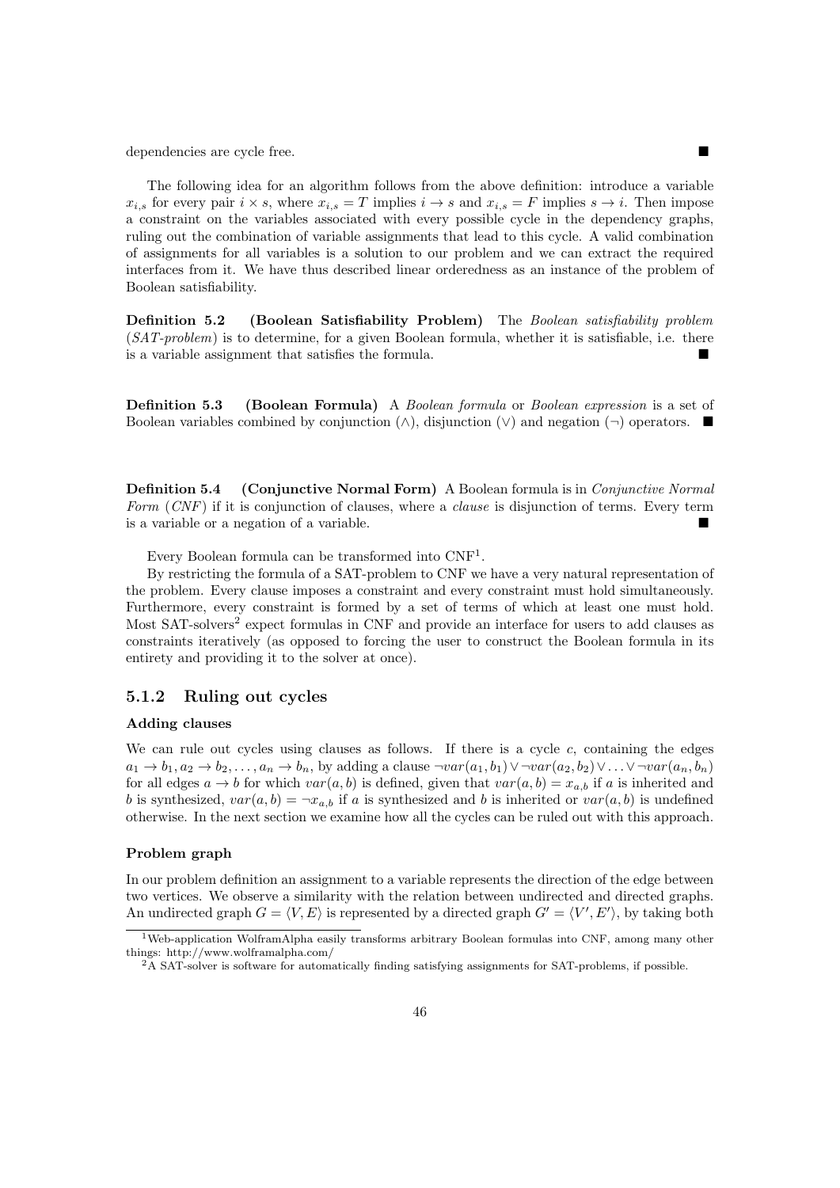dependencies are cycle free. ■

The following idea for an algorithm follows from the above definition: introduce a variable $x_{i,s}$ for every pair $i \times s$, where $x_{i,s} = T$ implies $i \rightarrow s$ and $x_{i,s} = F$ implies $s \rightarrow i$. Then impose a constraint on the variables associated with every possible cycle in the dependency graphs, ruling out the combination of variable assignments that lead to this cycle. A valid combination of assignments for all variables is a solution to our problem and we can extract the required interfaces from it. We have thus described linear orderedness as an instance of the problem of Boolean satisfiability.

**Definition 5.2 (Boolean Satisfiability Problem)** The *Boolean satisfiability problem* (*SAT-problem*) is to determine, for a given Boolean formula, whether it is satisfiable, i.e. there is a variable assignment that satisfies the formula. ■

**Definition 5.3 (Boolean Formula)** A *Boolean formula* or *Boolean expression* is a set of Boolean variables combined by conjunction ($\wedge$), disjunction ($\vee$) and negation ($\neg$) operators. ■

**Definition 5.4 (Conjunctive Normal Form)** A Boolean formula is in *Conjunctive Normal Form* (*CNF*) if it is conjunction of clauses, where a *clause* is disjunction of terms. Every term is a variable or a negation of a variable. ■

Every Boolean formula can be transformed into CNF[1].

By restricting the formula of a SAT-problem to CNF we have a very natural representation of the problem. Every clause imposes a constraint and every constraint must hold simultaneously. Furthermore, every constraint is formed by a set of terms of which at least one must hold. Most SAT-solvers[2] expect formulas in CNF and provide an interface for users to add clauses as constraints iteratively (as opposed to forcing the user to construct the Boolean formula in its entirety and providing it to the solver at once).

### 5.1.2 Ruling out cycles

#### Adding clauses

We can rule out cycles using clauses as follows. If there is a cycle $c$, containing the edges $a_1 \rightarrow b_1, a_2 \rightarrow b_2, \ldots, a_n \rightarrow b_n$, by adding a clause $\neg var(a_1, b_1) \vee \neg var(a_2, b_2) \vee \ldots \vee \neg var(a_n, b_n)$ for all edges $a \rightarrow b$ for which $var(a, b)$ is defined, given that $var(a, b) = x_{a,b}$ if $a$ is inherited and $b$ is synthesized, $var(a, b) = \neg x_{a,b}$ if $a$ is synthesized and $b$ is inherited or $var(a, b)$ is undefined otherwise. In the next section we examine how all the cycles can be ruled out with this approach.

#### Problem graph

In our problem definition an assignment to a variable represents the direction of the edge between two vertices. We observe a similarity with the relation between undirected and directed graphs. An undirected graph $G = \langle V, E \rangle$ is represented by a directed graph $G' = \langle V', E' \rangle$, by taking both

[1] Web-application WolframAlpha easily transforms arbitrary Boolean formulas into CNF, among many other things: http://www.wolframalpha.com/

[2] A SAT-solver is software for automatically finding satisfying assignments for SAT-problems, if possible.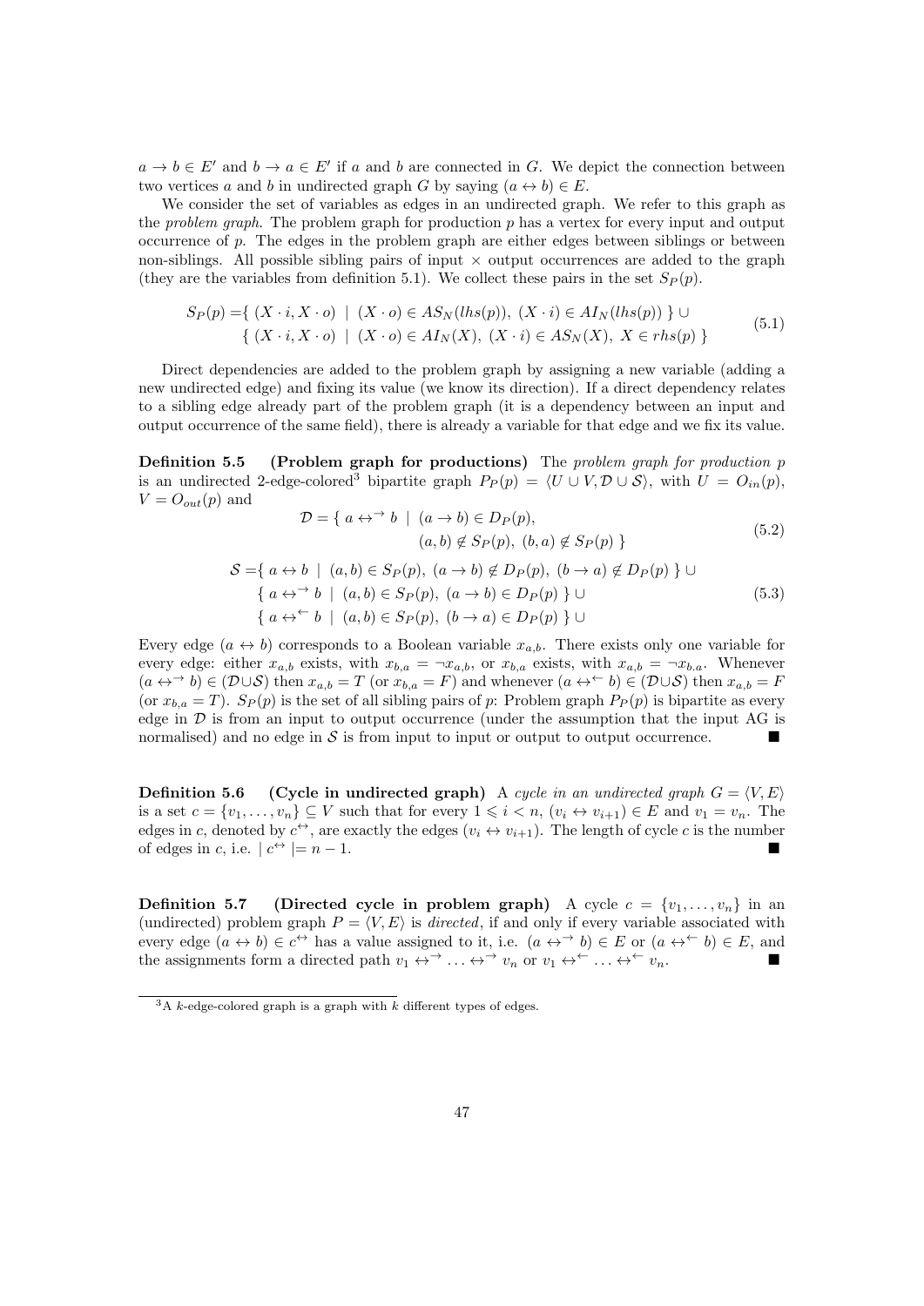$a \to b \in E'$ and $b \to a \in E'$ if $a$ and $b$ are connected in $G$. We depict the connection between two vertices $a$ and $b$ in undirected graph $G$ by saying $(a \leftrightarrow b) \in E$.

We consider the set of variables as edges in an undirected graph. We refer to this graph as the *problem graph*. The problem graph for production $p$ has a vertex for every input and output occurrence of $p$. The edges in the problem graph are either edges between siblings or between non-siblings. All possible sibling pairs of input $\times$ output occurrences are added to the graph (they are the variables from definition 5.1). We collect these pairs in the set $S_P(p)$.

$$
\begin{aligned}
S_P(p) =& \{\ (X \cdot i, X \cdot o)\ \mid\ (X \cdot o) \in AS_N(lhs(p)),\ (X \cdot i) \in AI_N(lhs(p))\ \} \cup \\
& \{\ (X \cdot i, X \cdot o)\ \mid\ (X \cdot o) \in AI_N(X),\ (X \cdot i) \in AS_N(X),\ X \in rhs(p)\ \}
\end{aligned}
\tag{5.1}
$$

Direct dependencies are added to the problem graph by assigning a new variable (adding a new undirected edge) and fixing its value (we know its direction). If a direct dependency relates to a sibling edge already part of the problem graph (it is a dependency between an input and output occurrence of the same field), there is already a variable for that edge and we fix its value.

**Definition 5.5 (Problem graph for productions)** The *problem graph for production* $p$ is an undirected 2-edge-colored[3] bipartite graph $P_P(p) = \langle U \cup V, \mathcal{D} \cup \mathcal{S} \rangle$, with $U = O_{in}(p)$, $V = O_{out}(p)$ and

$$
\begin{aligned}
\mathcal{D} = \{\ a \leftrightarrow^{\rightarrow} b\ \mid\ & (a \to b) \in D_P(p), \\
& (a, b) \notin S_P(p),\ (b, a) \notin S_P(p)\ \}
\end{aligned}
\tag{5.2}
$$

$$
\begin{aligned}
\mathcal{S} =& \{\ a \leftrightarrow b\ \mid\ (a, b) \in S_P(p),\ (a \to b) \notin D_P(p),\ (b \to a) \notin D_P(p)\ \} \cup \\
& \{\ a \leftrightarrow^{\rightarrow} b\ \mid\ (a, b) \in S_P(p),\ (a \to b) \in D_P(p)\ \} \cup \\
& \{\ a \leftrightarrow^{\leftarrow} b\ \mid\ (a, b) \in S_P(p),\ (b \to a) \in D_P(p)\ \} \cup
\end{aligned}
\tag{5.3}
$$

Every edge $(a \leftrightarrow b)$ corresponds to a Boolean variable $x_{a,b}$. There exists only one variable for every edge: either $x_{a,b}$ exists, with $x_{b,a} = \neg x_{a,b}$, or $x_{b,a}$ exists, with $x_{a,b} = \neg x_{b.a}$. Whenever $(a \leftrightarrow^{\rightarrow} b) \in (\mathcal{D} \cup \mathcal{S})$ then $x_{a,b} = T$ (or $x_{b,a} = F$) and whenever $(a \leftrightarrow^{\leftarrow} b) \in (\mathcal{D} \cup \mathcal{S})$ then $x_{a,b} = F$ (or $x_{b,a} = T$). $S_P(p)$ is the set of all sibling pairs of $p$: Problem graph $P_P(p)$ is bipartite as every edge in $\mathcal{D}$ is from an input to output occurrence (under the assumption that the input AG is normalised) and no edge in $\mathcal{S}$ is from input to input or output to output occurrence. ■

**Definition 5.6 (Cycle in undirected graph)** A *cycle in an undirected graph* $G = \langle V, E \rangle$ is a set $c = \{v_1, \ldots, v_n\} \subseteq V$ such that for every $1 \leqslant i < n$, $(v_i \leftrightarrow v_{i+1}) \in E$ and $v_1 = v_n$. The edges in $c$, denoted by $c^{\leftrightarrow}$, are exactly the edges $(v_i \leftrightarrow v_{i+1})$. The length of cycle $c$ is the number of edges in $c$, i.e. $\mid c^{\leftrightarrow} \mid = n - 1$. ■

**Definition 5.7 (Directed cycle in problem graph)** A cycle $c = \{v_1, \ldots, v_n\}$ in an (undirected) problem graph $P = \langle V, E \rangle$ is *directed*, if and only if every variable associated with every edge $(a \leftrightarrow b) \in c^{\leftrightarrow}$ has a value assigned to it, i.e. $(a \leftrightarrow^{\rightarrow} b) \in E$ or $(a \leftrightarrow^{\leftarrow} b) \in E$, and the assignments form a directed path $v_1 \leftrightarrow^{\rightarrow} \ldots \leftrightarrow^{\rightarrow} v_n$ or $v_1 \leftrightarrow^{\leftarrow} \ldots \leftrightarrow^{\leftarrow} v_n$. ■

[3] A $k$-edge-colored graph is a graph with $k$ different types of edges.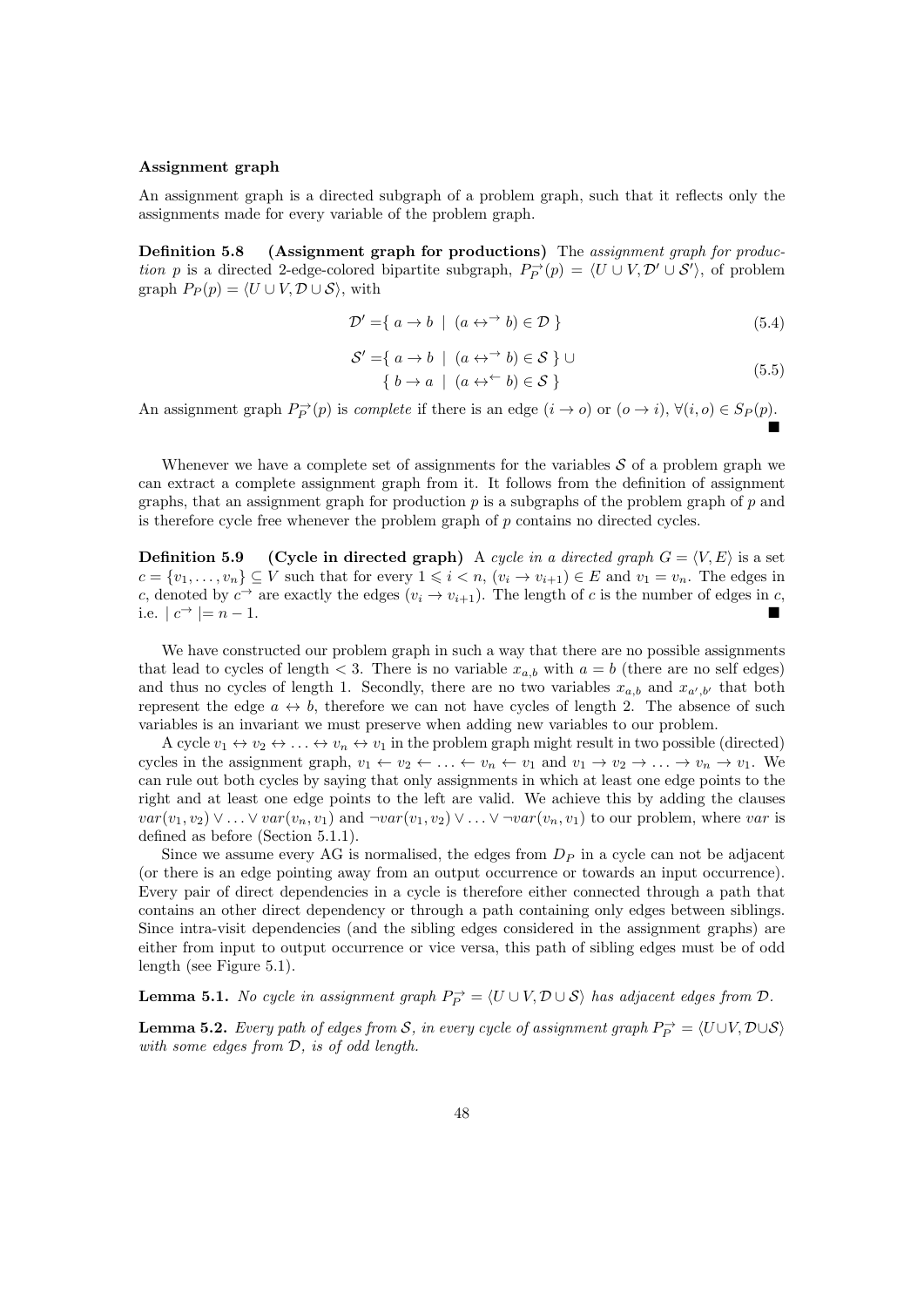#### Assignment graph

An assignment graph is a directed subgraph of a problem graph, such that it reflects only the assignments made for every variable of the problem graph.

**Definition 5.8 (Assignment graph for productions)** The *assignment graph for production p* is a directed 2-edge-colored bipartite subgraph, $P_P^{\rightarrow}(p) = \langle U \cup V, \mathcal{D}' \cup \mathcal{S}' \rangle$, of problem graph $P_P(p) = \langle U \cup V, \mathcal{D} \cup \mathcal{S} \rangle$, with

$$\mathcal{D}' = \{\, a \rightarrow b \mid (a \leftrightarrow^{\rightarrow} b) \in \mathcal{D} \,\} \tag{5.4}$$

$$\begin{aligned} \mathcal{S}' = &\{\, a \rightarrow b \mid (a \leftrightarrow^{\rightarrow} b) \in \mathcal{S} \,\} \cup \\ &\{\, b \rightarrow a \mid (a \leftrightarrow^{\leftarrow} b) \in \mathcal{S} \,\} \end{aligned} \tag{5.5}$$

An assignment graph $P_P^{\rightarrow}(p)$ is *complete* if there is an edge $(i \rightarrow o)$ or $(o \rightarrow i)$, $\forall (i, o) \in S_P(p)$. ∎

Whenever we have a complete set of assignments for the variables $\mathcal{S}$ of a problem graph we can extract a complete assignment graph from it. It follows from the definition of assignment graphs, that an assignment graph for production $p$ is a subgraphs of the problem graph of $p$ and is therefore cycle free whenever the problem graph of $p$ contains no directed cycles.

**Definition 5.9 (Cycle in directed graph)** A *cycle in a directed graph* $G = \langle V, E \rangle$ is a set $c = \{v_1, \ldots, v_n\} \subseteq V$ such that for every $1 \leqslant i < n$, $(v_i \rightarrow v_{i+1}) \in E$ and $v_1 = v_n$. The edges in $c$, denoted by $c^{\rightarrow}$ are exactly the edges $(v_i \rightarrow v_{i+1})$. The length of $c$ is the number of edges in $c$, i.e. $| c^{\rightarrow} | = n - 1$. ∎

We have constructed our problem graph in such a way that there are no possible assignments that lead to cycles of length $< 3$. There is no variable $x_{a,b}$ with $a = b$ (there are no self edges) and thus no cycles of length 1. Secondly, there are no two variables $x_{a,b}$ and $x_{a',b'}$ that both represent the edge $a \leftrightarrow b$, therefore we can not have cycles of length 2. The absence of such variables is an invariant we must preserve when adding new variables to our problem.

A cycle $v_1 \leftrightarrow v_2 \leftrightarrow \ldots \leftrightarrow v_n \leftrightarrow v_1$ in the problem graph might result in two possible (directed) cycles in the assignment graph, $v_1 \leftarrow v_2 \leftarrow \ldots \leftarrow v_n \leftarrow v_1$ and $v_1 \rightarrow v_2 \rightarrow \ldots \rightarrow v_n \rightarrow v_1$. We can rule out both cycles by saying that only assignments in which at least one edge points to the right and at least one edge points to the left are valid. We achieve this by adding the clauses $var(v_1, v_2) \vee \ldots \vee var(v_n, v_1)$ and $\neg var(v_1, v_2) \vee \ldots \vee \neg var(v_n, v_1)$ to our problem, where $var$ is defined as before (Section 5.1.1).

Since we assume every AG is normalised, the edges from $D_P$ in a cycle can not be adjacent (or there is an edge pointing away from an output occurrence or towards an input occurrence). Every pair of direct dependencies in a cycle is therefore either connected through a path that contains an other direct dependency or through a path containing only edges between siblings. Since intra-visit dependencies (and the sibling edges considered in the assignment graphs) are either from input to output occurrence or vice versa, this path of sibling edges must be of odd length (see Figure 5.1).

**Lemma 5.1.** *No cycle in assignment graph* $P_P^{\rightarrow} = \langle U \cup V, \mathcal{D} \cup \mathcal{S} \rangle$ *has adjacent edges from* $\mathcal{D}$.

**Lemma 5.2.** *Every path of edges from* $\mathcal{S}$*, in every cycle of assignment graph* $P_P^{\rightarrow} = \langle U \cup V, \mathcal{D} \cup \mathcal{S} \rangle$ *with some edges from* $\mathcal{D}$*, is of odd length.*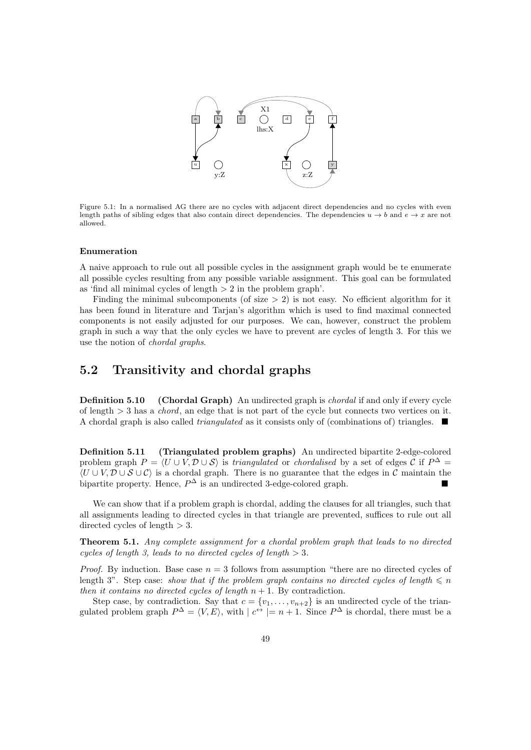Figure 5.1: In a normalised AG there are no cycles with adjacent direct dependencies and no cycles with even length paths of sibling edges that also contain direct dependencies. The dependencies $u \to b$ and $e \to x$ are not allowed.

#### Enumeration

A naive approach to rule out all possible cycles in the assignment graph would be te enumerate all possible cycles resulting from any possible variable assignment. This goal can be formulated as 'find all minimal cycles of length $> 2$ in the problem graph'.

Finding the minimal subcomponents (of size $> 2$) is not easy. No efficient algorithm for it has been found in literature and Tarjan's algorithm which is used to find maximal connected components is not easily adjusted for our purposes. We can, however, construct the problem graph in such a way that the only cycles we have to prevent are cycles of length 3. For this we use the notion of *chordal graphs*.

## 5.2 Transitivity and chordal graphs

**Definition 5.10 (Chordal Graph)** An undirected graph is *chordal* if and only if every cycle of length $> 3$ has a *chord*, an edge that is not part of the cycle but connects two vertices on it. A chordal graph is also called *triangulated* as it consists only of (combinations of) triangles. ■

**Definition 5.11 (Triangulated problem graphs)** An undirected bipartite 2-edge-colored problem graph $P = \langle U \cup V, \mathcal{D} \cup \mathcal{S} \rangle$ is *triangulated* or *chordalised* by a set of edges $\mathcal{C}$ if $P^{\Delta} = \langle U \cup V, \mathcal{D} \cup \mathcal{S} \cup \mathcal{C} \rangle$ is a chordal graph. There is no guarantee that the edges in $\mathcal{C}$ maintain the bipartite property. Hence, $P^{\Delta}$ is an undirected 3-edge-colored graph. ■

We can show that if a problem graph is chordal, adding the clauses for all triangles, such that all assignments leading to directed cycles in that triangle are prevented, suffices to rule out all directed cycles of length $> 3$.

**Theorem 5.1.** *Any complete assignment for a chordal problem graph that leads to no directed cycles of length 3, leads to no directed cycles of length $> 3$.*

*Proof.* By induction. Base case $n = 3$ follows from assumption "there are no directed cycles of length 3". Step case: *show that if the problem graph contains no directed cycles of length $\leqslant n$ then it contains no directed cycles of length $n + 1$*. By contradiction.

Step case, by contradiction. Say that $c = \{v_1, \ldots, v_{n+2}\}$ is an undirected cycle of the triangulated problem graph $P^{\Delta} = \langle V, E \rangle$, with $| c^{\leftrightarrow} | = n + 1$. Since $P^{\Delta}$ is chordal, there must be a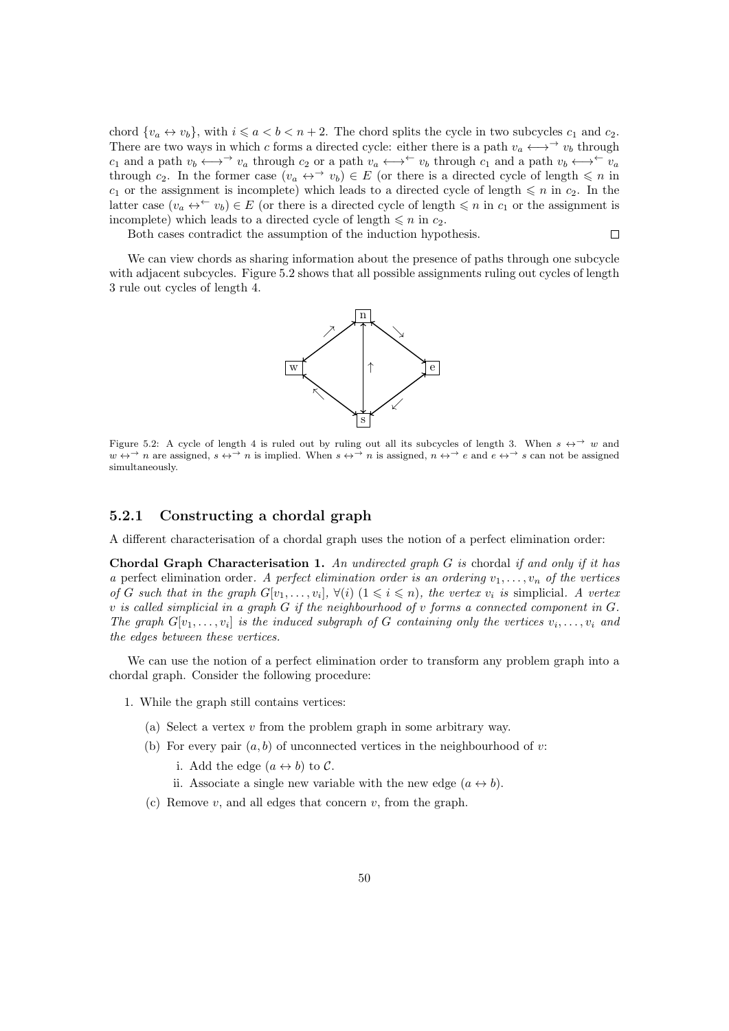chord $\{v_a \leftrightarrow v_b\}$, with $i \leqslant a < b < n+2$. The chord splits the cycle in two subcycles $c_1$ and $c_2$. There are two ways in which $c$ forms a directed cycle: either there is a path $v_a \longleftrightarrow^{\rightarrow} v_b$ through $c_1$ and a path $v_b \longleftrightarrow^{\rightarrow} v_a$ through $c_2$ or a path $v_a \longleftrightarrow^{\leftarrow} v_b$ through $c_1$ and a path $v_b \longleftrightarrow^{\leftarrow} v_a$ through $c_2$. In the former case $(v_a \leftrightarrow^{\rightarrow} v_b) \in E$ (or there is a directed cycle of length $\leqslant n$ in $c_1$ or the assignment is incomplete) which leads to a directed cycle of length $\leqslant n$ in $c_2$. In the latter case $(v_a \leftrightarrow^{\leftarrow} v_b) \in E$ (or there is a directed cycle of length $\leqslant n$ in $c_1$ or the assignment is incomplete) which leads to a directed cycle of length $\leqslant n$ in $c_2$.

Both cases contradict the assumption of the induction hypothesis. □

We can view chords as sharing information about the presence of paths through one subcycle with adjacent subcycles. Figure 5.2 shows that all possible assignments ruling out cycles of length 3 rule out cycles of length 4.

Figure 5.2: A cycle of length 4 is ruled out by ruling out all its subcycles of length 3. When $s \leftrightarrow^{\rightarrow} w$ and $w \leftrightarrow^{\rightarrow} n$ are assigned, $s \leftrightarrow^{\rightarrow} n$ is implied. When $s \leftrightarrow^{\rightarrow} n$ is assigned, $n \leftrightarrow^{\rightarrow} e$ and $e \leftrightarrow^{\rightarrow} s$ can not be assigned simultaneously.

### 5.2.1 Constructing a chordal graph

A different characterisation of a chordal graph uses the notion of a perfect elimination order:

**Chordal Graph Characterisation 1.** *An undirected graph $G$ is* chordal *if and only if it has a* perfect elimination order. *A perfect elimination order is an ordering $v_1, \ldots, v_n$ of the vertices of $G$ such that in the graph $G[v_1, \ldots, v_i]$, $\forall(i)$ $(1 \leqslant i \leqslant n)$, the vertex $v_i$ is* simplicial. *A vertex $v$ is called simplicial in a graph $G$ if the neighbourhood of $v$ forms a connected component in $G$. The graph $G[v_1, \ldots, v_i]$ is the induced subgraph of $G$ containing only the vertices $v_i, \ldots, v_i$ and the edges between these vertices.*

We can use the notion of a perfect elimination order to transform any problem graph into a chordal graph. Consider the following procedure:

1. While the graph still contains vertices:
   (a) Select a vertex $v$ from the problem graph in some arbitrary way.
   (b) For every pair $(a, b)$ of unconnected vertices in the neighbourhood of $v$:
      i. Add the edge $(a \leftrightarrow b)$ to $\mathcal{C}$.
      ii. Associate a single new variable with the new edge $(a \leftrightarrow b)$.
   (c) Remove $v$, and all edges that concern $v$, from the graph.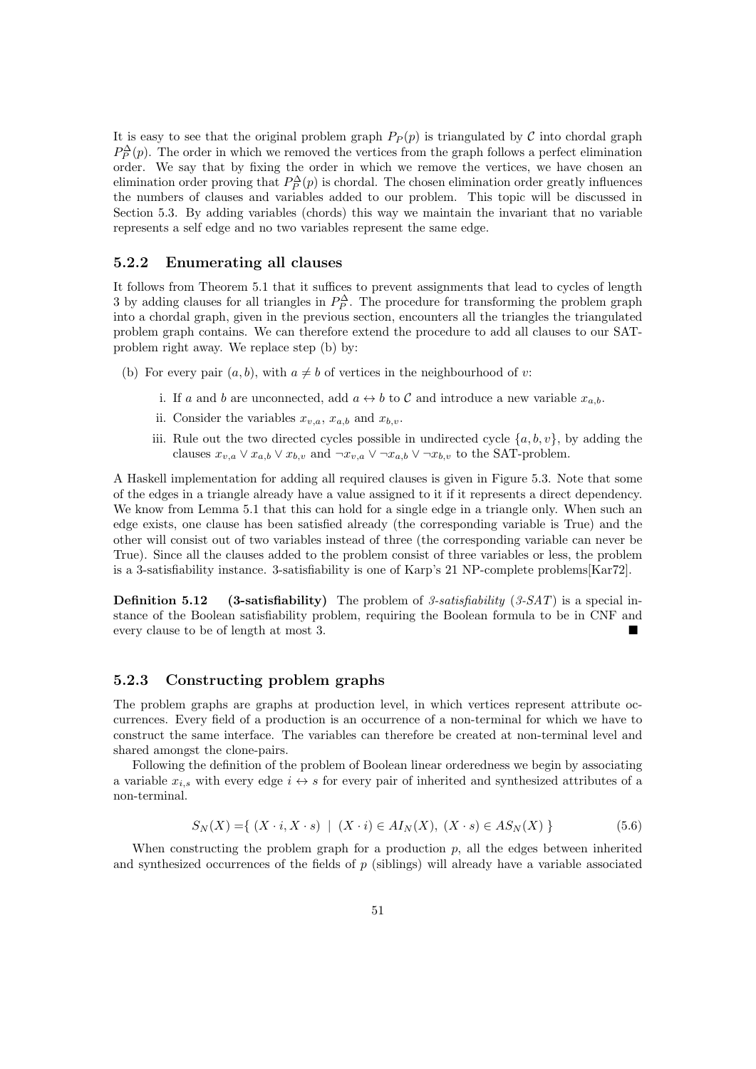It is easy to see that the original problem graph $P_P(p)$ is triangulated by $\mathcal{C}$ into chordal graph $P_P^\Delta(p)$. The order in which we removed the vertices from the graph follows a perfect elimination order. We say that by fixing the order in which we remove the vertices, we have chosen an elimination order proving that $P_P^\Delta(p)$ is chordal. The chosen elimination order greatly influences the numbers of clauses and variables added to our problem. This topic will be discussed in Section 5.3. By adding variables (chords) this way we maintain the invariant that no variable represents a self edge and no two variables represent the same edge.

### 5.2.2 Enumerating all clauses

It follows from Theorem 5.1 that it suffices to prevent assignments that lead to cycles of length 3 by adding clauses for all triangles in $P_P^\Delta$. The procedure for transforming the problem graph into a chordal graph, given in the previous section, encounters all the triangles the triangulated problem graph contains. We can therefore extend the procedure to add all clauses to our SAT-problem right away. We replace step (b) by:

(b) For every pair $(a, b)$, with $a \neq b$ of vertices in the neighbourhood of $v$:

   i. If $a$ and $b$ are unconnected, add $a \leftrightarrow b$ to $\mathcal{C}$ and introduce a new variable $x_{a,b}$.

   ii. Consider the variables $x_{v,a}$, $x_{a,b}$ and $x_{b,v}$.

   iii. Rule out the two directed cycles possible in undirected cycle $\{a, b, v\}$, by adding the clauses $x_{v,a} \vee x_{a,b} \vee x_{b,v}$ and $\neg x_{v,a} \vee \neg x_{a,b} \vee \neg x_{b,v}$ to the SAT-problem.

A Haskell implementation for adding all required clauses is given in Figure 5.3. Note that some of the edges in a triangle already have a value assigned to it if it represents a direct dependency. We know from Lemma 5.1 that this can hold for a single edge in a triangle only. When such an edge exists, one clause has been satisfied already (the corresponding variable is True) and the other will consist out of two variables instead of three (the corresponding variable can never be True). Since all the clauses added to the problem consist of three variables or less, the problem is a 3-satisfiability instance. 3-satisfiability is one of Karp's 21 NP-complete problems[Kar72].

**Definition 5.12 (3-satisfiability)** The problem of *3-satisfiability* (*3-SAT*) is a special instance of the Boolean satisfiability problem, requiring the Boolean formula to be in CNF and every clause to be of length at most 3. ■

### 5.2.3 Constructing problem graphs

The problem graphs are graphs at production level, in which vertices represent attribute occurrences. Every field of a production is an occurrence of a non-terminal for which we have to construct the same interface. The variables can therefore be created at non-terminal level and shared amongst the clone-pairs.

Following the definition of the problem of Boolean linear orderedness we begin by associating a variable $x_{i,s}$ with every edge $i \leftrightarrow s$ for every pair of inherited and synthesized attributes of a non-terminal.

$$S_N(X) = \{\ (X \cdot i, X \cdot s)\ \mid\ (X \cdot i) \in AI_N(X),\ (X \cdot s) \in AS_N(X)\ \} \tag{5.6}$$

When constructing the problem graph for a production $p$, all the edges between inherited and synthesized occurrences of the fields of $p$ (siblings) will already have a variable associated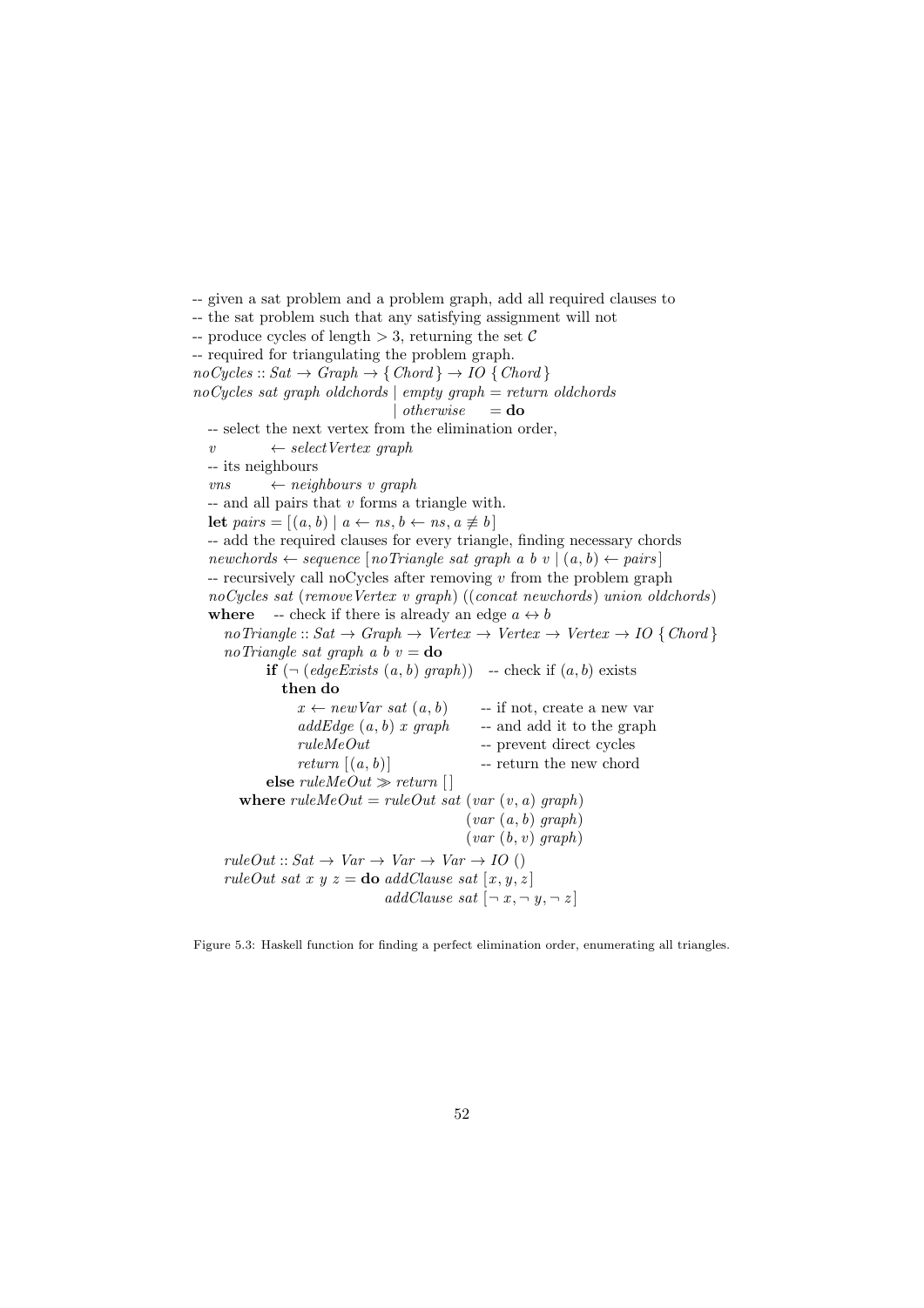```
-- given a sat problem and a problem graph, add all required clauses to
-- the sat problem such that any satisfying assignment will not
-- produce cycles of length > 3, returning the set C
-- required for triangulating the problem graph.
noCycles :: Sat → Graph → {Chord} → IO {Chord}
noCycles sat graph oldchords | empty graph = return oldchords
                             | otherwise   = do
   -- select the next vertex from the elimination order,
   v        ← selectVertex graph
   -- its neighbours
   vns      ← neighbours v graph
   -- and all pairs that v forms a triangle with.
   let pairs = [(a, b) | a ← ns, b ← ns, a ≢ b]
   -- add the required clauses for every triangle, finding necessary chords
   newchords ← sequence [noTriangle sat graph a b v | (a, b) ← pairs]
   -- recursively call noCycles after removing v from the problem graph
   noCycles sat (removeVertex v graph) ((concat newchords) union oldchords)
   where   -- check if there is already an edge a ↔ b
     noTriangle :: Sat → Graph → Vertex → Vertex → Vertex → IO {Chord}
     noTriangle sat graph a b v = do
          if (¬ (edgeExists (a, b) graph))   -- check if (a, b) exists
             then do
                x ← newVar sat (a, b)        -- if not, create a new var
                addEdge (a, b) x graph       -- and add it to the graph
                ruleMeOut                    -- prevent direct cycles
                return [(a, b)]              -- return the new chord
          else ruleMeOut ≫ return []
       where ruleMeOut = ruleOut sat (var (v, a) graph)
                                     (var (a, b) graph)
                                     (var (b, v) graph)
     ruleOut :: Sat → Var → Var → Var → IO ()
     ruleOut sat x y z = do addClause sat [x, y, z]
                            addClause sat [¬ x, ¬ y, ¬ z]
```

Figure 5.3: Haskell function for finding a perfect elimination order, enumerating all triangles.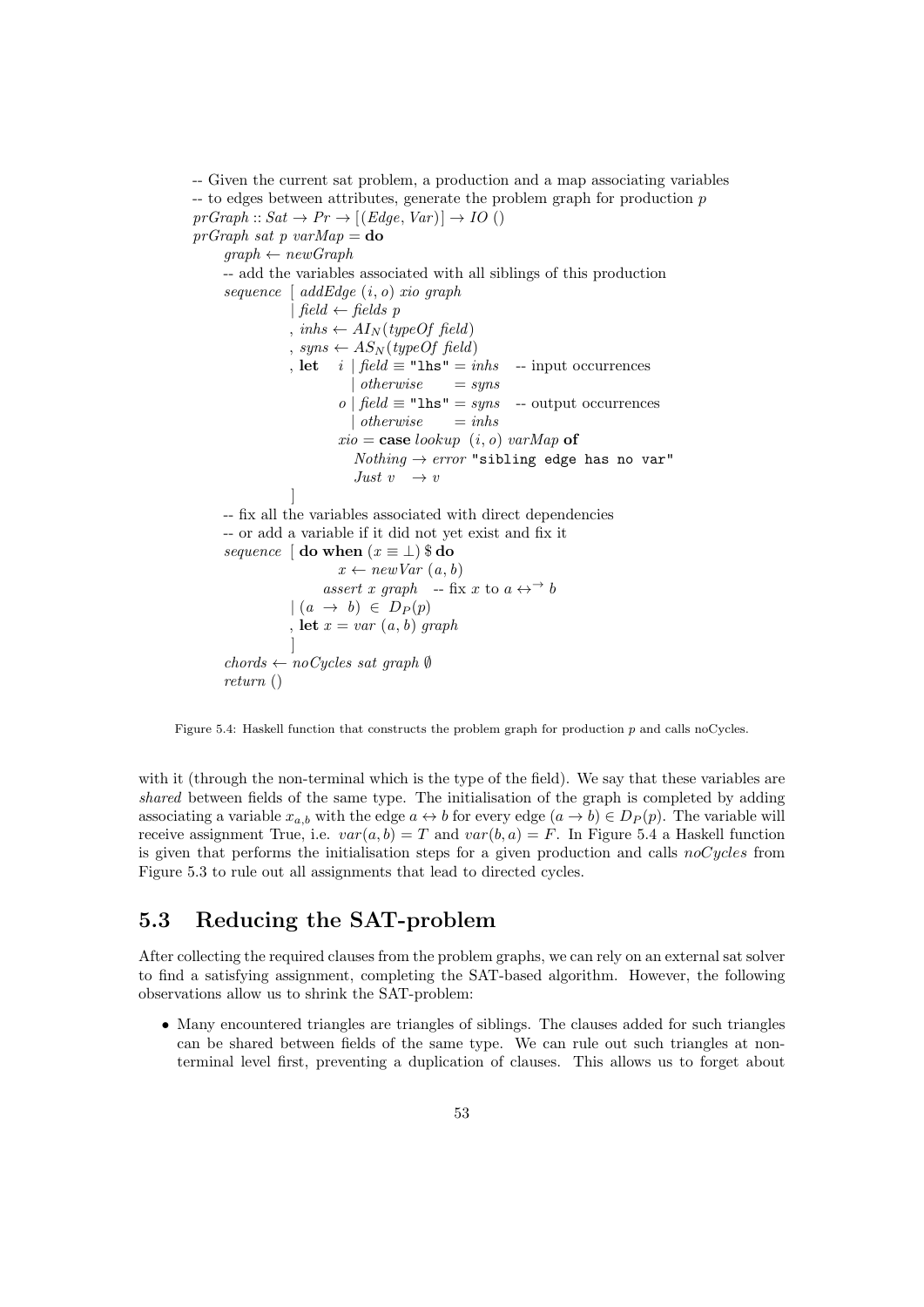```
-- Given the current sat problem, a production and a map associating variables
-- to edges between attributes, generate the problem graph for production p
prGraph :: Sat → Pr → [(Edge, Var)] → IO ()
prGraph sat p varMap = do
    graph ← newGraph
    -- add the variables associated with all siblings of this production
    sequence [ addEdge (i, o) xio graph
             | field ← fields p
             , inhs ← AI_N(typeOf field)
             , syns ← AS_N(typeOf field)
             , let  i | field ≡ "lhs" = inhs   -- input occurrences
                      | otherwise     = syns
                    o | field ≡ "lhs" = syns   -- output occurrences
                      | otherwise     = inhs
                    xio = case lookup (i, o) varMap of
                      Nothing → error "sibling edge has no var"
                      Just v   → v
             ]
    -- fix all the variables associated with direct dependencies
    -- or add a variable if it did not yet exist and fix it
    sequence [ do when (x ≡ ⊥) $ do
                      x ← newVar (a, b)
                    assert x graph   -- fix x to a ↔→ b
             | (a → b) ∈ D_P(p)
             , let x = var (a, b) graph
             ]
    chords ← noCycles sat graph ∅
    return ()
```

Figure 5.4: Haskell function that constructs the problem graph for production $p$ and calls noCycles.

with it (through the non-terminal which is the type of the field). We say that these variables are *shared* between fields of the same type. The initialisation of the graph is completed by adding associating a variable $x_{a,b}$ with the edge $a \leftrightarrow b$ for every edge $(a \rightarrow b) \in D_P(p)$. The variable will receive assignment True, i.e. $var(a,b) = T$ and $var(b,a) = F$. In Figure 5.4 a Haskell function is given that performs the initialisation steps for a given production and calls *noCycles* from Figure 5.3 to rule out all assignments that lead to directed cycles.

## 5.3 Reducing the SAT-problem

After collecting the required clauses from the problem graphs, we can rely on an external sat solver to find a satisfying assignment, completing the SAT-based algorithm. However, the following observations allow us to shrink the SAT-problem:

- Many encountered triangles are triangles of siblings. The clauses added for such triangles can be shared between fields of the same type. We can rule out such triangles at non-terminal level first, preventing a duplication of clauses. This allows us to forget about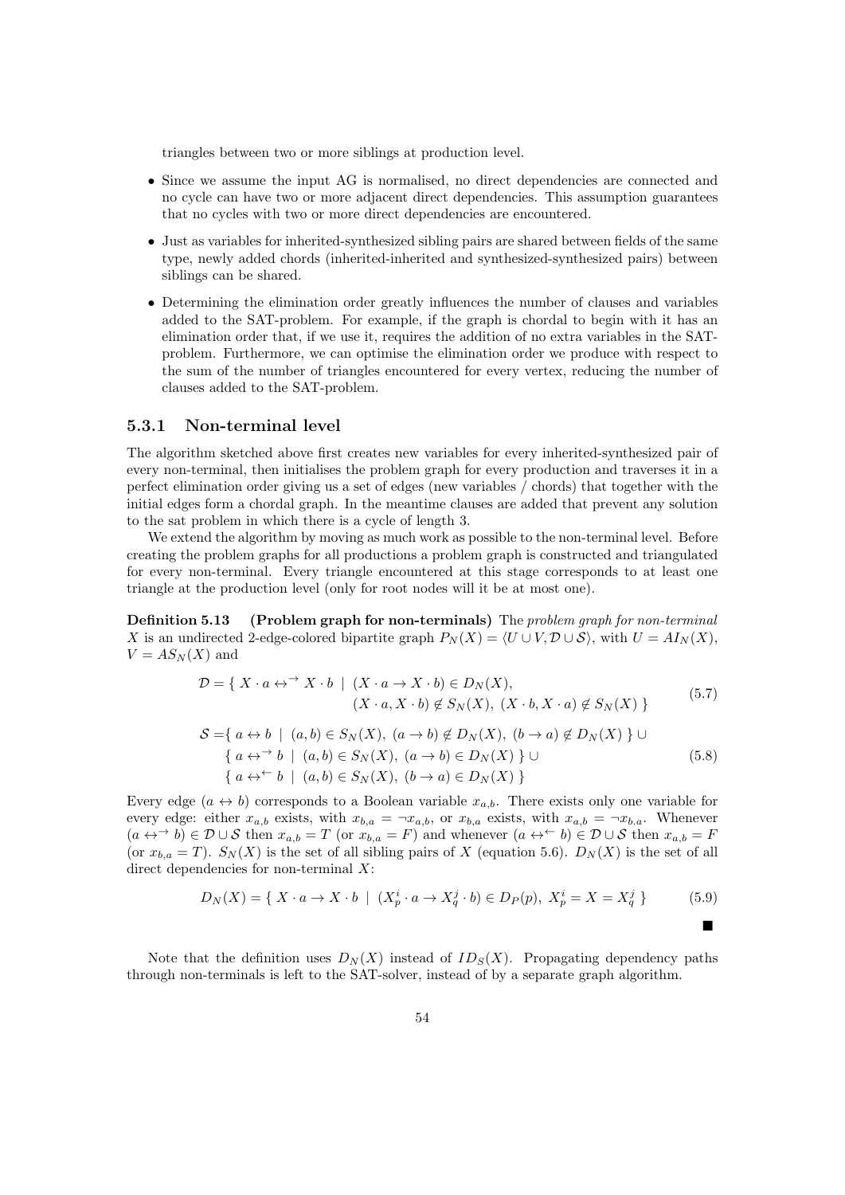triangles between two or more siblings at production level.

- Since we assume the input AG is normalised, no direct dependencies are connected and no cycle can have two or more adjacent direct dependencies. This assumption guarantees that no cycles with two or more direct dependencies are encountered.
- Just as variables for inherited-synthesized sibling pairs are shared between fields of the same type, newly added chords (inherited-inherited and synthesized-synthesized pairs) between siblings can be shared.
- Determining the elimination order greatly influences the number of clauses and variables added to the SAT-problem. For example, if the graph is chordal to begin with it has an elimination order that, if we use it, requires the addition of no extra variables in the SAT-problem. Furthermore, we can optimise the elimination order we produce with respect to the sum of the number of triangles encountered for every vertex, reducing the number of clauses added to the SAT-problem.

### 5.3.1 Non-terminal level

The algorithm sketched above first creates new variables for every inherited-synthesized pair of every non-terminal, then initialises the problem graph for every production and traverses it in a perfect elimination order giving us a set of edges (new variables / chords) that together with the initial edges form a chordal graph. In the meantime clauses are added that prevent any solution to the sat problem in which there is a cycle of length 3.

We extend the algorithm by moving as much work as possible to the non-terminal level. Before creating the problem graphs for all productions a problem graph is constructed and triangulated for every non-terminal. Every triangle encountered at this stage corresponds to at least one triangle at the production level (only for root nodes will it be at most one).

**Definition 5.13 (Problem graph for non-terminals)** The *problem graph for non-terminal* $X$ is an undirected 2-edge-colored bipartite graph $P_N(X) = \langle U \cup V, \mathcal{D} \cup \mathcal{S} \rangle$, with $U = AI_N(X)$, $V = AS_N(X)$ and

$$
\begin{aligned}
\mathcal{D} = \{\ X \cdot a \leftrightarrow^{\rightarrow} X \cdot b \ \mid\ & (X \cdot a \rightarrow X \cdot b) \in D_N(X), \\
& (X \cdot a, X \cdot b) \notin S_N(X),\ (X \cdot b, X \cdot a) \notin S_N(X)\ \}
\end{aligned}
\tag{5.7}
$$

$$
\begin{aligned}
\mathcal{S} = & \{\ a \leftrightarrow b \ \mid\ (a, b) \in S_N(X),\ (a \rightarrow b) \notin D_N(X),\ (b \rightarrow a) \notin D_N(X)\ \} \cup \\
& \{\ a \leftrightarrow^{\rightarrow} b \ \mid\ (a, b) \in S_N(X),\ (a \rightarrow b) \in D_N(X)\ \} \cup \\
& \{\ a \leftrightarrow^{\leftarrow} b \ \mid\ (a, b) \in S_N(X),\ (b \rightarrow a) \in D_N(X)\ \}
\end{aligned}
\tag{5.8}
$$

Every edge $(a \leftrightarrow b)$ corresponds to a Boolean variable $x_{a,b}$. There exists only one variable for every edge: either $x_{a,b}$ exists, with $x_{b,a} = \neg x_{a,b}$, or $x_{b,a}$ exists, with $x_{a,b} = \neg x_{b.a}$. Whenever $(a \leftrightarrow^{\rightarrow} b) \in \mathcal{D} \cup \mathcal{S}$ then $x_{a,b} = T$ (or $x_{b,a} = F$) and whenever $(a \leftrightarrow^{\leftarrow} b) \in \mathcal{D} \cup \mathcal{S}$ then $x_{a,b} = F$ (or $x_{b,a} = T$). $S_N(X)$ is the set of all sibling pairs of $X$ (equation 5.6). $D_N(X)$ is the set of all direct dependencies for non-terminal $X$:

$$
D_N(X) = \{\ X \cdot a \rightarrow X \cdot b \ \mid\ (X_p^i \cdot a \rightarrow X_q^j \cdot b) \in D_P(p),\ X_p^i = X = X_q^j\ \}
\tag{5.9}
$$

■

Note that the definition uses $D_N(X)$ instead of $ID_S(X)$. Propagating dependency paths through non-terminals is left to the SAT-solver, instead of by a separate graph algorithm.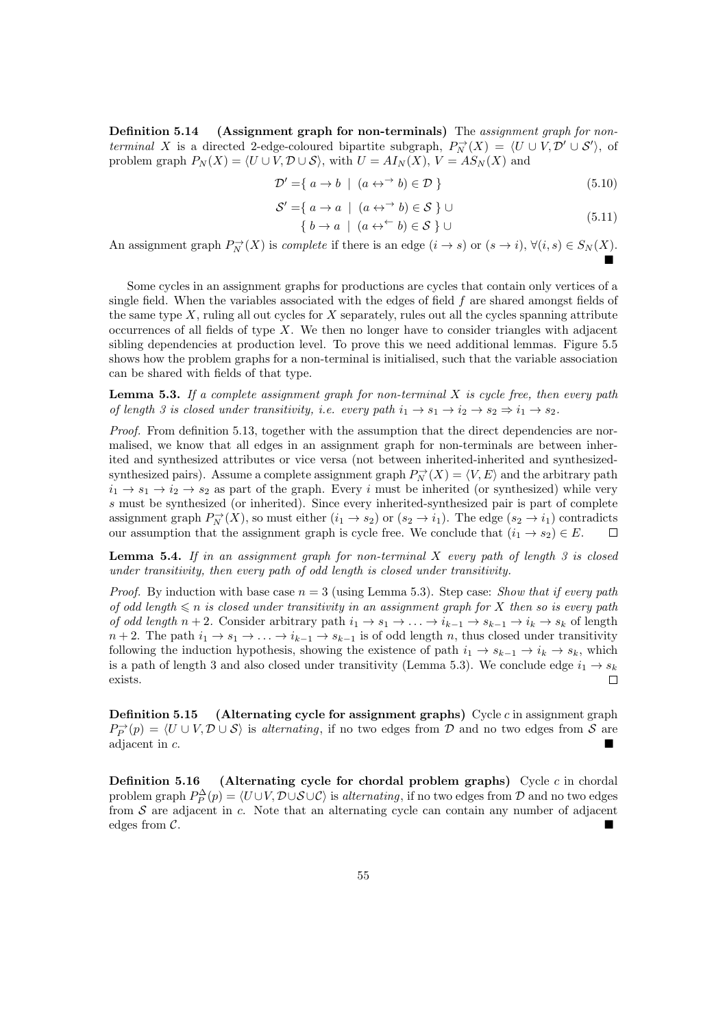**Definition 5.14 (Assignment graph for non-terminals)** The *assignment graph for non-terminal* $X$ is a directed 2-edge-coloured bipartite subgraph, $P_N^{\rightarrow}(X) = \langle U \cup V, \mathcal{D}' \cup \mathcal{S}' \rangle$, of problem graph $P_N(X) = \langle U \cup V, \mathcal{D} \cup \mathcal{S} \rangle$, with $U = AI_N(X)$, $V = AS_N(X)$ and

$$\mathcal{D}' = \{\, a \to b \;|\; (a \leftrightarrow^{\rightarrow} b) \in \mathcal{D} \,\} \tag{5.10}$$

$$\begin{aligned} \mathcal{S}' = & \{\, a \to a \;|\; (a \leftrightarrow^{\rightarrow} b) \in \mathcal{S} \,\} \cup \\ & \{\, b \to a \;|\; (a \leftrightarrow^{\leftarrow} b) \in \mathcal{S} \,\} \cup \end{aligned} \tag{5.11}$$

An assignment graph $P_N^{\rightarrow}(X)$ is *complete* if there is an edge $(i \to s)$ or $(s \to i)$, $\forall (i, s) \in S_N(X)$. ■

Some cycles in an assignment graphs for productions are cycles that contain only vertices of a single field. When the variables associated with the edges of field $f$ are shared amongst fields of the same type $X$, ruling all out cycles for $X$ separately, rules out all the cycles spanning attribute occurrences of all fields of type $X$. We then no longer have to consider triangles with adjacent sibling dependencies at production level. To prove this we need additional lemmas. Figure 5.5 shows how the problem graphs for a non-terminal is initialised, such that the variable association can be shared with fields of that type.

**Lemma 5.3.** *If a complete assignment graph for non-terminal $X$ is cycle free, then every path of length 3 is closed under transitivity, i.e. every path $i_1 \to s_1 \to i_2 \to s_2 \Rightarrow i_1 \to s_2$.*

*Proof.* From definition 5.13, together with the assumption that the direct dependencies are normalised, we know that all edges in an assignment graph for non-terminals are between inherited and synthesized attributes or vice versa (not between inherited-inherited and synthesized-synthesized pairs). Assume a complete assignment graph $P_N^{\rightarrow}(X) = \langle V, E \rangle$ and the arbitrary path $i_1 \to s_1 \to i_2 \to s_2$ as part of the graph. Every $i$ must be inherited (or synthesized) while very $s$ must be synthesized (or inherited). Since every inherited-synthesized pair is part of complete assignment graph $P_N^{\rightarrow}(X)$, so must either $(i_1 \to s_2)$ or $(s_2 \to i_1)$. The edge $(s_2 \to i_1)$ contradicts our assumption that the assignment graph is cycle free. We conclude that $(i_1 \to s_2) \in E$. □

**Lemma 5.4.** *If in an assignment graph for non-terminal $X$ every path of length 3 is closed under transitivity, then every path of odd length is closed under transitivity.*

*Proof.* By induction with base case $n = 3$ (using Lemma 5.3). Step case: *Show that if every path of odd length $\leqslant n$ is closed under transitivity in an assignment graph for $X$ then so is every path of odd length $n + 2$.* Consider arbitrary path $i_1 \to s_1 \to \ldots \to i_{k-1} \to s_{k-1} \to i_k \to s_k$ of length $n + 2$. The path $i_1 \to s_1 \to \ldots \to i_{k-1} \to s_{k-1}$ is of odd length $n$, thus closed under transitivity following the induction hypothesis, showing the existence of path $i_1 \to s_{k-1} \to i_k \to s_k$, which is a path of length 3 and also closed under transitivity (Lemma 5.3). We conclude edge $i_1 \to s_k$ exists. □

**Definition 5.15 (Alternating cycle for assignment graphs)** Cycle $c$ in assignment graph $P_P^{\rightarrow}(p) = \langle U \cup V, \mathcal{D} \cup \mathcal{S} \rangle$ is *alternating*, if no two edges from $\mathcal{D}$ and no two edges from $\mathcal{S}$ are adjacent in $c$. ■

**Definition 5.16 (Alternating cycle for chordal problem graphs)** Cycle $c$ in chordal problem graph $P_P^{\Delta}(p) = \langle U \cup V, \mathcal{D} \cup \mathcal{S} \cup \mathcal{C} \rangle$ is *alternating*, if no two edges from $\mathcal{D}$ and no two edges from $\mathcal{S}$ are adjacent in $c$. Note that an alternating cycle can contain any number of adjacent edges from $\mathcal{C}$. ■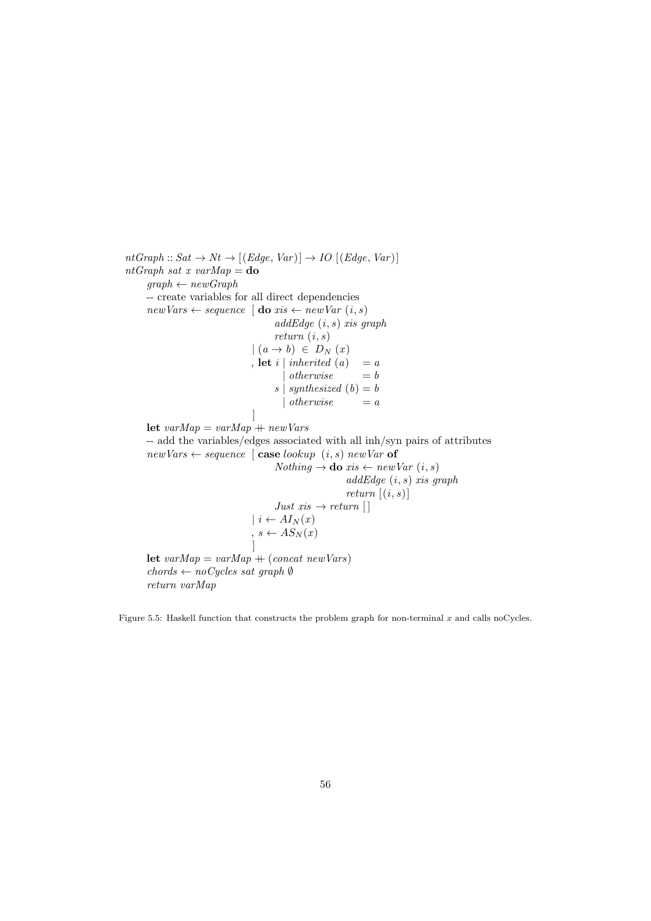```haskell
ntGraph :: Sat → Nt → [(Edge, Var)] → IO [(Edge, Var)]
ntGraph sat x varMap = do
    graph ← newGraph
    -- create variables for all direct dependencies
    newVars ← sequence [ do xis ← newVar (i, s)
                            addEdge (i, s) xis graph
                            return (i, s)
                       | (a → b) ∈ D_N (x)
                       , let i | inherited (a)   = a
                               | otherwise       = b
                             s | synthesized (b) = b
                               | otherwise       = a
                       ]
    let varMap = varMap ++ newVars
    -- add the variables/edges associated with all inh/syn pairs of attributes
    newVars ← sequence [ case lookup (i, s) newVar of
                            Nothing → do xis ← newVar (i, s)
                                         addEdge (i, s) xis graph
                                         return [(i, s)]
                            Just xis → return []
                       | i ← AI_N(x)
                       , s ← AS_N(x)
                       ]
    let varMap = varMap ++ (concat newVars)
    chords ← noCycles sat graph ∅
    return varMap
```

Figure 5.5: Haskell function that constructs the problem graph for non-terminal $x$ and calls noCycles.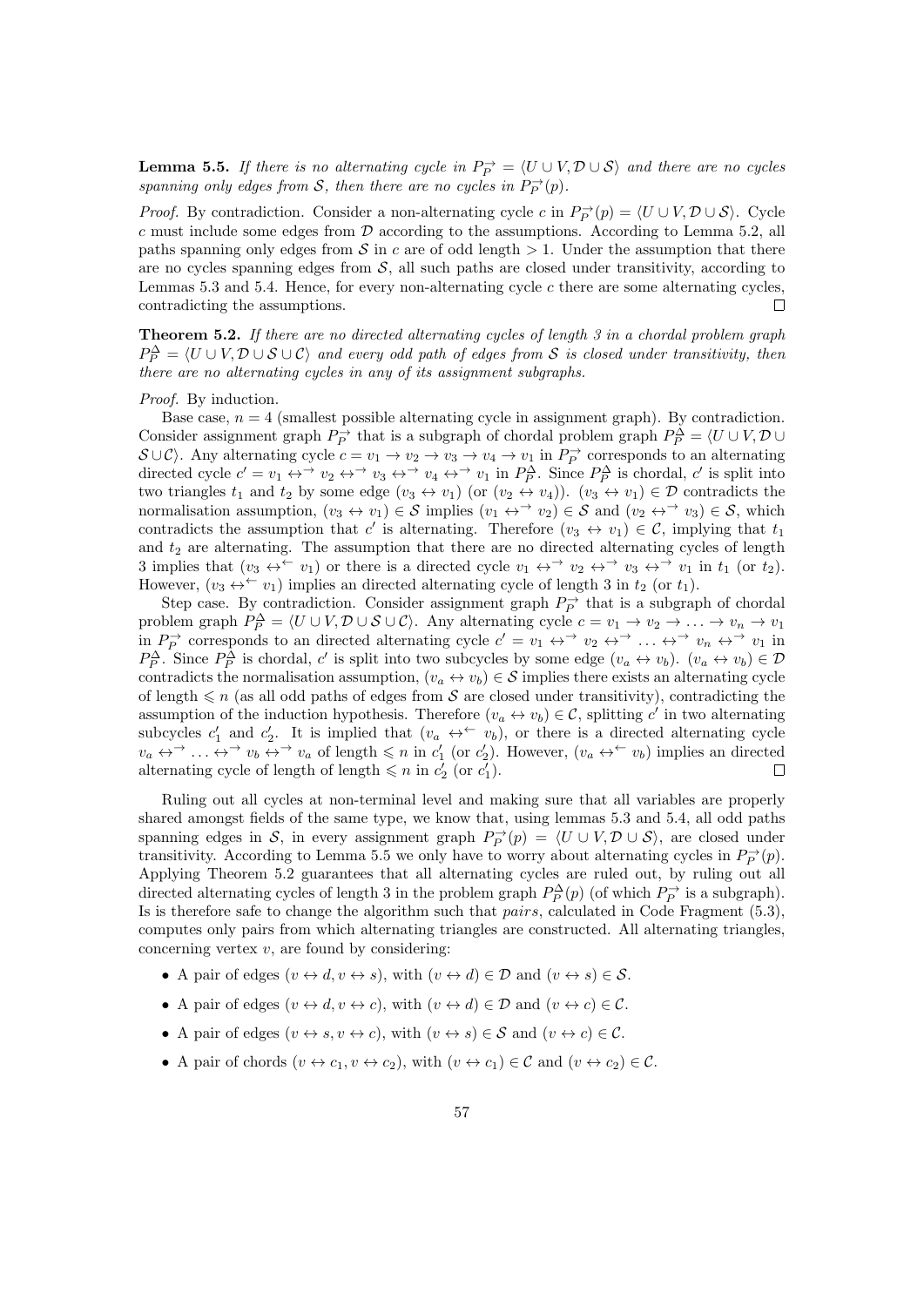**Lemma 5.5.** *If there is no alternating cycle in $P_P^{\rightarrow} = \langle U \cup V, \mathcal{D} \cup \mathcal{S} \rangle$ and there are no cycles spanning only edges from $\mathcal{S}$, then there are no cycles in $P_P^{\rightarrow}(p)$.*

*Proof.* By contradiction. Consider a non-alternating cycle $c$ in $P_P^{\rightarrow}(p) = \langle U \cup V, \mathcal{D} \cup \mathcal{S} \rangle$. Cycle $c$ must include some edges from $\mathcal{D}$ according to the assumptions. According to Lemma 5.2, all paths spanning only edges from $\mathcal{S}$ in $c$ are of odd length $> 1$. Under the assumption that there are no cycles spanning edges from $\mathcal{S}$, all such paths are closed under transitivity, according to Lemmas 5.3 and 5.4. Hence, for every non-alternating cycle $c$ there are some alternating cycles, contradicting the assumptions. □

**Theorem 5.2.** *If there are no directed alternating cycles of length 3 in a chordal problem graph $P_P^{\Delta} = \langle U \cup V, \mathcal{D} \cup \mathcal{S} \cup \mathcal{C} \rangle$ and every odd path of edges from $\mathcal{S}$ is closed under transitivity, then there are no alternating cycles in any of its assignment subgraphs.*

*Proof.* By induction.

Base case, $n = 4$ (smallest possible alternating cycle in assignment graph). By contradiction. Consider assignment graph $P_P^{\rightarrow}$ that is a subgraph of chordal problem graph $P_P^{\Delta} = \langle U \cup V, \mathcal{D} \cup \mathcal{S} \cup \mathcal{C} \rangle$. Any alternating cycle $c = v_1 \rightarrow v_2 \rightarrow v_3 \rightarrow v_4 \rightarrow v_1$ in $P_P^{\rightarrow}$ corresponds to an alternating directed cycle $c' = v_1 \leftrightarrow^{\rightarrow} v_2 \leftrightarrow^{\rightarrow} v_3 \leftrightarrow^{\rightarrow} v_4 \leftrightarrow^{\rightarrow} v_1$ in $P_P^{\Delta}$. Since $P_P^{\Delta}$ is chordal, $c'$ is split into two triangles $t_1$ and $t_2$ by some edge $(v_3 \leftrightarrow v_1)$ (or $(v_2 \leftrightarrow v_4)$). $(v_3 \leftrightarrow v_1) \in \mathcal{D}$ contradicts the normalisation assumption, $(v_3 \leftrightarrow v_1) \in \mathcal{S}$ implies $(v_1 \leftrightarrow^{\rightarrow} v_2) \in \mathcal{S}$ and $(v_2 \leftrightarrow^{\rightarrow} v_3) \in \mathcal{S}$, which contradicts the assumption that $c'$ is alternating. Therefore $(v_3 \leftrightarrow v_1) \in \mathcal{C}$, implying that $t_1$ and $t_2$ are alternating. The assumption that there are no directed alternating cycles of length 3 implies that $(v_3 \leftrightarrow^{\leftarrow} v_1)$ or there is a directed cycle $v_1 \leftrightarrow^{\rightarrow} v_2 \leftrightarrow^{\rightarrow} v_3 \leftrightarrow^{\rightarrow} v_1$ in $t_1$ (or $t_2$). However, $(v_3 \leftrightarrow^{\leftarrow} v_1)$ implies an directed alternating cycle of length 3 in $t_2$ (or $t_1$).

Step case. By contradiction. Consider assignment graph $P_P^{\rightarrow}$ that is a subgraph of chordal problem graph $P_P^{\Delta} = \langle U \cup V, \mathcal{D} \cup \mathcal{S} \cup \mathcal{C} \rangle$. Any alternating cycle $c = v_1 \rightarrow v_2 \rightarrow \ldots \rightarrow v_n \rightarrow v_1$ in $P_P^{\rightarrow}$ corresponds to an directed alternating cycle $c' = v_1 \leftrightarrow^{\rightarrow} v_2 \leftrightarrow^{\rightarrow} \ldots \leftrightarrow^{\rightarrow} v_n \leftrightarrow^{\rightarrow} v_1$ in $P_P^{\Delta}$. Since $P_P^{\Delta}$ is chordal, $c'$ is split into two subcycles by some edge $(v_a \leftrightarrow v_b)$. $(v_a \leftrightarrow v_b) \in \mathcal{D}$ contradicts the normalisation assumption, $(v_a \leftrightarrow v_b) \in \mathcal{S}$ implies there exists an alternating cycle of length $\leqslant n$ (as all odd paths of edges from $\mathcal{S}$ are closed under transitivity), contradicting the assumption of the induction hypothesis. Therefore $(v_a \leftrightarrow v_b) \in \mathcal{C}$, splitting $c'$ in two alternating subcycles $c'_1$ and $c'_2$. It is implied that $(v_a \leftrightarrow^{\leftarrow} v_b)$, or there is a directed alternating cycle $v_a \leftrightarrow^{\rightarrow} \ldots \leftrightarrow^{\rightarrow} v_b \leftrightarrow^{\rightarrow} v_a$ of length $\leqslant n$ in $c'_1$ (or $c'_2$). However, $(v_a \leftrightarrow^{\leftarrow} v_b)$ implies an directed alternating cycle of length of length $\leqslant n$ in $c'_2$ (or $c'_1$). □

Ruling out all cycles at non-terminal level and making sure that all variables are properly shared amongst fields of the same type, we know that, using lemmas 5.3 and 5.4, all odd paths spanning edges in $\mathcal{S}$, in every assignment graph $P_P^{\rightarrow}(p) = \langle U \cup V, \mathcal{D} \cup \mathcal{S} \rangle$, are closed under transitivity. According to Lemma 5.5 we only have to worry about alternating cycles in $P_P^{\rightarrow}(p)$. Applying Theorem 5.2 guarantees that all alternating cycles are ruled out, by ruling out all directed alternating cycles of length 3 in the problem graph $P_P^{\Delta}(p)$ (of which $P_P^{\rightarrow}$ is a subgraph). Is is therefore safe to change the algorithm such that *pairs*, calculated in Code Fragment (5.3), computes only pairs from which alternating triangles are constructed. All alternating triangles, concerning vertex $v$, are found by considering:

- A pair of edges $(v \leftrightarrow d, v \leftrightarrow s)$, with $(v \leftrightarrow d) \in \mathcal{D}$ and $(v \leftrightarrow s) \in \mathcal{S}$.
- A pair of edges $(v \leftrightarrow d, v \leftrightarrow c)$, with $(v \leftrightarrow d) \in \mathcal{D}$ and $(v \leftrightarrow c) \in \mathcal{C}$.
- A pair of edges $(v \leftrightarrow s, v \leftrightarrow c)$, with $(v \leftrightarrow s) \in \mathcal{S}$ and $(v \leftrightarrow c) \in \mathcal{C}$.
- A pair of chords $(v \leftrightarrow c_1, v \leftrightarrow c_2)$, with $(v \leftrightarrow c_1) \in \mathcal{C}$ and $(v \leftrightarrow c_2) \in \mathcal{C}$.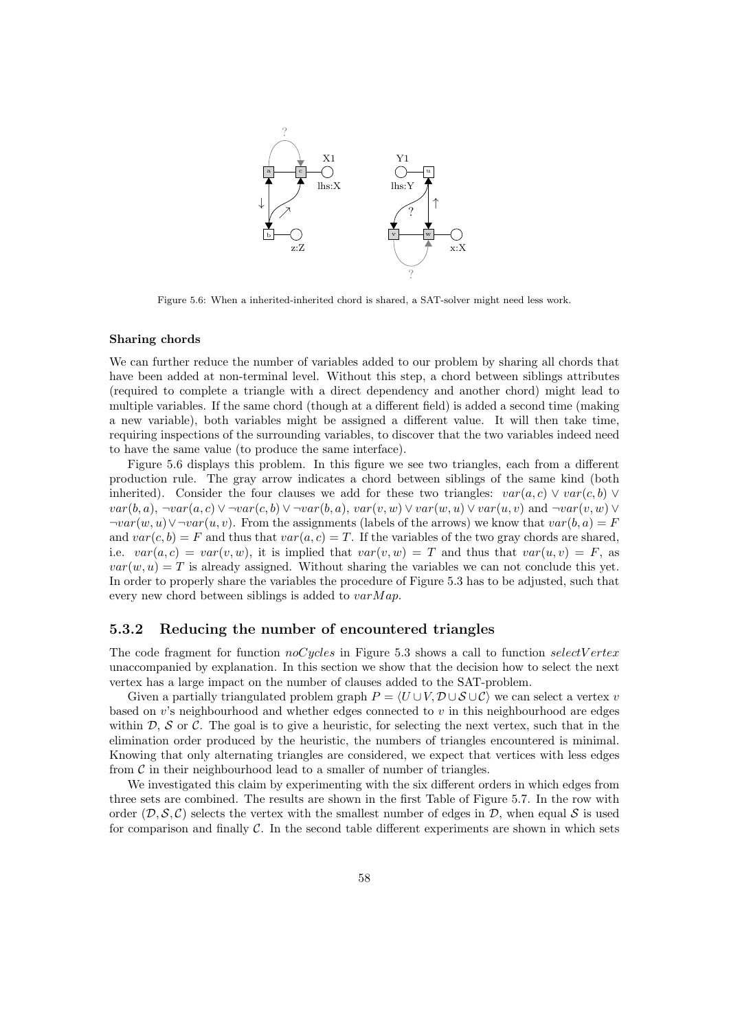Figure 5.6: When a inherited-inherited chord is shared, a SAT-solver might need less work.

#### Sharing chords

We can further reduce the number of variables added to our problem by sharing all chords that have been added at non-terminal level. Without this step, a chord between siblings attributes (required to complete a triangle with a direct dependency and another chord) might lead to multiple variables. If the same chord (though at a different field) is added a second time (making a new variable), both variables might be assigned a different value. It will then take time, requiring inspections of the surrounding variables, to discover that the two variables indeed need to have the same value (to produce the same interface).

Figure 5.6 displays this problem. In this figure we see two triangles, each from a different production rule. The gray arrow indicates a chord between siblings of the same kind (both inherited). Consider the four clauses we add for these two triangles: $var(a, c) \vee var(c, b) \vee var(b, a)$, $\neg var(a, c) \vee \neg var(c, b) \vee \neg var(b, a)$, $var(v, w) \vee var(w, u) \vee var(u, v)$ and $\neg var(v, w) \vee \neg var(w, u) \vee \neg var(u, v)$. From the assignments (labels of the arrows) we know that $var(b, a) = F$ and $var(c, b) = F$ and thus that $var(a, c) = T$. If the variables of the two gray chords are shared, i.e. $var(a, c) = var(v, w)$, it is implied that $var(v, w) = T$ and thus that $var(u, v) = F$, as $var(w, u) = T$ is already assigned. Without sharing the variables we can not conclude this yet. In order to properly share the variables the procedure of Figure 5.3 has to be adjusted, such that every new chord between siblings is added to $varMap$.

### 5.3.2 Reducing the number of encountered triangles

The code fragment for function *noCycles* in Figure 5.3 shows a call to function *selectVertex* unaccompanied by explanation. In this section we show that the decision how to select the next vertex has a large impact on the number of clauses added to the SAT-problem.

Given a partially triangulated problem graph $P = \langle U \cup V, \mathcal{D} \cup \mathcal{S} \cup \mathcal{C} \rangle$ we can select a vertex $v$ based on $v$'s neighbourhood and whether edges connected to $v$ in this neighbourhood are edges within $\mathcal{D}$, $\mathcal{S}$ or $\mathcal{C}$. The goal is to give a heuristic, for selecting the next vertex, such that in the elimination order produced by the heuristic, the numbers of triangles encountered is minimal. Knowing that only alternating triangles are considered, we expect that vertices with less edges from $\mathcal{C}$ in their neighbourhood lead to a smaller of number of triangles.

We investigated this claim by experimenting with the six different orders in which edges from three sets are combined. The results are shown in the first Table of Figure 5.7. In the row with order $(\mathcal{D}, \mathcal{S}, \mathcal{C})$ selects the vertex with the smallest number of edges in $\mathcal{D}$, when equal $\mathcal{S}$ is used for comparison and finally $\mathcal{C}$. In the second table different experiments are shown in which sets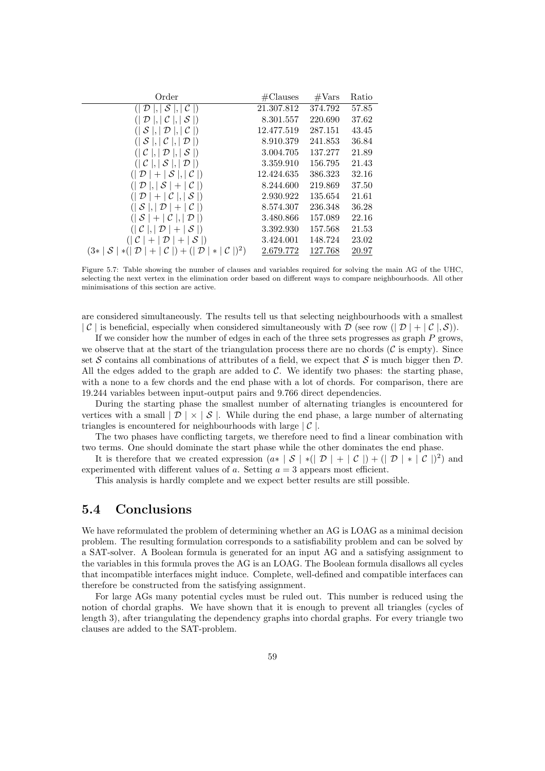| Order | #Clauses | #Vars | Ratio |
|---|---|---|---|
| $(\mid \mathcal{D} \mid, \mid \mathcal{S} \mid, \mid \mathcal{C} \mid)$ | 21.307.812 | 374.792 | 57.85 |
| $(\mid \mathcal{D} \mid, \mid \mathcal{C} \mid, \mid \mathcal{S} \mid)$ | 8.301.557 | 220.690 | 37.62 |
| $(\mid \mathcal{S} \mid, \mid \mathcal{D} \mid, \mid \mathcal{C} \mid)$ | 12.477.519 | 287.151 | 43.45 |
| $(\mid \mathcal{S} \mid, \mid \mathcal{C} \mid, \mid \mathcal{D} \mid)$ | 8.910.379 | 241.853 | 36.84 |
| $(\mid \mathcal{C} \mid, \mid \mathcal{D} \mid, \mid \mathcal{S} \mid)$ | 3.004.705 | 137.277 | 21.89 |
| $(\mid \mathcal{C} \mid, \mid \mathcal{S} \mid, \mid \mathcal{D} \mid)$ | 3.359.910 | 156.795 | 21.43 |
| $(\mid \mathcal{D} \mid + \mid \mathcal{S} \mid, \mid \mathcal{C} \mid)$ | 12.424.635 | 386.323 | 32.16 |
| $(\mid \mathcal{D} \mid, \mid \mathcal{S} \mid + \mid \mathcal{C} \mid)$ | 8.244.600 | 219.869 | 37.50 |
| $(\mid \mathcal{D} \mid + \mid \mathcal{C} \mid, \mid \mathcal{S} \mid)$ | 2.930.922 | 135.654 | 21.61 |
| $(\mid \mathcal{S} \mid, \mid \mathcal{D} \mid + \mid \mathcal{C} \mid)$ | 8.574.307 | 236.348 | 36.28 |
| $(\mid \mathcal{S} \mid + \mid \mathcal{C} \mid, \mid \mathcal{D} \mid)$ | 3.480.866 | 157.089 | 22.16 |
| $(\mid \mathcal{C} \mid, \mid \mathcal{D} \mid + \mid \mathcal{S} \mid)$ | 3.392.930 | 157.568 | 21.53 |
| $(\mid \mathcal{C} \mid + \mid \mathcal{D} \mid + \mid \mathcal{S} \mid)$ | 3.424.001 | 148.724 | 23.02 |
| $(3* \mid \mathcal{S} \mid *(\mid \mathcal{D} \mid + \mid \mathcal{C} \mid) + (\mid \mathcal{D} \mid * \mid \mathcal{C} \mid)^2)$ | 2.679.772 | 127.768 | 20.97 |

Figure 5.7: Table showing the number of clauses and variables required for solving the main AG of the UHC, selecting the next vertex in the elimination order based on different ways to compare neighbourhoods. All other minimisations of this section are active.

are considered simultaneously. The results tell us that selecting neighbourhoods with a smallest $\mid \mathcal{C} \mid$ is beneficial, especially when considered simultaneously with $\mathcal{D}$ (see row $(\mid \mathcal{D} \mid + \mid \mathcal{C} \mid, \mathcal{S}))$.

If we consider how the number of edges in each of the three sets progresses as graph $P$ grows, we observe that at the start of the triangulation process there are no chords ($\mathcal{C}$ is empty). Since set $\mathcal{S}$ contains all combinations of attributes of a field, we expect that $\mathcal{S}$ is much bigger then $\mathcal{D}$. All the edges added to the graph are added to $\mathcal{C}$. We identify two phases: the starting phase, with a none to a few chords and the end phase with a lot of chords. For comparison, there are 19.244 variables between input-output pairs and 9.766 direct dependencies.

During the starting phase the smallest number of alternating triangles is encountered for vertices with a small $\mid \mathcal{D} \mid \times \mid \mathcal{S} \mid$. While during the end phase, a large number of alternating triangles is encountered for neighbourhoods with large $\mid \mathcal{C} \mid$.

The two phases have conflicting targets, we therefore need to find a linear combination with two terms. One should dominate the start phase while the other dominates the end phase.

It is therefore that we created expression $(a* \mid \mathcal{S} \mid *(\mid \mathcal{D} \mid + \mid \mathcal{C} \mid) + (\mid \mathcal{D} \mid * \mid \mathcal{C} \mid)^2)$ and experimented with different values of $a$. Setting $a = 3$ appears most efficient.

This analysis is hardly complete and we expect better results are still possible.

## 5.4 Conclusions

We have reformulated the problem of determining whether an AG is LOAG as a minimal decision problem. The resulting formulation corresponds to a satisfiability problem and can be solved by a SAT-solver. A Boolean formula is generated for an input AG and a satisfying assignment to the variables in this formula proves the AG is an LOAG. The Boolean formula disallows all cycles that incompatible interfaces might induce. Complete, well-defined and compatible interfaces can therefore be constructed from the satisfying assignment.

For large AGs many potential cycles must be ruled out. This number is reduced using the notion of chordal graphs. We have shown that it is enough to prevent all triangles (cycles of length 3), after triangulating the dependency graphs into chordal graphs. For every triangle two clauses are added to the SAT-problem.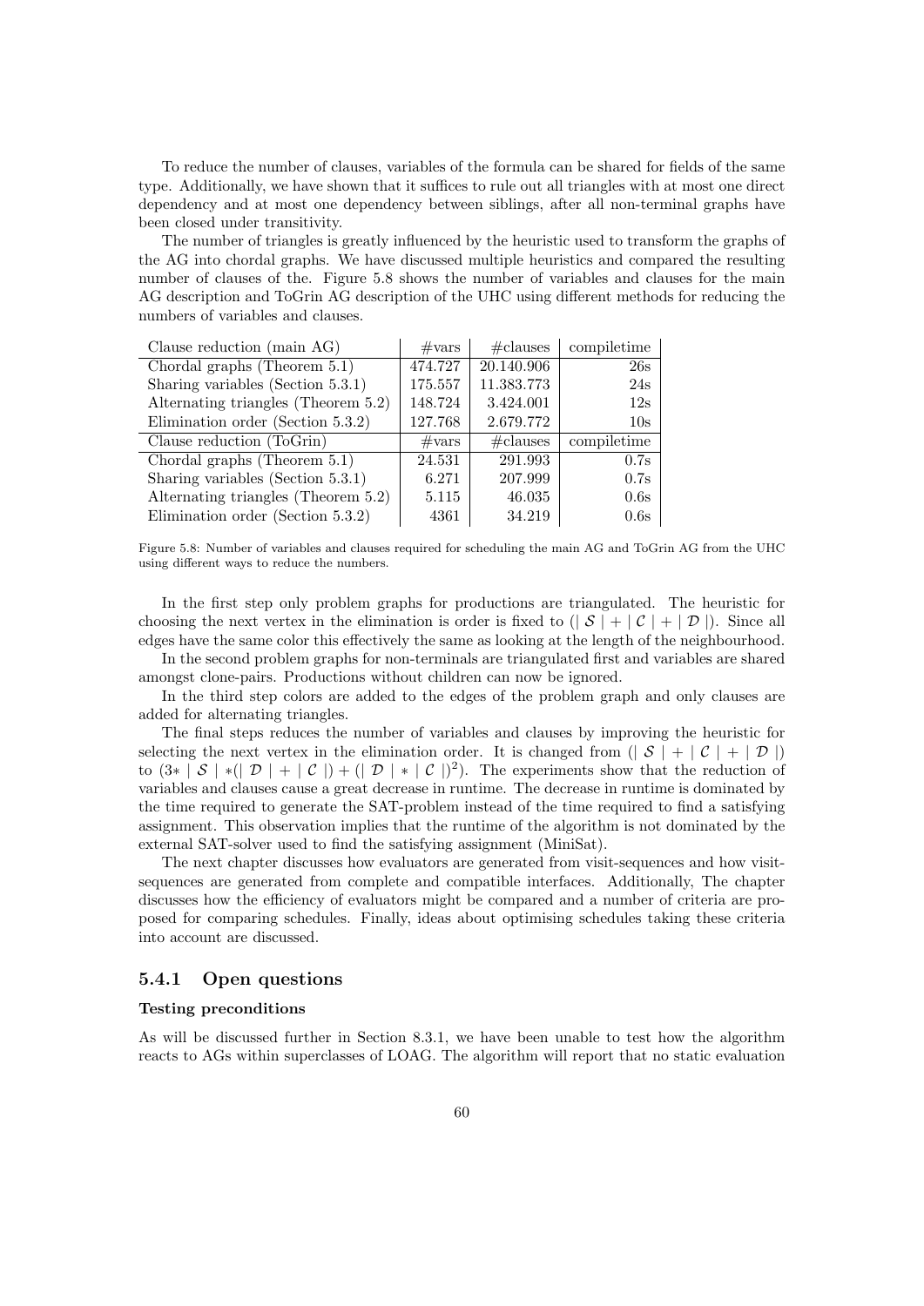To reduce the number of clauses, variables of the formula can be shared for fields of the same type. Additionally, we have shown that it suffices to rule out all triangles with at most one direct dependency and at most one dependency between siblings, after all non-terminal graphs have been closed under transitivity.

The number of triangles is greatly influenced by the heuristic used to transform the graphs of the AG into chordal graphs. We have discussed multiple heuristics and compared the resulting number of clauses of the. Figure 5.8 shows the number of variables and clauses for the main AG description and ToGrin AG description of the UHC using different methods for reducing the numbers of variables and clauses.

| Clause reduction (main AG) | #vars | #clauses | compiletime |
|---|---|---|---|
| Chordal graphs (Theorem 5.1) | 474.727 | 20.140.906 | 26s |
| Sharing variables (Section 5.3.1) | 175.557 | 11.383.773 | 24s |
| Alternating triangles (Theorem 5.2) | 148.724 | 3.424.001 | 12s |
| Elimination order (Section 5.3.2) | 127.768 | 2.679.772 | 10s |
| Clause reduction (ToGrin) | #vars | #clauses | compiletime |
| Chordal graphs (Theorem 5.1) | 24.531 | 291.993 | 0.7s |
| Sharing variables (Section 5.3.1) | 6.271 | 207.999 | 0.7s |
| Alternating triangles (Theorem 5.2) | 5.115 | 46.035 | 0.6s |
| Elimination order (Section 5.3.2) | 4361 | 34.219 | 0.6s |

Figure 5.8: Number of variables and clauses required for scheduling the main AG and ToGrin AG from the UHC using different ways to reduce the numbers.

In the first step only problem graphs for productions are triangulated. The heuristic for choosing the next vertex in the elimination is order is fixed to $(\mid \mathcal{S} \mid + \mid \mathcal{C} \mid + \mid \mathcal{D} \mid)$. Since all edges have the same color this effectively the same as looking at the length of the neighbourhood.

In the second problem graphs for non-terminals are triangulated first and variables are shared amongst clone-pairs. Productions without children can now be ignored.

In the third step colors are added to the edges of the problem graph and only clauses are added for alternating triangles.

The final steps reduces the number of variables and clauses by improving the heuristic for selecting the next vertex in the elimination order. It is changed from $(\mid \mathcal{S} \mid + \mid \mathcal{C} \mid + \mid \mathcal{D} \mid)$ to $(3* \mid \mathcal{S} \mid *(\mid \mathcal{D} \mid + \mid \mathcal{C} \mid) + (\mid \mathcal{D} \mid * \mid \mathcal{C} \mid)^2)$. The experiments show that the reduction of variables and clauses cause a great decrease in runtime. The decrease in runtime is dominated by the time required to generate the SAT-problem instead of the time required to find a satisfying assignment. This observation implies that the runtime of the algorithm is not dominated by the external SAT-solver used to find the satisfying assignment (MiniSat).

The next chapter discusses how evaluators are generated from visit-sequences and how visit-sequences are generated from complete and compatible interfaces. Additionally, The chapter discusses how the efficiency of evaluators might be compared and a number of criteria are proposed for comparing schedules. Finally, ideas about optimising schedules taking these criteria into account are discussed.

### 5.4.1 Open questions

**Testing preconditions**

As will be discussed further in Section 8.3.1, we have been unable to test how the algorithm reacts to AGs within superclasses of LOAG. The algorithm will report that no static evaluation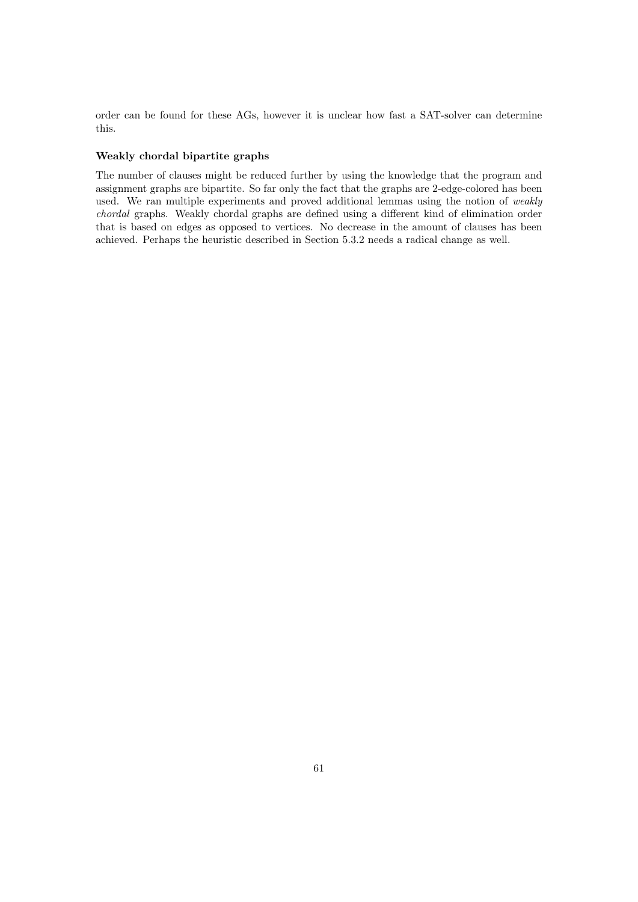order can be found for these AGs, however it is unclear how fast a SAT-solver can determine this.

#### Weakly chordal bipartite graphs

The number of clauses might be reduced further by using the knowledge that the program and assignment graphs are bipartite. So far only the fact that the graphs are 2-edge-colored has been used. We ran multiple experiments and proved additional lemmas using the notion of *weakly chordal* graphs. Weakly chordal graphs are defined using a different kind of elimination order that is based on edges as opposed to vertices. No decrease in the amount of clauses has been achieved. Perhaps the heuristic described in Section 5.3.2 needs a radical change as well.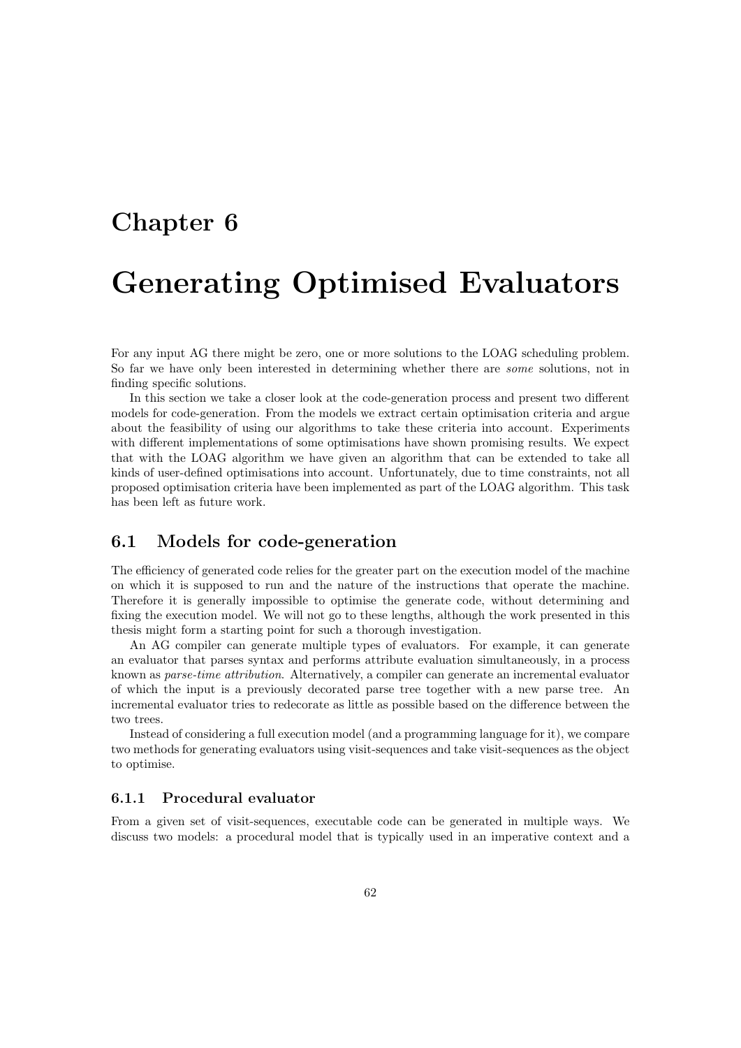# Chapter 6

# Generating Optimised Evaluators

For any input AG there might be zero, one or more solutions to the LOAG scheduling problem. So far we have only been interested in determining whether there are *some* solutions, not in finding specific solutions.

In this section we take a closer look at the code-generation process and present two different models for code-generation. From the models we extract certain optimisation criteria and argue about the feasibility of using our algorithms to take these criteria into account. Experiments with different implementations of some optimisations have shown promising results. We expect that with the LOAG algorithm we have given an algorithm that can be extended to take all kinds of user-defined optimisations into account. Unfortunately, due to time constraints, not all proposed optimisation criteria have been implemented as part of the LOAG algorithm. This task has been left as future work.

## 6.1 Models for code-generation

The efficiency of generated code relies for the greater part on the execution model of the machine on which it is supposed to run and the nature of the instructions that operate the machine. Therefore it is generally impossible to optimise the generate code, without determining and fixing the execution model. We will not go to these lengths, although the work presented in this thesis might form a starting point for such a thorough investigation.

An AG compiler can generate multiple types of evaluators. For example, it can generate an evaluator that parses syntax and performs attribute evaluation simultaneously, in a process known as *parse-time attribution*. Alternatively, a compiler can generate an incremental evaluator of which the input is a previously decorated parse tree together with a new parse tree. An incremental evaluator tries to redecorate as little as possible based on the difference between the two trees.

Instead of considering a full execution model (and a programming language for it), we compare two methods for generating evaluators using visit-sequences and take visit-sequences as the object to optimise.

### 6.1.1 Procedural evaluator

From a given set of visit-sequences, executable code can be generated in multiple ways. We discuss two models: a procedural model that is typically used in an imperative context and a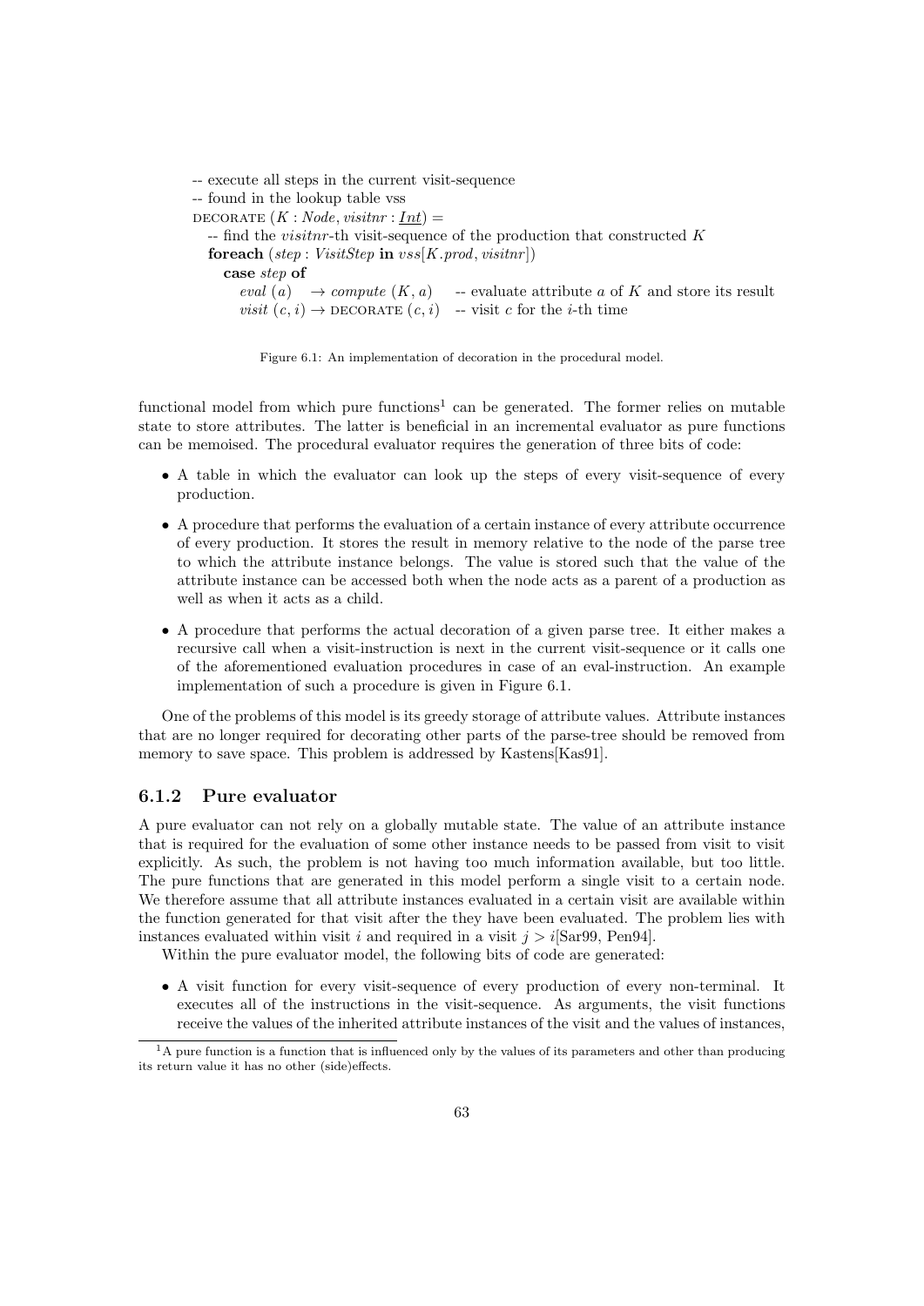```
-- execute all steps in the current visit-sequence
-- found in the lookup table vss
DECORATE (K : Node, visitnr : Int) =
  -- find the visitnr-th visit-sequence of the production that constructed K
  foreach (step : VisitStep in vss[K.prod, visitnr])
    case step of
      eval (a)     → compute (K, a)      -- evaluate attribute a of K and store its result
      visit (c, i) → DECORATE (c, i)     -- visit c for the i-th time
```

Figure 6.1: An implementation of decoration in the procedural model.

functional model from which pure functions[1] can be generated. The former relies on mutable state to store attributes. The latter is beneficial in an incremental evaluator as pure functions can be memoised. The procedural evaluator requires the generation of three bits of code:

- A table in which the evaluator can look up the steps of every visit-sequence of every production.
- A procedure that performs the evaluation of a certain instance of every attribute occurrence of every production. It stores the result in memory relative to the node of the parse tree to which the attribute instance belongs. The value is stored such that the value of the attribute instance can be accessed both when the node acts as a parent of a production as well as when it acts as a child.
- A procedure that performs the actual decoration of a given parse tree. It either makes a recursive call when a visit-instruction is next in the current visit-sequence or it calls one of the aforementioned evaluation procedures in case of an eval-instruction. An example implementation of such a procedure is given in Figure 6.1.

One of the problems of this model is its greedy storage of attribute values. Attribute instances that are no longer required for decorating other parts of the parse-tree should be removed from memory to save space. This problem is addressed by Kastens[Kas91].

### 6.1.2 Pure evaluator

A pure evaluator can not rely on a globally mutable state. The value of an attribute instance that is required for the evaluation of some other instance needs to be passed from visit to visit explicitly. As such, the problem is not having too much information available, but too little. The pure functions that are generated in this model perform a single visit to a certain node. We therefore assume that all attribute instances evaluated in a certain visit are available within the function generated for that visit after the they have been evaluated. The problem lies with instances evaluated within visit $i$ and required in a visit $j > i$[Sar99, Pen94].

Within the pure evaluator model, the following bits of code are generated:

- A visit function for every visit-sequence of every production of every non-terminal. It executes all of the instructions in the visit-sequence. As arguments, the visit functions receive the values of the inherited attribute instances of the visit and the values of instances,

[1] A pure function is a function that is influenced only by the values of its parameters and other than producing its return value it has no other (side)effects.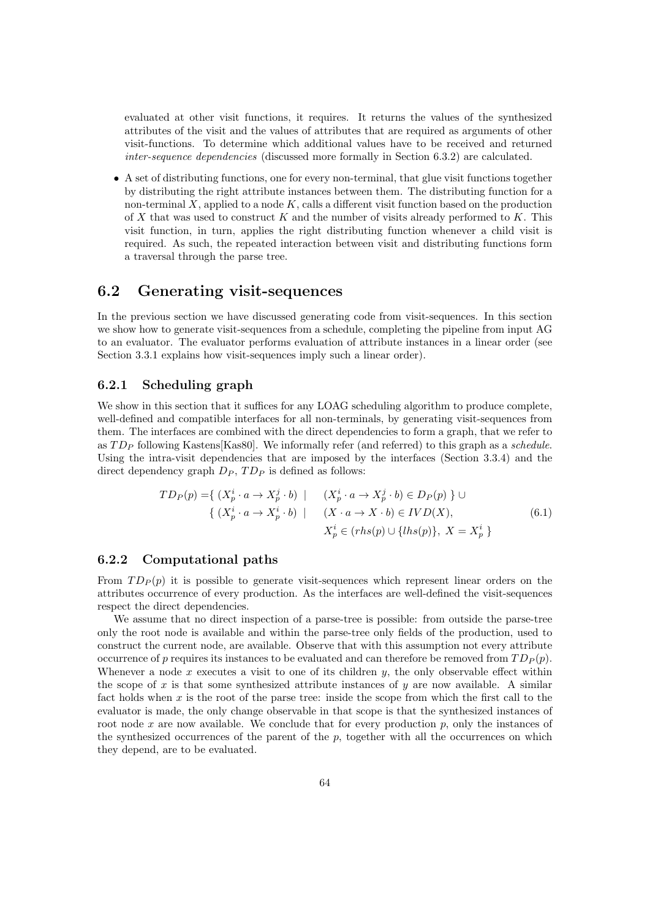evaluated at other visit functions, it requires. It returns the values of the synthesized attributes of the visit and the values of attributes that are required as arguments of other visit-functions. To determine which additional values have to be received and returned *inter-sequence dependencies* (discussed more formally in Section 6.3.2) are calculated.

- A set of distributing functions, one for every non-terminal, that glue visit functions together by distributing the right attribute instances between them. The distributing function for a non-terminal $X$, applied to a node $K$, calls a different visit function based on the production of $X$ that was used to construct $K$ and the number of visits already performed to $K$. This visit function, in turn, applies the right distributing function whenever a child visit is required. As such, the repeated interaction between visit and distributing functions form a traversal through the parse tree.

## 6.2 Generating visit-sequences

In the previous section we have discussed generating code from visit-sequences. In this section we show how to generate visit-sequences from a schedule, completing the pipeline from input AG to an evaluator. The evaluator performs evaluation of attribute instances in a linear order (see Section 3.3.1 explains how visit-sequences imply such a linear order).

### 6.2.1 Scheduling graph

We show in this section that it suffices for any LOAG scheduling algorithm to produce complete, well-defined and compatible interfaces for all non-terminals, by generating visit-sequences from them. The interfaces are combined with the direct dependencies to form a graph, that we refer to as $TD_P$ following Kastens[Kas80]. We informally refer (and referred) to this graph as a *schedule*. Using the intra-visit dependencies that are imposed by the interfaces (Section 3.3.4) and the direct dependency graph $D_P$, $TD_P$ is defined as follows:

$$
\begin{aligned}
TD_P(p) = &\{\, (X_p^i \cdot a \to X_p^j \cdot b) \mid \quad (X_p^i \cdot a \to X_p^j \cdot b) \in D_P(p) \,\} \cup \\
&\{\, (X_p^i \cdot a \to X_p^i \cdot b) \mid \quad (X \cdot a \to X \cdot b) \in IVD(X), \\
&\qquad\qquad\qquad\qquad\quad X_p^i \in (rhs(p) \cup \{lhs(p)\},\ X = X_p^i \,\}
\end{aligned}
\tag{6.1}
$$

### 6.2.2 Computational paths

From $TD_P(p)$ it is possible to generate visit-sequences which represent linear orders on the attributes occurrence of every production. As the interfaces are well-defined the visit-sequences respect the direct dependencies.

We assume that no direct inspection of a parse-tree is possible: from outside the parse-tree only the root node is available and within the parse-tree only fields of the production, used to construct the current node, are available. Observe that with this assumption not every attribute occurrence of $p$ requires its instances to be evaluated and can therefore be removed from $TD_P(p)$. Whenever a node $x$ executes a visit to one of its children $y$, the only observable effect within the scope of $x$ is that some synthesized attribute instances of $y$ are now available. A similar fact holds when $x$ is the root of the parse tree: inside the scope from which the first call to the evaluator is made, the only change observable in that scope is that the synthesized instances of root node $x$ are now available. We conclude that for every production $p$, only the instances of the synthesized occurrences of the parent of the $p$, together with all the occurrences on which they depend, are to be evaluated.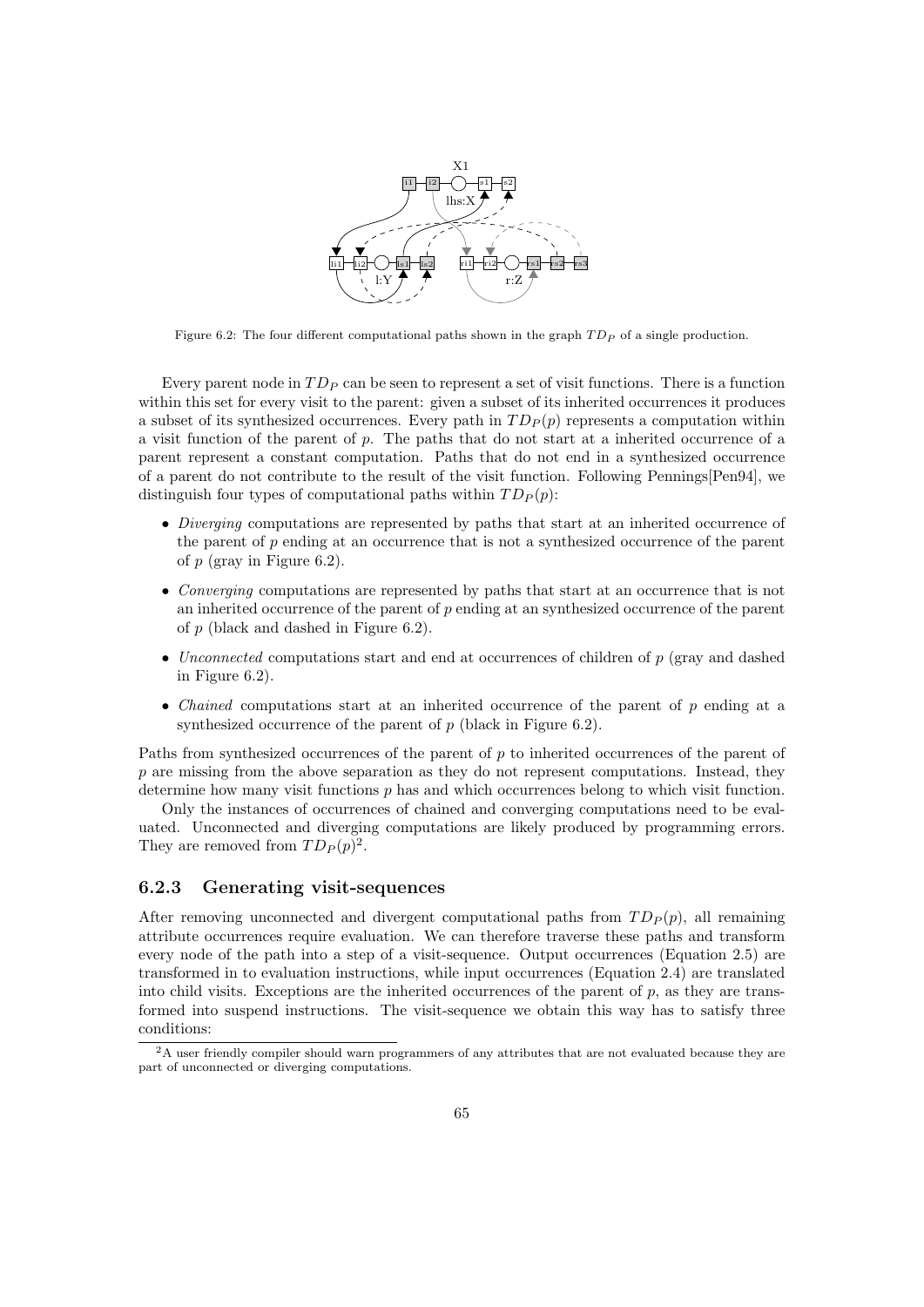Figure 6.2: The four different computational paths shown in the graph $TD_P$ of a single production.

Every parent node in $TD_P$ can be seen to represent a set of visit functions. There is a function within this set for every visit to the parent: given a subset of its inherited occurrences it produces a subset of its synthesized occurrences. Every path in $TD_P(p)$ represents a computation within a visit function of the parent of $p$. The paths that do not start at a inherited occurrence of a parent represent a constant computation. Paths that do not end in a synthesized occurrence of a parent do not contribute to the result of the visit function. Following Pennings[Pen94], we distinguish four types of computational paths within $TD_P(p)$:

- *Diverging* computations are represented by paths that start at an inherited occurrence of the parent of $p$ ending at an occurrence that is not a synthesized occurrence of the parent of $p$ (gray in Figure 6.2).
- *Converging* computations are represented by paths that start at an occurrence that is not an inherited occurrence of the parent of $p$ ending at an synthesized occurrence of the parent of $p$ (black and dashed in Figure 6.2).
- *Unconnected* computations start and end at occurrences of children of $p$ (gray and dashed in Figure 6.2).
- *Chained* computations start at an inherited occurrence of the parent of $p$ ending at a synthesized occurrence of the parent of $p$ (black in Figure 6.2).

Paths from synthesized occurrences of the parent of $p$ to inherited occurrences of the parent of $p$ are missing from the above separation as they do not represent computations. Instead, they determine how many visit functions $p$ has and which occurrences belong to which visit function.

Only the instances of occurrences of chained and converging computations need to be evaluated. Unconnected and diverging computations are likely produced by programming errors. They are removed from $TD_P(p)$[2].

### 6.2.3 Generating visit-sequences

After removing unconnected and divergent computational paths from $TD_P(p)$, all remaining attribute occurrences require evaluation. We can therefore traverse these paths and transform every node of the path into a step of a visit-sequence. Output occurrences (Equation 2.5) are transformed in to evaluation instructions, while input occurrences (Equation 2.4) are translated into child visits. Exceptions are the inherited occurrences of the parent of $p$, as they are transformed into suspend instructions. The visit-sequence we obtain this way has to satisfy three conditions:

[2] A user friendly compiler should warn programmers of any attributes that are not evaluated because they are part of unconnected or diverging computations.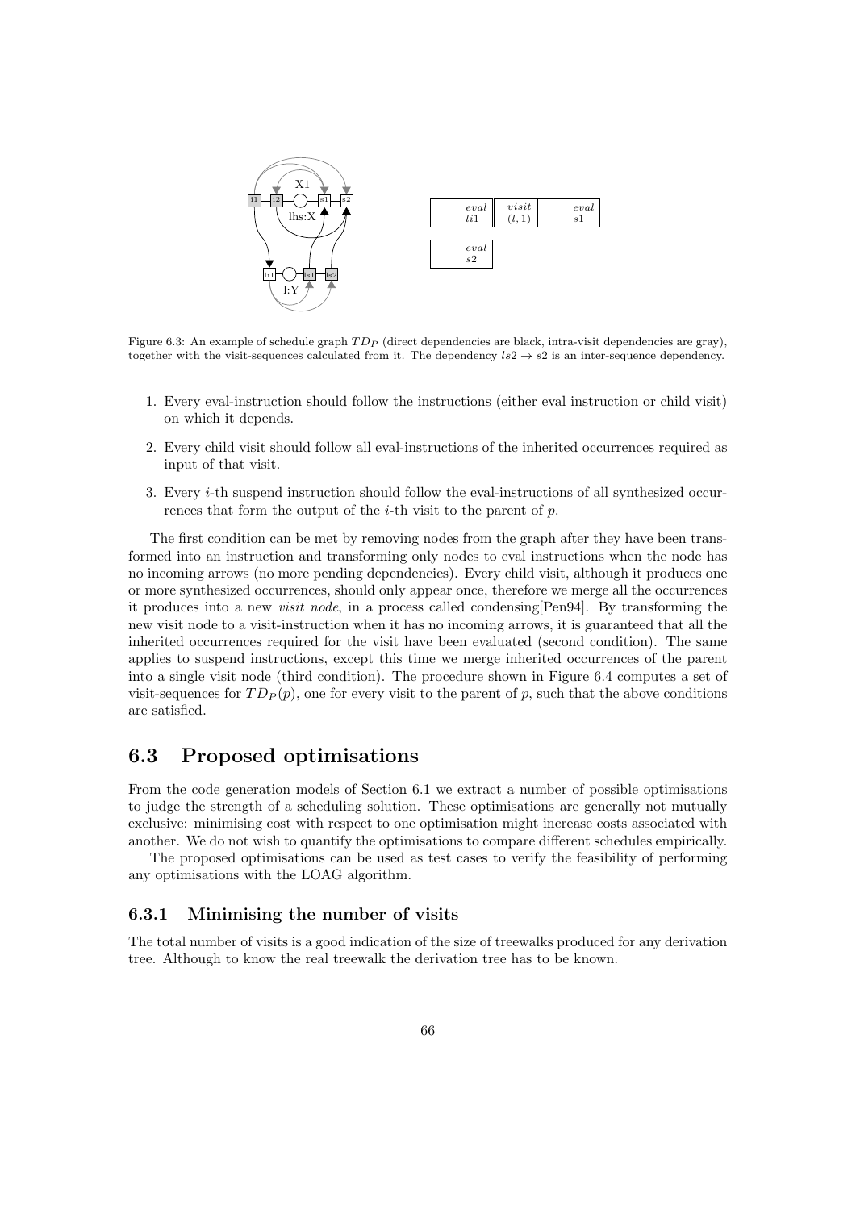Figure 6.3: An example of schedule graph $TD_P$ (direct dependencies are black, intra-visit dependencies are gray), together with the visit-sequences calculated from it. The dependency $ls2 \rightarrow s2$ is an inter-sequence dependency.

1. Every eval-instruction should follow the instructions (either eval instruction or child visit) on which it depends.
2. Every child visit should follow all eval-instructions of the inherited occurrences required as input of that visit.
3. Every $i$-th suspend instruction should follow the eval-instructions of all synthesized occurrences that form the output of the $i$-th visit to the parent of $p$.

The first condition can be met by removing nodes from the graph after they have been transformed into an instruction and transforming only nodes to eval instructions when the node has no incoming arrows (no more pending dependencies). Every child visit, although it produces one or more synthesized occurrences, should only appear once, therefore we merge all the occurrences it produces into a new *visit node*, in a process called condensing[Pen94]. By transforming the new visit node to a visit-instruction when it has no incoming arrows, it is guaranteed that all the inherited occurrences required for the visit have been evaluated (second condition). The same applies to suspend instructions, except this time we merge inherited occurrences of the parent into a single visit node (third condition). The procedure shown in Figure 6.4 computes a set of visit-sequences for $TD_P(p)$, one for every visit to the parent of $p$, such that the above conditions are satisfied.

## 6.3 Proposed optimisations

From the code generation models of Section 6.1 we extract a number of possible optimisations to judge the strength of a scheduling solution. These optimisations are generally not mutually exclusive: minimising cost with respect to one optimisation might increase costs associated with another. We do not wish to quantify the optimisations to compare different schedules empirically.

The proposed optimisations can be used as test cases to verify the feasibility of performing any optimisations with the LOAG algorithm.

### 6.3.1 Minimising the number of visits

The total number of visits is a good indication of the size of treewalks produced for any derivation tree. Although to know the real treewalk the derivation tree has to be known.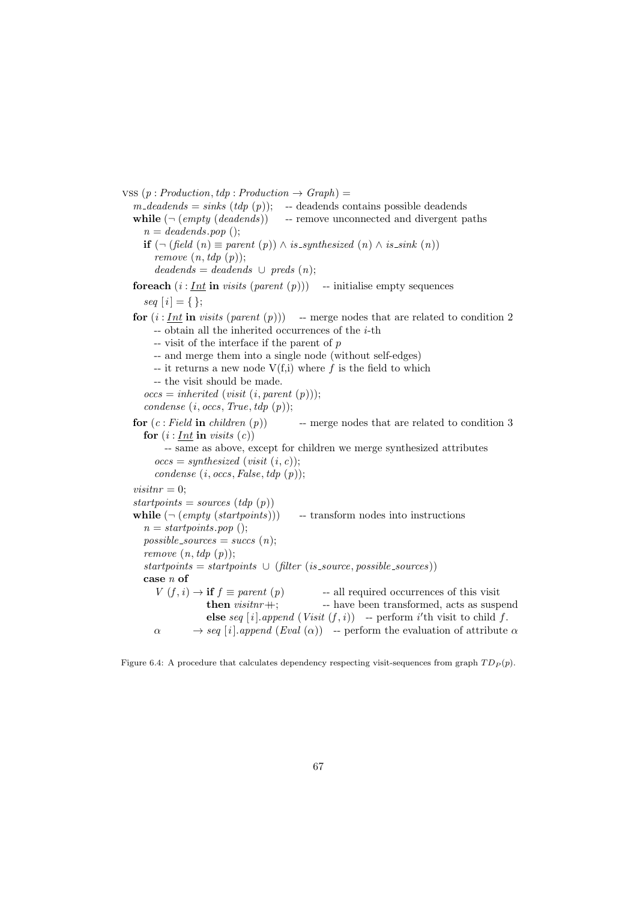```
vss (p : Production, tdp : Production → Graph) =
  m_deadends = sinks (tdp (p));   -- deadends contains possible deadends
  while (¬ (empty (deadends))     -- remove unconnected and divergent paths
    n = deadends.pop ();
    if (¬ (field (n) ≡ parent (p)) ∧ is_synthesized (n) ∧ is_sink (n))
      remove (n, tdp (p));
      deadends = deadends ∪ preds (n);

  foreach (i : Int in visits (parent (p)))   -- initialise empty sequences
    seq [i] = { };

  for (i : Int in visits (parent (p)))   -- merge nodes that are related to condition 2
      -- obtain all the inherited occurrences of the i-th
      -- visit of the interface if the parent of p
      -- and merge them into a single node (without self-edges)
      -- it returns a new node V(f,i) where f is the field to which
      -- the visit should be made.
    occs = inherited (visit (i, parent (p)));
    condense (i, occs, True, tdp (p));

  for (c : Field in children (p))        -- merge nodes that are related to condition 3
    for (i : Int in visits (c))
        -- same as above, except for children we merge synthesized attributes
      occs = synthesized (visit (i, c));
      condense (i, occs, False, tdp (p));

  visitnr = 0;
  startpoints = sources (tdp (p))
  while (¬ (empty (startpoints)))     -- transform nodes into instructions
    n = startpoints.pop ();
    possible_sources = succs (n);
    remove (n, tdp (p));
    startpoints = startpoints ∪ (filter (is_source, possible_sources))
    case n of
      V (f, i) → if f ≡ parent (p)           -- all required occurrences of this visit
                 then visitnr++;             -- have been transformed, acts as suspend
                 else seq [i].append (Visit (f, i))   -- perform i'th visit to child f.
      α        → seq [i].append (Eval (α))   -- perform the evaluation of attribute α
```

Figure 6.4: A procedure that calculates dependency respecting visit-sequences from graph $TD_P(p)$.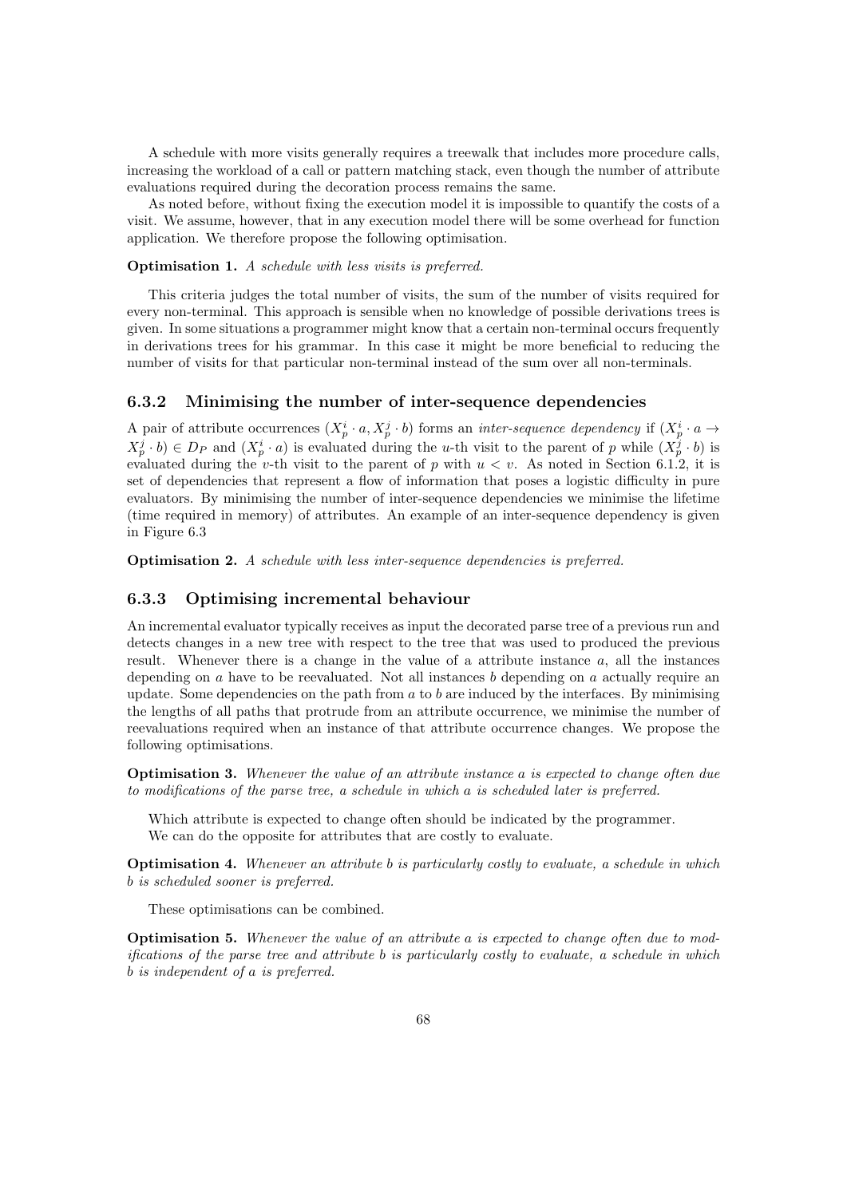A schedule with more visits generally requires a treewalk that includes more procedure calls, increasing the workload of a call or pattern matching stack, even though the number of attribute evaluations required during the decoration process remains the same.

As noted before, without fixing the execution model it is impossible to quantify the costs of a visit. We assume, however, that in any execution model there will be some overhead for function application. We therefore propose the following optimisation.

**Optimisation 1.** *A schedule with less visits is preferred.*

This criteria judges the total number of visits, the sum of the number of visits required for every non-terminal. This approach is sensible when no knowledge of possible derivations trees is given. In some situations a programmer might know that a certain non-terminal occurs frequently in derivations trees for his grammar. In this case it might be more beneficial to reducing the number of visits for that particular non-terminal instead of the sum over all non-terminals.

### 6.3.2 Minimising the number of inter-sequence dependencies

A pair of attribute occurrences $(X_p^i \cdot a, X_p^j \cdot b)$ forms an *inter-sequence dependency* if $(X_p^i \cdot a \rightarrow X_p^j \cdot b) \in D_P$ and $(X_p^i \cdot a)$ is evaluated during the $u$-th visit to the parent of $p$ while $(X_p^j \cdot b)$ is evaluated during the $v$-th visit to the parent of $p$ with $u < v$. As noted in Section 6.1.2, it is set of dependencies that represent a flow of information that poses a logistic difficulty in pure evaluators. By minimising the number of inter-sequence dependencies we minimise the lifetime (time required in memory) of attributes. An example of an inter-sequence dependency is given in Figure 6.3

**Optimisation 2.** *A schedule with less inter-sequence dependencies is preferred.*

### 6.3.3 Optimising incremental behaviour

An incremental evaluator typically receives as input the decorated parse tree of a previous run and detects changes in a new tree with respect to the tree that was used to produced the previous result. Whenever there is a change in the value of a attribute instance $a$, all the instances depending on $a$ have to be reevaluated. Not all instances $b$ depending on $a$ actually require an update. Some dependencies on the path from $a$ to $b$ are induced by the interfaces. By minimising the lengths of all paths that protrude from an attribute occurrence, we minimise the number of reevaluations required when an instance of that attribute occurrence changes. We propose the following optimisations.

**Optimisation 3.** *Whenever the value of an attribute instance $a$ is expected to change often due to modifications of the parse tree, a schedule in which $a$ is scheduled later is preferred.*

Which attribute is expected to change often should be indicated by the programmer.
We can do the opposite for attributes that are costly to evaluate.

**Optimisation 4.** *Whenever an attribute $b$ is particularly costly to evaluate, a schedule in which $b$ is scheduled sooner is preferred.*

These optimisations can be combined.

**Optimisation 5.** *Whenever the value of an attribute $a$ is expected to change often due to modifications of the parse tree and attribute $b$ is particularly costly to evaluate, a schedule in which $b$ is independent of $a$ is preferred.*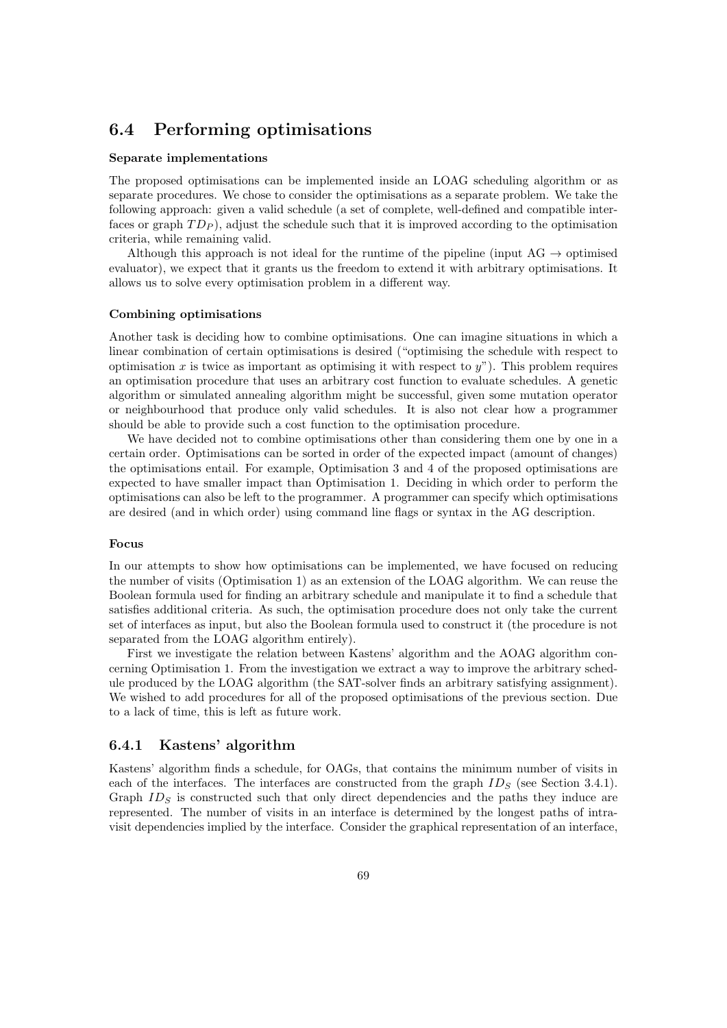## 6.4 Performing optimisations

**Separate implementations**

The proposed optimisations can be implemented inside an LOAG scheduling algorithm or as separate procedures. We chose to consider the optimisations as a separate problem. We take the following approach: given a valid schedule (a set of complete, well-defined and compatible interfaces or graph $TD_P$), adjust the schedule such that it is improved according to the optimisation criteria, while remaining valid.

Although this approach is not ideal for the runtime of the pipeline (input AG $\rightarrow$ optimised evaluator), we expect that it grants us the freedom to extend it with arbitrary optimisations. It allows us to solve every optimisation problem in a different way.

**Combining optimisations**

Another task is deciding how to combine optimisations. One can imagine situations in which a linear combination of certain optimisations is desired ("optimising the schedule with respect to optimisation $x$ is twice as important as optimising it with respect to $y$"). This problem requires an optimisation procedure that uses an arbitrary cost function to evaluate schedules. A genetic algorithm or simulated annealing algorithm might be successful, given some mutation operator or neighbourhood that produce only valid schedules. It is also not clear how a programmer should be able to provide such a cost function to the optimisation procedure.

We have decided not to combine optimisations other than considering them one by one in a certain order. Optimisations can be sorted in order of the expected impact (amount of changes) the optimisations entail. For example, Optimisation 3 and 4 of the proposed optimisations are expected to have smaller impact than Optimisation 1. Deciding in which order to perform the optimisations can also be left to the programmer. A programmer can specify which optimisations are desired (and in which order) using command line flags or syntax in the AG description.

**Focus**

In our attempts to show how optimisations can be implemented, we have focused on reducing the number of visits (Optimisation 1) as an extension of the LOAG algorithm. We can reuse the Boolean formula used for finding an arbitrary schedule and manipulate it to find a schedule that satisfies additional criteria. As such, the optimisation procedure does not only take the current set of interfaces as input, but also the Boolean formula used to construct it (the procedure is not separated from the LOAG algorithm entirely).

First we investigate the relation between Kastens' algorithm and the AOAG algorithm concerning Optimisation 1. From the investigation we extract a way to improve the arbitrary schedule produced by the LOAG algorithm (the SAT-solver finds an arbitrary satisfying assignment). We wished to add procedures for all of the proposed optimisations of the previous section. Due to a lack of time, this is left as future work.

### 6.4.1 Kastens' algorithm

Kastens' algorithm finds a schedule, for OAGs, that contains the minimum number of visits in each of the interfaces. The interfaces are constructed from the graph $ID_S$ (see Section 3.4.1). Graph $ID_S$ is constructed such that only direct dependencies and the paths they induce are represented. The number of visits in an interface is determined by the longest paths of intra-visit dependencies implied by the interface. Consider the graphical representation of an interface,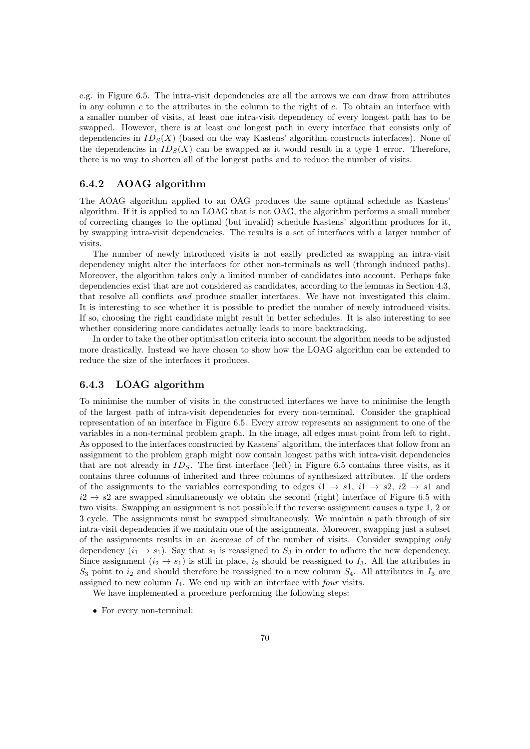e.g. in Figure 6.5. The intra-visit dependencies are all the arrows we can draw from attributes in any column $c$ to the attributes in the column to the right of $c$. To obtain an interface with a smaller number of visits, at least one intra-visit dependency of every longest path has to be swapped. However, there is at least one longest path in every interface that consists only of dependencies in $ID_S(X)$ (based on the way Kastens' algorithm constructs interfaces). None of the dependencies in $ID_S(X)$ can be swapped as it would result in a type 1 error. Therefore, there is no way to shorten all of the longest paths and to reduce the number of visits.

### 6.4.2 AOAG algorithm

The AOAG algorithm applied to an OAG produces the same optimal schedule as Kastens' algorithm. If it is applied to an LOAG that is not OAG, the algorithm performs a small number of correcting changes to the optimal (but invalid) schedule Kastens' algorithm produces for it, by swapping intra-visit dependencies. The results is a set of interfaces with a larger number of visits.

The number of newly introduced visits is not easily predicted as swapping an intra-visit dependency might alter the interfaces for other non-terminals as well (through induced paths). Moreover, the algorithm takes only a limited number of candidates into account. Perhaps fake dependencies exist that are not considered as candidates, according to the lemmas in Section 4.3, that resolve all conflicts *and* produce smaller interfaces. We have not investigated this claim. It is interesting to see whether it is possible to predict the number of newly introduced visits. If so, choosing the right candidate might result in better schedules. It is also interesting to see whether considering more candidates actually leads to more backtracking.

In order to take the other optimisation criteria into account the algorithm needs to be adjusted more drastically. Instead we have chosen to show how the LOAG algorithm can be extended to reduce the size of the interfaces it produces.

### 6.4.3 LOAG algorithm

To minimise the number of visits in the constructed interfaces we have to minimise the length of the largest path of intra-visit dependencies for every non-terminal. Consider the graphical representation of an interface in Figure 6.5. Every arrow represents an assignment to one of the variables in a non-terminal problem graph. In the image, all edges must point from left to right. As opposed to the interfaces constructed by Kastens' algorithm, the interfaces that follow from an assignment to the problem graph might now contain longest paths with intra-visit dependencies that are not already in $ID_S$. The first interface (left) in Figure 6.5 contains three visits, as it contains three columns of inherited and three columns of synthesized attributes. If the orders of the assignments to the variables corresponding to edges $i1 \rightarrow s1$, $i1 \rightarrow s2$, $i2 \rightarrow s1$ and $i2 \rightarrow s2$ are swapped simultaneously we obtain the second (right) interface of Figure 6.5 with two visits. Swapping an assignment is not possible if the reverse assignment causes a type 1, 2 or 3 cycle. The assignments must be swapped simultaneously. We maintain a path through of six intra-visit dependencies if we maintain one of the assignments. Moreover, swapping just a subset of the assignments results in an *increase* of of the number of visits. Consider swapping *only* dependency ($i_1 \rightarrow s_1$). Say that $s_1$ is reassigned to $S_3$ in order to adhere the new dependency. Since assignment ($i_2 \rightarrow s_1$) is still in place, $i_2$ should be reassigned to $I_3$. All the attributes in $S_3$ point to $i_2$ and should therefore be reassigned to a new column $S_4$. All attributes in $I_3$ are assigned to new column $I_4$. We end up with an interface with *four* visits.

We have implemented a procedure performing the following steps:

- For every non-terminal: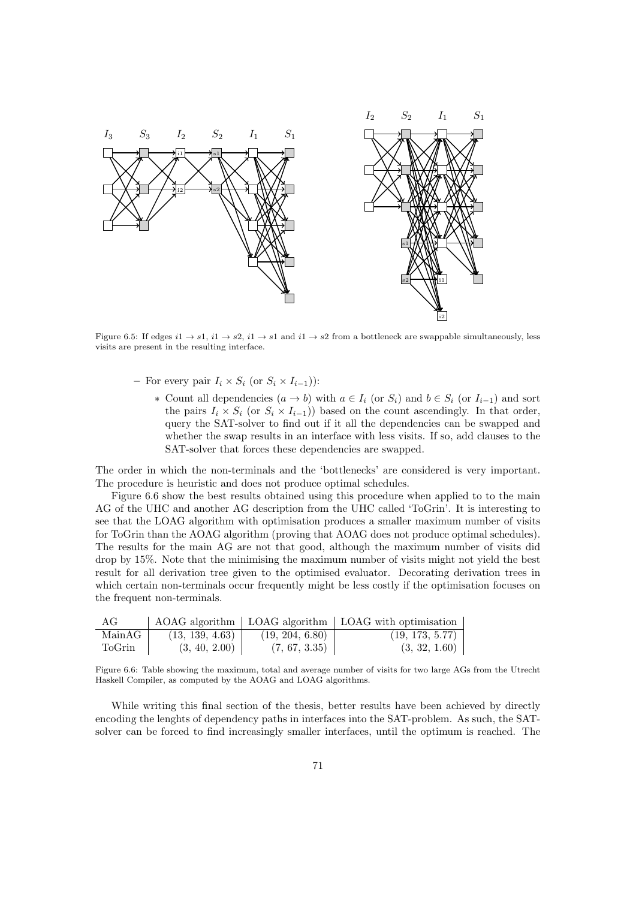Figure 6.5: If edges $i1 \rightarrow s1$, $i1 \rightarrow s2$, $i1 \rightarrow s1$ and $i1 \rightarrow s2$ from a bottleneck are swappable simultaneously, less visits are present in the resulting interface.

- For every pair $I_i \times S_i$ (or $S_i \times I_{i-1}$)):
  - Count all dependencies $(a \rightarrow b)$ with $a \in I_i$ (or $S_i$) and $b \in S_i$ (or $I_{i-1}$) and sort the pairs $I_i \times S_i$ (or $S_i \times I_{i-1}$)) based on the count ascendingly. In that order, query the SAT-solver to find out if it all the dependencies can be swapped and whether the swap results in an interface with less visits. If so, add clauses to the SAT-solver that forces these dependencies are swapped.

The order in which the non-terminals and the 'bottlenecks' are considered is very important. The procedure is heuristic and does not produce optimal schedules.

Figure 6.6 show the best results obtained using this procedure when applied to to the main AG of the UHC and another AG description from the UHC called 'ToGrin'. It is interesting to see that the LOAG algorithm with optimisation produces a smaller maximum number of visits for ToGrin than the AOAG algorithm (proving that AOAG does not produce optimal schedules). The results for the main AG are not that good, although the maximum number of visits did drop by 15%. Note that the minimising the maximum number of visits might not yield the best result for all derivation tree given to the optimised evaluator. Decorating derivation trees in which certain non-terminals occur frequently might be less costly if the optimisation focuses on the frequent non-terminals.

| AG | AOAG algorithm | LOAG algorithm | LOAG with optimisation |
|---|---|---|---|
| MainAG | (13, 139, 4.63) | (19, 204, 6.80) | (19, 173, 5.77) |
| ToGrin | (3, 40, 2.00) | (7, 67, 3.35) | (3, 32, 1.60) |

Figure 6.6: Table showing the maximum, total and average number of visits for two large AGs from the Utrecht Haskell Compiler, as computed by the AOAG and LOAG algorithms.

While writing this final section of the thesis, better results have been achieved by directly encoding the lenghts of dependency paths in interfaces into the SAT-problem. As such, the SAT-solver can be forced to find increasingly smaller interfaces, until the optimum is reached. The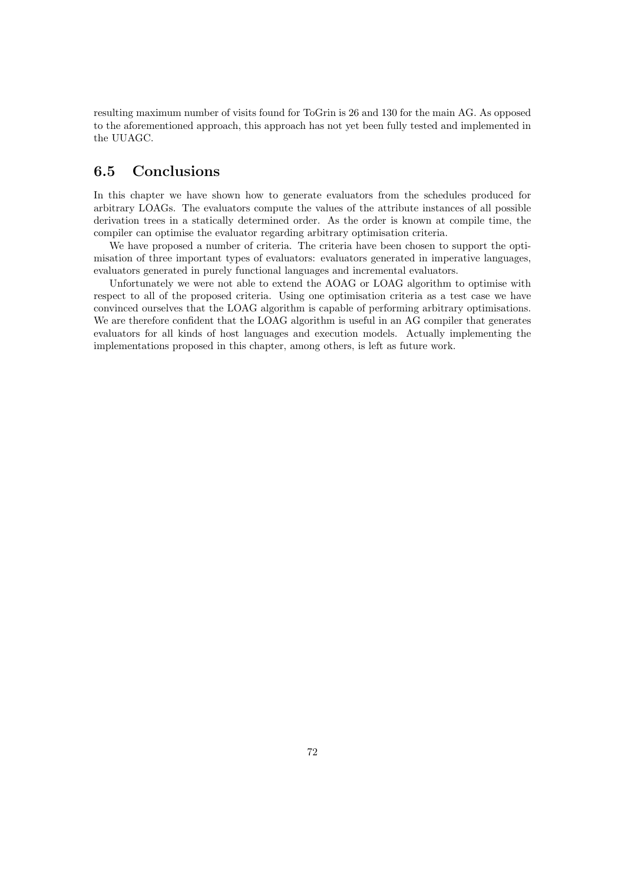resulting maximum number of visits found for ToGrin is 26 and 130 for the main AG. As opposed to the aforementioned approach, this approach has not yet been fully tested and implemented in the UUAGC.

## 6.5 Conclusions

In this chapter we have shown how to generate evaluators from the schedules produced for arbitrary LOAGs. The evaluators compute the values of the attribute instances of all possible derivation trees in a statically determined order. As the order is known at compile time, the compiler can optimise the evaluator regarding arbitrary optimisation criteria.

We have proposed a number of criteria. The criteria have been chosen to support the optimisation of three important types of evaluators: evaluators generated in imperative languages, evaluators generated in purely functional languages and incremental evaluators.

Unfortunately we were not able to extend the AOAG or LOAG algorithm to optimise with respect to all of the proposed criteria. Using one optimisation criteria as a test case we have convinced ourselves that the LOAG algorithm is capable of performing arbitrary optimisations. We are therefore confident that the LOAG algorithm is useful in an AG compiler that generates evaluators for all kinds of host languages and execution models. Actually implementing the implementations proposed in this chapter, among others, is left as future work.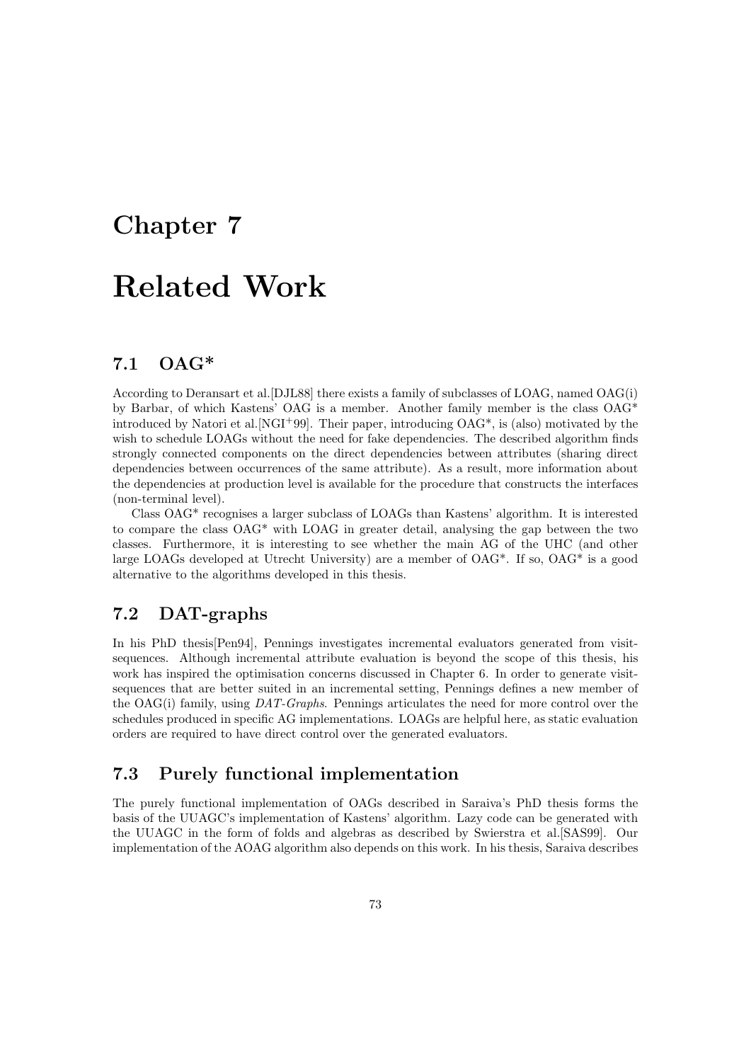# Chapter 7

# Related Work

## 7.1 OAG*

According to Deransart et al.[DJL88] there exists a family of subclasses of LOAG, named OAG(i) by Barbar, of which Kastens' OAG is a member. Another family member is the class OAG* introduced by Natori et al.[NGI+99]. Their paper, introducing OAG*, is (also) motivated by the wish to schedule LOAGs without the need for fake dependencies. The described algorithm finds strongly connected components on the direct dependencies between attributes (sharing direct dependencies between occurrences of the same attribute). As a result, more information about the dependencies at production level is available for the procedure that constructs the interfaces (non-terminal level).

Class OAG* recognises a larger subclass of LOAGs than Kastens' algorithm. It is interested to compare the class OAG* with LOAG in greater detail, analysing the gap between the two classes. Furthermore, it is interesting to see whether the main AG of the UHC (and other large LOAGs developed at Utrecht University) are a member of OAG*. If so, OAG* is a good alternative to the algorithms developed in this thesis.

## 7.2 DAT-graphs

In his PhD thesis[Pen94], Pennings investigates incremental evaluators generated from visit-sequences. Although incremental attribute evaluation is beyond the scope of this thesis, his work has inspired the optimisation concerns discussed in Chapter 6. In order to generate visit-sequences that are better suited in an incremental setting, Pennings defines a new member of the OAG(i) family, using *DAT-Graphs*. Pennings articulates the need for more control over the schedules produced in specific AG implementations. LOAGs are helpful here, as static evaluation orders are required to have direct control over the generated evaluators.

## 7.3 Purely functional implementation

The purely functional implementation of OAGs described in Saraiva's PhD thesis forms the basis of the UUAGC's implementation of Kastens' algorithm. Lazy code can be generated with the UUAGC in the form of folds and algebras as described by Swierstra et al.[SAS99]. Our implementation of the AOAG algorithm also depends on this work. In his thesis, Saraiva describes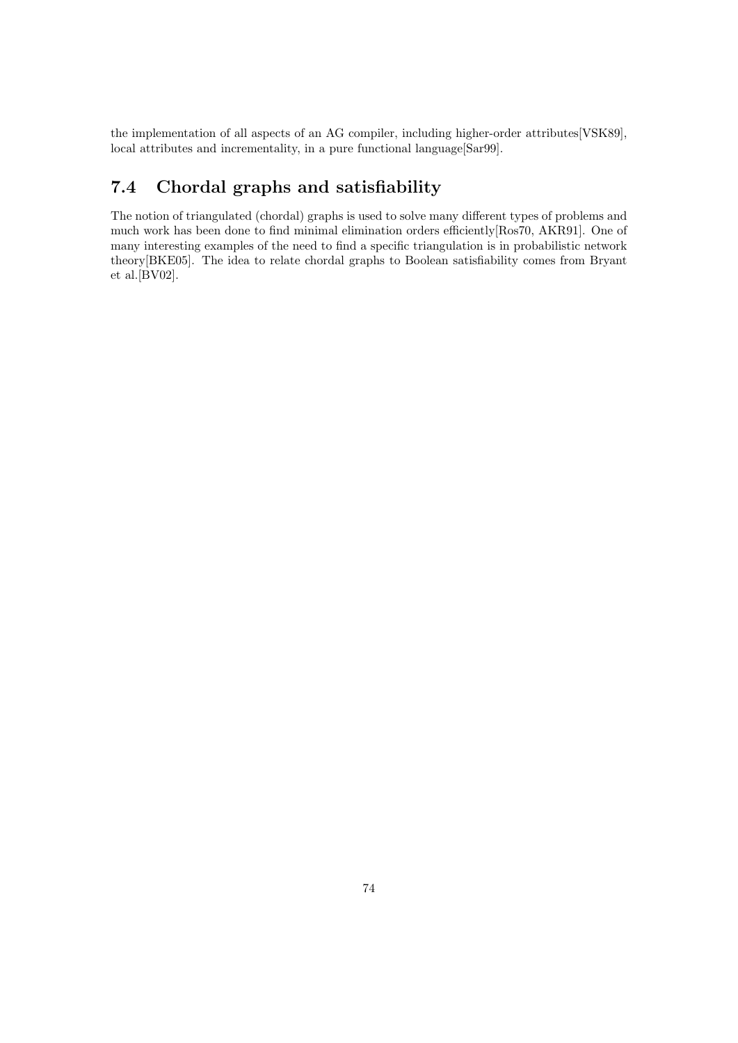the implementation of all aspects of an AG compiler, including higher-order attributes[VSK89], local attributes and incrementality, in a pure functional language[Sar99].

## 7.4 Chordal graphs and satisfiability

The notion of triangulated (chordal) graphs is used to solve many different types of problems and much work has been done to find minimal elimination orders efficiently[Ros70, AKR91]. One of many interesting examples of the need to find a specific triangulation is in probabilistic network theory[BKE05]. The idea to relate chordal graphs to Boolean satisfiability comes from Bryant et al.[BV02].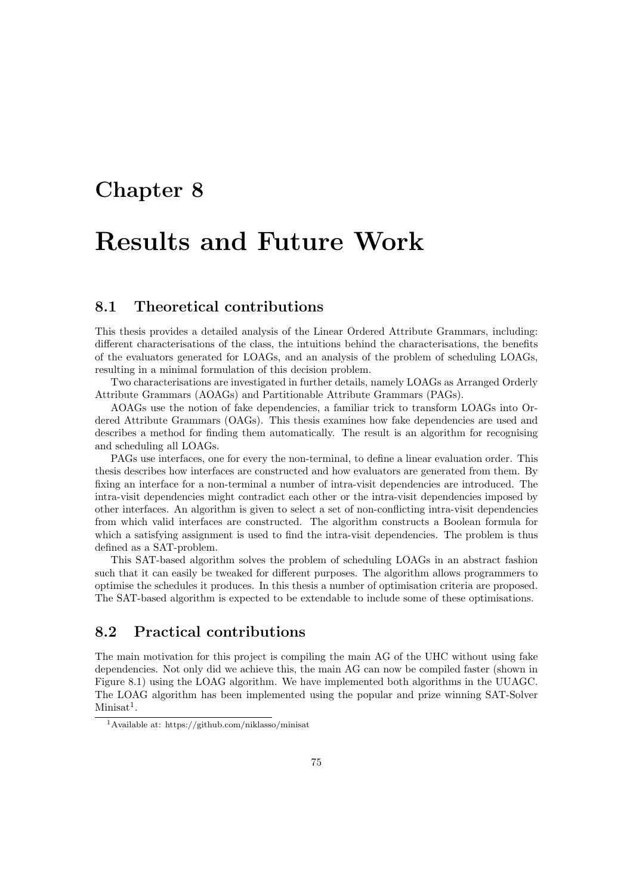# Chapter 8

# Results and Future Work

## 8.1 Theoretical contributions

This thesis provides a detailed analysis of the Linear Ordered Attribute Grammars, including: different characterisations of the class, the intuitions behind the characterisations, the benefits of the evaluators generated for LOAGs, and an analysis of the problem of scheduling LOAGs, resulting in a minimal formulation of this decision problem.

Two characterisations are investigated in further details, namely LOAGs as Arranged Orderly Attribute Grammars (AOAGs) and Partitionable Attribute Grammars (PAGs).

AOAGs use the notion of fake dependencies, a familiar trick to transform LOAGs into Ordered Attribute Grammars (OAGs). This thesis examines how fake dependencies are used and describes a method for finding them automatically. The result is an algorithm for recognising and scheduling all LOAGs.

PAGs use interfaces, one for every the non-terminal, to define a linear evaluation order. This thesis describes how interfaces are constructed and how evaluators are generated from them. By fixing an interface for a non-terminal a number of intra-visit dependencies are introduced. The intra-visit dependencies might contradict each other or the intra-visit dependencies imposed by other interfaces. An algorithm is given to select a set of non-conflicting intra-visit dependencies from which valid interfaces are constructed. The algorithm constructs a Boolean formula for which a satisfying assignment is used to find the intra-visit dependencies. The problem is thus defined as a SAT-problem.

This SAT-based algorithm solves the problem of scheduling LOAGs in an abstract fashion such that it can easily be tweaked for different purposes. The algorithm allows programmers to optimise the schedules it produces. In this thesis a number of optimisation criteria are proposed. The SAT-based algorithm is expected to be extendable to include some of these optimisations.

## 8.2 Practical contributions

The main motivation for this project is compiling the main AG of the UHC without using fake dependencies. Not only did we achieve this, the main AG can now be compiled faster (shown in Figure 8.1) using the LOAG algorithm. We have implemented both algorithms in the UUAGC. The LOAG algorithm has been implemented using the popular and prize winning SAT-Solver Minisat[1].

[1] Available at: https://github.com/niklasso/minisat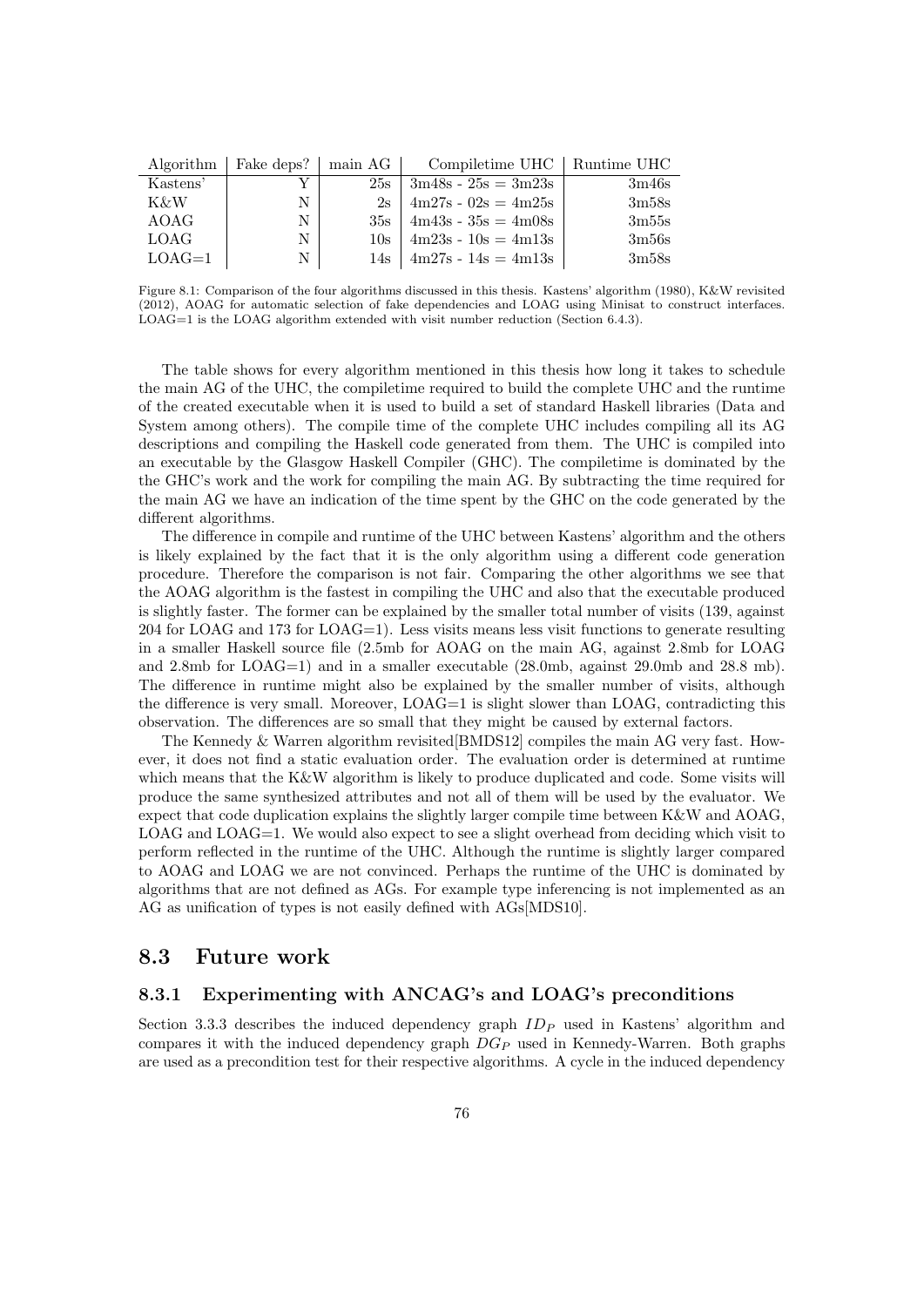| Algorithm | Fake deps? | main AG | Compiletime UHC | Runtime UHC |
|---|---|---|---|---|
| Kastens' | Y | 25s | 3m48s - 25s = 3m23s | 3m46s |
| K&W | N | 2s | 4m27s - 02s = 4m25s | 3m58s |
| AOAG | N | 35s | 4m43s - 35s = 4m08s | 3m55s |
| LOAG | N | 10s | 4m23s - 10s = 4m13s | 3m56s |
| LOAG=1 | N | 14s | 4m27s - 14s = 4m13s | 3m58s |

Figure 8.1: Comparison of the four algorithms discussed in this thesis. Kastens' algorithm (1980), K&W revisited (2012), AOAG for automatic selection of fake dependencies and LOAG using Minisat to construct interfaces. LOAG=1 is the LOAG algorithm extended with visit number reduction (Section 6.4.3).

The table shows for every algorithm mentioned in this thesis how long it takes to schedule the main AG of the UHC, the compiletime required to build the complete UHC and the runtime of the created executable when it is used to build a set of standard Haskell libraries (Data and System among others). The compile time of the complete UHC includes compiling all its AG descriptions and compiling the Haskell code generated from them. The UHC is compiled into an executable by the Glasgow Haskell Compiler (GHC). The compiletime is dominated by the the GHC's work and the work for compiling the main AG. By subtracting the time required for the main AG we have an indication of the time spent by the GHC on the code generated by the different algorithms.

The difference in compile and runtime of the UHC between Kastens' algorithm and the others is likely explained by the fact that it is the only algorithm using a different code generation procedure. Therefore the comparison is not fair. Comparing the other algorithms we see that the AOAG algorithm is the fastest in compiling the UHC and also that the executable produced is slightly faster. The former can be explained by the smaller total number of visits (139, against 204 for LOAG and 173 for LOAG=1). Less visits means less visit functions to generate resulting in a smaller Haskell source file (2.5mb for AOAG on the main AG, against 2.8mb for LOAG and 2.8mb for LOAG=1) and in a smaller executable (28.0mb, against 29.0mb and 28.8 mb). The difference in runtime might also be explained by the smaller number of visits, although the difference is very small. Moreover, LOAG=1 is slight slower than LOAG, contradicting this observation. The differences are so small that they might be caused by external factors.

The Kennedy & Warren algorithm revisited[BMDS12] compiles the main AG very fast. However, it does not find a static evaluation order. The evaluation order is determined at runtime which means that the K&W algorithm is likely to produce duplicated and code. Some visits will produce the same synthesized attributes and not all of them will be used by the evaluator. We expect that code duplication explains the slightly larger compile time between K&W and AOAG, LOAG and LOAG=1. We would also expect to see a slight overhead from deciding which visit to perform reflected in the runtime of the UHC. Although the runtime is slightly larger compared to AOAG and LOAG we are not convinced. Perhaps the runtime of the UHC is dominated by algorithms that are not defined as AGs. For example type inferencing is not implemented as an AG as unification of types is not easily defined with AGs[MDS10].

## 8.3 Future work

### 8.3.1 Experimenting with ANCAG's and LOAG's preconditions

Section 3.3.3 describes the induced dependency graph $ID_P$ used in Kastens' algorithm and compares it with the induced dependency graph $DG_P$ used in Kennedy-Warren. Both graphs are used as a precondition test for their respective algorithms. A cycle in the induced dependency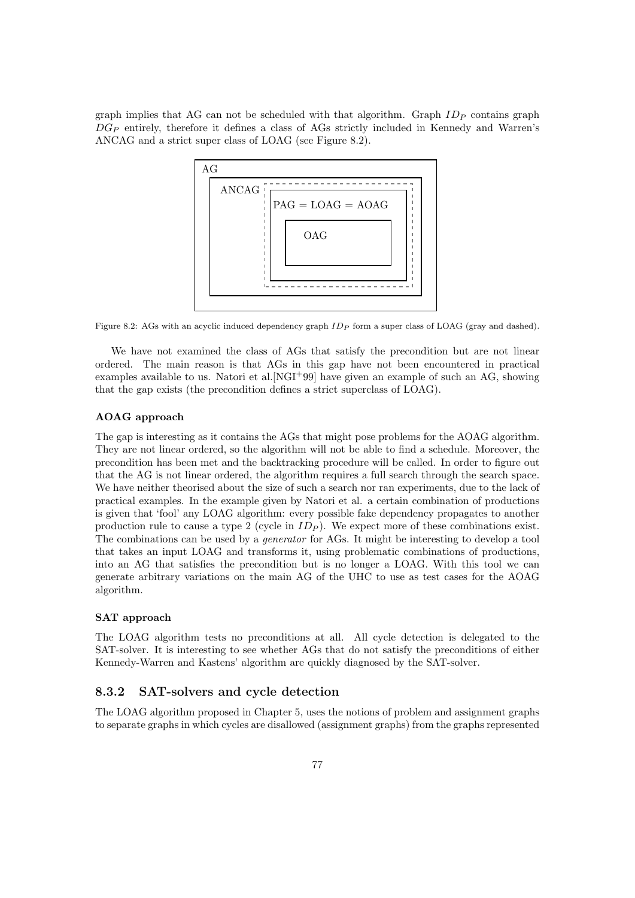graph implies that AG can not be scheduled with that algorithm. Graph $ID_P$ contains graph $DG_P$ entirely, therefore it defines a class of AGs strictly included in Kennedy and Warren's ANCAG and a strict super class of LOAG (see Figure 8.2).

Figure 8.2: AGs with an acyclic induced dependency graph $ID_P$ form a super class of LOAG (gray and dashed).

We have not examined the class of AGs that satisfy the precondition but are not linear ordered. The main reason is that AGs in this gap have not been encountered in practical examples available to us. Natori et al.[NGI+99] have given an example of such an AG, showing that the gap exists (the precondition defines a strict superclass of LOAG).

#### AOAG approach

The gap is interesting as it contains the AGs that might pose problems for the AOAG algorithm. They are not linear ordered, so the algorithm will not be able to find a schedule. Moreover, the precondition has been met and the backtracking procedure will be called. In order to figure out that the AG is not linear ordered, the algorithm requires a full search through the search space. We have neither theorised about the size of such a search nor ran experiments, due to the lack of practical examples. In the example given by Natori et al. a certain combination of productions is given that 'fool' any LOAG algorithm: every possible fake dependency propagates to another production rule to cause a type 2 (cycle in $ID_P$). We expect more of these combinations exist. The combinations can be used by a *generator* for AGs. It might be interesting to develop a tool that takes an input LOAG and transforms it, using problematic combinations of productions, into an AG that satisfies the precondition but is no longer a LOAG. With this tool we can generate arbitrary variations on the main AG of the UHC to use as test cases for the AOAG algorithm.

#### SAT approach

The LOAG algorithm tests no preconditions at all. All cycle detection is delegated to the SAT-solver. It is interesting to see whether AGs that do not satisfy the preconditions of either Kennedy-Warren and Kastens' algorithm are quickly diagnosed by the SAT-solver.

### 8.3.2 SAT-solvers and cycle detection

The LOAG algorithm proposed in Chapter 5, uses the notions of problem and assignment graphs to separate graphs in which cycles are disallowed (assignment graphs) from the graphs represented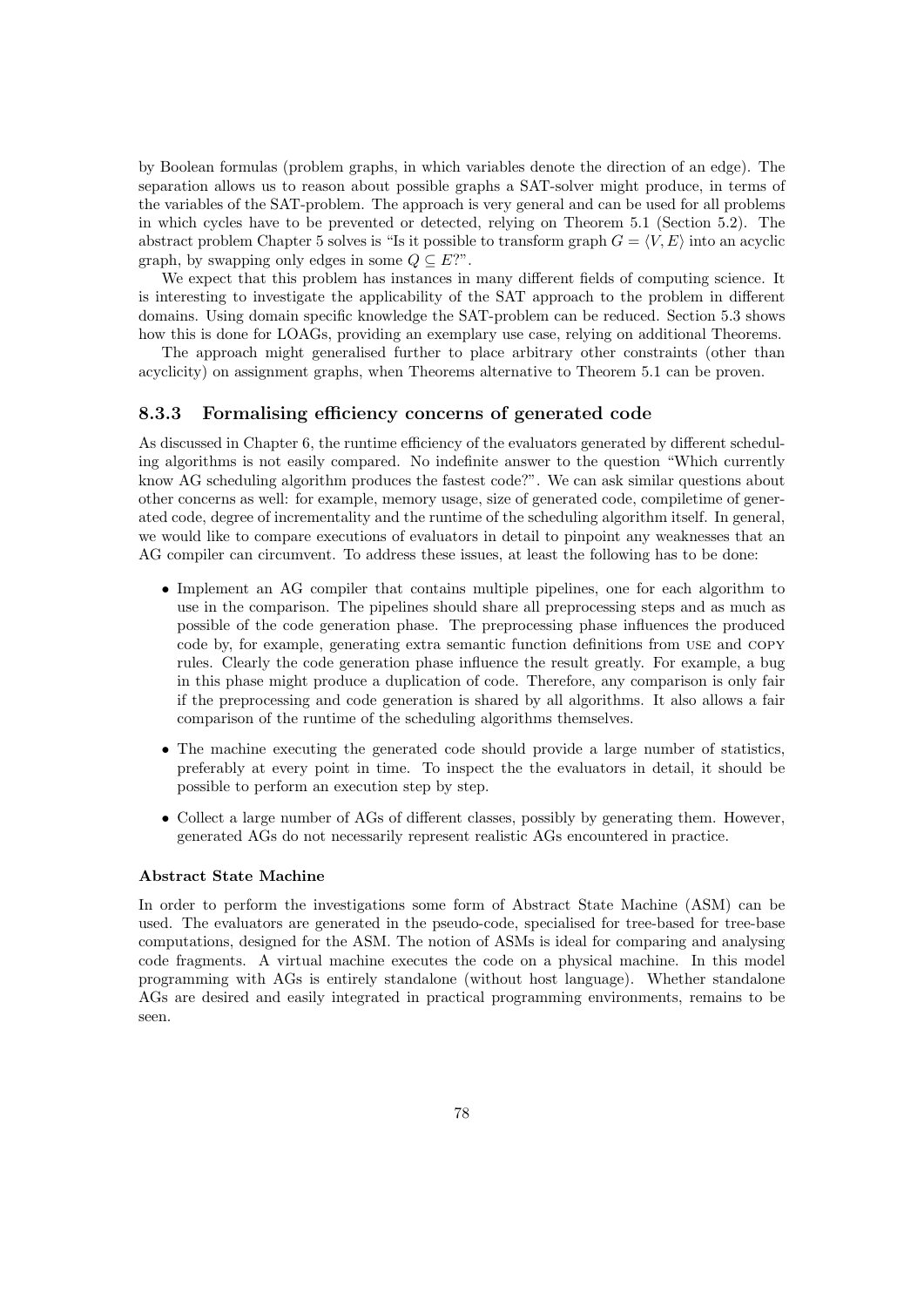by Boolean formulas (problem graphs, in which variables denote the direction of an edge). The separation allows us to reason about possible graphs a SAT-solver might produce, in terms of the variables of the SAT-problem. The approach is very general and can be used for all problems in which cycles have to be prevented or detected, relying on Theorem 5.1 (Section 5.2). The abstract problem Chapter 5 solves is "Is it possible to transform graph $G = \langle V, E \rangle$ into an acyclic graph, by swapping only edges in some $Q \subseteq E$?".

We expect that this problem has instances in many different fields of computing science. It is interesting to investigate the applicability of the SAT approach to the problem in different domains. Using domain specific knowledge the SAT-problem can be reduced. Section 5.3 shows how this is done for LOAGs, providing an exemplary use case, relying on additional Theorems.

The approach might generalised further to place arbitrary other constraints (other than acyclicity) on assignment graphs, when Theorems alternative to Theorem 5.1 can be proven.

### 8.3.3 Formalising efficiency concerns of generated code

As discussed in Chapter 6, the runtime efficiency of the evaluators generated by different scheduling algorithms is not easily compared. No indefinite answer to the question "Which currently know AG scheduling algorithm produces the fastest code?". We can ask similar questions about other concerns as well: for example, memory usage, size of generated code, compiletime of generated code, degree of incrementality and the runtime of the scheduling algorithm itself. In general, we would like to compare executions of evaluators in detail to pinpoint any weaknesses that an AG compiler can circumvent. To address these issues, at least the following has to be done:

- Implement an AG compiler that contains multiple pipelines, one for each algorithm to use in the comparison. The pipelines should share all preprocessing steps and as much as possible of the code generation phase. The preprocessing phase influences the produced code by, for example, generating extra semantic function definitions from USE and COPY rules. Clearly the code generation phase influence the result greatly. For example, a bug in this phase might produce a duplication of code. Therefore, any comparison is only fair if the preprocessing and code generation is shared by all algorithms. It also allows a fair comparison of the runtime of the scheduling algorithms themselves.
- The machine executing the generated code should provide a large number of statistics, preferably at every point in time. To inspect the the evaluators in detail, it should be possible to perform an execution step by step.
- Collect a large number of AGs of different classes, possibly by generating them. However, generated AGs do not necessarily represent realistic AGs encountered in practice.

#### Abstract State Machine

In order to perform the investigations some form of Abstract State Machine (ASM) can be used. The evaluators are generated in the pseudo-code, specialised for tree-based for tree-base computations, designed for the ASM. The notion of ASMs is ideal for comparing and analysing code fragments. A virtual machine executes the code on a physical machine. In this model programming with AGs is entirely standalone (without host language). Whether standalone AGs are desired and easily integrated in practical programming environments, remains to be seen.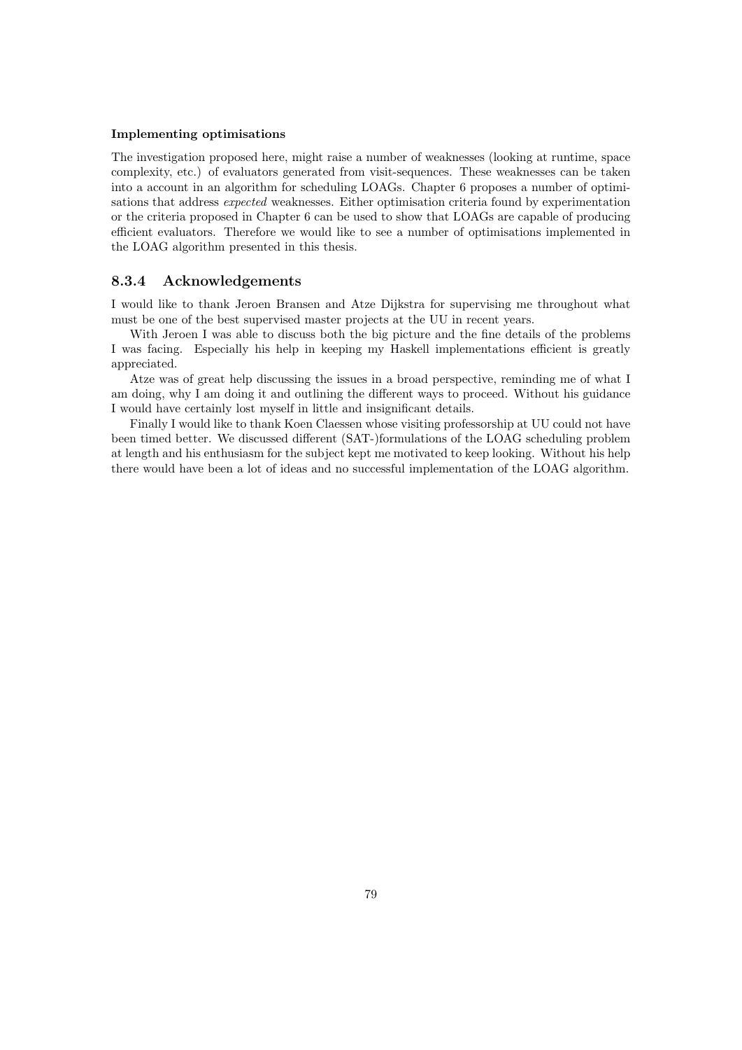**Implementing optimisations**

The investigation proposed here, might raise a number of weaknesses (looking at runtime, space complexity, etc.) of evaluators generated from visit-sequences. These weaknesses can be taken into a account in an algorithm for scheduling LOAGs. Chapter 6 proposes a number of optimisations that address *expected* weaknesses. Either optimisation criteria found by experimentation or the criteria proposed in Chapter 6 can be used to show that LOAGs are capable of producing efficient evaluators. Therefore we would like to see a number of optimisations implemented in the LOAG algorithm presented in this thesis.

### 8.3.4 Acknowledgements

I would like to thank Jeroen Bransen and Atze Dijkstra for supervising me throughout what must be one of the best supervised master projects at the UU in recent years.

With Jeroen I was able to discuss both the big picture and the fine details of the problems I was facing. Especially his help in keeping my Haskell implementations efficient is greatly appreciated.

Atze was of great help discussing the issues in a broad perspective, reminding me of what I am doing, why I am doing it and outlining the different ways to proceed. Without his guidance I would have certainly lost myself in little and insignificant details.

Finally I would like to thank Koen Claessen whose visiting professorship at UU could not have been timed better. We discussed different (SAT-)formulations of the LOAG scheduling problem at length and his enthusiasm for the subject kept me motivated to keep looking. Without his help there would have been a lot of ideas and no successful implementation of the LOAG algorithm.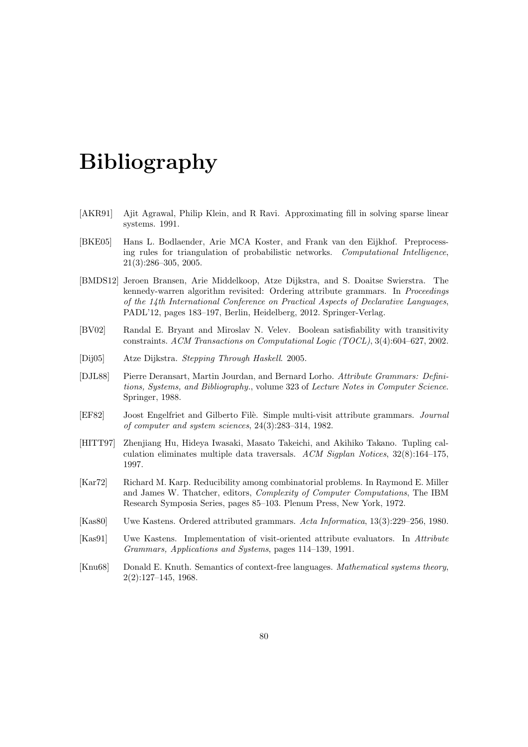# Bibliography

[AKR91] Ajit Agrawal, Philip Klein, and R Ravi. Approximating fill in solving sparse linear systems. 1991.

[BKE05] Hans L. Bodlaender, Arie MCA Koster, and Frank van den Eijkhof. Preprocessing rules for triangulation of probabilistic networks. *Computational Intelligence*, 21(3):286–305, 2005.

[BMDS12] Jeroen Bransen, Arie Middelkoop, Atze Dijkstra, and S. Doaitse Swierstra. The kennedy-warren algorithm revisited: Ordering attribute grammars. In *Proceedings of the 14th International Conference on Practical Aspects of Declarative Languages*, PADL'12, pages 183–197, Berlin, Heidelberg, 2012. Springer-Verlag.

[BV02] Randal E. Bryant and Miroslav N. Velev. Boolean satisfiability with transitivity constraints. *ACM Transactions on Computational Logic (TOCL)*, 3(4):604–627, 2002.

[Dij05] Atze Dijkstra. *Stepping Through Haskell*. 2005.

[DJL88] Pierre Deransart, Martin Jourdan, and Bernard Lorho. *Attribute Grammars: Definitions, Systems, and Bibliography.*, volume 323 of *Lecture Notes in Computer Science*. Springer, 1988.

[EF82] Joost Engelfriet and Gilberto Filè. Simple multi-visit attribute grammars. *Journal of computer and system sciences*, 24(3):283–314, 1982.

[HITT97] Zhenjiang Hu, Hideya Iwasaki, Masato Takeichi, and Akihiko Takano. Tupling calculation eliminates multiple data traversals. *ACM Sigplan Notices*, 32(8):164–175, 1997.

[Kar72] Richard M. Karp. Reducibility among combinatorial problems. In Raymond E. Miller and James W. Thatcher, editors, *Complexity of Computer Computations*, The IBM Research Symposia Series, pages 85–103. Plenum Press, New York, 1972.

[Kas80] Uwe Kastens. Ordered attributed grammars. *Acta Informatica*, 13(3):229–256, 1980.

[Kas91] Uwe Kastens. Implementation of visit-oriented attribute evaluators. In *Attribute Grammars, Applications and Systems*, pages 114–139, 1991.

[Knu68] Donald E. Knuth. Semantics of context-free languages. *Mathematical systems theory*, 2(2):127–145, 1968.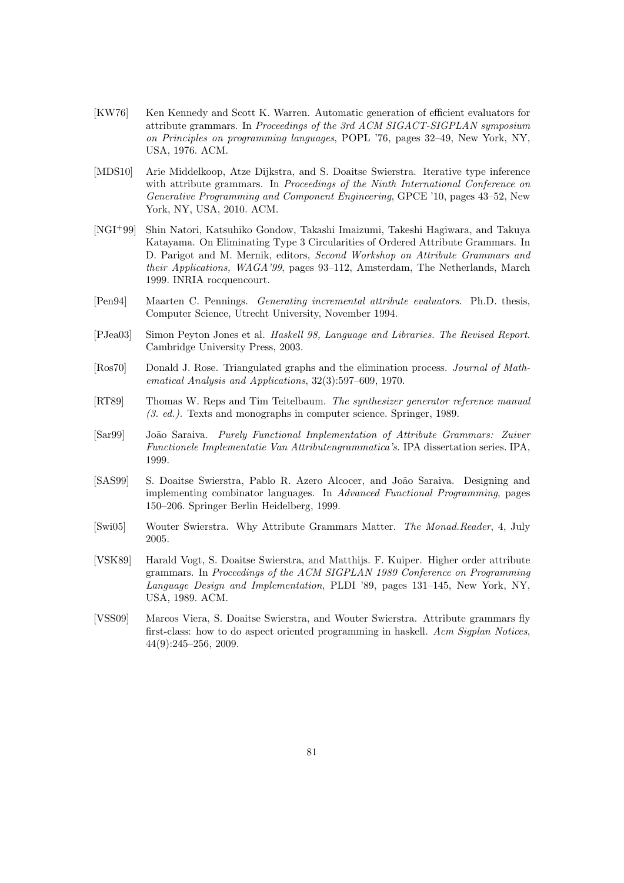[KW76] Ken Kennedy and Scott K. Warren. Automatic generation of efficient evaluators for attribute grammars. In *Proceedings of the 3rd ACM SIGACT-SIGPLAN symposium on Principles on programming languages*, POPL '76, pages 32–49, New York, NY, USA, 1976. ACM.

[MDS10] Arie Middelkoop, Atze Dijkstra, and S. Doaitse Swierstra. Iterative type inference with attribute grammars. In *Proceedings of the Ninth International Conference on Generative Programming and Component Engineering*, GPCE '10, pages 43–52, New York, NY, USA, 2010. ACM.

[NGI+99] Shin Natori, Katsuhiko Gondow, Takashi Imaizumi, Takeshi Hagiwara, and Takuya Katayama. On Eliminating Type 3 Circularities of Ordered Attribute Grammars. In D. Parigot and M. Mernik, editors, *Second Workshop on Attribute Grammars and their Applications, WAGA'99*, pages 93–112, Amsterdam, The Netherlands, March 1999. INRIA rocquencourt.

[Pen94] Maarten C. Pennings. *Generating incremental attribute evaluators*. Ph.D. thesis, Computer Science, Utrecht University, November 1994.

[PJea03] Simon Peyton Jones et al. *Haskell 98, Language and Libraries. The Revised Report.* Cambridge University Press, 2003.

[Ros70] Donald J. Rose. Triangulated graphs and the elimination process. *Journal of Mathematical Analysis and Applications*, 32(3):597–609, 1970.

[RT89] Thomas W. Reps and Tim Teitelbaum. *The synthesizer generator reference manual (3. ed.)*. Texts and monographs in computer science. Springer, 1989.

[Sar99] João Saraiva. *Purely Functional Implementation of Attribute Grammars: Zuiver Functionele Implementatie Van Attributengrammatica's*. IPA dissertation series. IPA, 1999.

[SAS99] S. Doaitse Swierstra, Pablo R. Azero Alcocer, and João Saraiva. Designing and implementing combinator languages. In *Advanced Functional Programming*, pages 150–206. Springer Berlin Heidelberg, 1999.

[Swi05] Wouter Swierstra. Why Attribute Grammars Matter. *The Monad.Reader*, 4, July 2005.

[VSK89] Harald Vogt, S. Doaitse Swierstra, and Matthijs. F. Kuiper. Higher order attribute grammars. In *Proceedings of the ACM SIGPLAN 1989 Conference on Programming Language Design and Implementation*, PLDI '89, pages 131–145, New York, NY, USA, 1989. ACM.

[VSS09] Marcos Viera, S. Doaitse Swierstra, and Wouter Swierstra. Attribute grammars fly first-class: how to do aspect oriented programming in haskell. *Acm Sigplan Notices*, 44(9):245–256, 2009.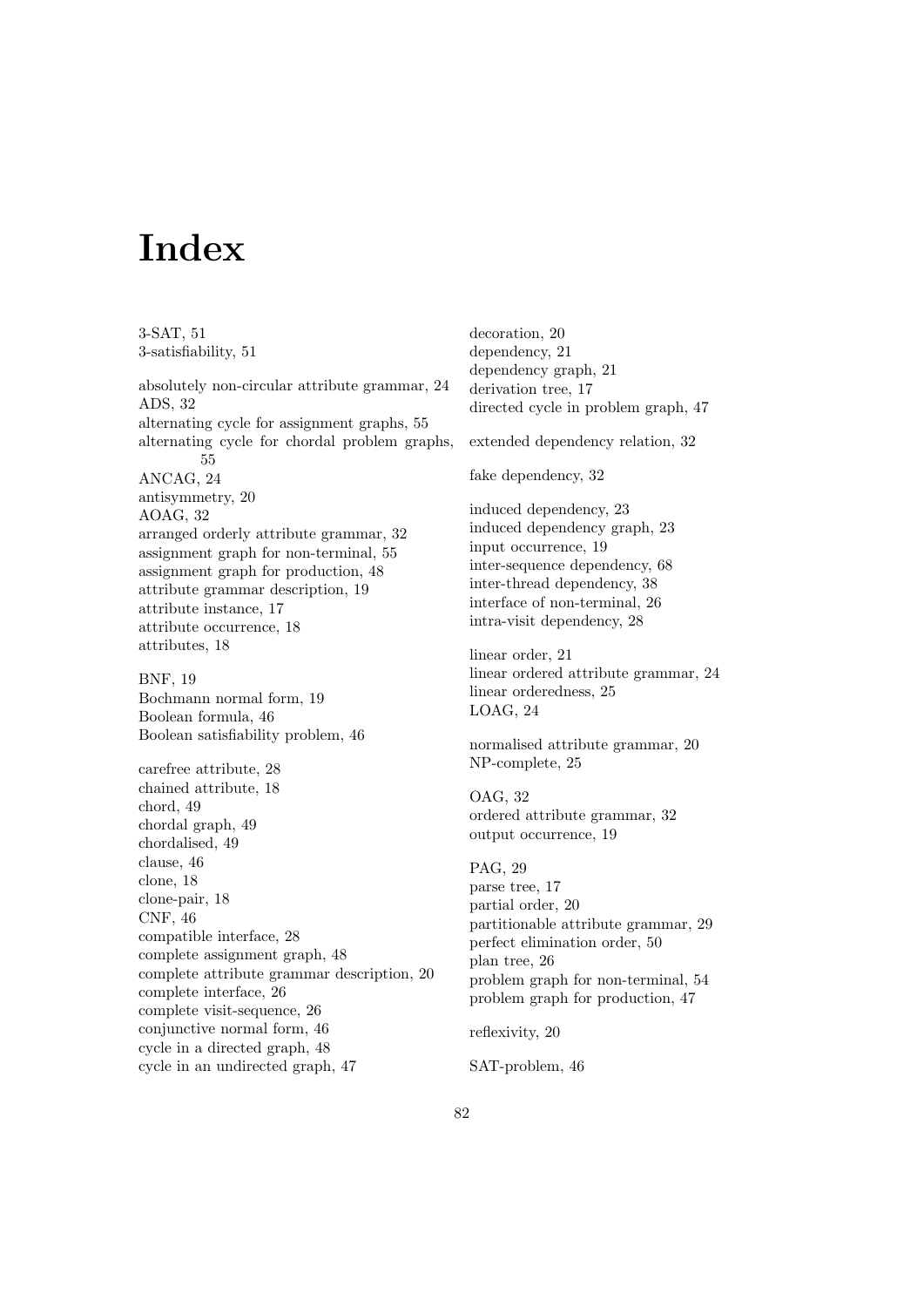# Index

3-SAT, 51
3-satisfiability, 51

absolutely non-circular attribute grammar, 24
ADS, 32
alternating cycle for assignment graphs, 55
alternating cycle for chordal problem graphs, 55
ANCAG, 24
antisymmetry, 20
AOAG, 32
arranged orderly attribute grammar, 32
assignment graph for non-terminal, 55
assignment graph for production, 48
attribute grammar description, 19
attribute instance, 17
attribute occurrence, 18
attributes, 18

BNF, 19
Bochmann normal form, 19
Boolean formula, 46
Boolean satisfiability problem, 46

carefree attribute, 28
chained attribute, 18
chord, 49
chordal graph, 49
chordalised, 49
clause, 46
clone, 18
clone-pair, 18
CNF, 46
compatible interface, 28
complete assignment graph, 48
complete attribute grammar description, 20
complete interface, 26
complete visit-sequence, 26
conjunctive normal form, 46
cycle in a directed graph, 48
cycle in an undirected graph, 47

decoration, 20
dependency, 21
dependency graph, 21
derivation tree, 17
directed cycle in problem graph, 47

extended dependency relation, 32

fake dependency, 32

induced dependency, 23
induced dependency graph, 23
input occurrence, 19
inter-sequence dependency, 68
inter-thread dependency, 38
interface of non-terminal, 26
intra-visit dependency, 28

linear order, 21
linear ordered attribute grammar, 24
linear orderedness, 25
LOAG, 24

normalised attribute grammar, 20
NP-complete, 25

OAG, 32
ordered attribute grammar, 32
output occurrence, 19

PAG, 29
parse tree, 17
partial order, 20
partitionable attribute grammar, 29
perfect elimination order, 50
plan tree, 26
problem graph for non-terminal, 54
problem graph for production, 47

reflexivity, 20

SAT-problem, 46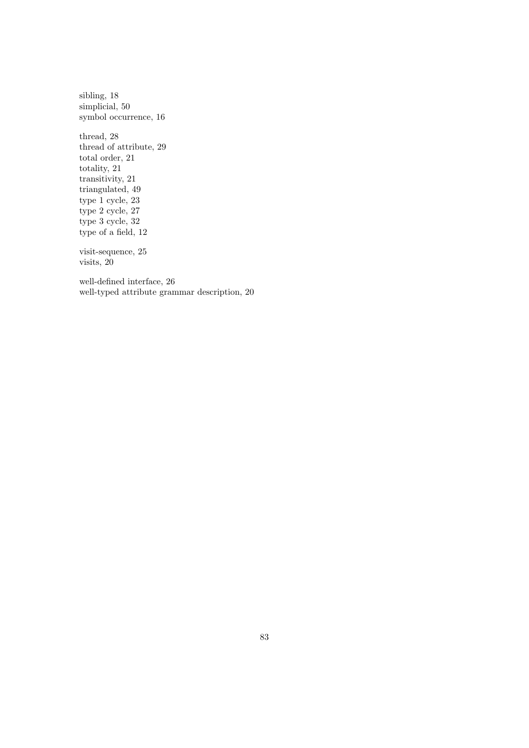sibling, 18
simplicial, 50
symbol occurrence, 16

thread, 28
thread of attribute, 29
total order, 21
totality, 21
transitivity, 21
triangulated, 49
type 1 cycle, 23
type 2 cycle, 27
type 3 cycle, 32
type of a field, 12

visit-sequence, 25
visits, 20

well-defined interface, 26
well-typed attribute grammar description, 20